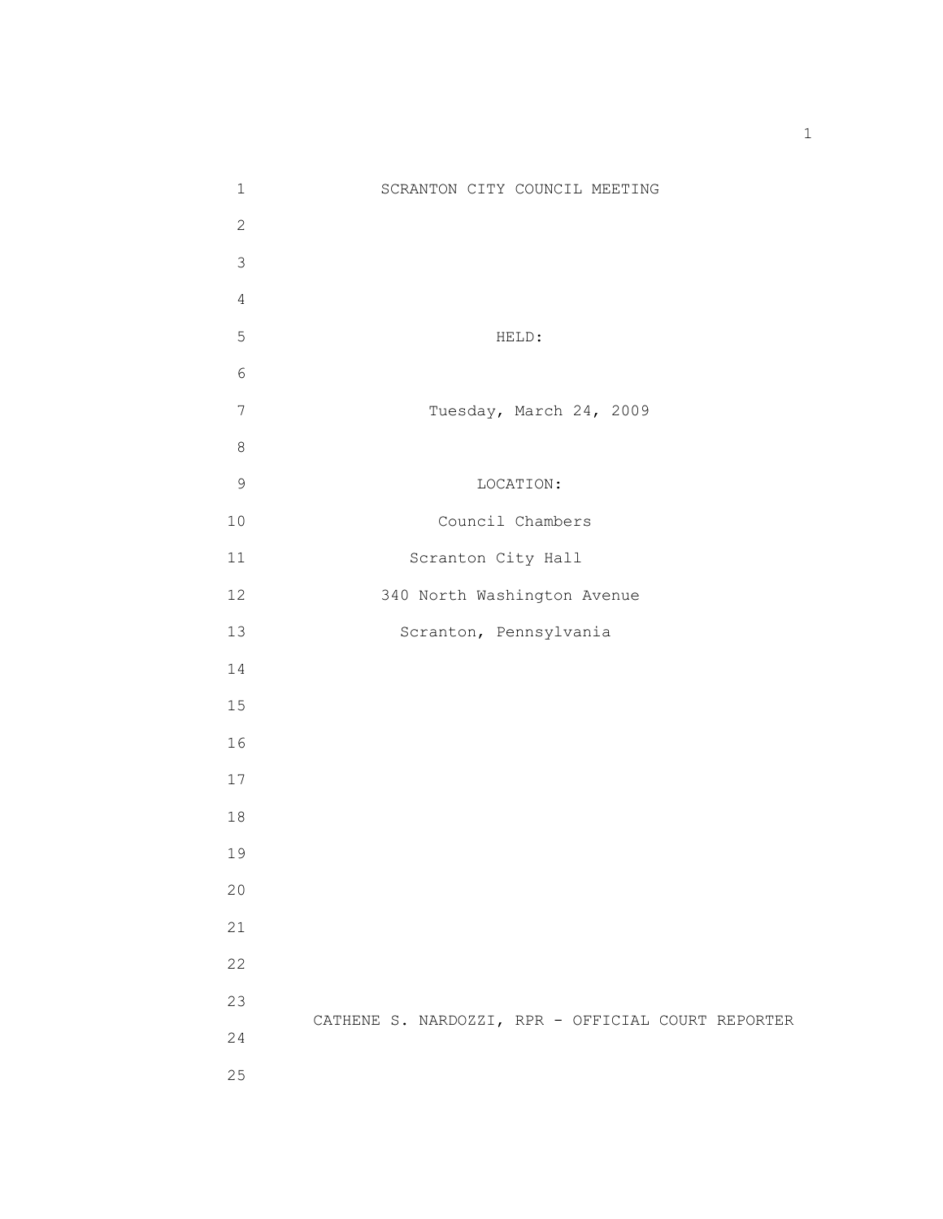# SCRANTON CITY COUNCIL MEETING

HELD:

Tuesday, March 24, 2009

LOCATION:

Council Chambers

Scranton City Hall

340 North Washington Avenue

Scranton, Pennsylvania

CATHENE S. NARDOZZI, RPR - OFFICIAL COURT REPORTER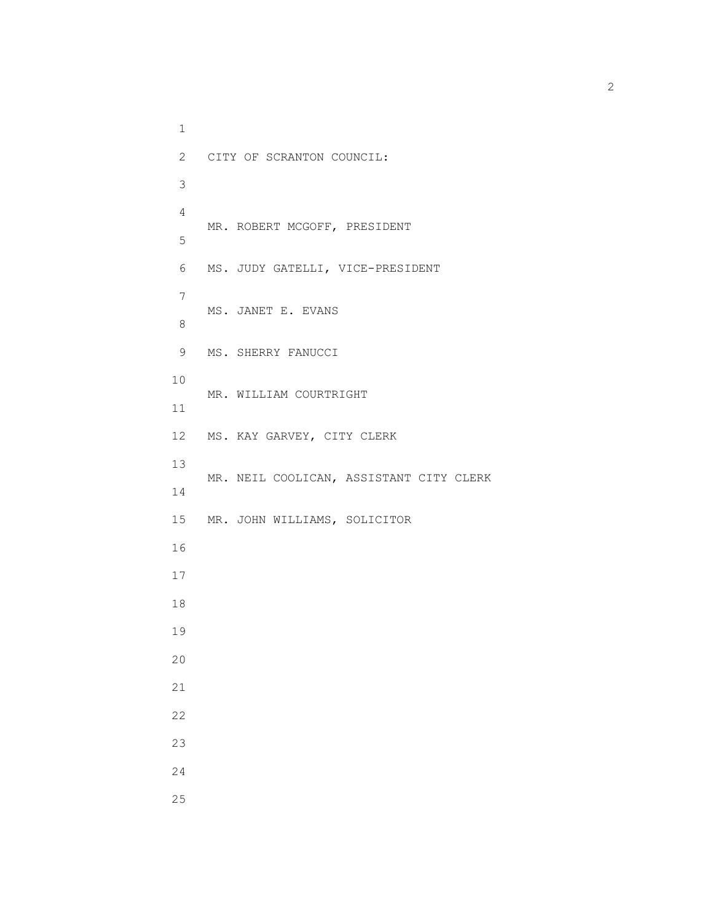CITY OF SCRANTON COUNCIL:

MR. ROBERT MCGOFF, PRESIDENT

MS. JUDY GATELLI, VICE-PRESIDENT

MS. JANET E. EVANS

MS. SHERRY FANUCCI

MR. WILLIAM COURTRIGHT

MS. KAY GARVEY, CITY CLERK

MR. NEIL COOLICAN, ASSISTANT CITY CLERK

MR. JOHN WILLIAMS, SOLICITOR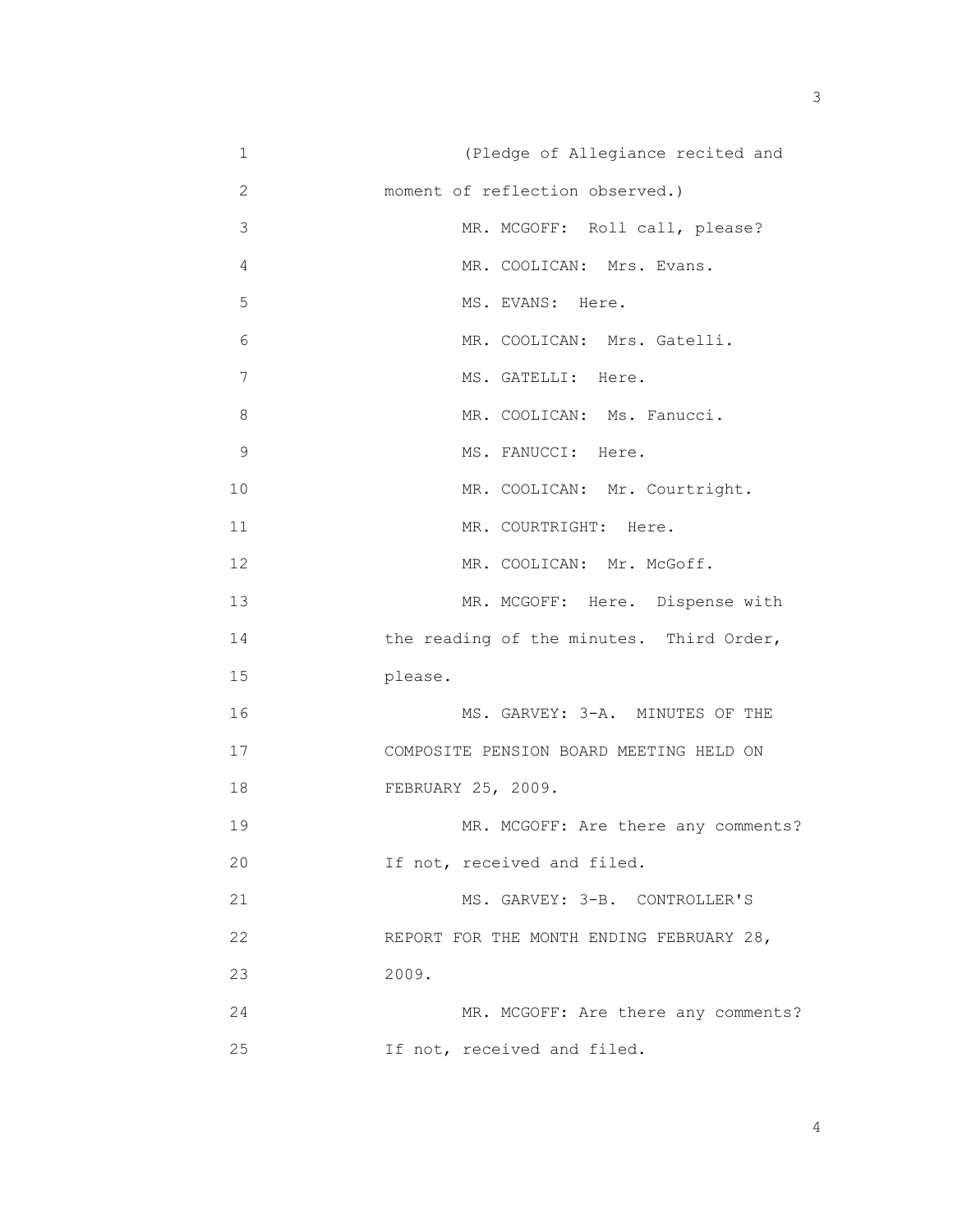(Pledge of Allegiance recited and moment of reflection observed.)

MR. MCGOFF: Roll call, please?

MR. COOLICAN: Mrs. Evans.

MS. EVANS: Here.

MR. COOLICAN: Mrs. Gatelli.

MS. GATELLI: Here.

MR. COOLICAN: Ms. Fanucci.

MS. FANUCCI: Here.

MR. COOLICAN: Mr. Courtright.

MR. COURTRIGHT: Here.

MR. COOLICAN: Mr. McGoff.

MR. MCGOFF: Here. Dispense with the reading of the minutes. Third Order, please.

MS. GARVEY: 3-A. MINUTES OF THE COMPOSITE PENSION BOARD MEETING HELD ON FEBRUARY 25, 2009.

MR. MCGOFF: Are there any comments? If not, received and filed.

MS. GARVEY: 3-B. CONTROLLER'S REPORT FOR THE MONTH ENDING FEBRUARY 28, 2009.

MR. MCGOFF: Are there any comments? If not, received and filed.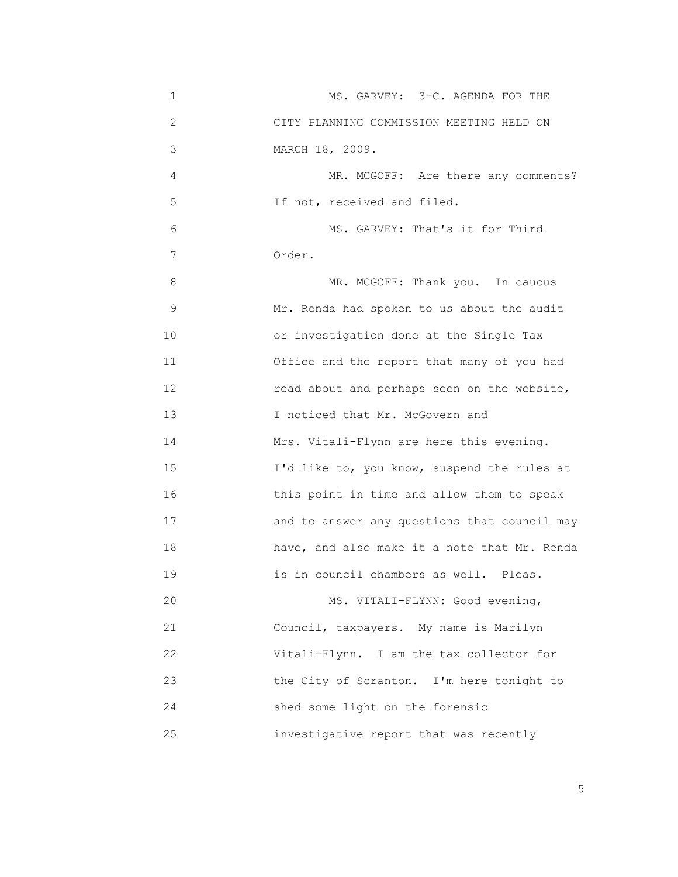MS. GARVEY: 3-C. AGENDA FOR THE CITY PLANNING COMMISSION MEETING HELD ON MARCH 18, 2009.

MR. MCGOFF: Are there any comments? If not, received and filed.

MS. GARVEY: That's it for Third Order.

MR. MCGOFF: Thank you. In caucus Mr. Renda had spoken to us about the audit or investigation done at the Single Tax Office and the report that many of you had read about and perhaps seen on the website, I noticed that Mr. McGovern and Mrs. Vitali-Flynn are here this evening. I'd like to, you know, suspend the rules at this point in time and allow them to speak and to answer any questions that council may have, and also make it a note that Mr. Renda is in council chambers as well. Pleas.

MS. VITALI-FLYNN: Good evening, Council, taxpayers. My name is Marilyn Vitali-Flynn. I am the tax collector for the City of Scranton. I'm here tonight to shed some light on the forensic investigative report that was recently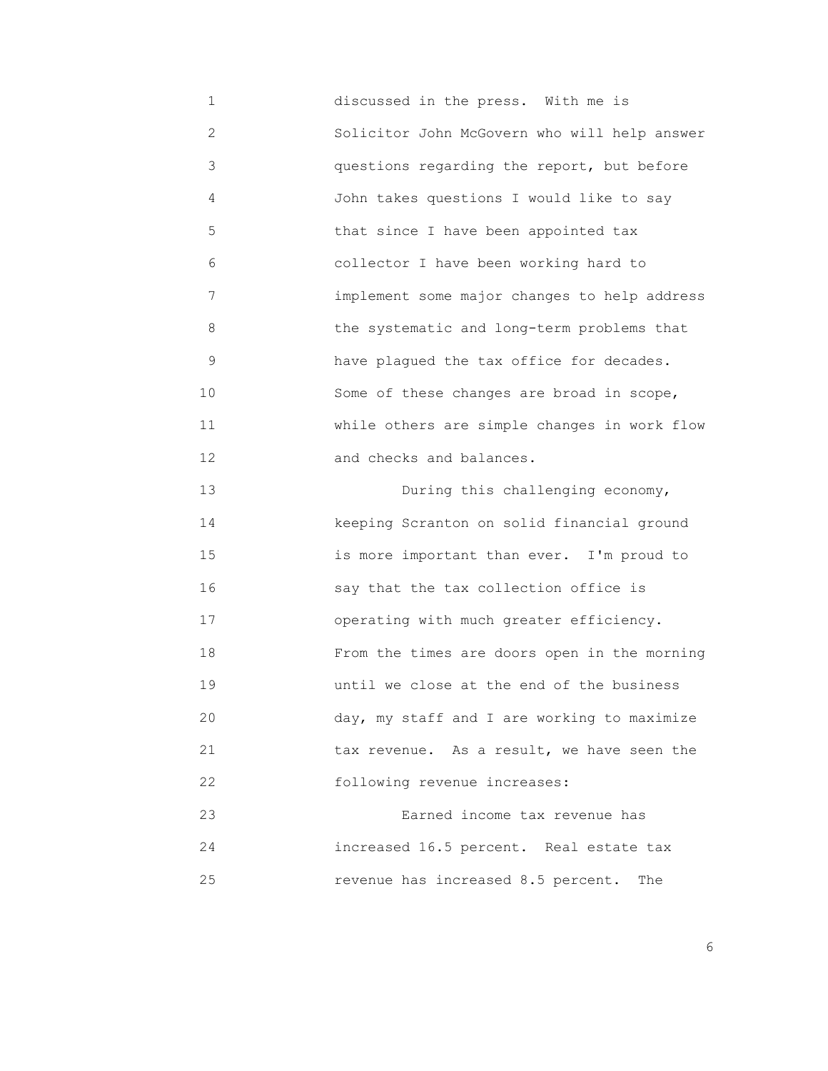discussed in the press. With me is Solicitor John McGovern who will help answer questions regarding the report, but before John takes questions I would like to say that since I have been appointed tax collector I have been working hard to implement some major changes to help address the systematic and long-term problems that have plagued the tax office for decades. Some of these changes are broad in scope, while others are simple changes in work flow and checks and balances.

During this challenging economy, keeping Scranton on solid financial ground is more important than ever. I'm proud to say that the tax collection office is operating with much greater efficiency. From the times are doors open in the morning until we close at the end of the business day, my staff and I are working to maximize tax revenue. As a result, we have seen the following revenue increases:

Earned income tax revenue has increased 16.5 percent. Real estate tax revenue has increased 8.5 percent. The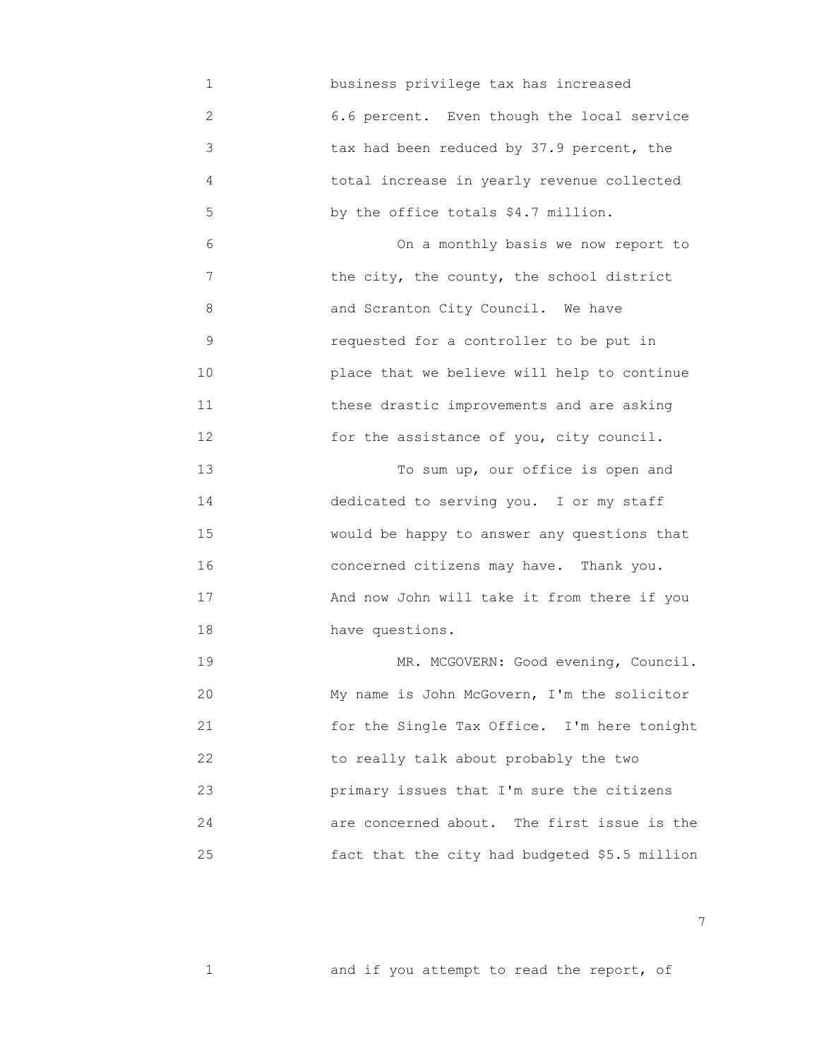business privilege tax has increased 6.6 percent. Even though the local service tax had been reduced by 37.9 percent, the total increase in yearly revenue collected by the office totals $4.7 million.

On a monthly basis we now report to the city, the county, the school district and Scranton City Council. We have requested for a controller to be put in place that we believe will help to continue these drastic improvements and are asking for the assistance of you, city council.

To sum up, our office is open and dedicated to serving you. I or my staff would be happy to answer any questions that concerned citizens may have. Thank you. And now John will take it from there if you have questions.

MR. MCGOVERN: Good evening, Council. My name is John McGovern, I'm the solicitor for the Single Tax Office. I'm here tonight to really talk about probably the two primary issues that I'm sure the citizens are concerned about. The first issue is the fact that the city had budgeted $5.5 million

and if you attempt to read the report, of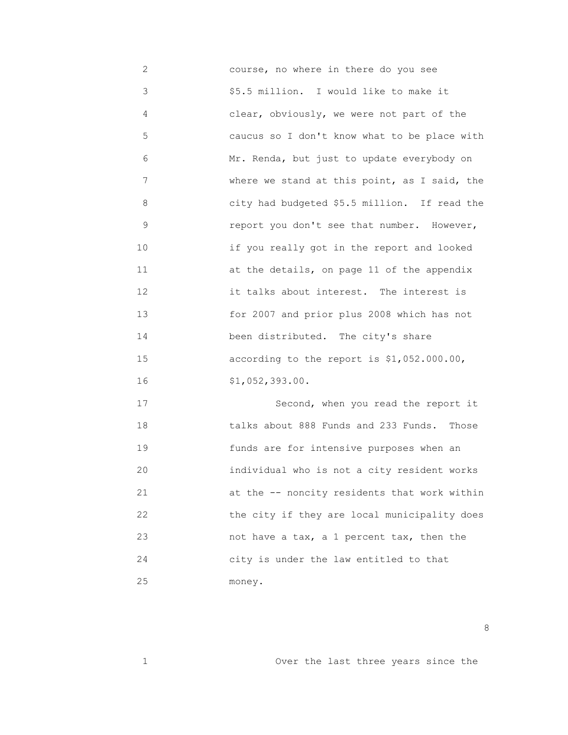course, no where in there do you see $5.5 million. I would like to make it clear, obviously, we were not part of the caucus so I don't know what to be place with Mr. Renda, but just to update everybody on where we stand at this point, as I said, the city had budgeted $5.5 million. If read the report you don't see that number. However, if you really got in the report and looked at the details, on page 11 of the appendix it talks about interest. The interest is for 2007 and prior plus 2008 which has not been distributed. The city's share according to the report is $1,052.000.00, $1,052,393.00.

Second, when you read the report it talks about 888 Funds and 233 Funds. Those funds are for intensive purposes when an individual who is not a city resident works at the -- noncity residents that work within the city if they are local municipality does not have a tax, a 1 percent tax, then the city is under the law entitled to that money.

Over the last three years since the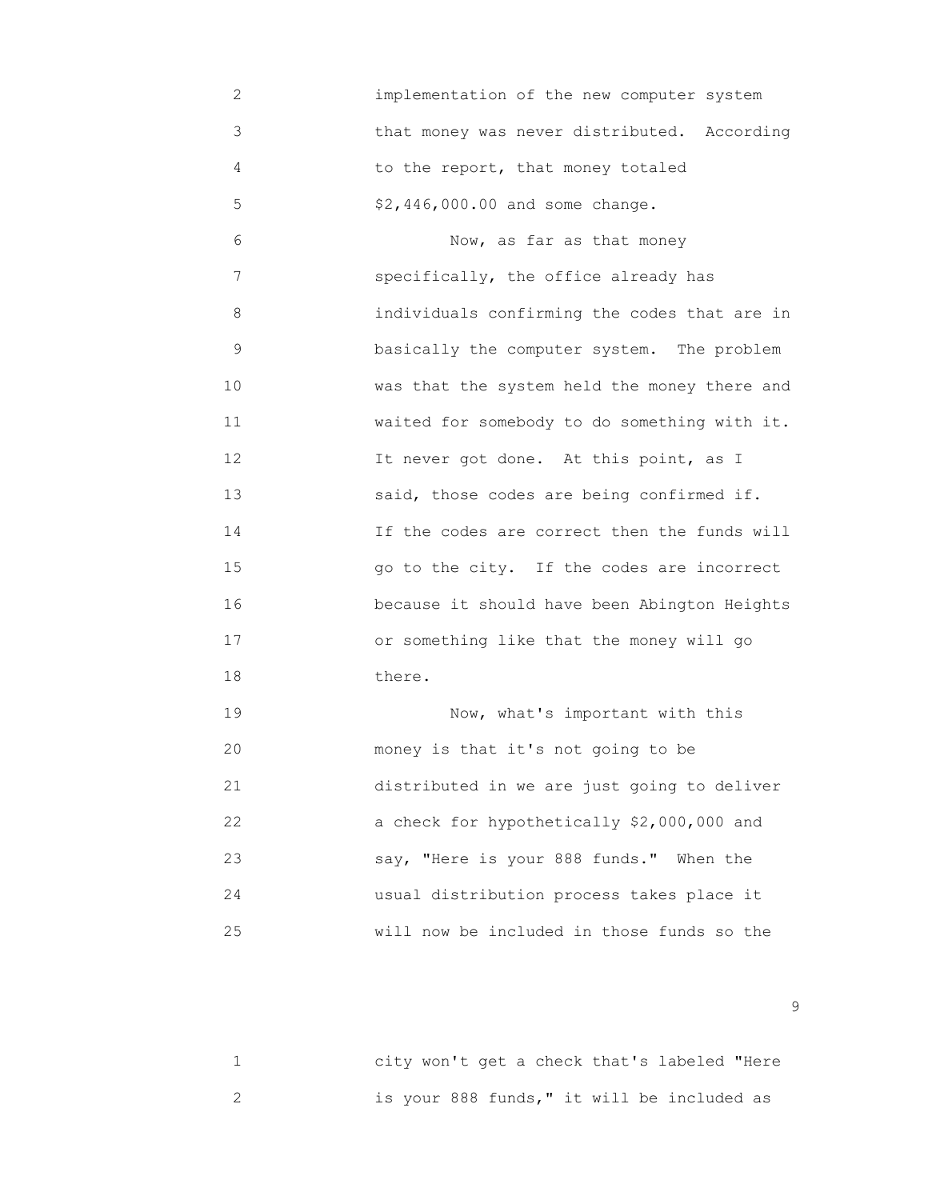implementation of the new computer system that money was never distributed. According to the report, that money totaled $2,446,000.00 and some change.

Now, as far as that money specifically, the office already has individuals confirming the codes that are in basically the computer system. The problem was that the system held the money there and waited for somebody to do something with it. It never got done. At this point, as I said, those codes are being confirmed if. If the codes are correct then the funds will go to the city. If the codes are incorrect because it should have been Abington Heights or something like that the money will go there.

Now, what's important with this money is that it's not going to be distributed in we are just going to deliver a check for hypothetically $2,000,000 and say, "Here is your 888 funds." When the usual distribution process takes place it will now be included in those funds so the city won't get a check that's labeled "Here is your 888 funds," it will be included as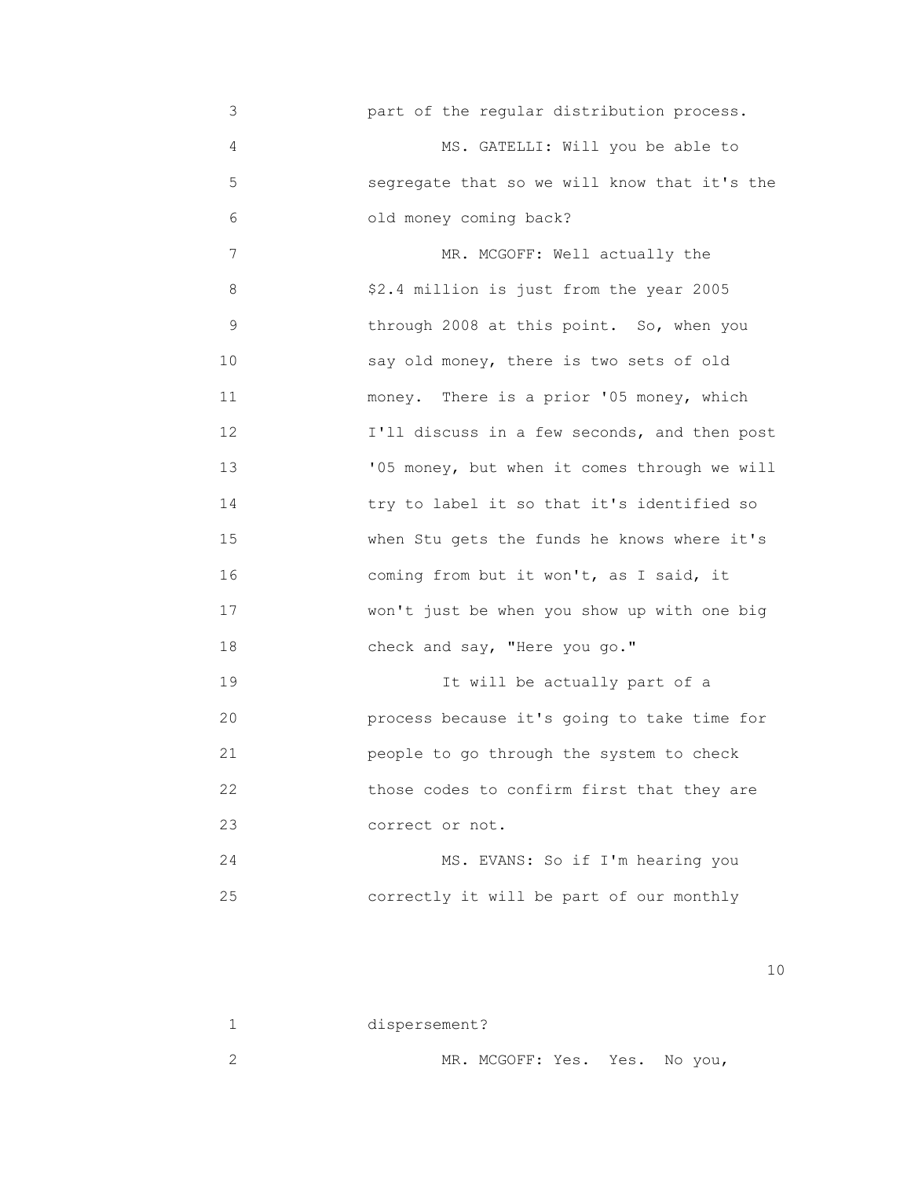3 part of the regular distribution process.

4 MS. GATELLI: Will you be able to

5 segregate that so we will know that it's the

6 old money coming back?

7 MR. MCGOFF: Well actually the

8 $2.4 million is just from the year 2005

9 through 2008 at this point. So, when you

10 say old money, there is two sets of old

11 money. There is a prior '05 money, which

12 I'll discuss in a few seconds, and then post

13 '05 money, but when it comes through we will

14 try to label it so that it's identified so

15 when Stu gets the funds he knows where it's

16 coming from but it won't, as I said, it

17 won't just be when you show up with one big

18 check and say, "Here you go."

19 It will be actually part of a

20 process because it's going to take time for

21 people to go through the system to check

22 those codes to confirm first that they are

23 correct or not.

24 MS. EVANS: So if I'm hearing you

25 correctly it will be part of our monthly

1 dispersement?

2 MR. MCGOFF: Yes. Yes. No you,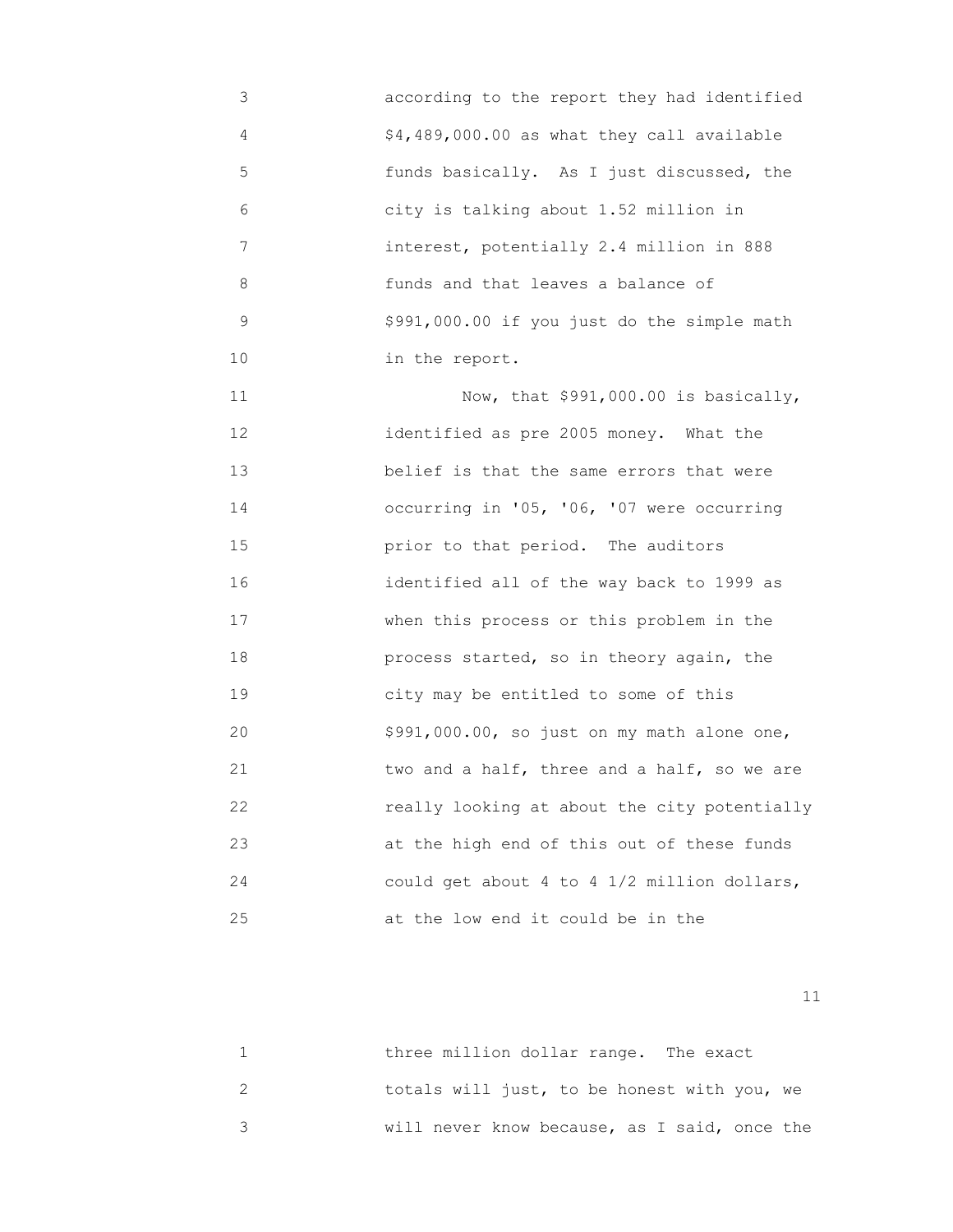according to the report they had identified $4,489,000.00 as what they call available funds basically. As I just discussed, the city is talking about 1.52 million in interest, potentially 2.4 million in 888 funds and that leaves a balance of $991,000.00 if you just do the simple math in the report.

Now, that $991,000.00 is basically, identified as pre 2005 money. What the belief is that the same errors that were occurring in '05, '06, '07 were occurring prior to that period. The auditors identified all of the way back to 1999 as when this process or this problem in the process started, so in theory again, the city may be entitled to some of this $991,000.00, so just on my math alone one, two and a half, three and a half, so we are really looking at about the city potentially at the high end of this out of these funds could get about 4 to 4 1/2 million dollars, at the low end it could be in the

three million dollar range. The exact totals will just, to be honest with you, we will never know because, as I said, once the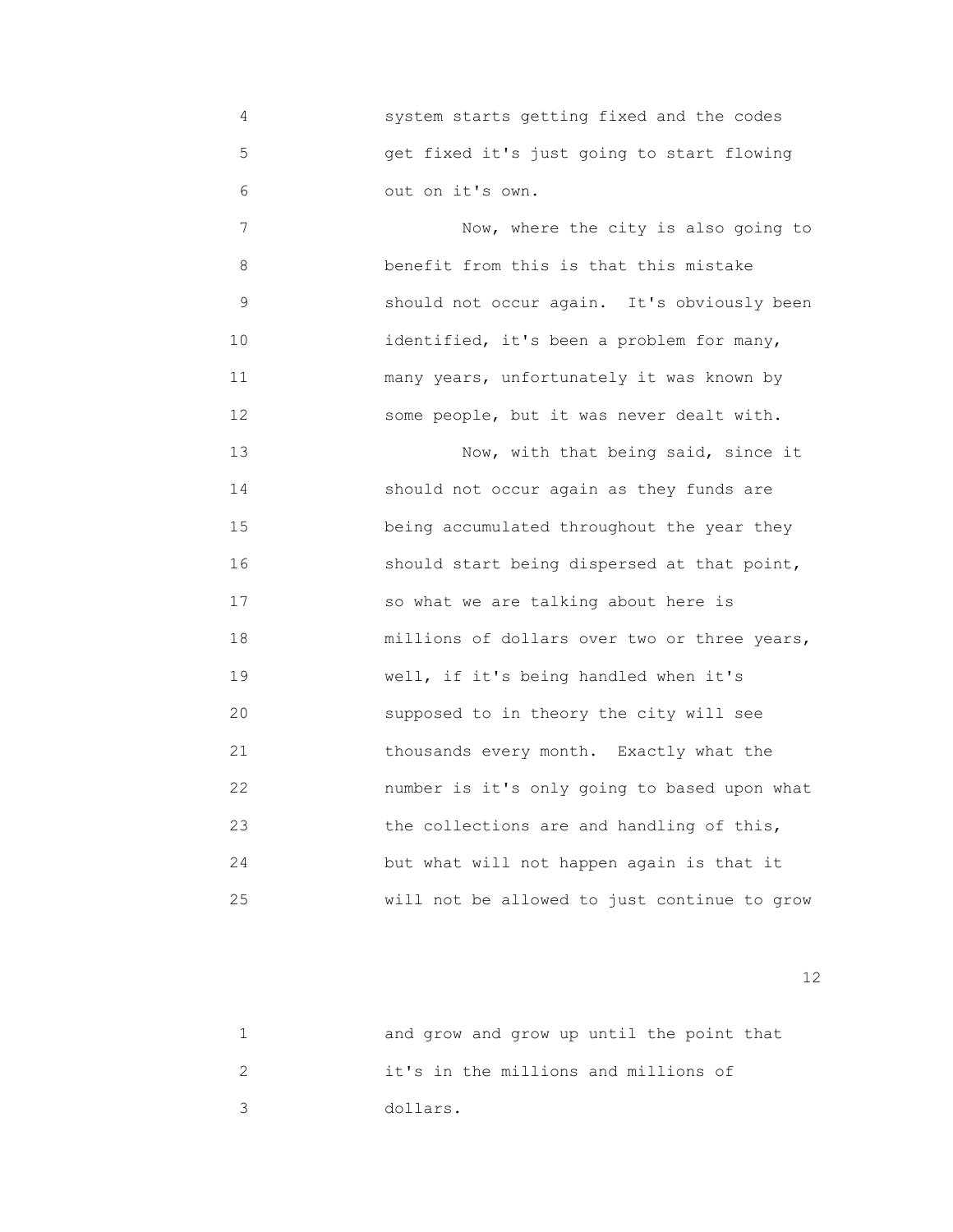system starts getting fixed and the codes get fixed it's just going to start flowing out on it's own.

Now, where the city is also going to benefit from this is that this mistake should not occur again. It's obviously been identified, it's been a problem for many, many years, unfortunately it was known by some people, but it was never dealt with.

Now, with that being said, since it should not occur again as they funds are being accumulated throughout the year they should start being dispersed at that point, so what we are talking about here is millions of dollars over two or three years, well, if it's being handled when it's supposed to in theory the city will see thousands every month. Exactly what the number is it's only going to based upon what the collections are and handling of this, but what will not happen again is that it will not be allowed to just continue to grow and grow and grow up until the point that it's in the millions and millions of dollars.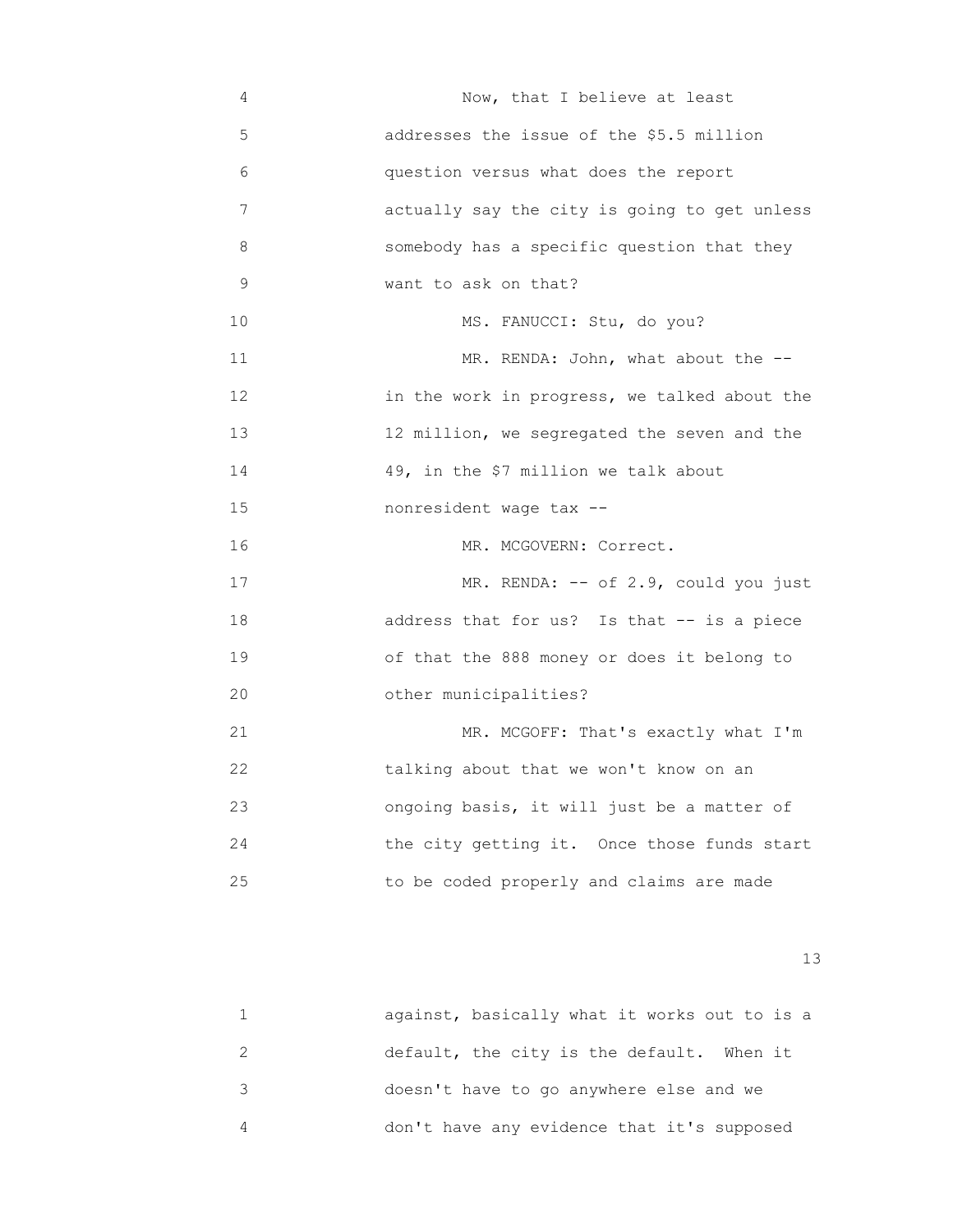Now, that I believe at least addresses the issue of the $5.5 million question versus what does the report actually say the city is going to get unless somebody has a specific question that they want to ask on that?

MS. FANUCCI: Stu, do you?

MR. RENDA: John, what about the -- in the work in progress, we talked about the 12 million, we segregated the seven and the 49, in the $7 million we talk about nonresident wage tax --

MR. MCGOVERN: Correct.

MR. RENDA: -- of 2.9, could you just address that for us? Is that -- is a piece of that the 888 money or does it belong to other municipalities?

MR. MCGOFF: That's exactly what I'm talking about that we won't know on an ongoing basis, it will just be a matter of the city getting it. Once those funds start to be coded properly and claims are made against, basically what it works out to is a default, the city is the default. When it doesn't have to go anywhere else and we don't have any evidence that it's supposed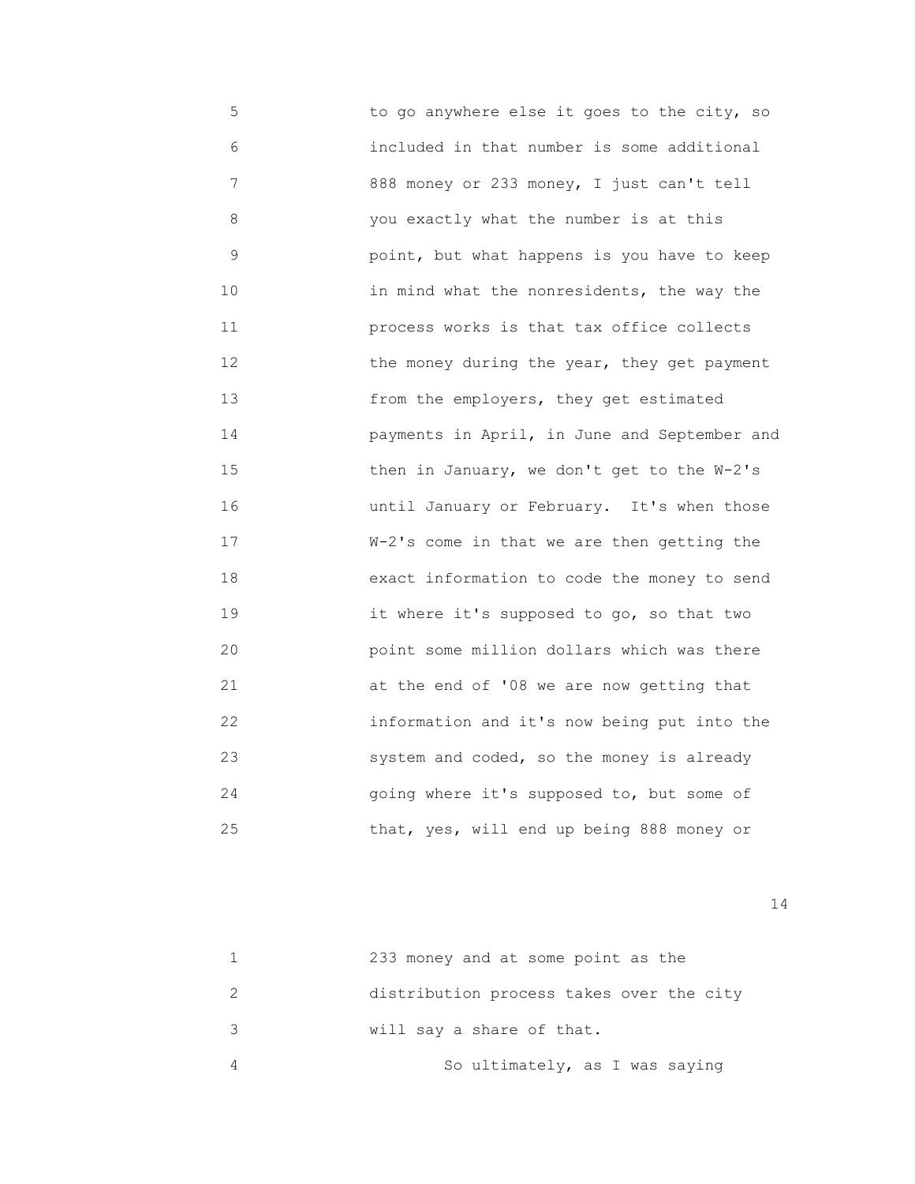to go anywhere else it goes to the city, so included in that number is some additional 888 money or 233 money, I just can't tell you exactly what the number is at this point, but what happens is you have to keep in mind what the nonresidents, the way the process works is that tax office collects the money during the year, they get payment from the employers, they get estimated payments in April, in June and September and then in January, we don't get to the W-2's until January or February. It's when those W-2's come in that we are then getting the exact information to code the money to send it where it's supposed to go, so that two point some million dollars which was there at the end of '08 we are now getting that information and it's now being put into the system and coded, so the money is already going where it's supposed to, but some of that, yes, will end up being 888 money or 233 money and at some point as the distribution process takes over the city will say a share of that.

So ultimately, as I was saying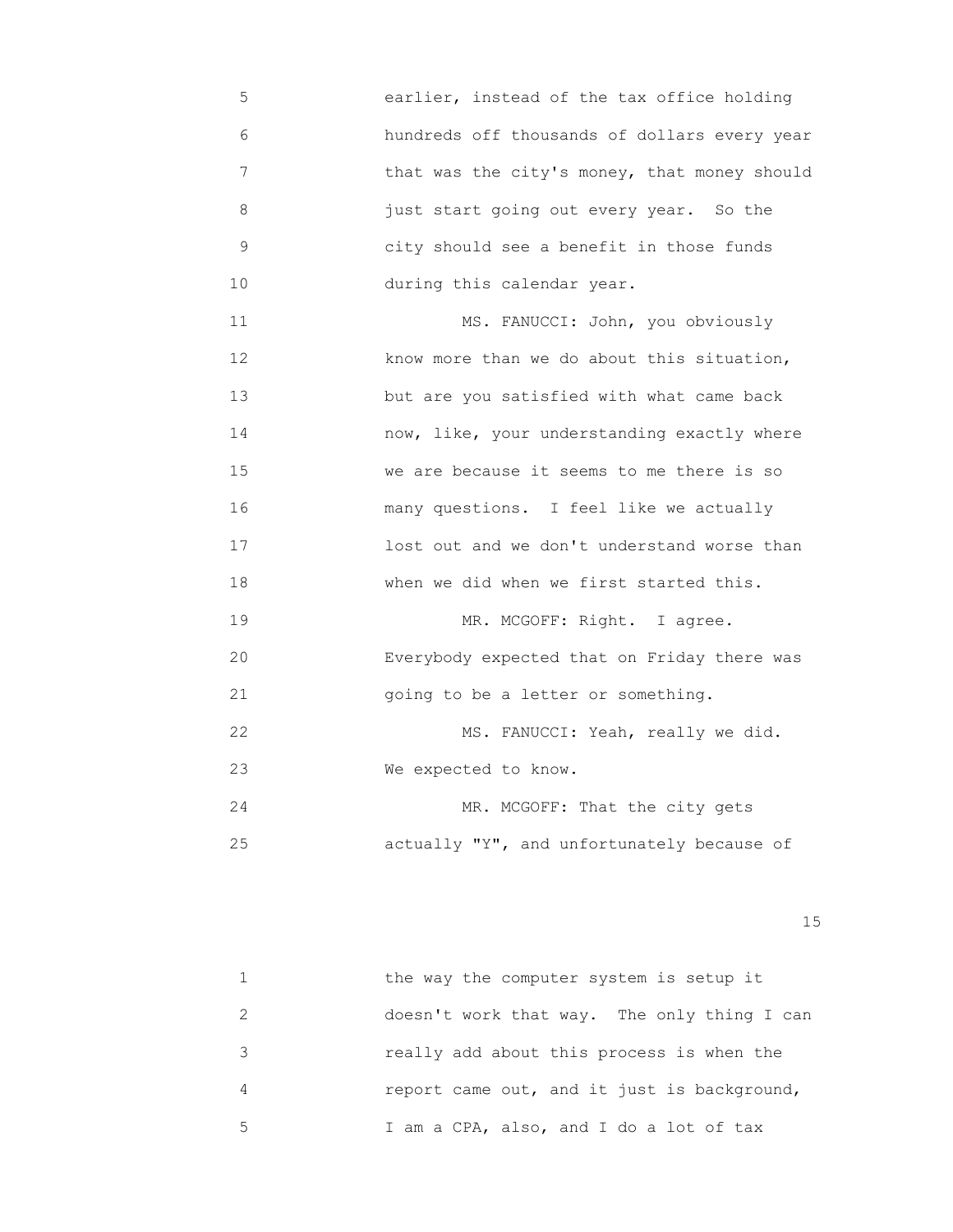earlier, instead of the tax office holding hundreds off thousands of dollars every year that was the city's money, that money should just start going out every year. So the city should see a benefit in those funds during this calendar year.

MS. FANUCCI: John, you obviously know more than we do about this situation, but are you satisfied with what came back now, like, your understanding exactly where we are because it seems to me there is so many questions. I feel like we actually lost out and we don't understand worse than when we did when we first started this.

MR. MCGOFF: Right. I agree. Everybody expected that on Friday there was going to be a letter or something.

MS. FANUCCI: Yeah, really we did. We expected to know.

MR. MCGOFF: That the city gets actually "Y", and unfortunately because of the way the computer system is setup it doesn't work that way. The only thing I can really add about this process is when the report came out, and it just is background, I am a CPA, also, and I do a lot of tax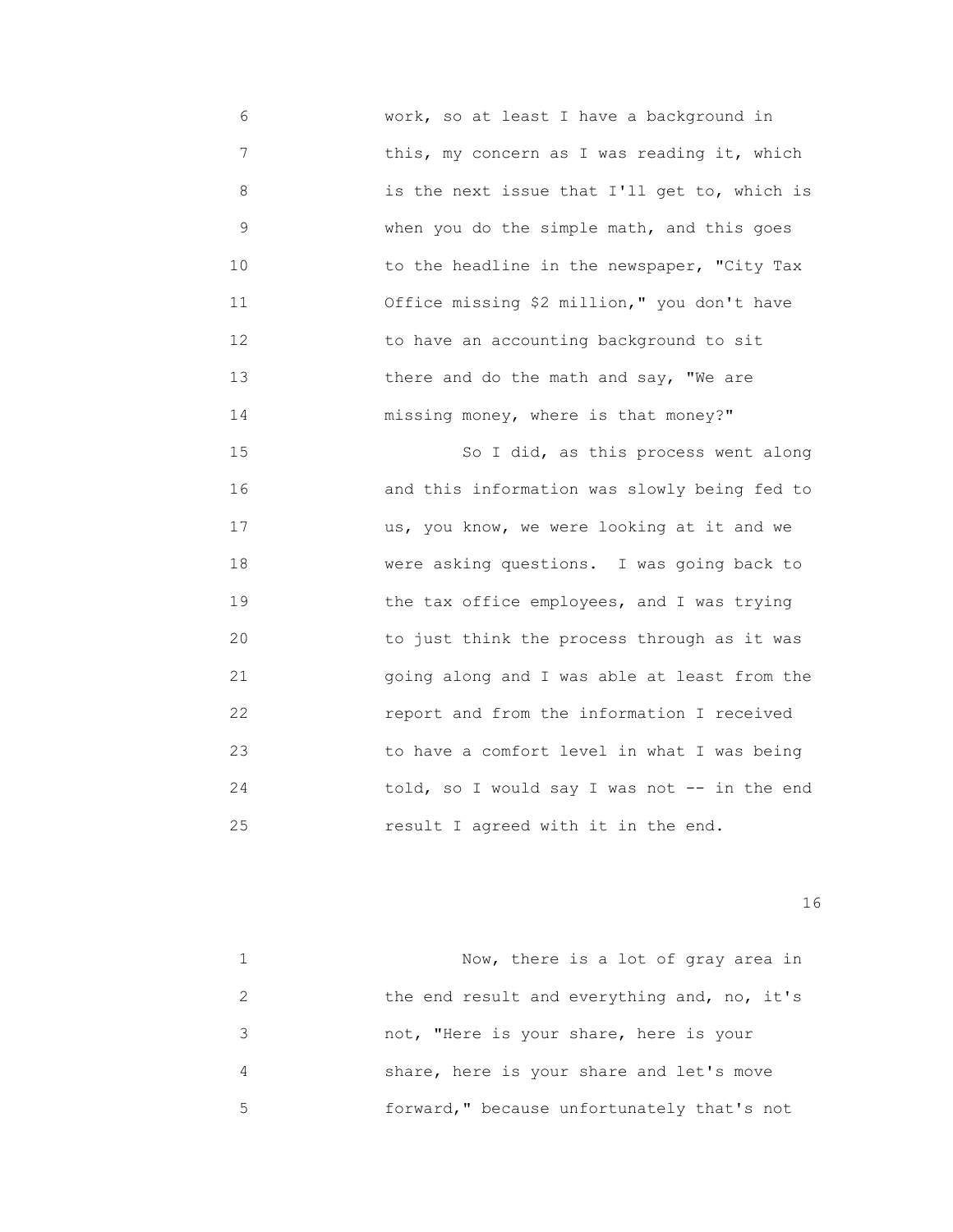work, so at least I have a background in this, my concern as I was reading it, which is the next issue that I'll get to, which is when you do the simple math, and this goes to the headline in the newspaper, "City Tax Office missing $2 million," you don't have to have an accounting background to sit there and do the math and say, "We are missing money, where is that money?"

So I did, as this process went along and this information was slowly being fed to us, you know, we were looking at it and we were asking questions. I was going back to the tax office employees, and I was trying to just think the process through as it was going along and I was able at least from the report and from the information I received to have a comfort level in what I was being told, so I would say I was not -- in the end result I agreed with it in the end.

Now, there is a lot of gray area in the end result and everything and, no, it's not, "Here is your share, here is your share, here is your share and let's move forward," because unfortunately that's not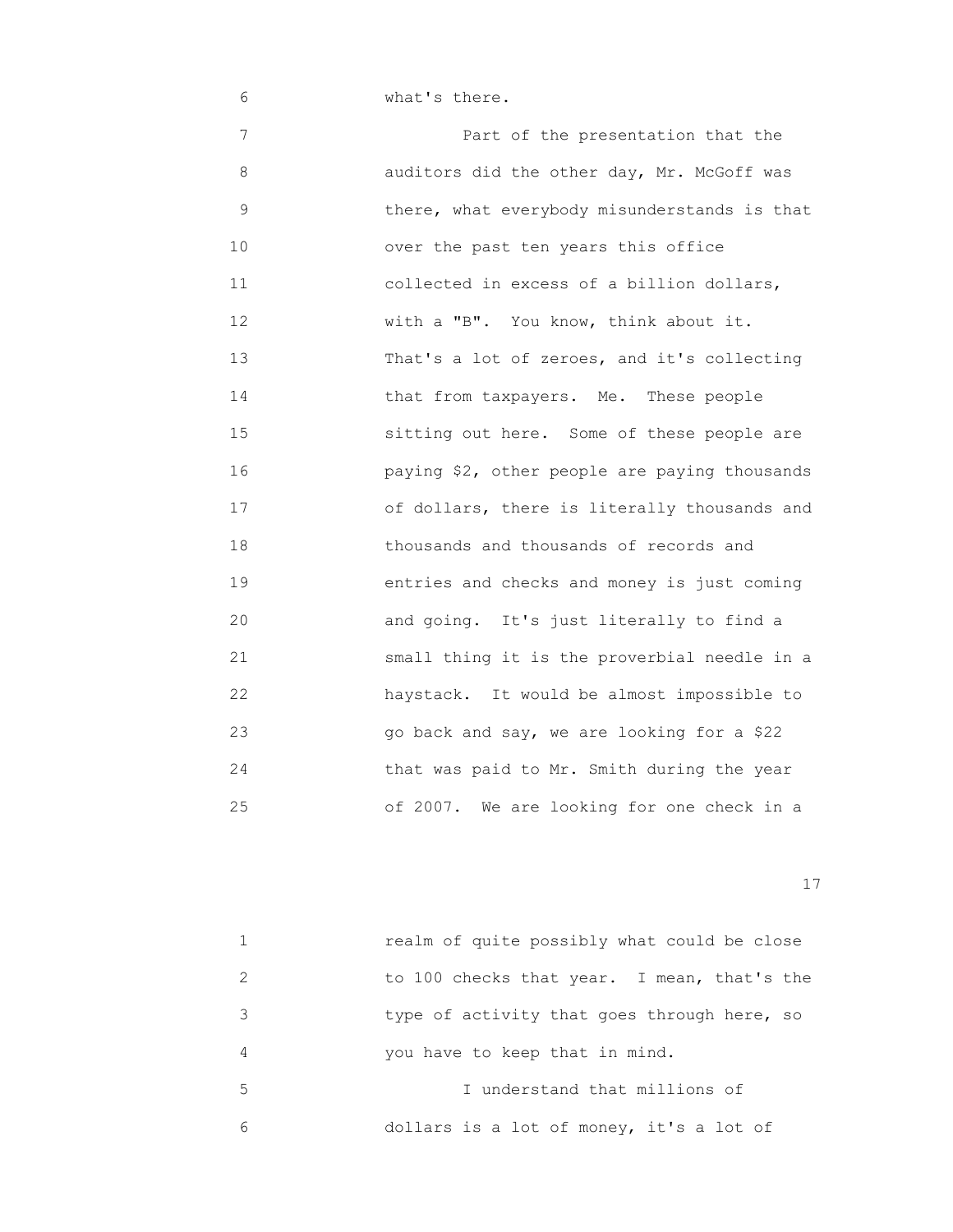what's there.

Part of the presentation that the auditors did the other day, Mr. McGoff was there, what everybody misunderstands is that over the past ten years this office collected in excess of a billion dollars, with a "B". You know, think about it. That's a lot of zeroes, and it's collecting that from taxpayers. Me. These people sitting out here. Some of these people are paying $2, other people are paying thousands of dollars, there is literally thousands and thousands and thousands of records and entries and checks and money is just coming and going. It's just literally to find a small thing it is the proverbial needle in a haystack. It would be almost impossible to go back and say, we are looking for a $22 that was paid to Mr. Smith during the year of 2007. We are looking for one check in a realm of quite possibly what could be close to 100 checks that year. I mean, that's the type of activity that goes through here, so you have to keep that in mind.

I understand that millions of dollars is a lot of money, it's a lot of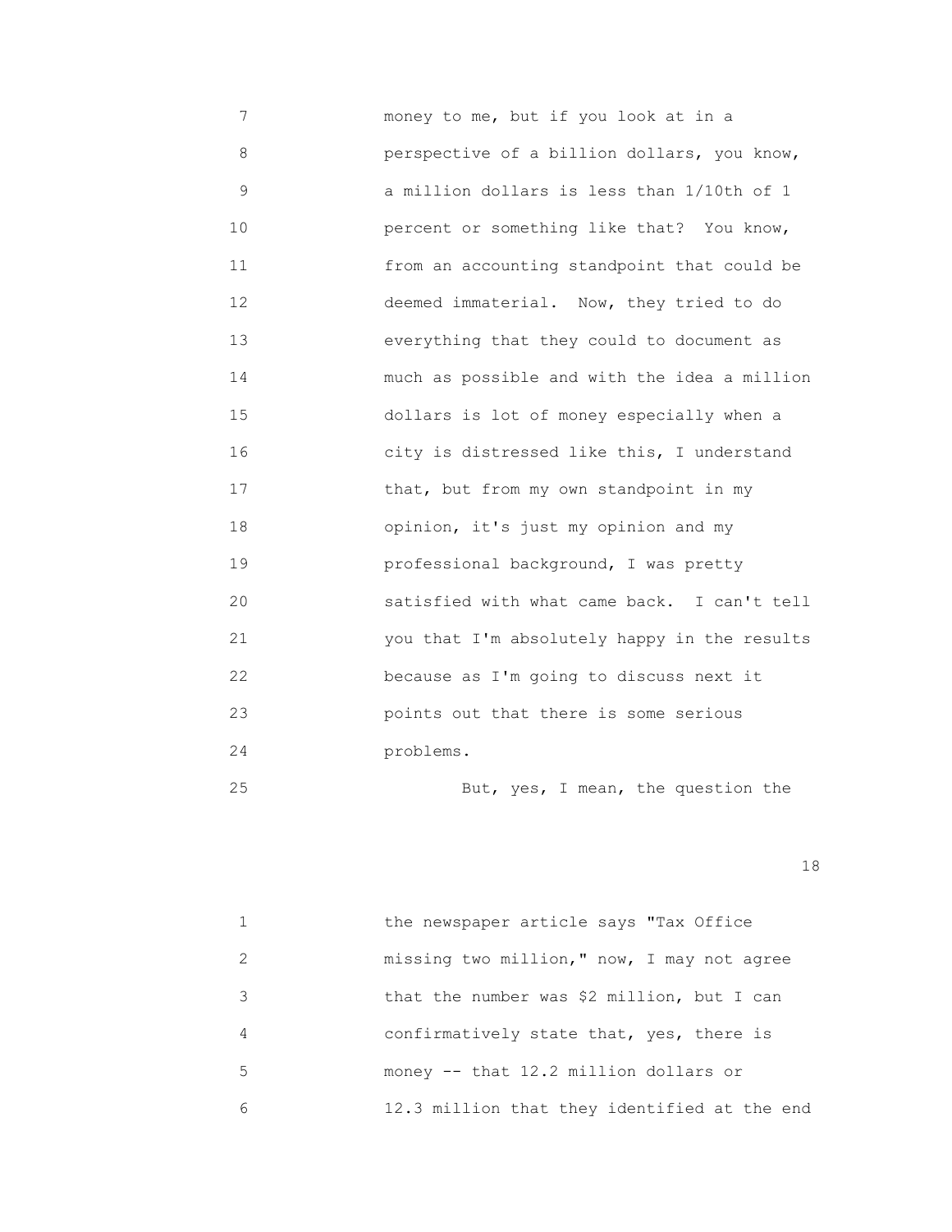money to me, but if you look at in a perspective of a billion dollars, you know, a million dollars is less than 1/10th of 1 percent or something like that? You know, from an accounting standpoint that could be deemed immaterial. Now, they tried to do everything that they could to document as much as possible and with the idea a million dollars is lot of money especially when a city is distressed like this, I understand that, but from my own standpoint in my opinion, it's just my opinion and my professional background, I was pretty satisfied with what came back. I can't tell you that I'm absolutely happy in the results because as I'm going to discuss next it points out that there is some serious problems.

But, yes, I mean, the question the the newspaper article says "Tax Office missing two million," now, I may not agree that the number was $2 million, but I can confirmatively state that, yes, there is money -- that 12.2 million dollars or 12.3 million that they identified at the end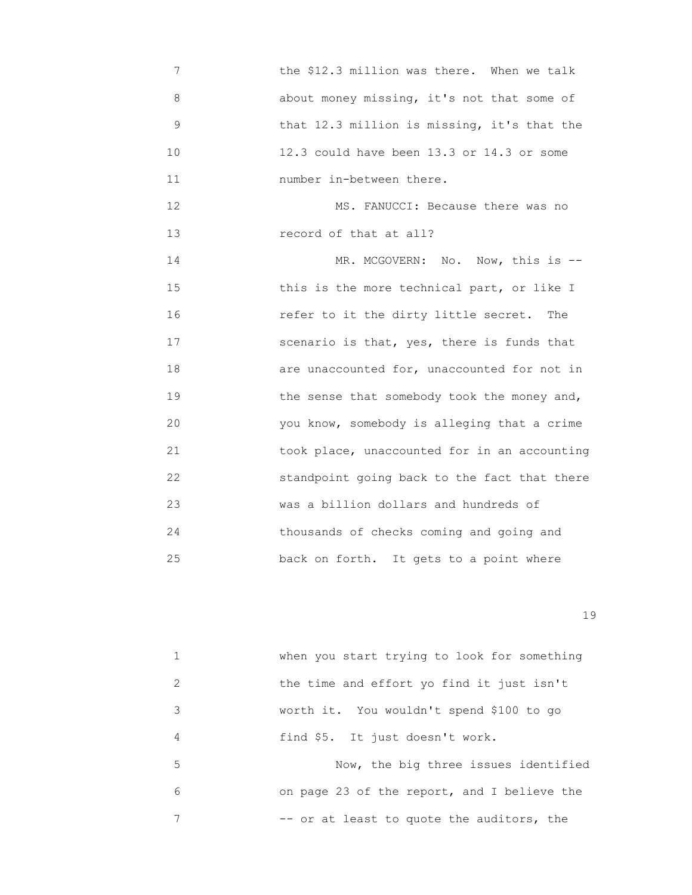the $12.3 million was there. When we talk about money missing, it's not that some of that 12.3 million is missing, it's that the 12.3 could have been 13.3 or 14.3 or some number in-between there.

MS. FANUCCI: Because there was no record of that at all?

MR. MCGOVERN: No. Now, this is -- this is the more technical part, or like I refer to it the dirty little secret. The scenario is that, yes, there is funds that are unaccounted for, unaccounted for not in the sense that somebody took the money and, you know, somebody is alleging that a crime took place, unaccounted for in an accounting standpoint going back to the fact that there was a billion dollars and hundreds of thousands of checks coming and going and back on forth. It gets to a point where when you start trying to look for something the time and effort yo find it just isn't worth it. You wouldn't spend $100 to go find $5. It just doesn't work.

Now, the big three issues identified on page 23 of the report, and I believe the -- or at least to quote the auditors, the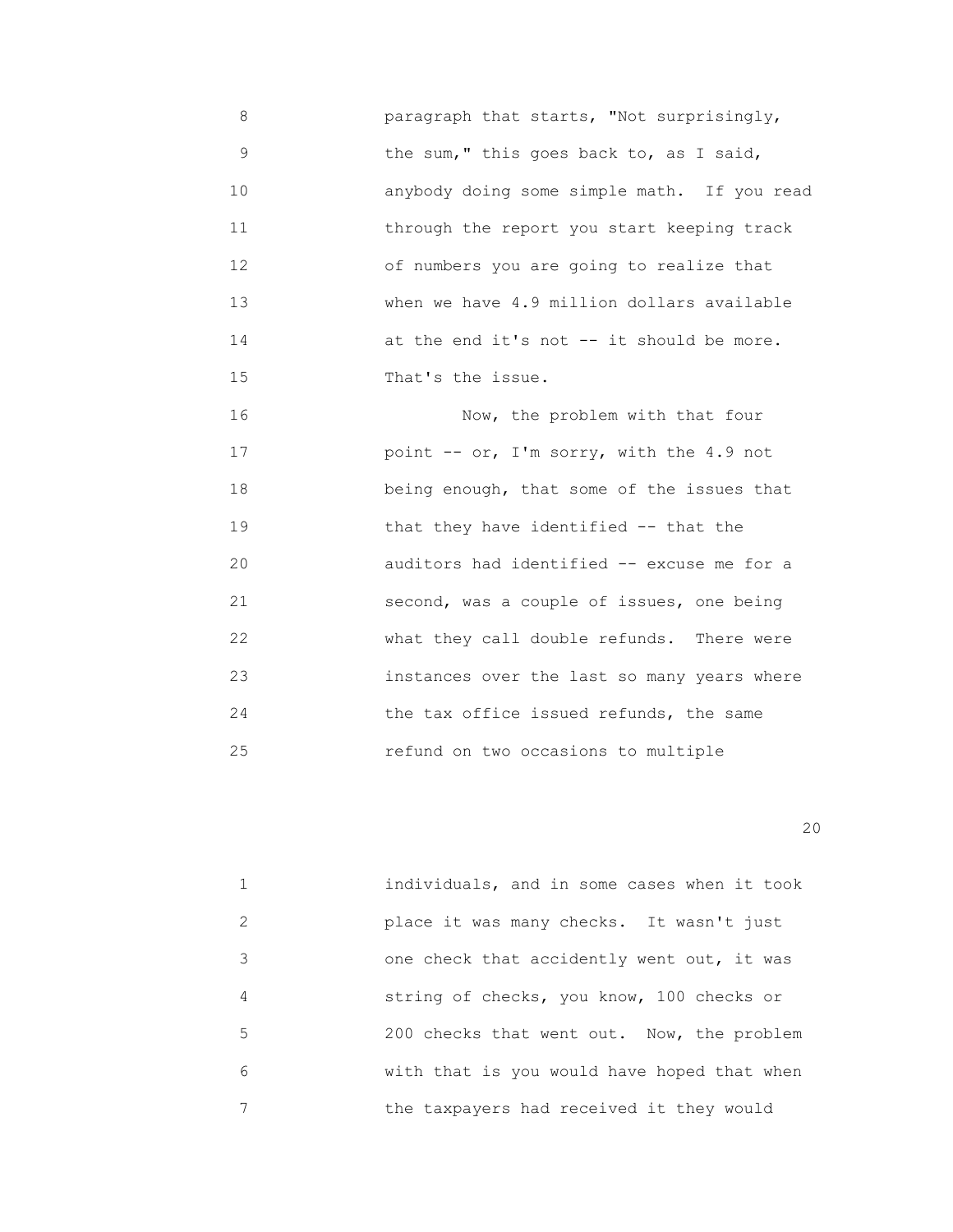paragraph that starts, "Not surprisingly, the sum," this goes back to, as I said, anybody doing some simple math. If you read through the report you start keeping track of numbers you are going to realize that when we have 4.9 million dollars available at the end it's not -- it should be more. That's the issue.

Now, the problem with that four point -- or, I'm sorry, with the 4.9 not being enough, that some of the issues that that they have identified -- that the auditors had identified -- excuse me for a second, was a couple of issues, one being what they call double refunds. There were instances over the last so many years where the tax office issued refunds, the same refund on two occasions to multiple individuals, and in some cases when it took place it was many checks. It wasn't just one check that accidently went out, it was string of checks, you know, 100 checks or 200 checks that went out. Now, the problem with that is you would have hoped that when the taxpayers had received it they would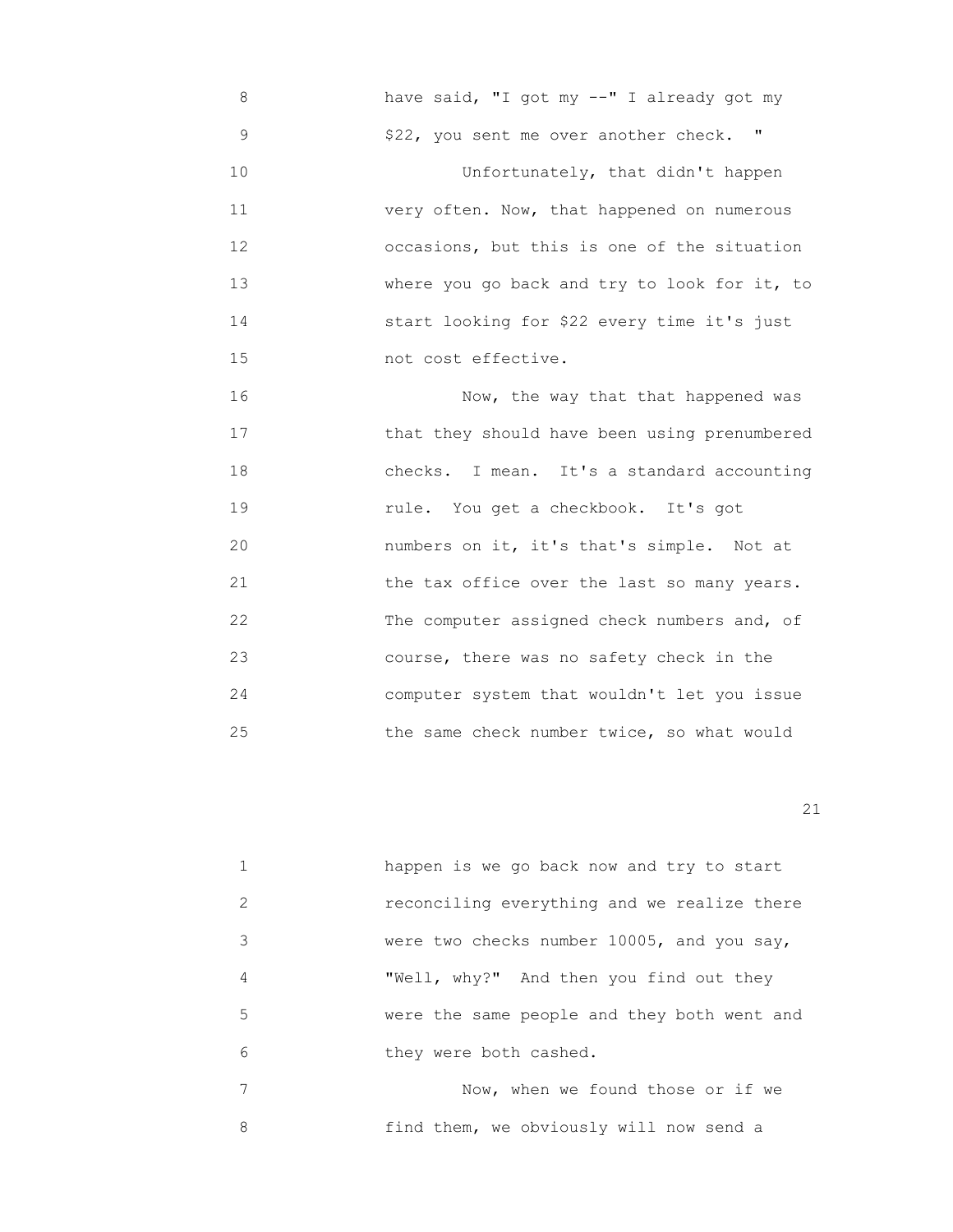have said, "I got my --" I already got my $22, you sent me over another check. "

Unfortunately, that didn't happen very often. Now, that happened on numerous occasions, but this is one of the situation where you go back and try to look for it, to start looking for $22 every time it's just not cost effective.

Now, the way that that happened was that they should have been using prenumbered checks. I mean. It's a standard accounting rule. You get a checkbook. It's got numbers on it, it's that's simple. Not at the tax office over the last so many years. The computer assigned check numbers and, of course, there was no safety check in the computer system that wouldn't let you issue the same check number twice, so what would

happen is we go back now and try to start reconciling everything and we realize there were two checks number 10005, and you say, "Well, why?" And then you find out they were the same people and they both went and they were both cashed.

Now, when we found those or if we find them, we obviously will now send a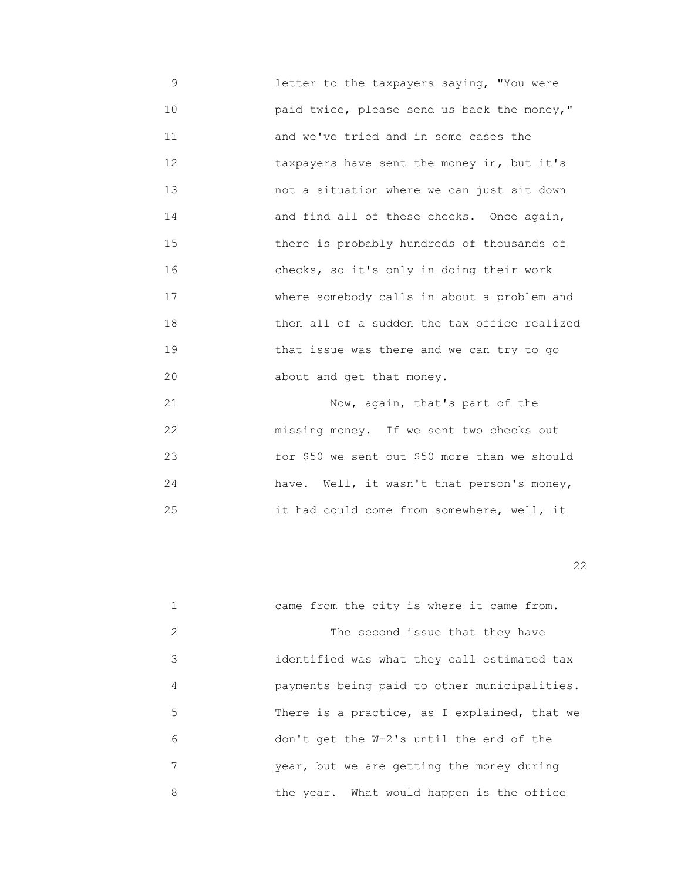letter to the taxpayers saying, "You were paid twice, please send us back the money," and we've tried and in some cases the taxpayers have sent the money in, but it's not a situation where we can just sit down and find all of these checks. Once again, there is probably hundreds of thousands of checks, so it's only in doing their work where somebody calls in about a problem and then all of a sudden the tax office realized that issue was there and we can try to go about and get that money.

Now, again, that's part of the missing money. If we sent two checks out for $50 we sent out $50 more than we should have. Well, it wasn't that person's money, it had could come from somewhere, well, it came from the city is where it came from.

The second issue that they have identified was what they call estimated tax payments being paid to other municipalities. There is a practice, as I explained, that we don't get the W-2's until the end of the year, but we are getting the money during the year. What would happen is the office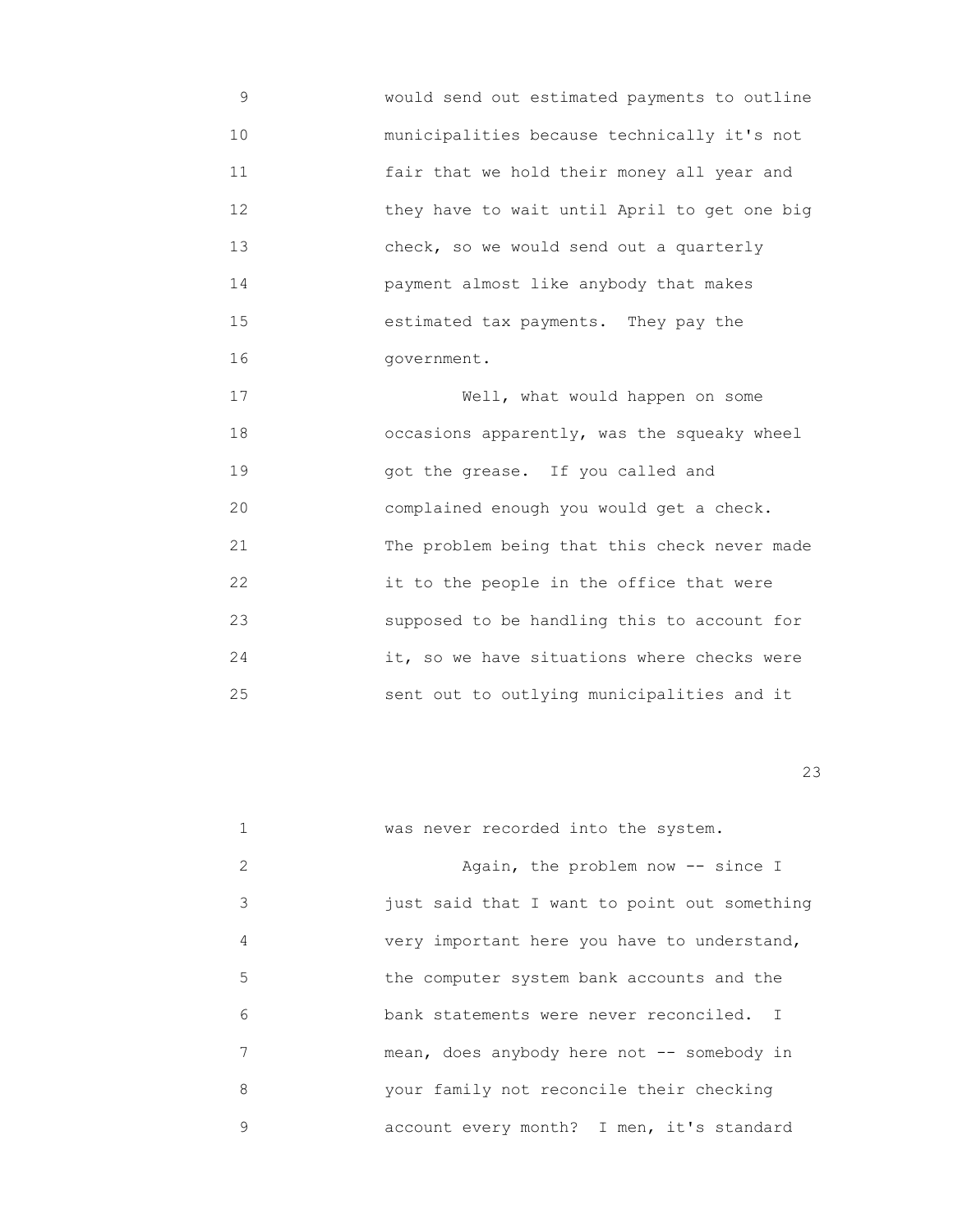would send out estimated payments to outline municipalities because technically it's not fair that we hold their money all year and they have to wait until April to get one big check, so we would send out a quarterly payment almost like anybody that makes estimated tax payments. They pay the government.

Well, what would happen on some occasions apparently, was the squeaky wheel got the grease. If you called and complained enough you would get a check. The problem being that this check never made it to the people in the office that were supposed to be handling this to account for it, so we have situations where checks were sent out to outlying municipalities and it was never recorded into the system.

Again, the problem now -- since I just said that I want to point out something very important here you have to understand, the computer system bank accounts and the bank statements were never reconciled. I mean, does anybody here not -- somebody in your family not reconcile their checking account every month? I men, it's standard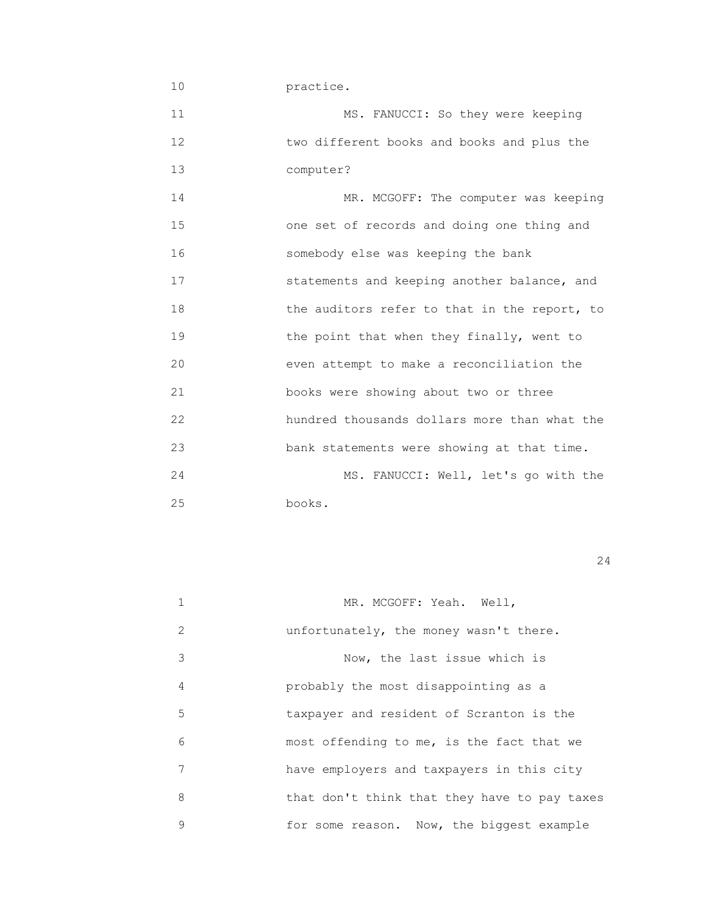practice.

MS. FANUCCI: So they were keeping two different books and books and plus the computer?

MR. MCGOFF: The computer was keeping one set of records and doing one thing and somebody else was keeping the bank statements and keeping another balance, and the auditors refer to that in the report, to the point that when they finally, went to even attempt to make a reconciliation the books were showing about two or three hundred thousands dollars more than what the bank statements were showing at that time.

MS. FANUCCI: Well, let's go with the books.

MR. MCGOFF: Yeah. Well, unfortunately, the money wasn't there.

Now, the last issue which is probably the most disappointing as a taxpayer and resident of Scranton is the most offending to me, is the fact that we have employers and taxpayers in this city that don't think that they have to pay taxes for some reason. Now, the biggest example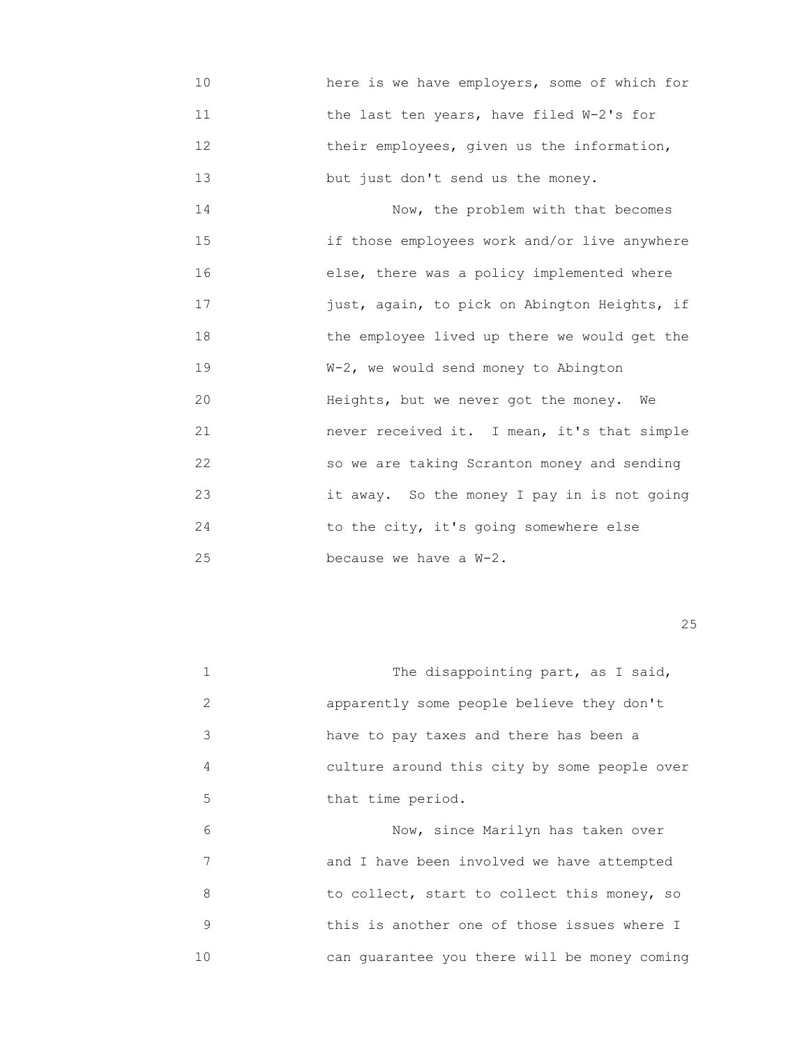here is we have employers, some of which for the last ten years, have filed W-2's for their employees, given us the information, but just don't send us the money.

Now, the problem with that becomes if those employees work and/or live anywhere else, there was a policy implemented where just, again, to pick on Abington Heights, if the employee lived up there we would get the W-2, we would send money to Abington Heights, but we never got the money. We never received it. I mean, it's that simple so we are taking Scranton money and sending it away. So the money I pay in is not going to the city, it's going somewhere else because we have a W-2.

The disappointing part, as I said, apparently some people believe they don't have to pay taxes and there has been a culture around this city by some people over that time period.

Now, since Marilyn has taken over and I have been involved we have attempted to collect, start to collect this money, so this is another one of those issues where I can guarantee you there will be money coming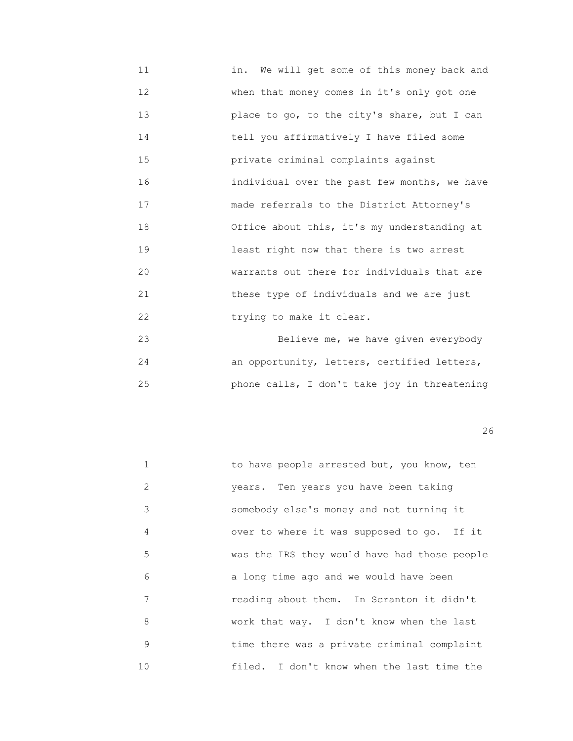in. We will get some of this money back and when that money comes in it's only got one place to go, to the city's share, but I can tell you affirmatively I have filed some private criminal complaints against individual over the past few months, we have made referrals to the District Attorney's Office about this, it's my understanding at least right now that there is two arrest warrants out there for individuals that are these type of individuals and we are just trying to make it clear.

Believe me, we have given everybody an opportunity, letters, certified letters, phone calls, I don't take joy in threatening to have people arrested but, you know, ten years. Ten years you have been taking somebody else's money and not turning it over to where it was supposed to go. If it was the IRS they would have had those people a long time ago and we would have been reading about them. In Scranton it didn't work that way. I don't know when the last time there was a private criminal complaint filed. I don't know when the last time the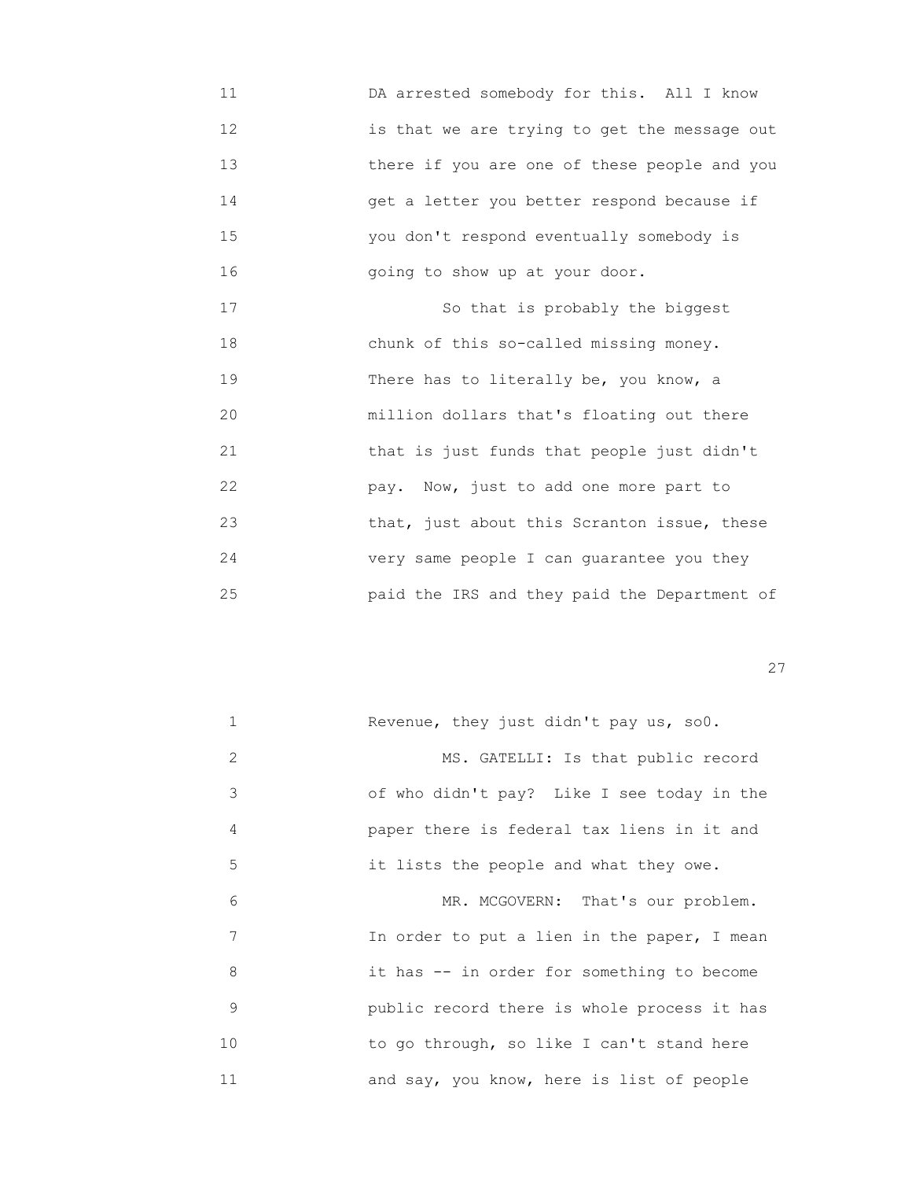11 DA arrested somebody for this. All I know
12 is that we are trying to get the message out
13 there if you are one of these people and you
14 get a letter you better respond because if
15 you don't respond eventually somebody is
16 going to show up at your door.

17 So that is probably the biggest
18 chunk of this so-called missing money.
19 There has to literally be, you know, a
20 million dollars that's floating out there
21 that is just funds that people just didn't
22 pay. Now, just to add one more part to
23 that, just about this Scranton issue, these
24 very same people I can guarantee you they
25 paid the IRS and they paid the Department of

1 Revenue, they just didn't pay us, so0.

2 MS. GATELLI: Is that public record
3 of who didn't pay? Like I see today in the
4 paper there is federal tax liens in it and
5 it lists the people and what they owe.

6 MR. MCGOVERN: That's our problem.
7 In order to put a lien in the paper, I mean
8 it has -- in order for something to become
9 public record there is whole process it has
10 to go through, so like I can't stand here
11 and say, you know, here is list of people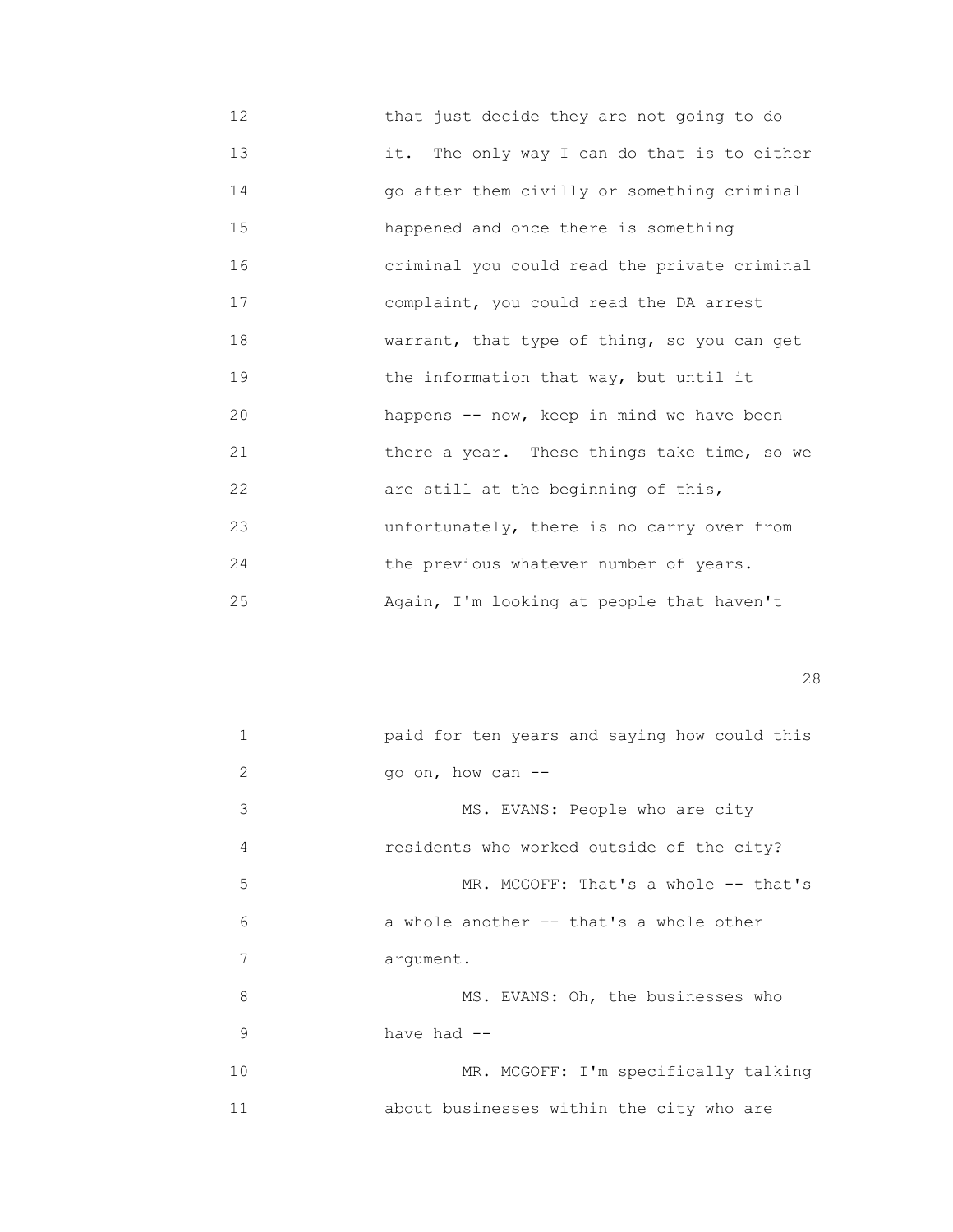that just decide they are not going to do it. The only way I can do that is to either go after them civilly or something criminal happened and once there is something criminal you could read the private criminal complaint, you could read the DA arrest warrant, that type of thing, so you can get the information that way, but until it happens -- now, keep in mind we have been there a year. These things take time, so we are still at the beginning of this, unfortunately, there is no carry over from the previous whatever number of years. Again, I'm looking at people that haven't paid for ten years and saying how could this go on, how can --

MS. EVANS: People who are city residents who worked outside of the city?

MR. MCGOFF: That's a whole -- that's a whole another -- that's a whole other argument.

MS. EVANS: Oh, the businesses who have had --

MR. MCGOFF: I'm specifically talking about businesses within the city who are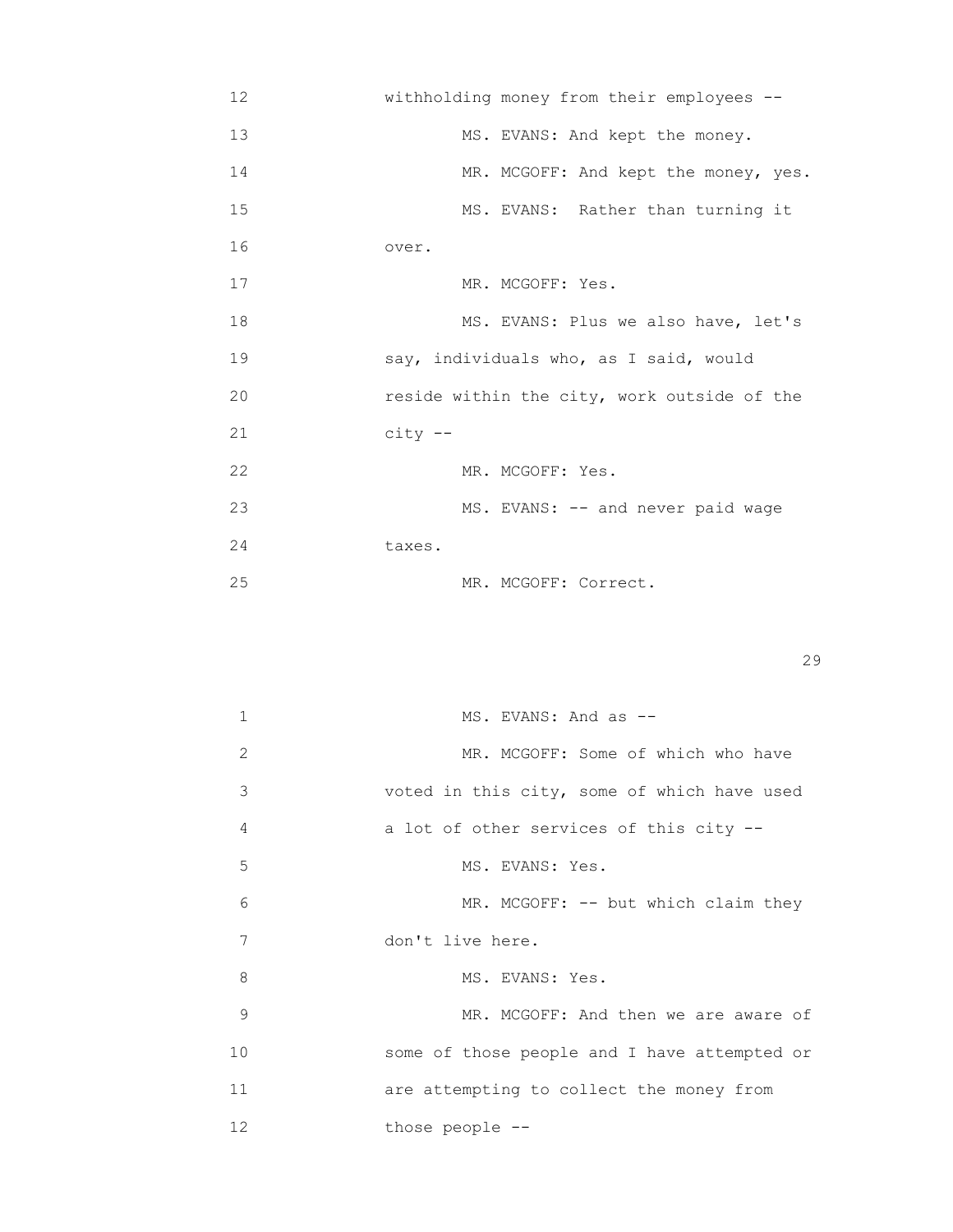12 withholding money from their employees --

13 MS. EVANS: And kept the money.

14 MR. MCGOFF: And kept the money, yes.

15 MS. EVANS: Rather than turning it

16 over.

17 MR. MCGOFF: Yes.

18 MS. EVANS: Plus we also have, let's

19 say, individuals who, as I said, would

20 reside within the city, work outside of the

21 city --

22 MR. MCGOFF: Yes.

23 MS. EVANS: -- and never paid wage

24 taxes.

25 MR. MCGOFF: Correct.

1 MS. EVANS: And as --

2 MR. MCGOFF: Some of which who have

3 voted in this city, some of which have used

4 a lot of other services of this city --

5 MS. EVANS: Yes.

6 MR. MCGOFF: -- but which claim they

7 don't live here.

8 MS. EVANS: Yes.

9 MR. MCGOFF: And then we are aware of

10 some of those people and I have attempted or

11 are attempting to collect the money from

12 those people --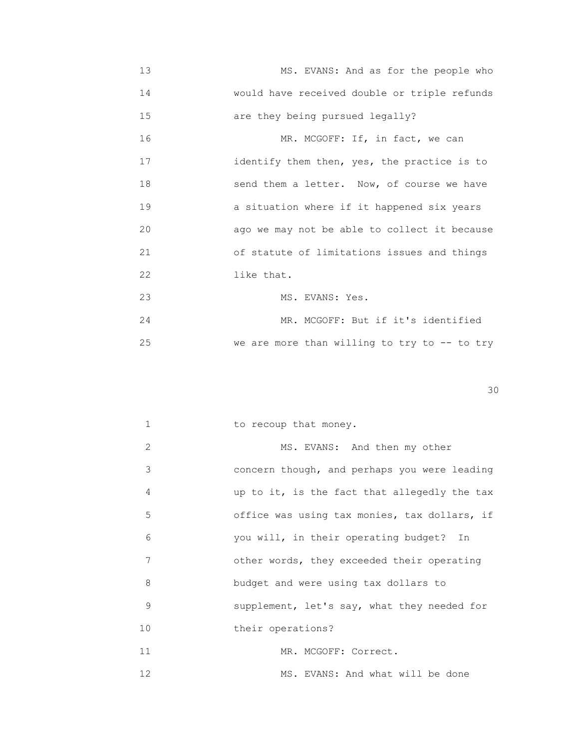MS. EVANS: And as for the people who would have received double or triple refunds are they being pursued legally?

MR. MCGOFF: If, in fact, we can identify them then, yes, the practice is to send them a letter. Now, of course we have a situation where if it happened six years ago we may not be able to collect it because of statute of limitations issues and things like that.

MS. EVANS: Yes.

MR. MCGOFF: But if it's identified we are more than willing to try to -- to try to recoup that money.

MS. EVANS: And then my other concern though, and perhaps you were leading up to it, is the fact that allegedly the tax office was using tax monies, tax dollars, if you will, in their operating budget? In other words, they exceeded their operating budget and were using tax dollars to supplement, let's say, what they needed for their operations?

MR. MCGOFF: Correct.

MS. EVANS: And what will be done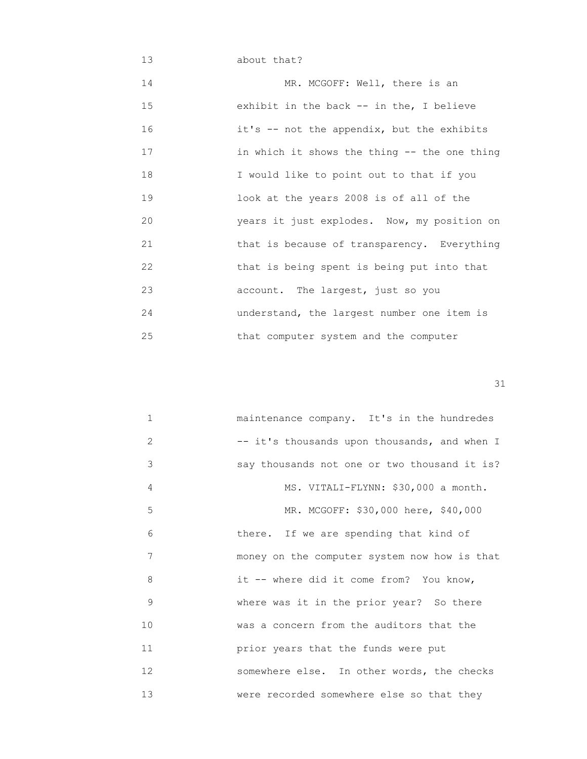about that?

MR. MCGOFF: Well, there is an exhibit in the back -- in the, I believe it's -- not the appendix, but the exhibits in which it shows the thing -- the one thing I would like to point out to that if you look at the years 2008 is of all of the years it just explodes. Now, my position on that is because of transparency. Everything that is being spent is being put into that account. The largest, just so you understand, the largest number one item is that computer system and the computer maintenance company. It's in the hundredes -- it's thousands upon thousands, and when I say thousands not one or two thousand it is?

MS. VITALI-FLYNN: $30,000 a month.

MR. MCGOFF: $30,000 here, $40,000 there. If we are spending that kind of money on the computer system now how is that it -- where did it come from? You know, where was it in the prior year? So there was a concern from the auditors that the prior years that the funds were put somewhere else. In other words, the checks were recorded somewhere else so that they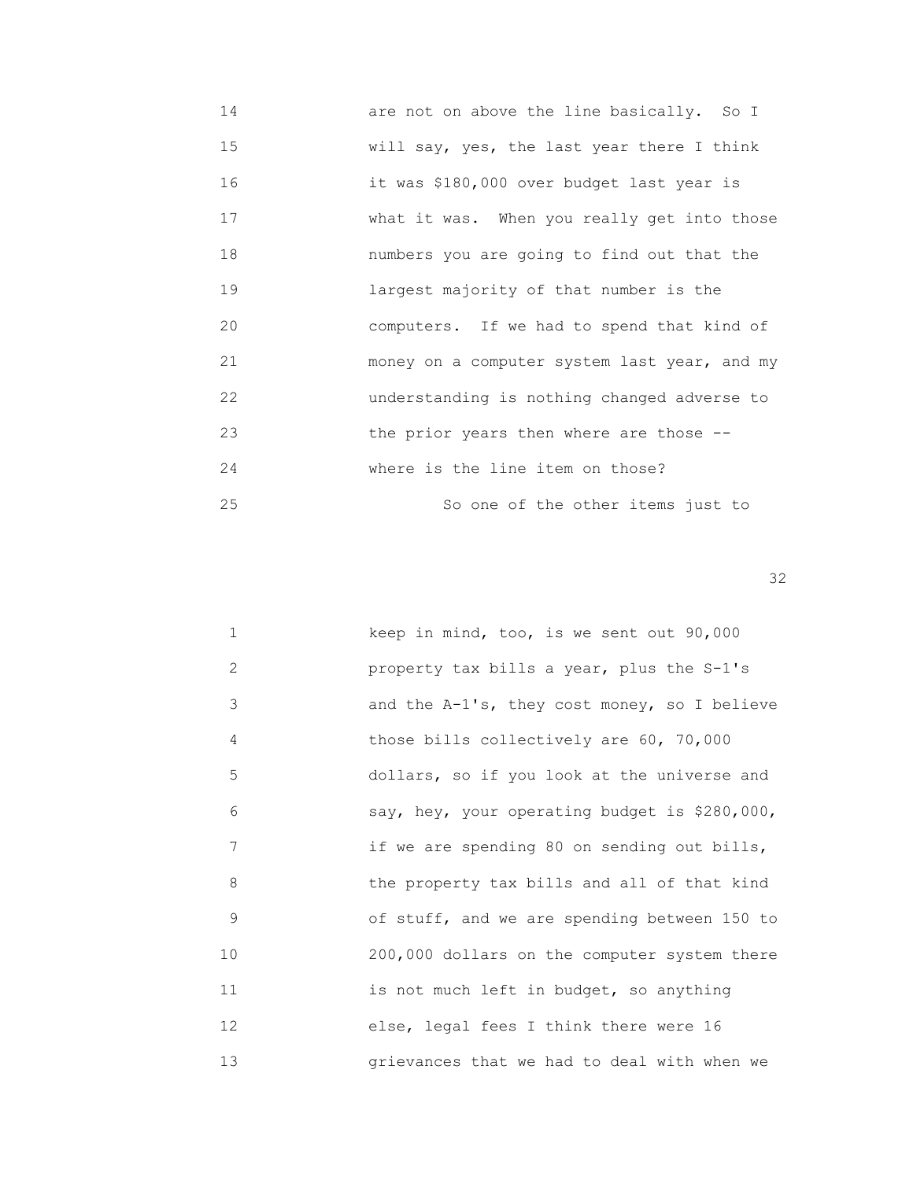14 are not on above the line basically. So I
15 will say, yes, the last year there I think
16 it was $180,000 over budget last year is
17 what it was. When you really get into those
18 numbers you are going to find out that the
19 largest majority of that number is the
20 computers. If we had to spend that kind of
21 money on a computer system last year, and my
22 understanding is nothing changed adverse to
23 the prior years then where are those --
24 where is the line item on those?
25 So one of the other items just to

1 keep in mind, too, is we sent out 90,000
2 property tax bills a year, plus the S-1's
3 and the A-1's, they cost money, so I believe
4 those bills collectively are 60, 70,000
5 dollars, so if you look at the universe and
6 say, hey, your operating budget is $280,000,
7 if we are spending 80 on sending out bills,
8 the property tax bills and all of that kind
9 of stuff, and we are spending between 150 to
10 200,000 dollars on the computer system there
11 is not much left in budget, so anything
12 else, legal fees I think there were 16
13 grievances that we had to deal with when we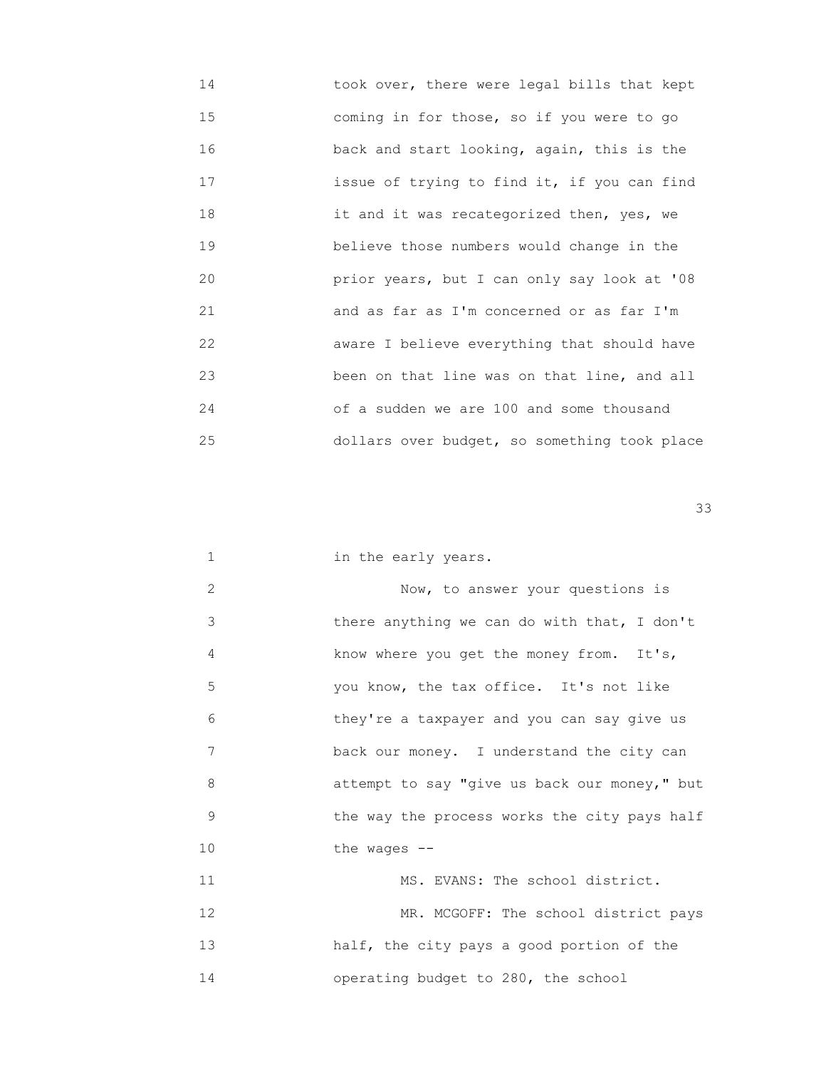14 took over, there were legal bills that kept
15 coming in for those, so if you were to go
16 back and start looking, again, this is the
17 issue of trying to find it, if you can find
18 it and it was recategorized then, yes, we
19 believe those numbers would change in the
20 prior years, but I can only say look at '08
21 and as far as I'm concerned or as far I'm
22 aware I believe everything that should have
23 been on that line was on that line, and all
24 of a sudden we are 100 and some thousand
25 dollars over budget, so something took place

1 in the early years.
2 Now, to answer your questions is
3 there anything we can do with that, I don't
4 know where you get the money from. It's,
5 you know, the tax office. It's not like
6 they're a taxpayer and you can say give us
7 back our money. I understand the city can
8 attempt to say "give us back our money," but
9 the way the process works the city pays half
10 the wages --
11 MS. EVANS: The school district.
12 MR. MCGOFF: The school district pays
13 half, the city pays a good portion of the
14 operating budget to 280, the school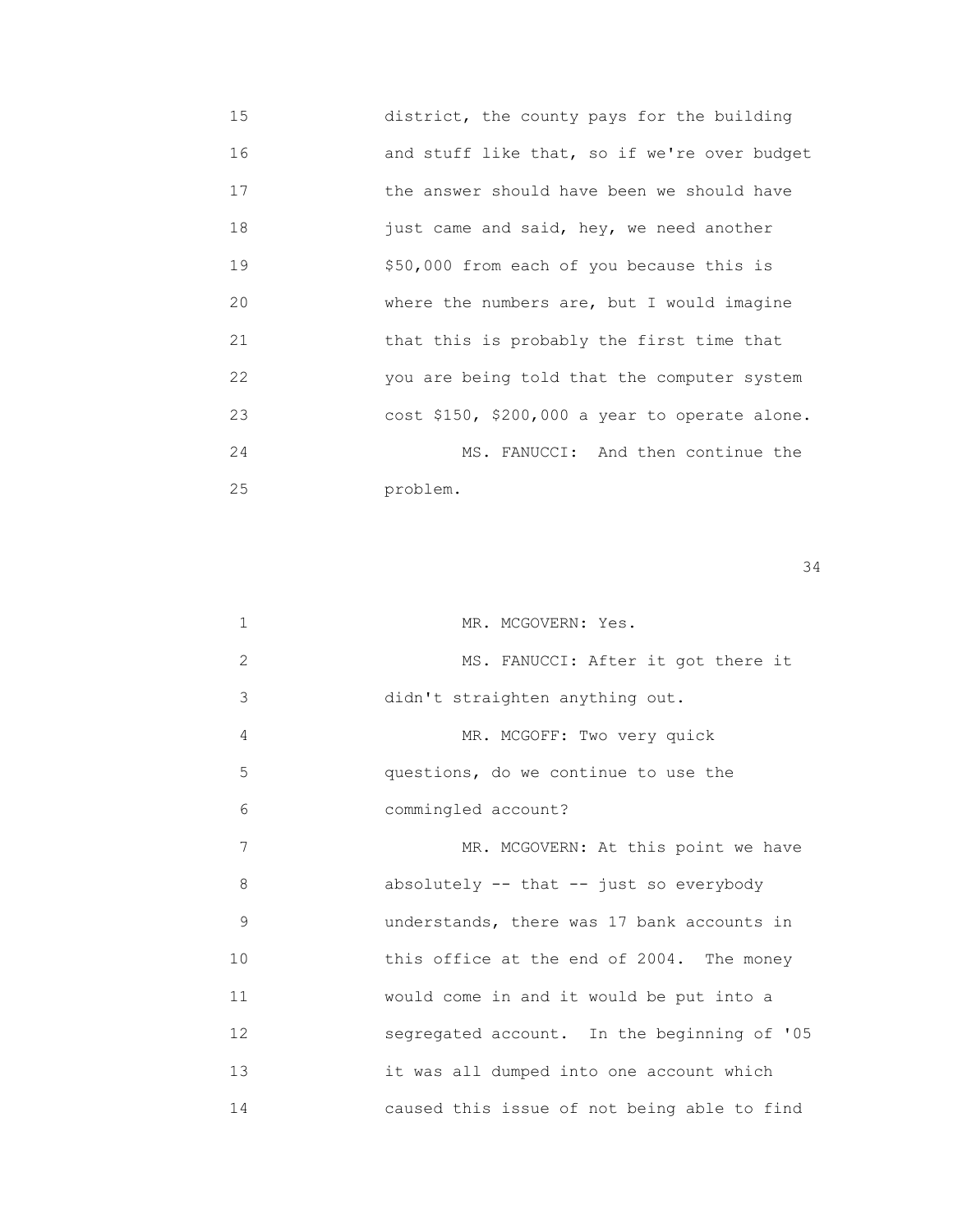15 district, the county pays for the building
16 and stuff like that, so if we're over budget
17 the answer should have been we should have
18 just came and said, hey, we need another
19 $50,000 from each of you because this is
20 where the numbers are, but I would imagine
21 that this is probably the first time that
22 you are being told that the computer system
23 cost $150, $200,000 a year to operate alone.
24 MS. FANUCCI: And then continue the
25 problem.

1 MR. MCGOVERN: Yes.
2 MS. FANUCCI: After it got there it
3 didn't straighten anything out.
4 MR. MCGOFF: Two very quick
5 questions, do we continue to use the
6 commingled account?
7 MR. MCGOVERN: At this point we have
8 absolutely -- that -- just so everybody
9 understands, there was 17 bank accounts in
10 this office at the end of 2004. The money
11 would come in and it would be put into a
12 segregated account. In the beginning of '05
13 it was all dumped into one account which
14 caused this issue of not being able to find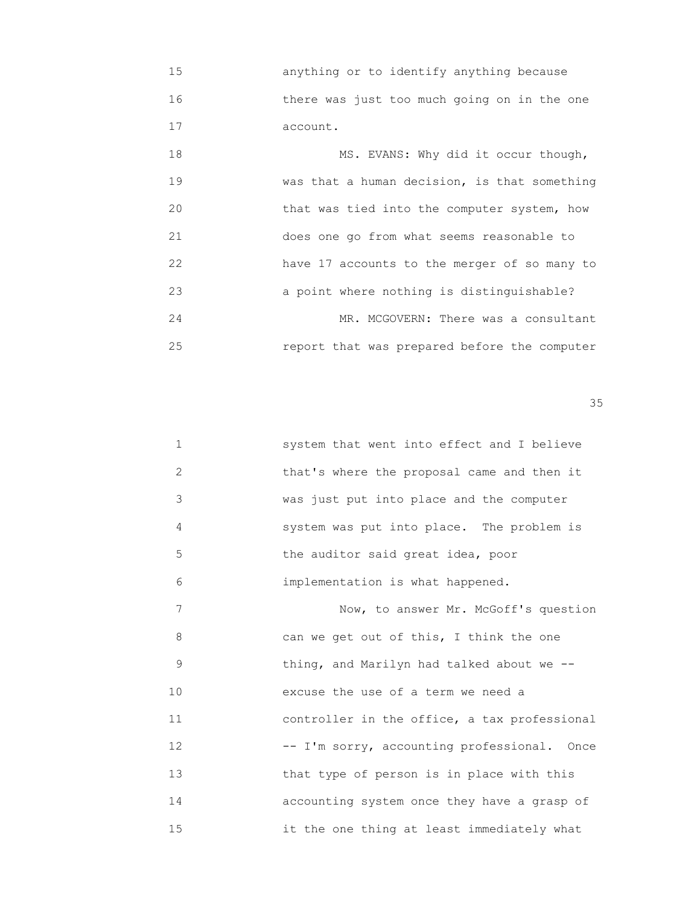15 anything or to identify anything because
16 there was just too much going on in the one
17 account.

18 MS. EVANS: Why did it occur though,
19 was that a human decision, is that something
20 that was tied into the computer system, how
21 does one go from what seems reasonable to
22 have 17 accounts to the merger of so many to
23 a point where nothing is distinguishable?

24 MR. MCGOVERN: There was a consultant
25 report that was prepared before the computer

1 system that went into effect and I believe
2 that's where the proposal came and then it
3 was just put into place and the computer
4 system was put into place. The problem is
5 the auditor said great idea, poor
6 implementation is what happened.

7 Now, to answer Mr. McGoff's question
8 can we get out of this, I think the one
9 thing, and Marilyn had talked about we --
10 excuse the use of a term we need a
11 controller in the office, a tax professional
12 -- I'm sorry, accounting professional. Once
13 that type of person is in place with this
14 accounting system once they have a grasp of
15 it the one thing at least immediately what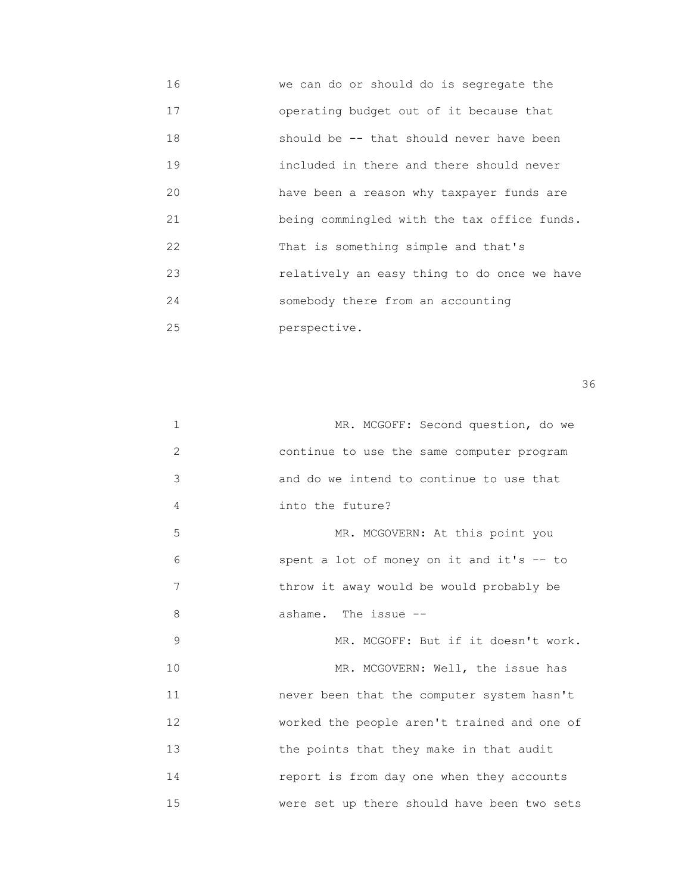16 we can do or should do is segregate the
17 operating budget out of it because that
18 should be -- that should never have been
19 included in there and there should never
20 have been a reason why taxpayer funds are
21 being commingled with the tax office funds.
22 That is something simple and that's
23 relatively an easy thing to do once we have
24 somebody there from an accounting
25 perspective.

1 MR. MCGOFF: Second question, do we
2 continue to use the same computer program
3 and do we intend to continue to use that
4 into the future?
5 MR. MCGOVERN: At this point you
6 spent a lot of money on it and it's -- to
7 throw it away would be would probably be
8 ashame. The issue --
9 MR. MCGOFF: But if it doesn't work.
10 MR. MCGOVERN: Well, the issue has
11 never been that the computer system hasn't
12 worked the people aren't trained and one of
13 the points that they make in that audit
14 report is from day one when they accounts
15 were set up there should have been two sets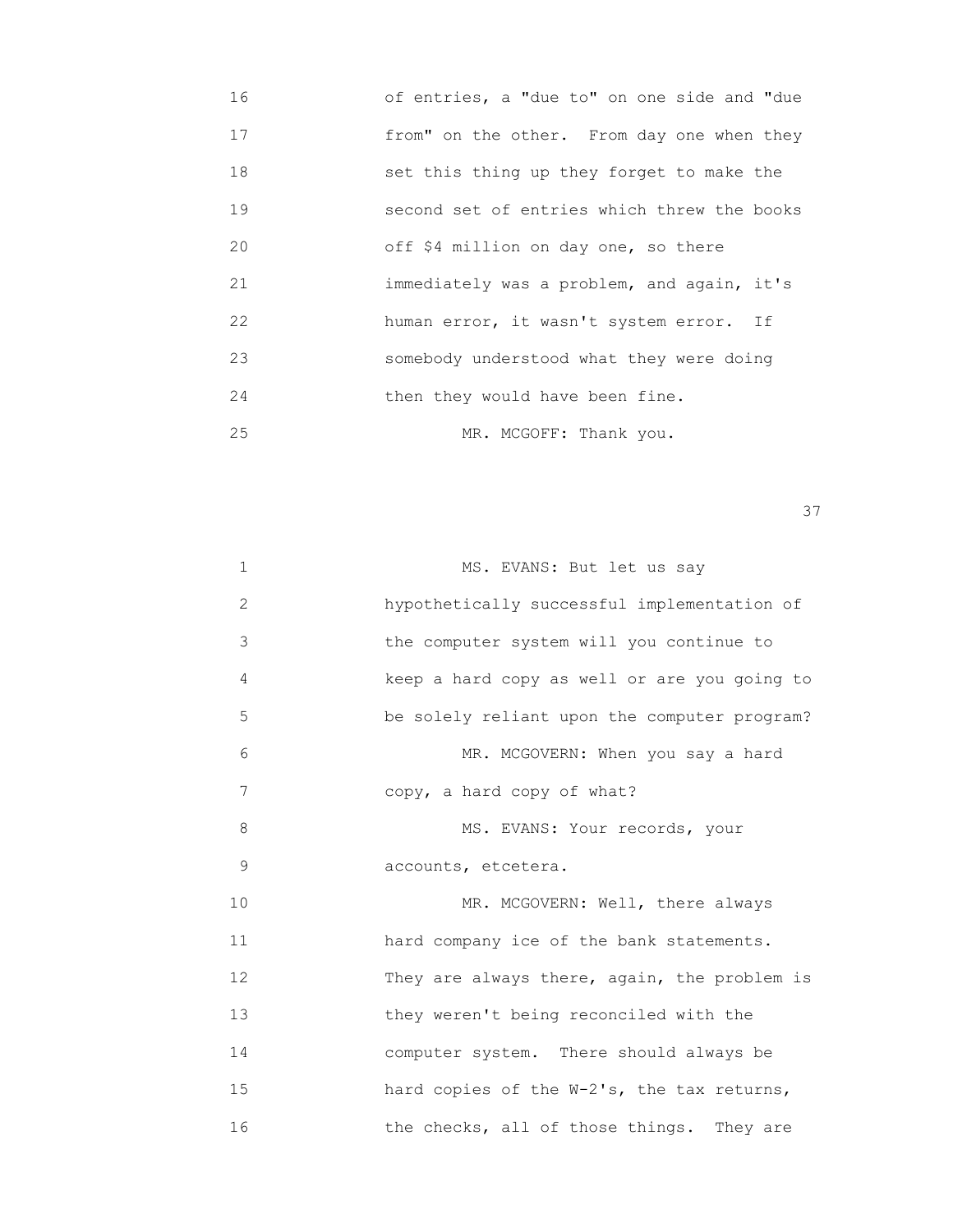16 of entries, a "due to" on one side and "due
17 from" on the other. From day one when they
18 set this thing up they forget to make the
19 second set of entries which threw the books
20 off $4 million on day one, so there
21 immediately was a problem, and again, it's
22 human error, it wasn't system error. If
23 somebody understood what they were doing
24 then they would have been fine.
25 MR. MCGOFF: Thank you.

1 MS. EVANS: But let us say
2 hypothetically successful implementation of
3 the computer system will you continue to
4 keep a hard copy as well or are you going to
5 be solely reliant upon the computer program?
6 MR. MCGOVERN: When you say a hard
7 copy, a hard copy of what?
8 MS. EVANS: Your records, your
9 accounts, etcetera.
10 MR. MCGOVERN: Well, there always
11 hard company ice of the bank statements.
12 They are always there, again, the problem is
13 they weren't being reconciled with the
14 computer system. There should always be
15 hard copies of the W-2's, the tax returns,
16 the checks, all of those things. They are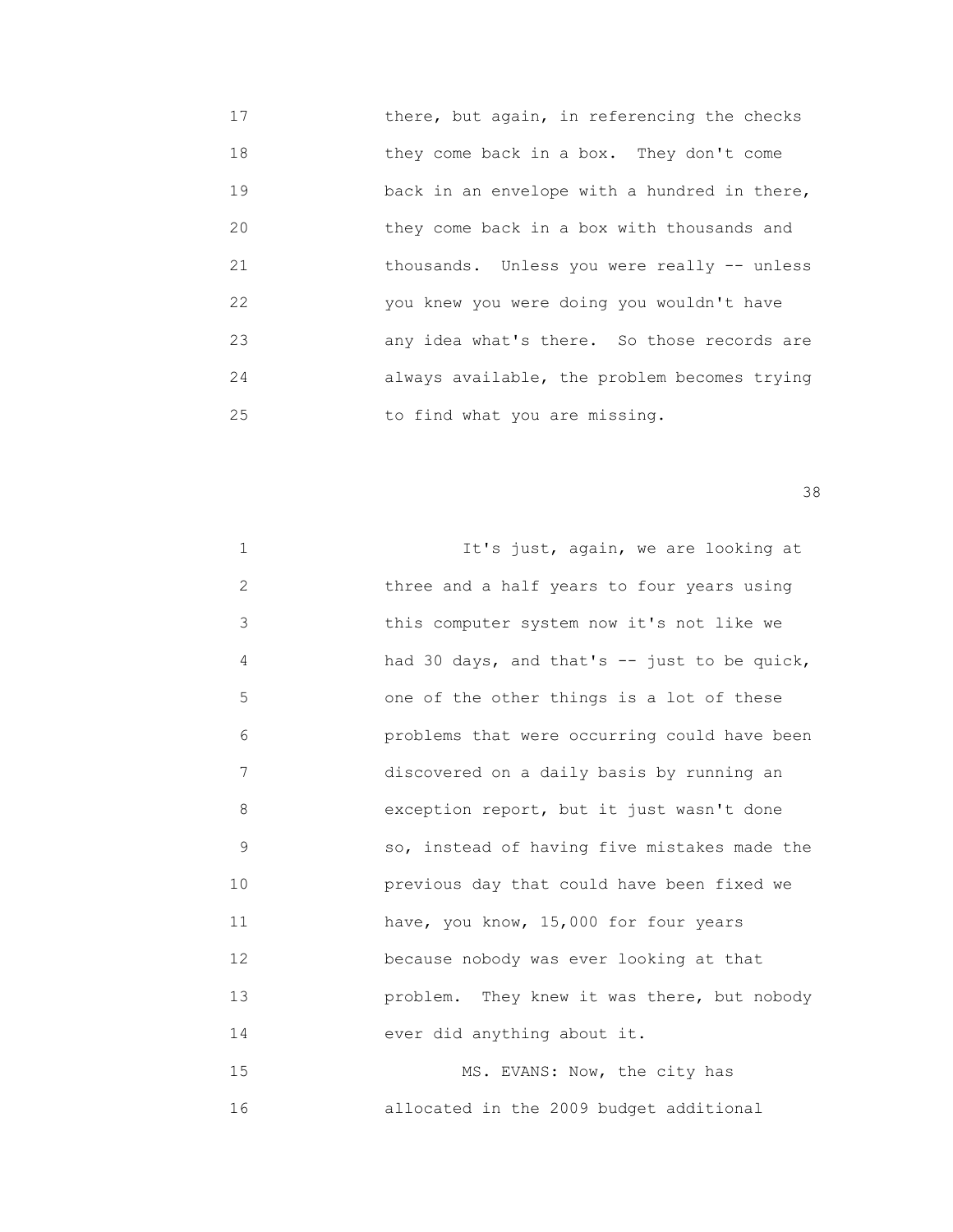there, but again, in referencing the checks they come back in a box. They don't come back in an envelope with a hundred in there, they come back in a box with thousands and thousands. Unless you were really -- unless you knew you were doing you wouldn't have any idea what's there. So those records are always available, the problem becomes trying to find what you are missing.

It's just, again, we are looking at three and a half years to four years using this computer system now it's not like we had 30 days, and that's -- just to be quick, one of the other things is a lot of these problems that were occurring could have been discovered on a daily basis by running an exception report, but it just wasn't done so, instead of having five mistakes made the previous day that could have been fixed we have, you know, 15,000 for four years because nobody was ever looking at that problem. They knew it was there, but nobody ever did anything about it.

MS. EVANS: Now, the city has allocated in the 2009 budget additional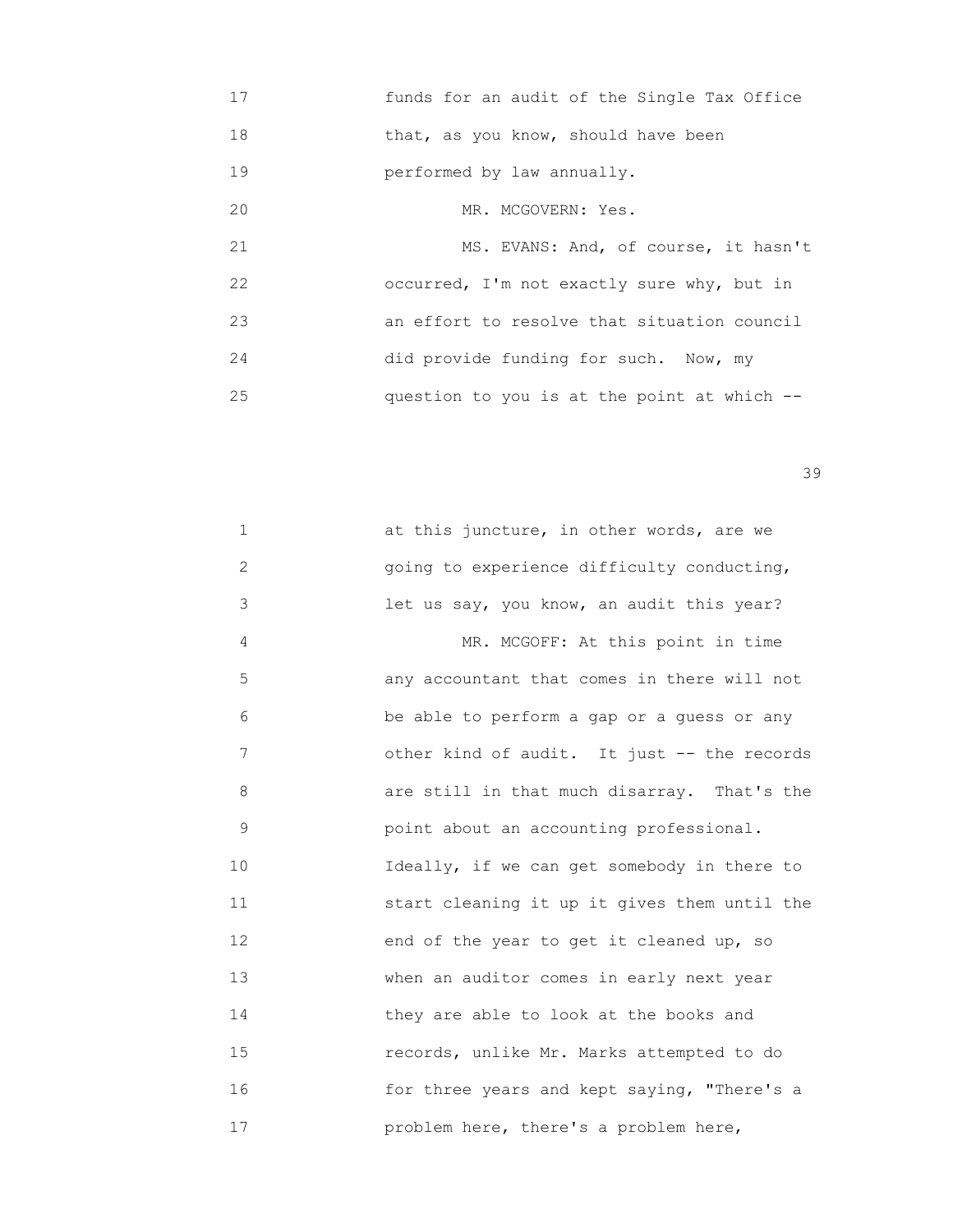17 funds for an audit of the Single Tax Office
18 that, as you know, should have been
19 performed by law annually.
20 MR. MCGOVERN: Yes.
21 MS. EVANS: And, of course, it hasn't
22 occurred, I'm not exactly sure why, but in
23 an effort to resolve that situation council
24 did provide funding for such. Now, my
25 question to you is at the point at which --

1 at this juncture, in other words, are we
2 going to experience difficulty conducting,
3 let us say, you know, an audit this year?
4 MR. MCGOFF: At this point in time
5 any accountant that comes in there will not
6 be able to perform a gap or a guess or any
7 other kind of audit. It just -- the records
8 are still in that much disarray. That's the
9 point about an accounting professional.
10 Ideally, if we can get somebody in there to
11 start cleaning it up it gives them until the
12 end of the year to get it cleaned up, so
13 when an auditor comes in early next year
14 they are able to look at the books and
15 records, unlike Mr. Marks attempted to do
16 for three years and kept saying, "There's a
17 problem here, there's a problem here,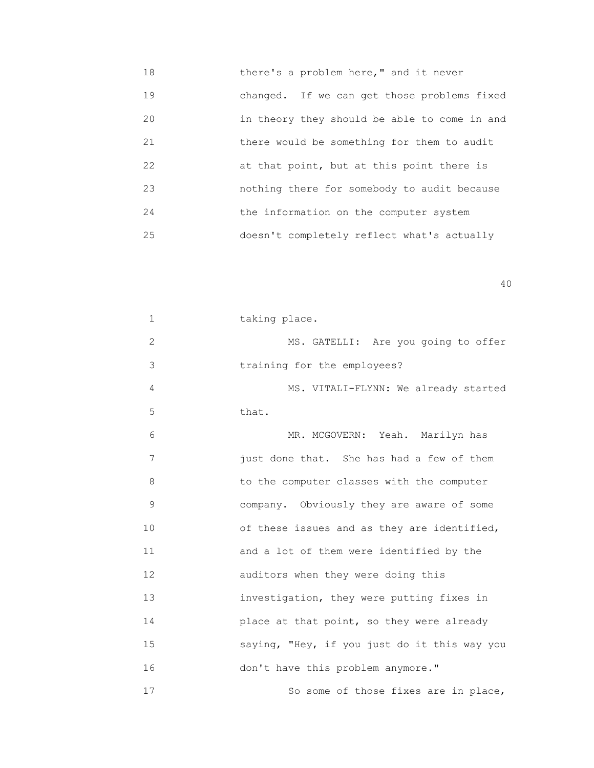there's a problem here," and it never changed. If we can get those problems fixed in theory they should be able to come in and there would be something for them to audit at that point, but at this point there is nothing there for somebody to audit because the information on the computer system doesn't completely reflect what's actually taking place.

MS. GATELLI: Are you going to offer training for the employees?

MS. VITALI-FLYNN: We already started that.

MR. MCGOVERN: Yeah. Marilyn has just done that. She has had a few of them to the computer classes with the computer company. Obviously they are aware of some of these issues and as they are identified, and a lot of them were identified by the auditors when they were doing this investigation, they were putting fixes in place at that point, so they were already saying, "Hey, if you just do it this way you don't have this problem anymore."

So some of those fixes are in place,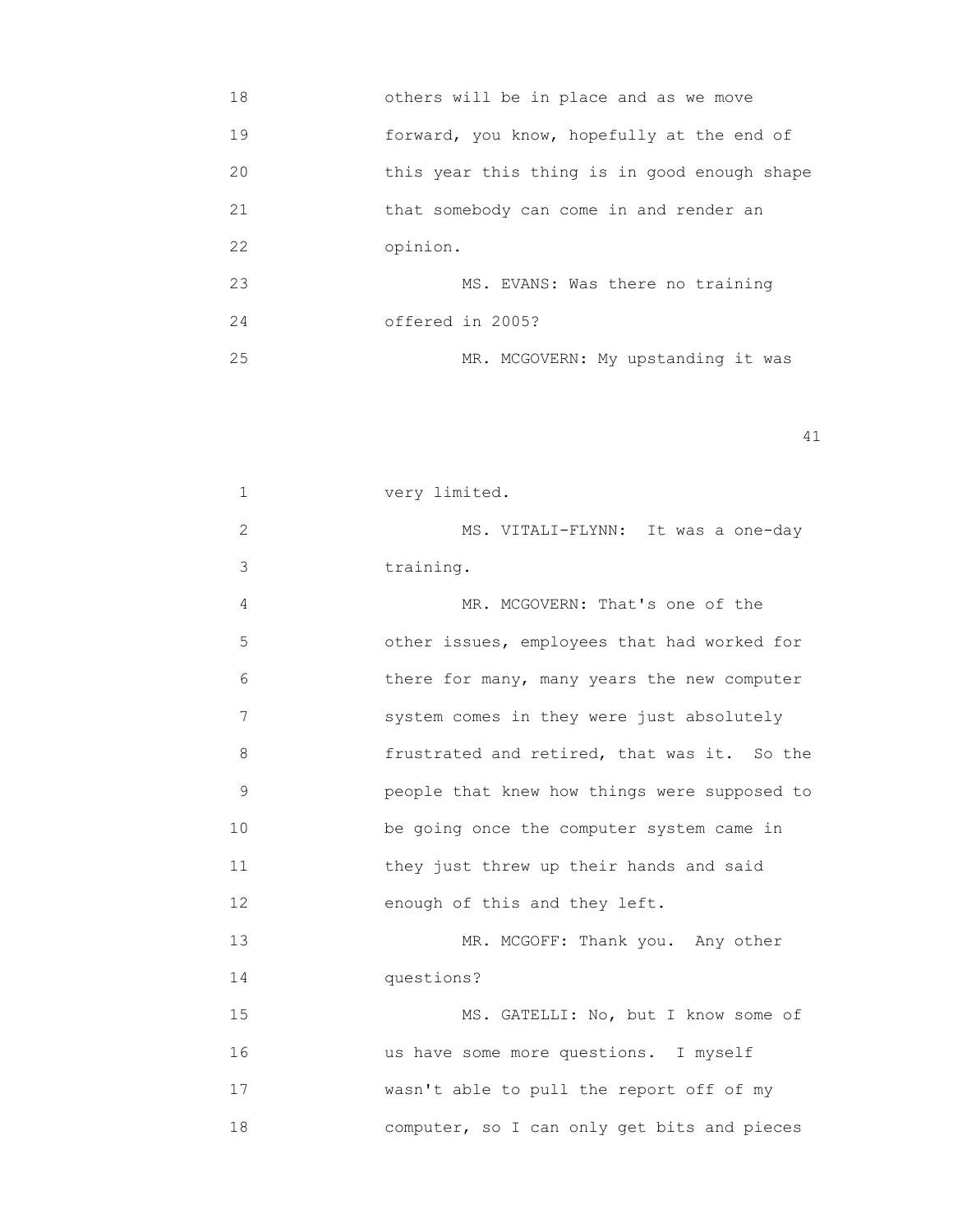others will be in place and as we move forward, you know, hopefully at the end of this year this thing is in good enough shape that somebody can come in and render an opinion.

MS. EVANS: Was there no training offered in 2005?

MR. MCGOVERN: My upstanding it was very limited.

MS. VITALI-FLYNN: It was a one-day training.

MR. MCGOVERN: That's one of the other issues, employees that had worked for there for many, many years the new computer system comes in they were just absolutely frustrated and retired, that was it. So the people that knew how things were supposed to be going once the computer system came in they just threw up their hands and said enough of this and they left.

MR. MCGOFF: Thank you. Any other questions?

MS. GATELLI: No, but I know some of us have some more questions. I myself wasn't able to pull the report off of my computer, so I can only get bits and pieces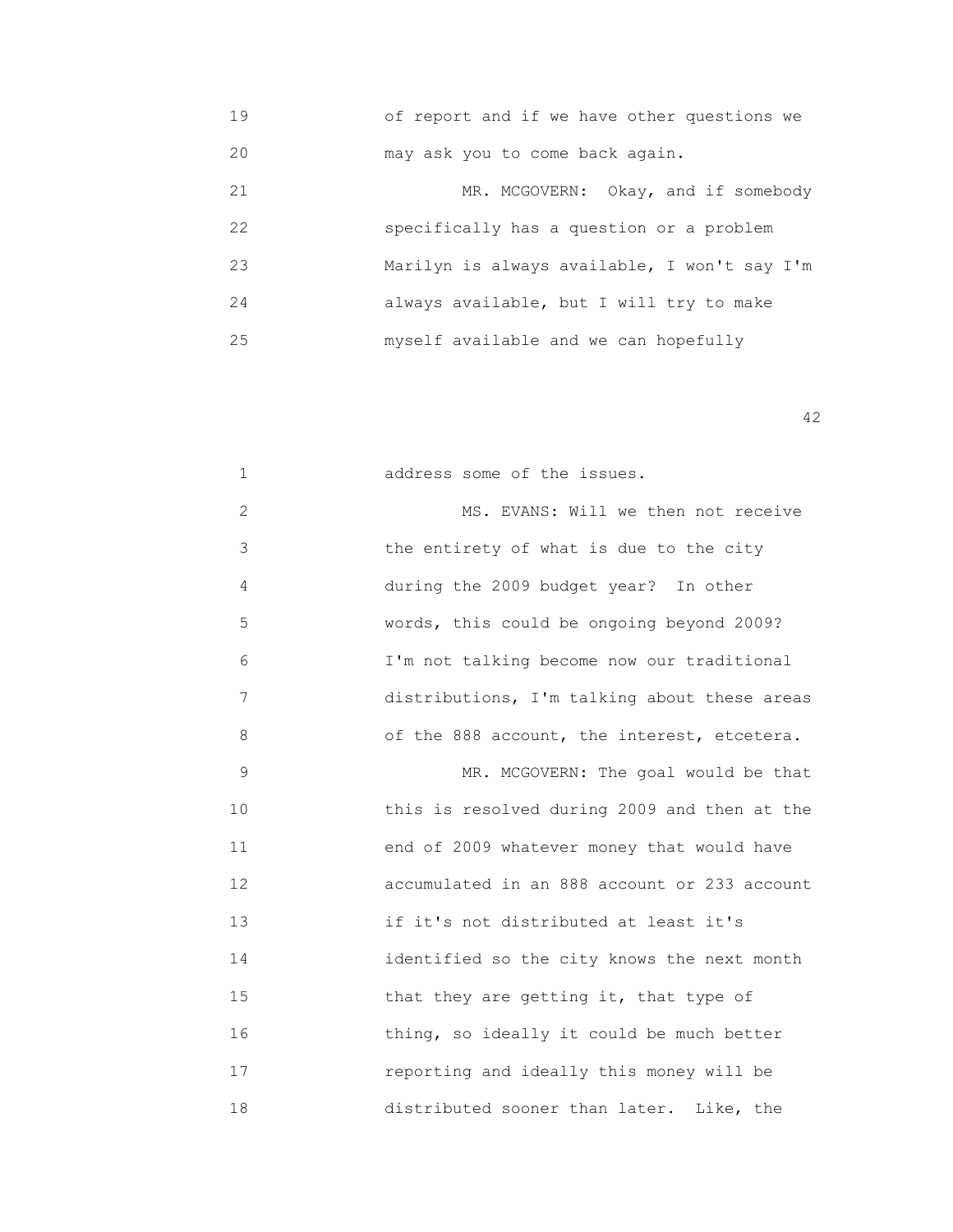19 of report and if we have other questions we
20 may ask you to come back again.
21 MR. MCGOVERN: Okay, and if somebody
22 specifically has a question or a problem
23 Marilyn is always available, I won't say I'm
24 always available, but I will try to make
25 myself available and we can hopefully

1 address some of the issues.
2 MS. EVANS: Will we then not receive
3 the entirety of what is due to the city
4 during the 2009 budget year? In other
5 words, this could be ongoing beyond 2009?
6 I'm not talking become now our traditional
7 distributions, I'm talking about these areas
8 of the 888 account, the interest, etcetera.
9 MR. MCGOVERN: The goal would be that
10 this is resolved during 2009 and then at the
11 end of 2009 whatever money that would have
12 accumulated in an 888 account or 233 account
13 if it's not distributed at least it's
14 identified so the city knows the next month
15 that they are getting it, that type of
16 thing, so ideally it could be much better
17 reporting and ideally this money will be
18 distributed sooner than later. Like, the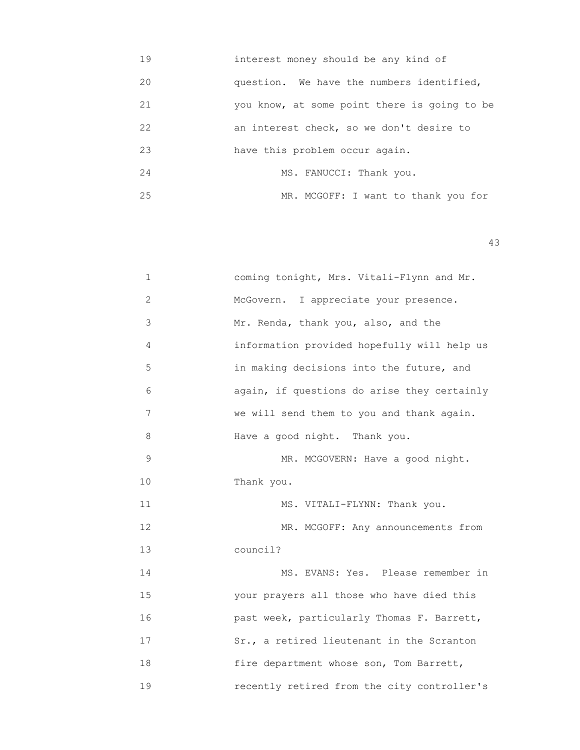19 interest money should be any kind of
20 question. We have the numbers identified,
21 you know, at some point there is going to be
22 an interest check, so we don't desire to
23 have this problem occur again.
24 MS. FANUCCI: Thank you.
25 MR. MCGOFF: I want to thank you for

1 coming tonight, Mrs. Vitali-Flynn and Mr.
2 McGovern. I appreciate your presence.
3 Mr. Renda, thank you, also, and the
4 information provided hopefully will help us
5 in making decisions into the future, and
6 again, if questions do arise they certainly
7 we will send them to you and thank again.
8 Have a good night. Thank you.
9 MR. MCGOVERN: Have a good night.
10 Thank you.
11 MS. VITALI-FLYNN: Thank you.
12 MR. MCGOFF: Any announcements from
13 council?
14 MS. EVANS: Yes. Please remember in
15 your prayers all those who have died this
16 past week, particularly Thomas F. Barrett,
17 Sr., a retired lieutenant in the Scranton
18 fire department whose son, Tom Barrett,
19 recently retired from the city controller's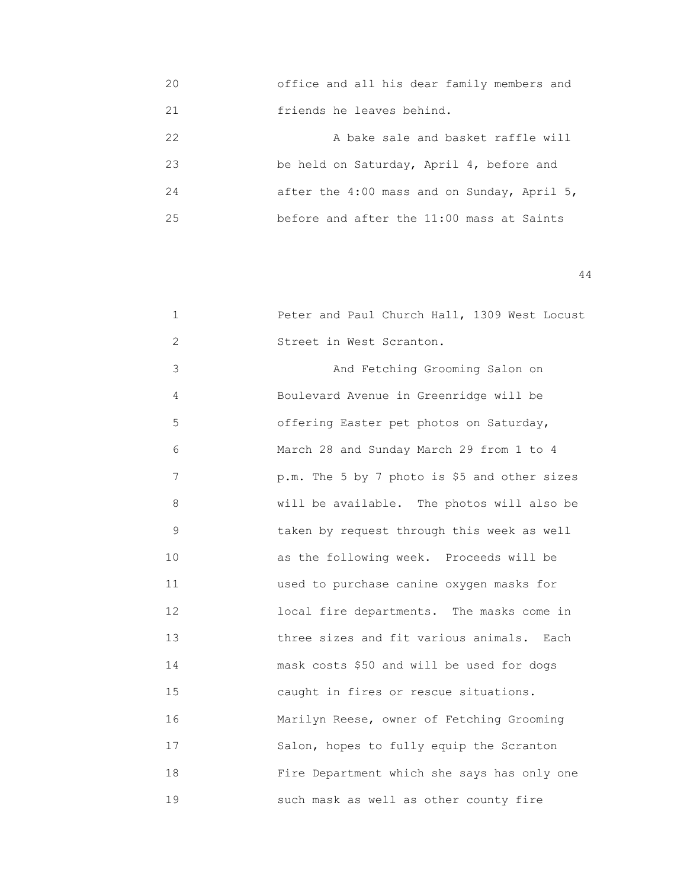office and all his dear family members and friends he leaves behind.

A bake sale and basket raffle will be held on Saturday, April 4, before and after the 4:00 mass and on Sunday, April 5, before and after the 11:00 mass at Saints Peter and Paul Church Hall, 1309 West Locust Street in West Scranton.

And Fetching Grooming Salon on Boulevard Avenue in Greenridge will be offering Easter pet photos on Saturday, March 28 and Sunday March 29 from 1 to 4 p.m. The 5 by 7 photo is $5 and other sizes will be available. The photos will also be taken by request through this week as well as the following week. Proceeds will be used to purchase canine oxygen masks for local fire departments. The masks come in three sizes and fit various animals. Each mask costs $50 and will be used for dogs caught in fires or rescue situations. Marilyn Reese, owner of Fetching Grooming Salon, hopes to fully equip the Scranton Fire Department which she says has only one such mask as well as other county fire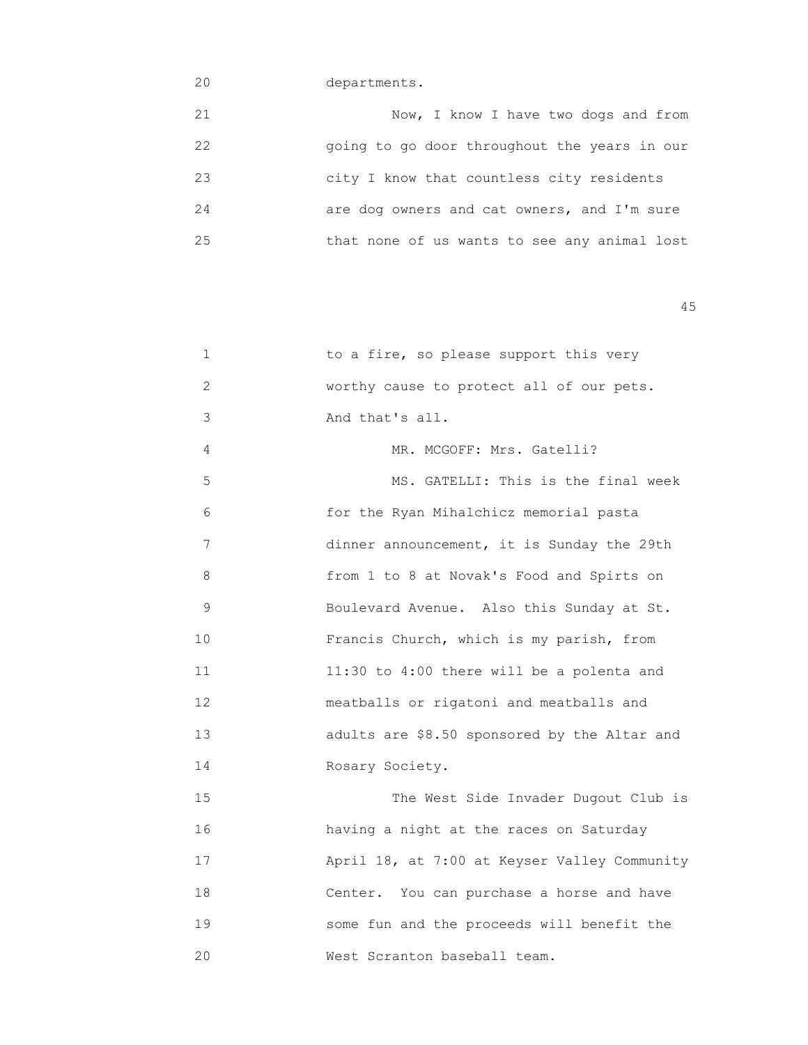departments.

Now, I know I have two dogs and from going to go door throughout the years in our city I know that countless city residents are dog owners and cat owners, and I'm sure that none of us wants to see any animal lost to a fire, so please support this very worthy cause to protect all of our pets. And that's all.

MR. MCGOFF: Mrs. Gatelli?

MS. GATELLI: This is the final week for the Ryan Mihalchicz memorial pasta dinner announcement, it is Sunday the 29th from 1 to 8 at Novak's Food and Spirts on Boulevard Avenue. Also this Sunday at St. Francis Church, which is my parish, from 11:30 to 4:00 there will be a polenta and meatballs or rigatoni and meatballs and adults are $8.50 sponsored by the Altar and Rosary Society.

The West Side Invader Dugout Club is having a night at the races on Saturday April 18, at 7:00 at Keyser Valley Community Center. You can purchase a horse and have some fun and the proceeds will benefit the West Scranton baseball team.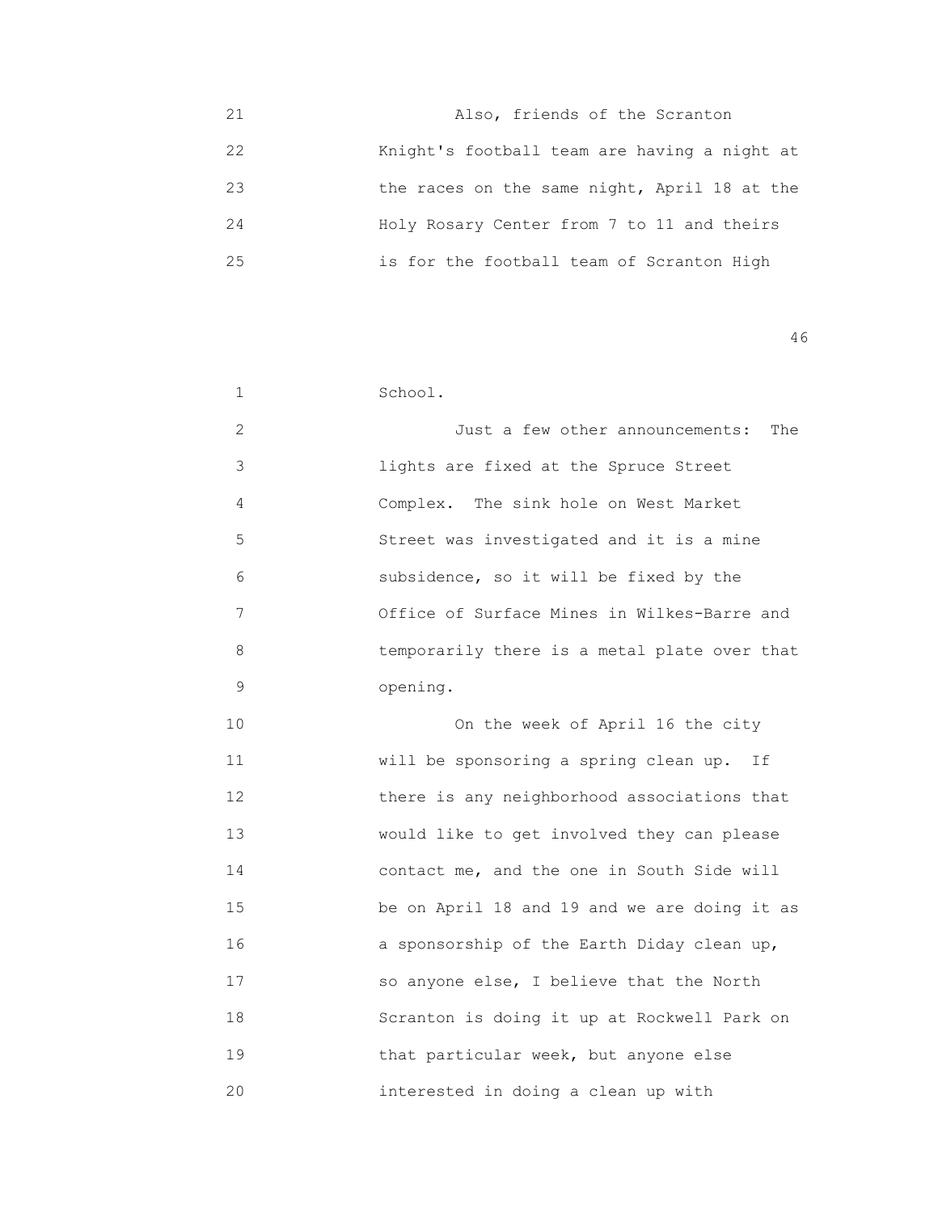21 Also, friends of the Scranton
22 Knight's football team are having a night at
23 the races on the same night, April 18 at the
24 Holy Rosary Center from 7 to 11 and theirs
25 is for the football team of Scranton High

1 School.
2 Just a few other announcements: The
3 lights are fixed at the Spruce Street
4 Complex. The sink hole on West Market
5 Street was investigated and it is a mine
6 subsidence, so it will be fixed by the
7 Office of Surface Mines in Wilkes-Barre and
8 temporarily there is a metal plate over that
9 opening.
10 On the week of April 16 the city
11 will be sponsoring a spring clean up. If
12 there is any neighborhood associations that
13 would like to get involved they can please
14 contact me, and the one in South Side will
15 be on April 18 and 19 and we are doing it as
16 a sponsorship of the Earth Diday clean up,
17 so anyone else, I believe that the North
18 Scranton is doing it up at Rockwell Park on
19 that particular week, but anyone else
20 interested in doing a clean up with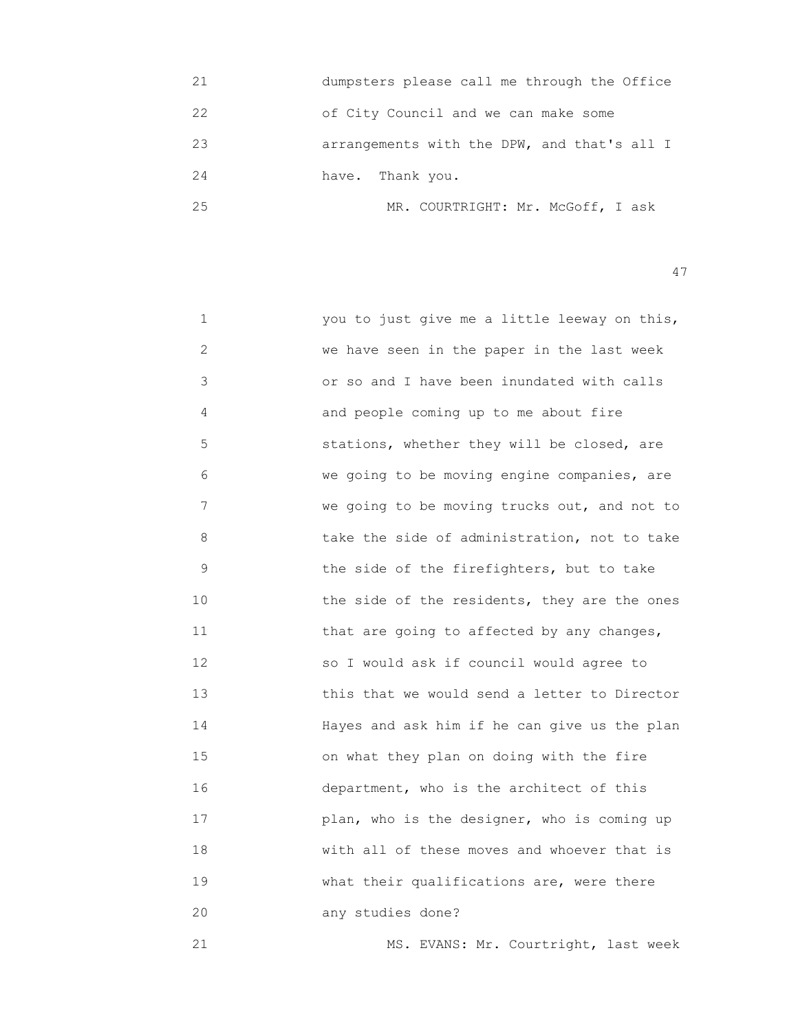21 dumpsters please call me through the Office
22 of City Council and we can make some
23 arrangements with the DPW, and that's all I
24 have. Thank you.
25 MR. COURTRIGHT: Mr. McGoff, I ask

1 you to just give me a little leeway on this,
2 we have seen in the paper in the last week
3 or so and I have been inundated with calls
4 and people coming up to me about fire
5 stations, whether they will be closed, are
6 we going to be moving engine companies, are
7 we going to be moving trucks out, and not to
8 take the side of administration, not to take
9 the side of the firefighters, but to take
10 the side of the residents, they are the ones
11 that are going to affected by any changes,
12 so I would ask if council would agree to
13 this that we would send a letter to Director
14 Hayes and ask him if he can give us the plan
15 on what they plan on doing with the fire
16 department, who is the architect of this
17 plan, who is the designer, who is coming up
18 with all of these moves and whoever that is
19 what their qualifications are, were there
20 any studies done?
21 MS. EVANS: Mr. Courtright, last week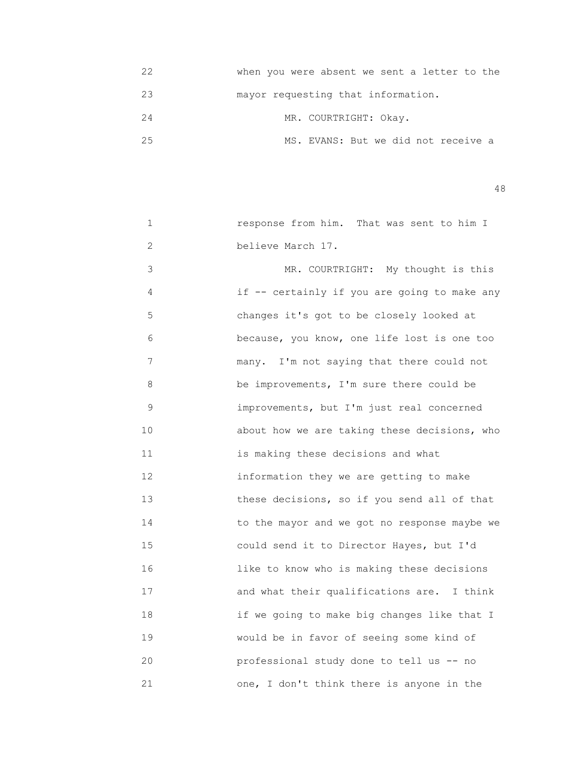22 when you were absent we sent a letter to the
23 mayor requesting that information.
24 MR. COURTRIGHT: Okay.
25 MS. EVANS: But we did not receive a

1 response from him. That was sent to him I
2 believe March 17.
3 MR. COURTRIGHT: My thought is this
4 if -- certainly if you are going to make any
5 changes it's got to be closely looked at
6 because, you know, one life lost is one too
7 many. I'm not saying that there could not
8 be improvements, I'm sure there could be
9 improvements, but I'm just real concerned
10 about how we are taking these decisions, who
11 is making these decisions and what
12 information they we are getting to make
13 these decisions, so if you send all of that
14 to the mayor and we got no response maybe we
15 could send it to Director Hayes, but I'd
16 like to know who is making these decisions
17 and what their qualifications are. I think
18 if we going to make big changes like that I
19 would be in favor of seeing some kind of
20 professional study done to tell us -- no
21 one, I don't think there is anyone in the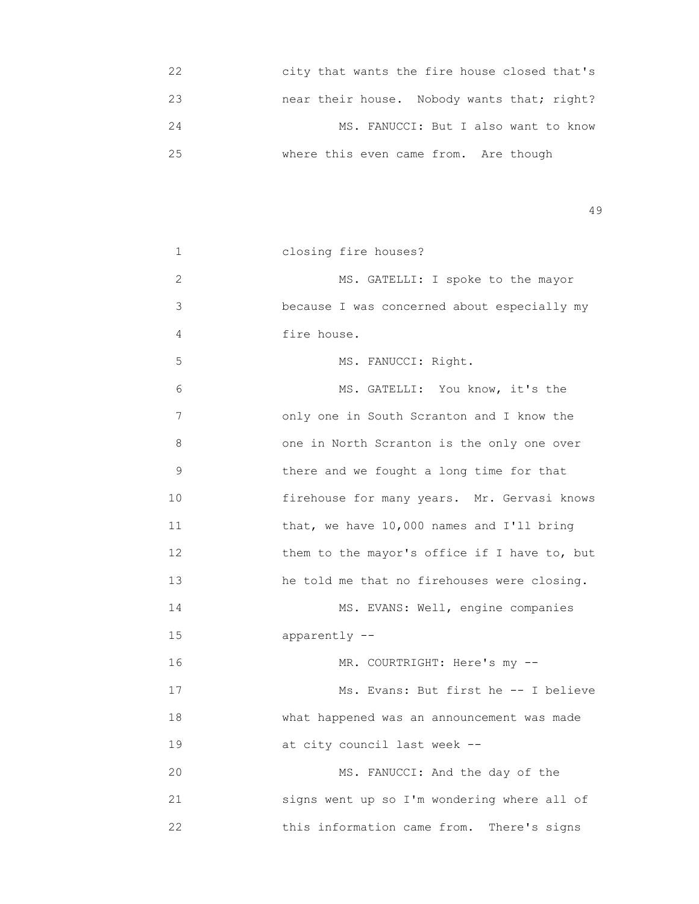city that wants the fire house closed that's near their house. Nobody wants that; right?

MS. FANUCCI: But I also want to know where this even came from. Are though

closing fire houses?

MS. GATELLI: I spoke to the mayor because I was concerned about especially my fire house.

MS. FANUCCI: Right.

MS. GATELLI: You know, it's the only one in South Scranton and I know the one in North Scranton is the only one over there and we fought a long time for that firehouse for many years. Mr. Gervasi knows that, we have 10,000 names and I'll bring them to the mayor's office if I have to, but he told me that no firehouses were closing.

MS. EVANS: Well, engine companies apparently --

MR. COURTRIGHT: Here's my --

Ms. Evans: But first he -- I believe what happened was an announcement was made at city council last week --

MS. FANUCCI: And the day of the signs went up so I'm wondering where all of this information came from. There's signs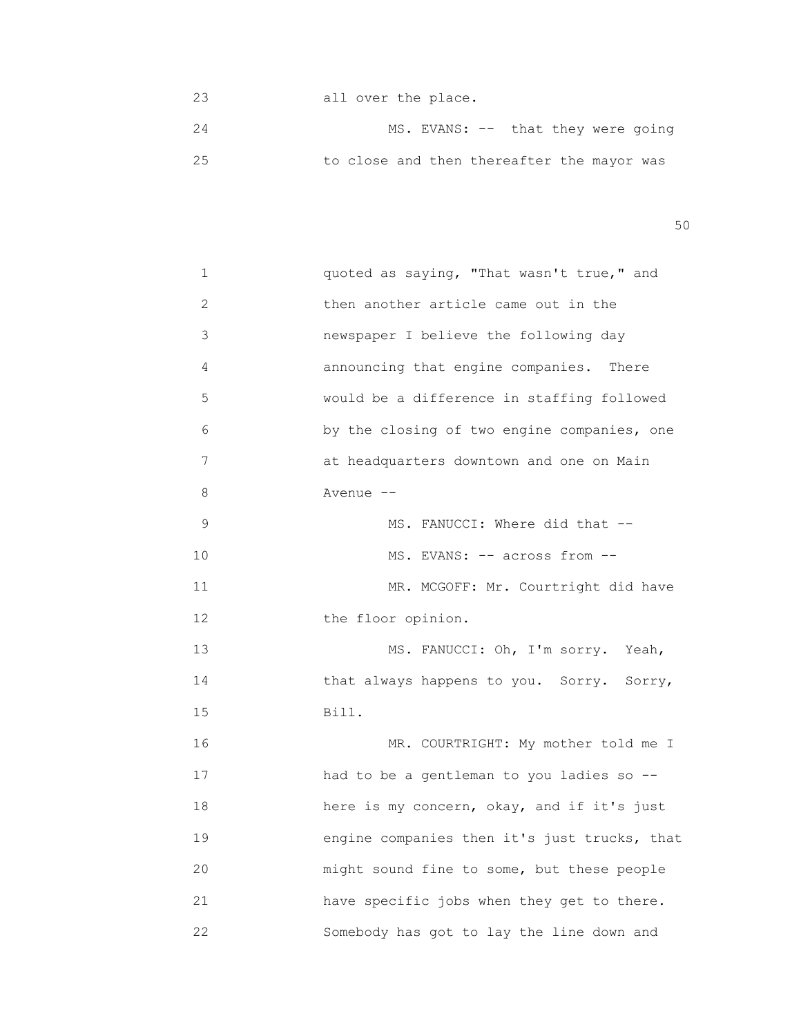23 all over the place.

24 MS. EVANS: -- that they were going

25 to close and then thereafter the mayor was

1 quoted as saying, "That wasn't true," and

2 then another article came out in the

3 newspaper I believe the following day

4 announcing that engine companies. There

5 would be a difference in staffing followed

6 by the closing of two engine companies, one

7 at headquarters downtown and one on Main

8 Avenue --

9 MS. FANUCCI: Where did that --

10 MS. EVANS: -- across from --

11 MR. MCGOFF: Mr. Courtright did have

12 the floor opinion.

13 MS. FANUCCI: Oh, I'm sorry. Yeah,

14 that always happens to you. Sorry. Sorry,

15 Bill.

16 MR. COURTRIGHT: My mother told me I

17 had to be a gentleman to you ladies so --

18 here is my concern, okay, and if it's just

19 engine companies then it's just trucks, that

20 might sound fine to some, but these people

21 have specific jobs when they get to there.

22 Somebody has got to lay the line down and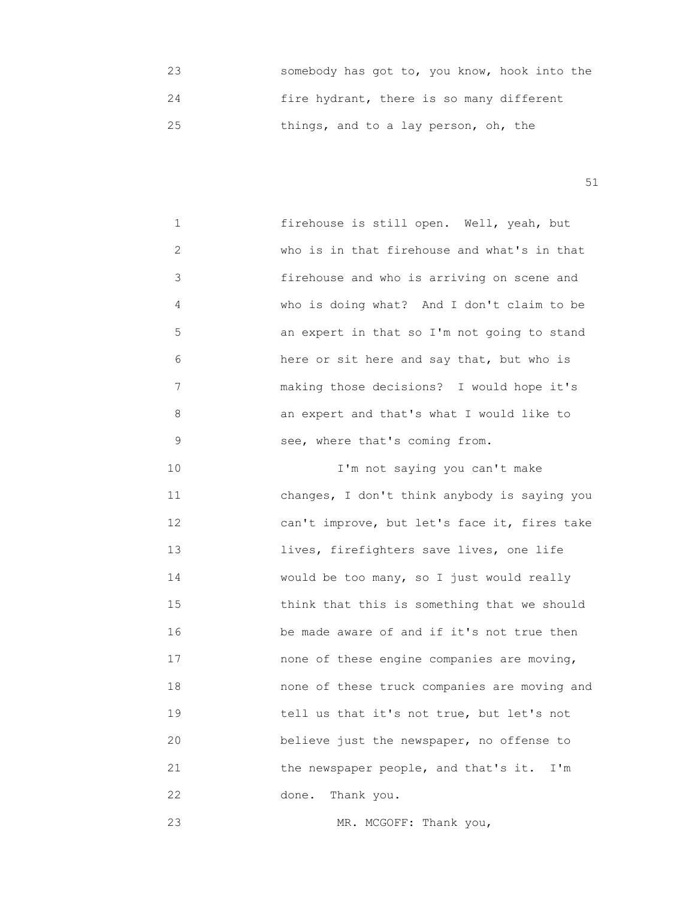23 somebody has got to, you know, hook into the
24 fire hydrant, there is so many different
25 things, and to a lay person, oh, the

1 firehouse is still open. Well, yeah, but
2 who is in that firehouse and what's in that
3 firehouse and who is arriving on scene and
4 who is doing what? And I don't claim to be
5 an expert in that so I'm not going to stand
6 here or sit here and say that, but who is
7 making those decisions? I would hope it's
8 an expert and that's what I would like to
9 see, where that's coming from.
10 I'm not saying you can't make
11 changes, I don't think anybody is saying you
12 can't improve, but let's face it, fires take
13 lives, firefighters save lives, one life
14 would be too many, so I just would really
15 think that this is something that we should
16 be made aware of and if it's not true then
17 none of these engine companies are moving,
18 none of these truck companies are moving and
19 tell us that it's not true, but let's not
20 believe just the newspaper, no offense to
21 the newspaper people, and that's it. I'm
22 done. Thank you.
23 MR. MCGOFF: Thank you,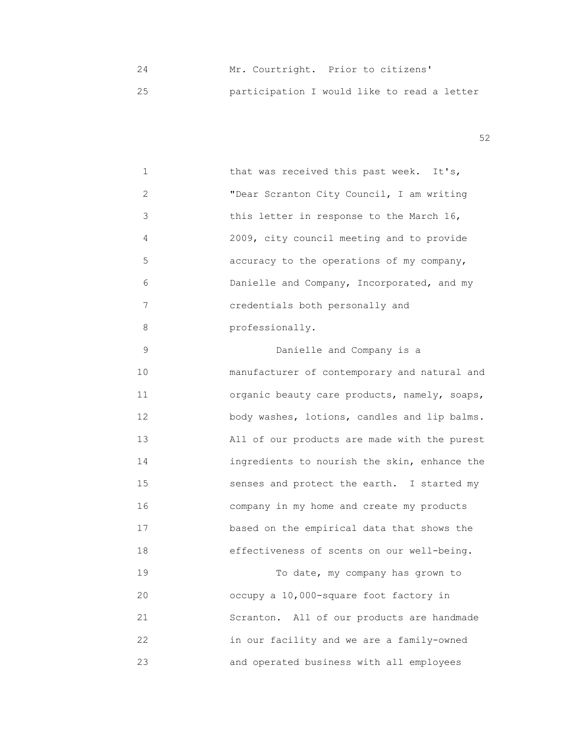Mr. Courtright. Prior to citizens' participation I would like to read a letter that was received this past week. It's, "Dear Scranton City Council, I am writing this letter in response to the March 16, 2009, city council meeting and to provide accuracy to the operations of my company, Danielle and Company, Incorporated, and my credentials both personally and professionally.

Danielle and Company is a manufacturer of contemporary and natural and organic beauty care products, namely, soaps, body washes, lotions, candles and lip balms. All of our products are made with the purest ingredients to nourish the skin, enhance the senses and protect the earth. I started my company in my home and create my products based on the empirical data that shows the effectiveness of scents on our well-being.

To date, my company has grown to occupy a 10,000-square foot factory in Scranton. All of our products are handmade in our facility and we are a family-owned and operated business with all employees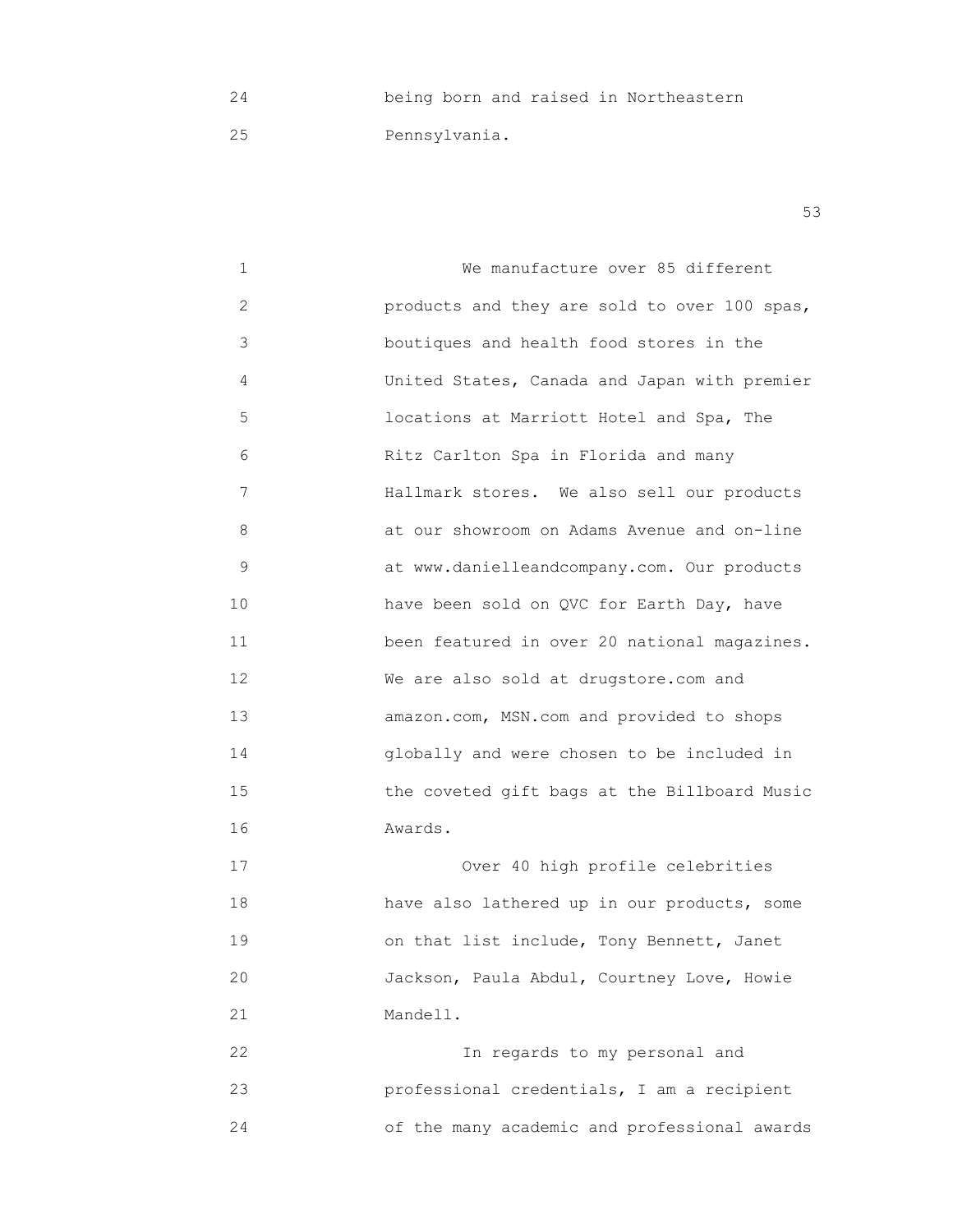being born and raised in Northeastern Pennsylvania.

We manufacture over 85 different products and they are sold to over 100 spas, boutiques and health food stores in the United States, Canada and Japan with premier locations at Marriott Hotel and Spa, The Ritz Carlton Spa in Florida and many Hallmark stores. We also sell our products at our showroom on Adams Avenue and on-line at www.danielleandcompany.com. Our products have been sold on QVC for Earth Day, have been featured in over 20 national magazines. We are also sold at drugstore.com and amazon.com, MSN.com and provided to shops globally and were chosen to be included in the coveted gift bags at the Billboard Music Awards.

Over 40 high profile celebrities have also lathered up in our products, some on that list include, Tony Bennett, Janet Jackson, Paula Abdul, Courtney Love, Howie Mandell.

In regards to my personal and professional credentials, I am a recipient of the many academic and professional awards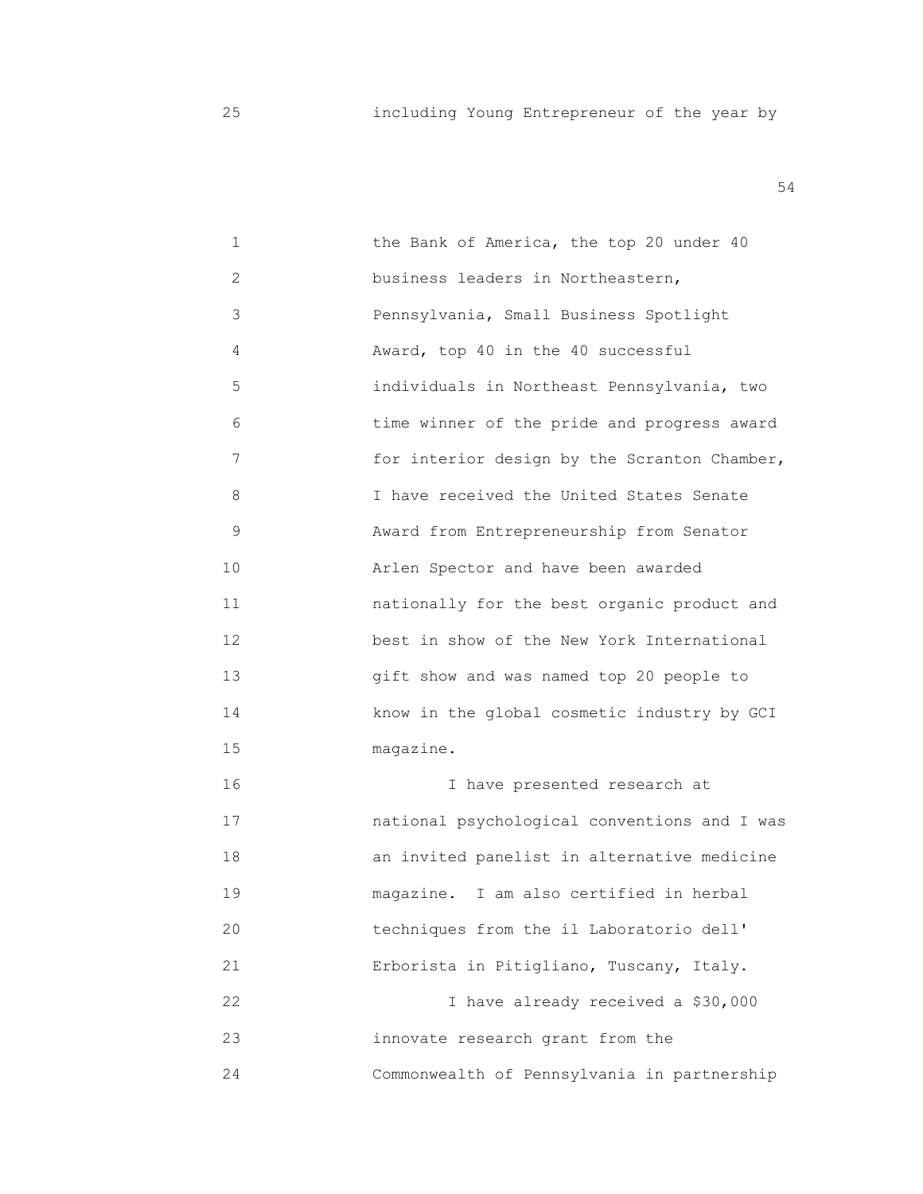including Young Entrepreneur of the year by

the Bank of America, the top 20 under 40 business leaders in Northeastern, Pennsylvania, Small Business Spotlight Award, top 40 in the 40 successful individuals in Northeast Pennsylvania, two time winner of the pride and progress award for interior design by the Scranton Chamber, I have received the United States Senate Award from Entrepreneurship from Senator Arlen Spector and have been awarded nationally for the best organic product and best in show of the New York International gift show and was named top 20 people to know in the global cosmetic industry by GCI magazine.

I have presented research at national psychological conventions and I was an invited panelist in alternative medicine magazine. I am also certified in herbal techniques from the il Laboratorio dell' Erborista in Pitigliano, Tuscany, Italy.

I have already received a $30,000 innovate research grant from the Commonwealth of Pennsylvania in partnership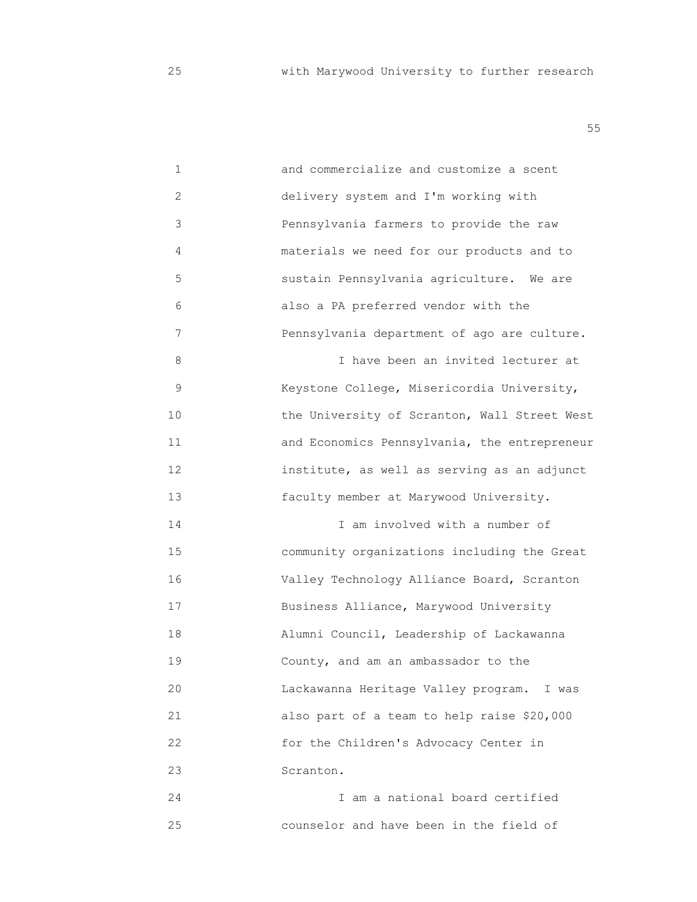with Marywood University to further research

and commercialize and customize a scent delivery system and I'm working with Pennsylvania farmers to provide the raw materials we need for our products and to sustain Pennsylvania agriculture. We are also a PA preferred vendor with the Pennsylvania department of ago are culture.

I have been an invited lecturer at Keystone College, Misericordia University, the University of Scranton, Wall Street West and Economics Pennsylvania, the entrepreneur institute, as well as serving as an adjunct faculty member at Marywood University.

I am involved with a number of community organizations including the Great Valley Technology Alliance Board, Scranton Business Alliance, Marywood University Alumni Council, Leadership of Lackawanna County, and am an ambassador to the Lackawanna Heritage Valley program. I was also part of a team to help raise $20,000 for the Children's Advocacy Center in Scranton.

I am a national board certified counselor and have been in the field of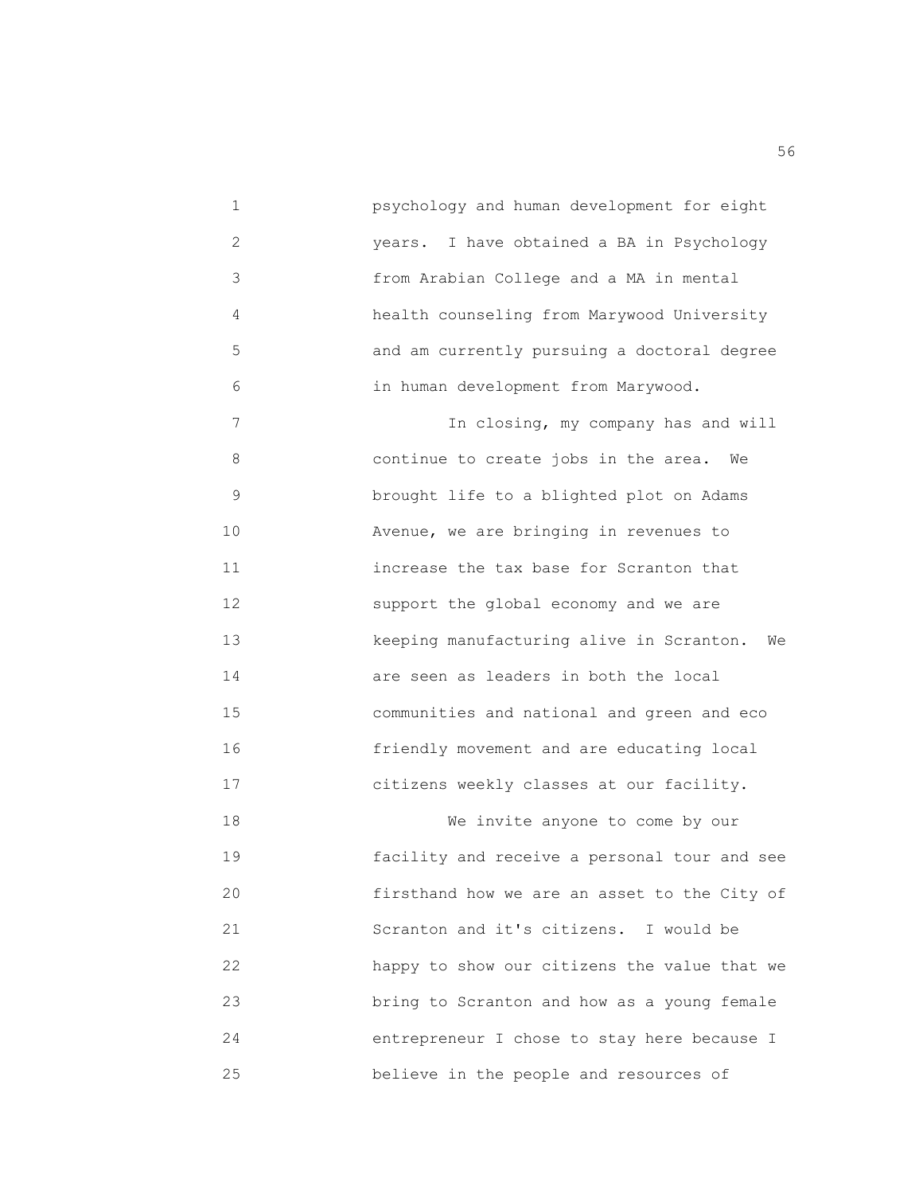psychology and human development for eight years. I have obtained a BA in Psychology from Arabian College and a MA in mental health counseling from Marywood University and am currently pursuing a doctoral degree in human development from Marywood.

In closing, my company has and will continue to create jobs in the area. We brought life to a blighted plot on Adams Avenue, we are bringing in revenues to increase the tax base for Scranton that support the global economy and we are keeping manufacturing alive in Scranton. We are seen as leaders in both the local communities and national and green and eco friendly movement and are educating local citizens weekly classes at our facility.

We invite anyone to come by our facility and receive a personal tour and see firsthand how we are an asset to the City of Scranton and it's citizens. I would be happy to show our citizens the value that we bring to Scranton and how as a young female entrepreneur I chose to stay here because I believe in the people and resources of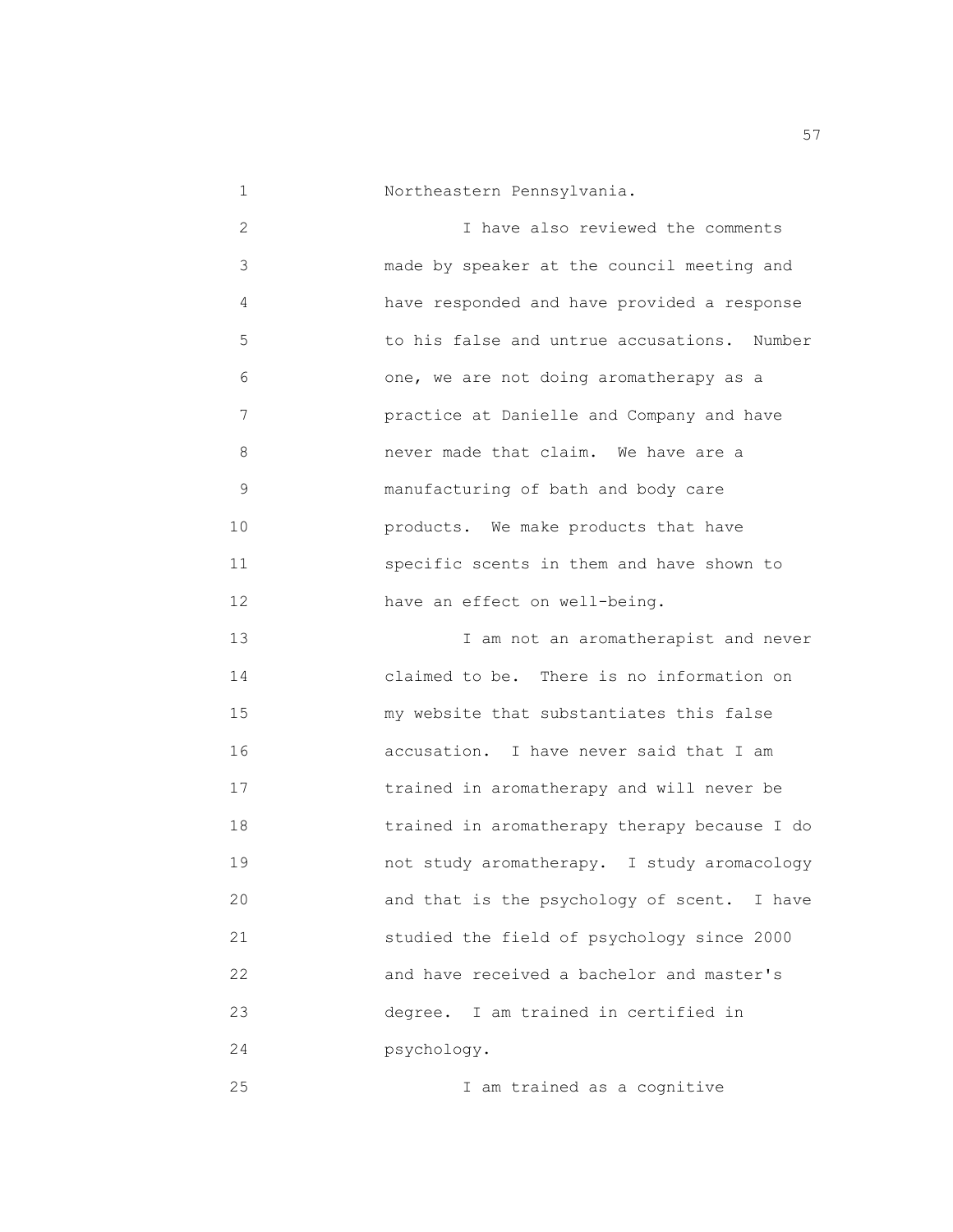Northeastern Pennsylvania.

I have also reviewed the comments made by speaker at the council meeting and have responded and have provided a response to his false and untrue accusations. Number one, we are not doing aromatherapy as a practice at Danielle and Company and have never made that claim. We have are a manufacturing of bath and body care products. We make products that have specific scents in them and have shown to have an effect on well-being.

I am not an aromatherapist and never claimed to be. There is no information on my website that substantiates this false accusation. I have never said that I am trained in aromatherapy and will never be trained in aromatherapy therapy because I do not study aromatherapy. I study aromacology and that is the psychology of scent. I have studied the field of psychology since 2000 and have received a bachelor and master's degree. I am trained in certified in psychology.

I am trained as a cognitive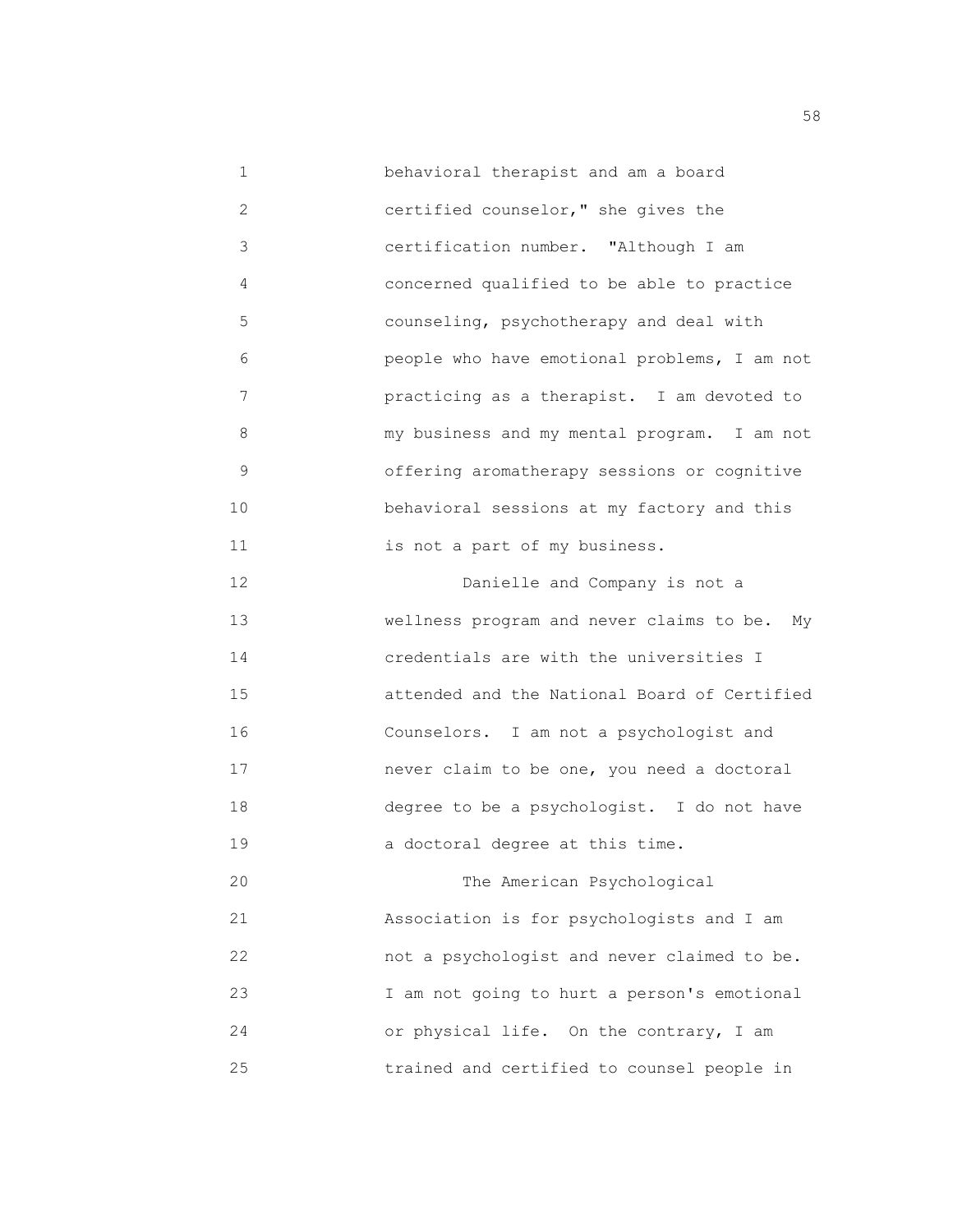behavioral therapist and am a board certified counselor," she gives the certification number. "Although I am concerned qualified to be able to practice counseling, psychotherapy and deal with people who have emotional problems, I am not practicing as a therapist. I am devoted to my business and my mental program. I am not offering aromatherapy sessions or cognitive behavioral sessions at my factory and this is not a part of my business.

Danielle and Company is not a wellness program and never claims to be. My credentials are with the universities I attended and the National Board of Certified Counselors. I am not a psychologist and never claim to be one, you need a doctoral degree to be a psychologist. I do not have a doctoral degree at this time.

The American Psychological Association is for psychologists and I am not a psychologist and never claimed to be. I am not going to hurt a person's emotional or physical life. On the contrary, I am trained and certified to counsel people in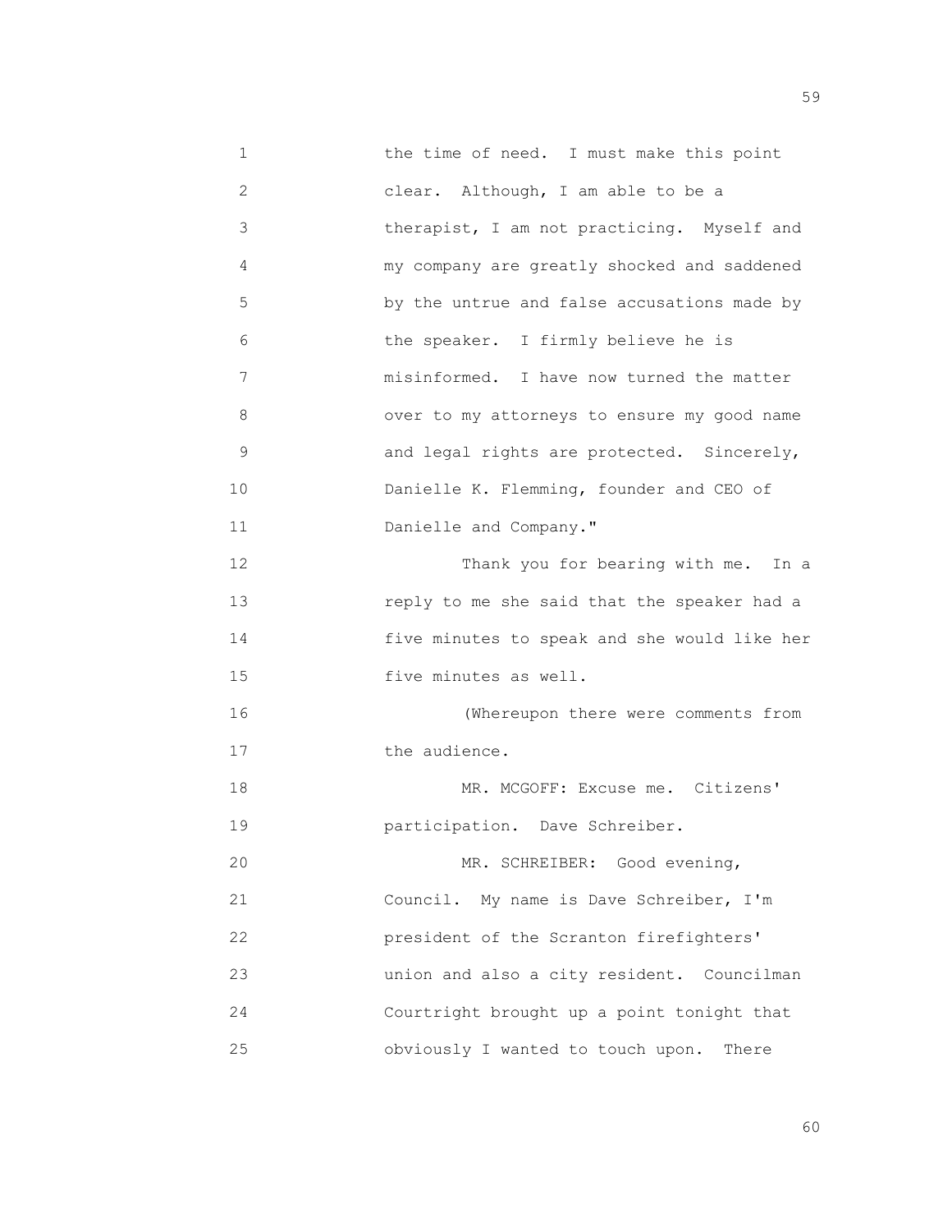the time of need. I must make this point clear. Although, I am able to be a therapist, I am not practicing. Myself and my company are greatly shocked and saddened by the untrue and false accusations made by the speaker. I firmly believe he is misinformed. I have now turned the matter over to my attorneys to ensure my good name and legal rights are protected. Sincerely, Danielle K. Flemming, founder and CEO of Danielle and Company."

Thank you for bearing with me. In a reply to me she said that the speaker had a five minutes to speak and she would like her five minutes as well.

(Whereupon there were comments from the audience.

MR. MCGOFF: Excuse me. Citizens' participation. Dave Schreiber.

MR. SCHREIBER: Good evening, Council. My name is Dave Schreiber, I'm president of the Scranton firefighters' union and also a city resident. Councilman Courtright brought up a point tonight that obviously I wanted to touch upon. There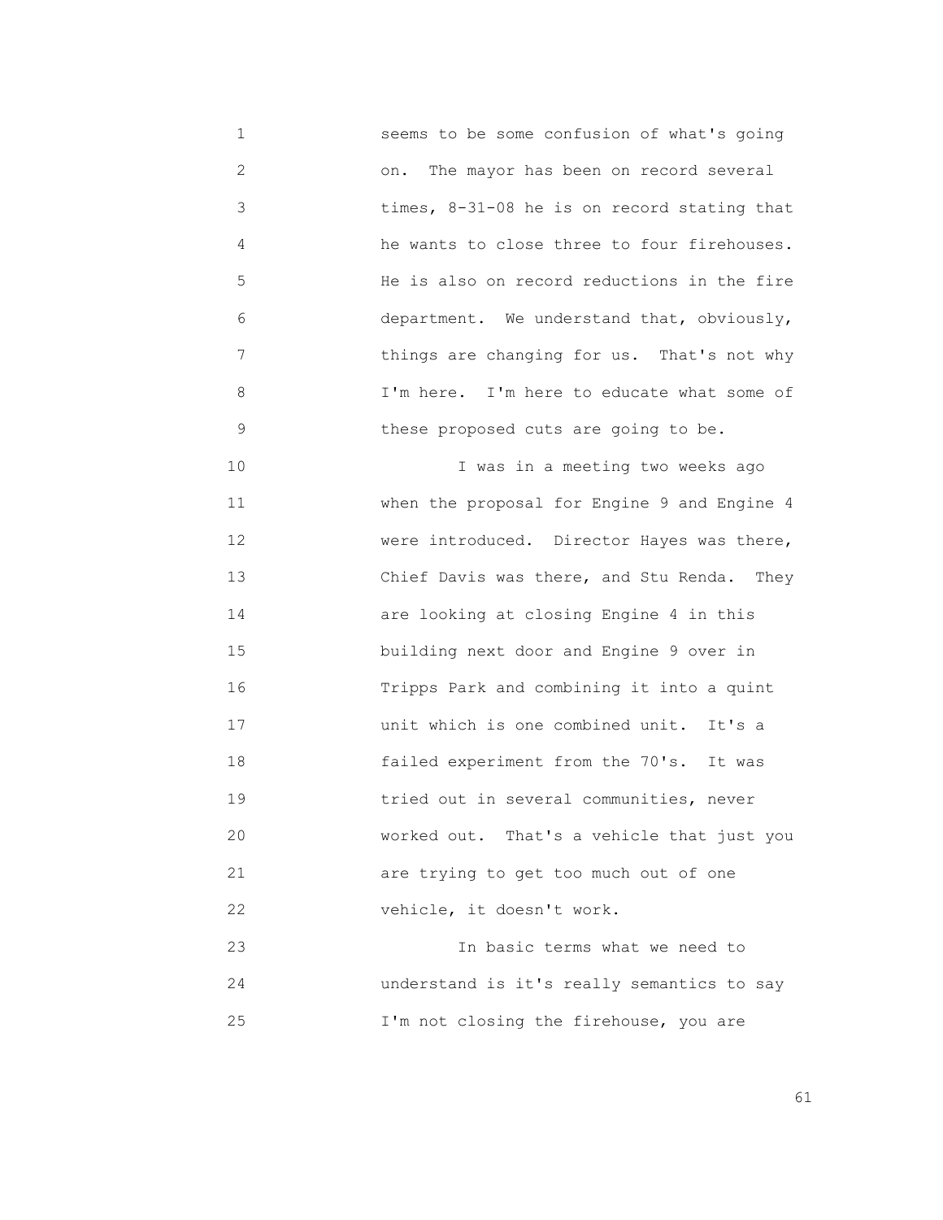seems to be some confusion of what's going on. The mayor has been on record several times, 8-31-08 he is on record stating that he wants to close three to four firehouses. He is also on record reductions in the fire department. We understand that, obviously, things are changing for us. That's not why I'm here. I'm here to educate what some of these proposed cuts are going to be.

I was in a meeting two weeks ago when the proposal for Engine 9 and Engine 4 were introduced. Director Hayes was there, Chief Davis was there, and Stu Renda. They are looking at closing Engine 4 in this building next door and Engine 9 over in Tripps Park and combining it into a quint unit which is one combined unit. It's a failed experiment from the 70's. It was tried out in several communities, never worked out. That's a vehicle that just you are trying to get too much out of one vehicle, it doesn't work.

In basic terms what we need to understand is it's really semantics to say I'm not closing the firehouse, you are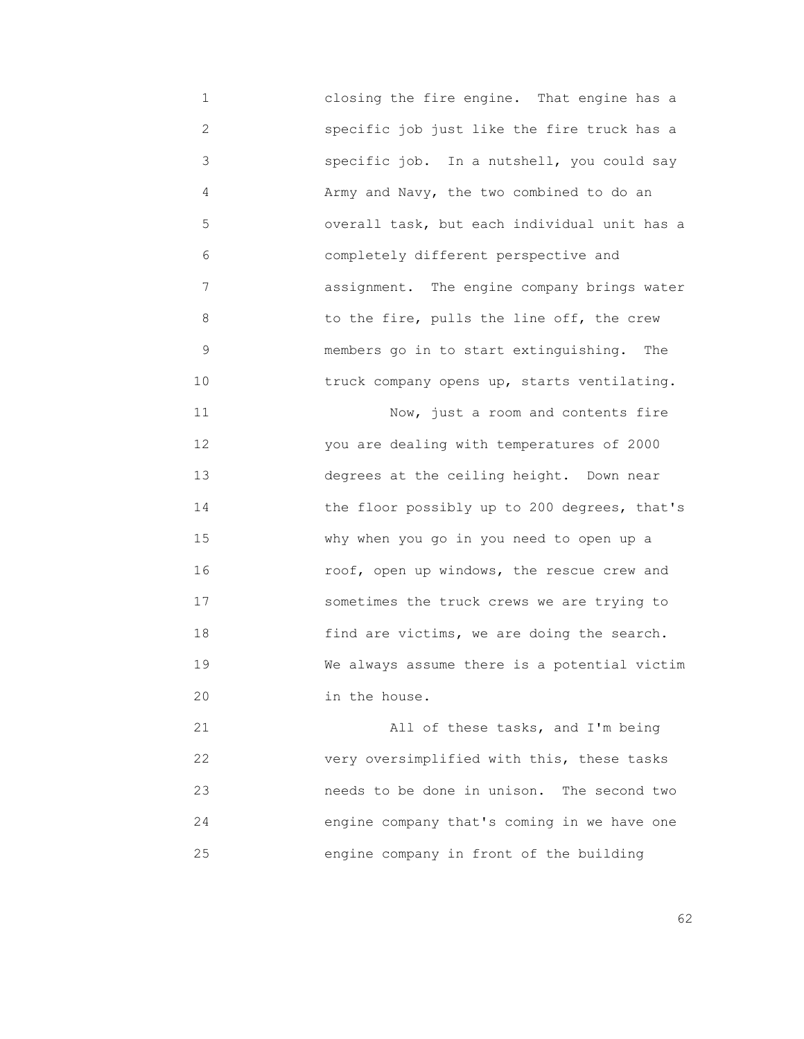closing the fire engine. That engine has a specific job just like the fire truck has a specific job. In a nutshell, you could say Army and Navy, the two combined to do an overall task, but each individual unit has a completely different perspective and assignment. The engine company brings water to the fire, pulls the line off, the crew members go in to start extinguishing. The truck company opens up, starts ventilating.

Now, just a room and contents fire you are dealing with temperatures of 2000 degrees at the ceiling height. Down near the floor possibly up to 200 degrees, that's why when you go in you need to open up a roof, open up windows, the rescue crew and sometimes the truck crews we are trying to find are victims, we are doing the search. We always assume there is a potential victim in the house.

All of these tasks, and I'm being very oversimplified with this, these tasks needs to be done in unison. The second two engine company that's coming in we have one engine company in front of the building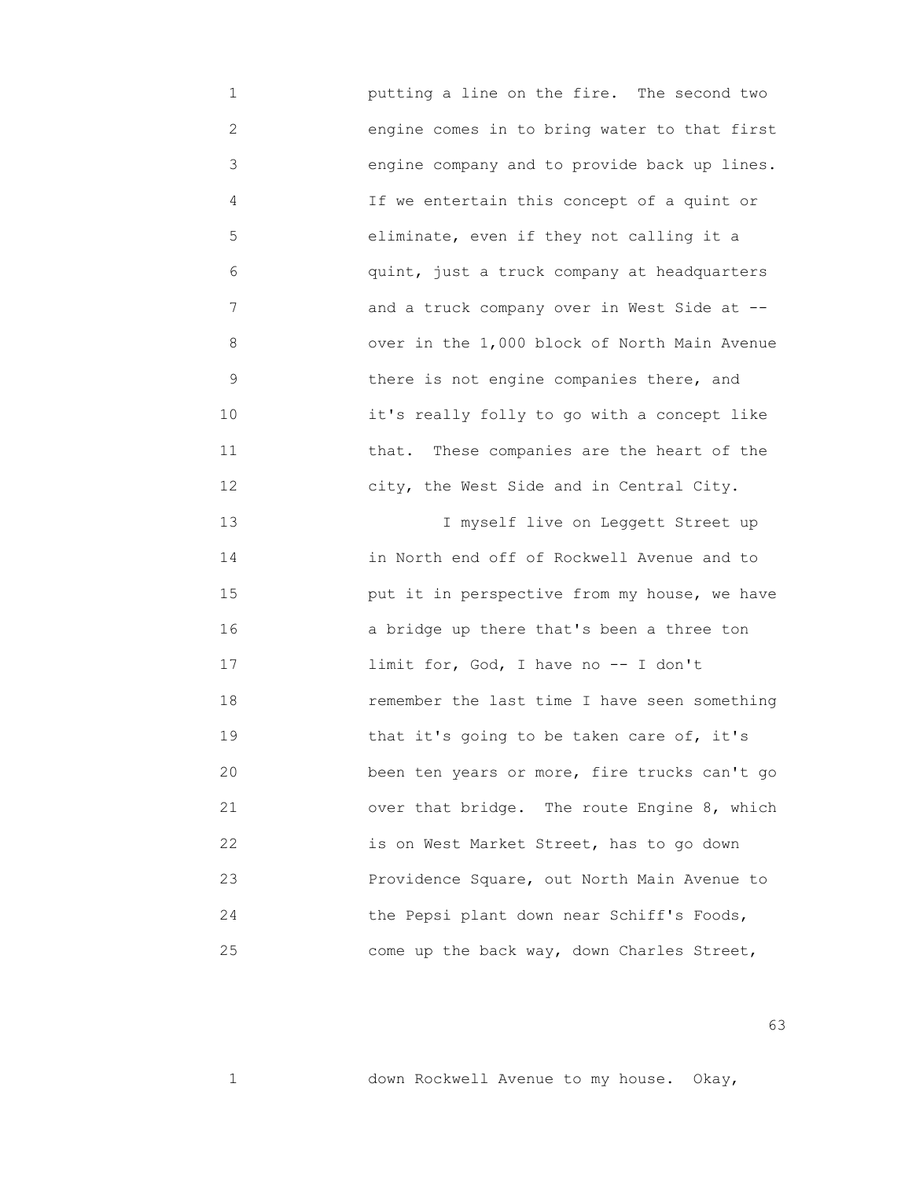putting a line on the fire. The second two engine comes in to bring water to that first engine company and to provide back up lines. If we entertain this concept of a quint or eliminate, even if they not calling it a quint, just a truck company at headquarters and a truck company over in West Side at -- over in the 1,000 block of North Main Avenue there is not engine companies there, and it's really folly to go with a concept like that. These companies are the heart of the city, the West Side and in Central City.

I myself live on Leggett Street up in North end off of Rockwell Avenue and to put it in perspective from my house, we have a bridge up there that's been a three ton limit for, God, I have no -- I don't remember the last time I have seen something that it's going to be taken care of, it's been ten years or more, fire trucks can't go over that bridge. The route Engine 8, which is on West Market Street, has to go down Providence Square, out North Main Avenue to the Pepsi plant down near Schiff's Foods, come up the back way, down Charles Street,

down Rockwell Avenue to my house. Okay,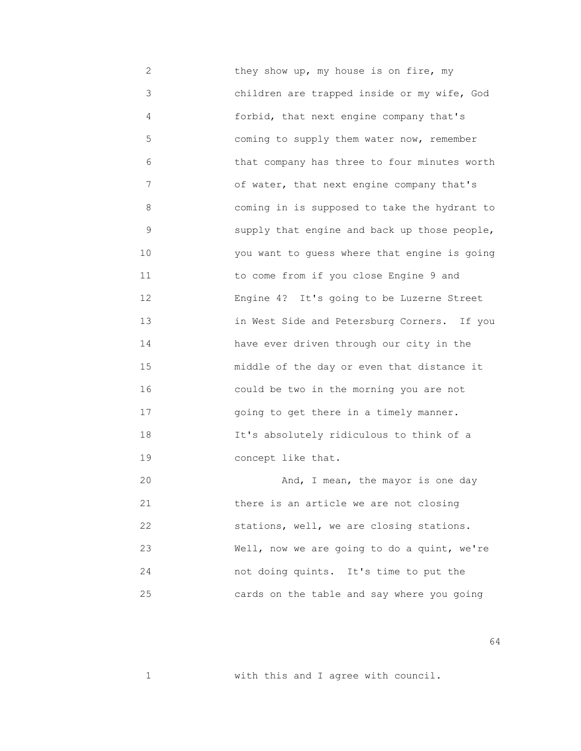they show up, my house is on fire, my children are trapped inside or my wife, God forbid, that next engine company that's coming to supply them water now, remember that company has three to four minutes worth of water, that next engine company that's coming in is supposed to take the hydrant to supply that engine and back up those people, you want to guess where that engine is going to come from if you close Engine 9 and Engine 4? It's going to be Luzerne Street in West Side and Petersburg Corners. If you have ever driven through our city in the middle of the day or even that distance it could be two in the morning you are not going to get there in a timely manner. It's absolutely ridiculous to think of a concept like that.

And, I mean, the mayor is one day there is an article we are not closing stations, well, we are closing stations. Well, now we are going to do a quint, we're not doing quints. It's time to put the cards on the table and say where you going with this and I agree with council.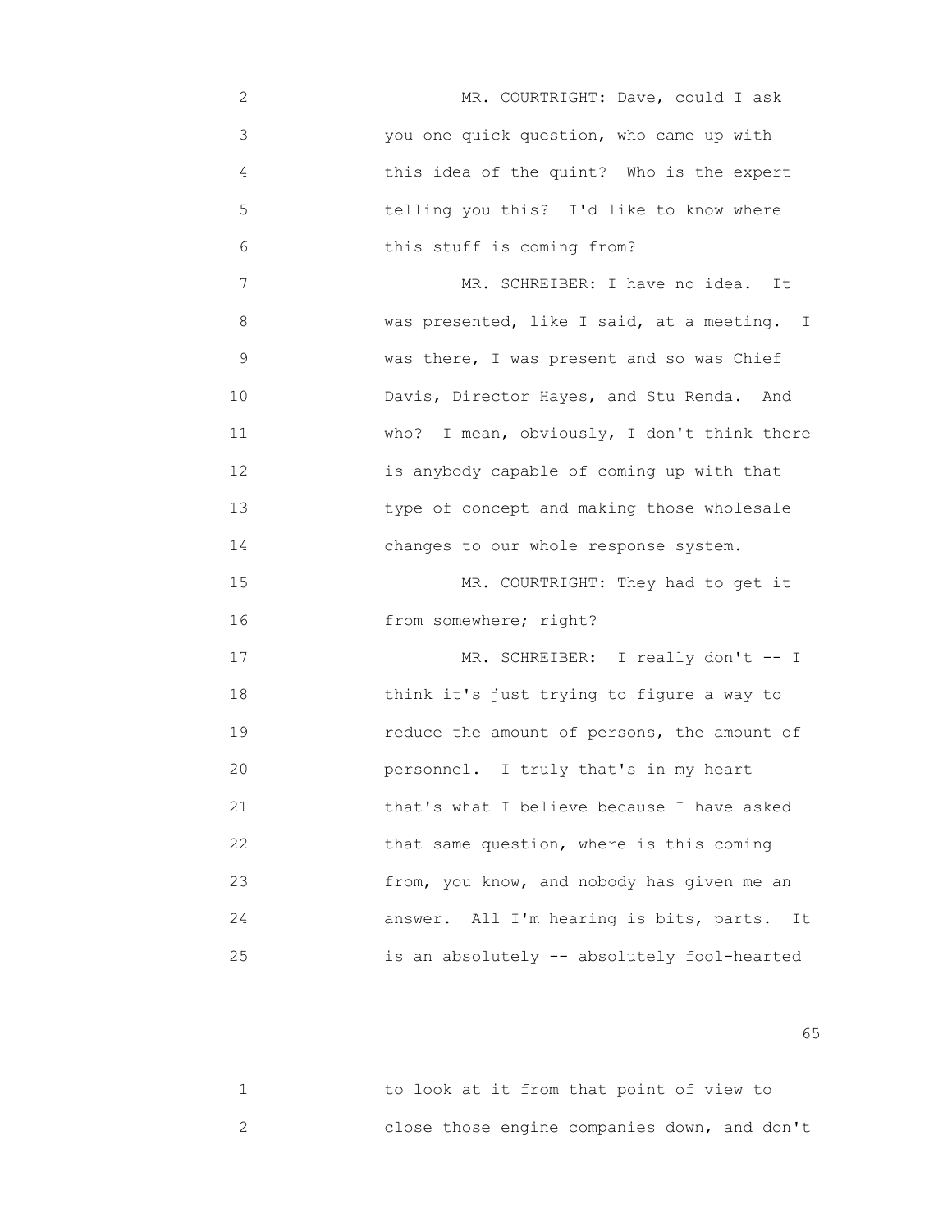MR. COURTRIGHT: Dave, could I ask you one quick question, who came up with this idea of the quint? Who is the expert telling you this? I'd like to know where this stuff is coming from?

MR. SCHREIBER: I have no idea. It was presented, like I said, at a meeting. I was there, I was present and so was Chief Davis, Director Hayes, and Stu Renda. And who? I mean, obviously, I don't think there is anybody capable of coming up with that type of concept and making those wholesale changes to our whole response system.

MR. COURTRIGHT: They had to get it from somewhere; right?

MR. SCHREIBER: I really don't -- I think it's just trying to figure a way to reduce the amount of persons, the amount of personnel. I truly that's in my heart that's what I believe because I have asked that same question, where is this coming from, you know, and nobody has given me an answer. All I'm hearing is bits, parts. It is an absolutely -- absolutely fool-hearted to look at it from that point of view to close those engine companies down, and don't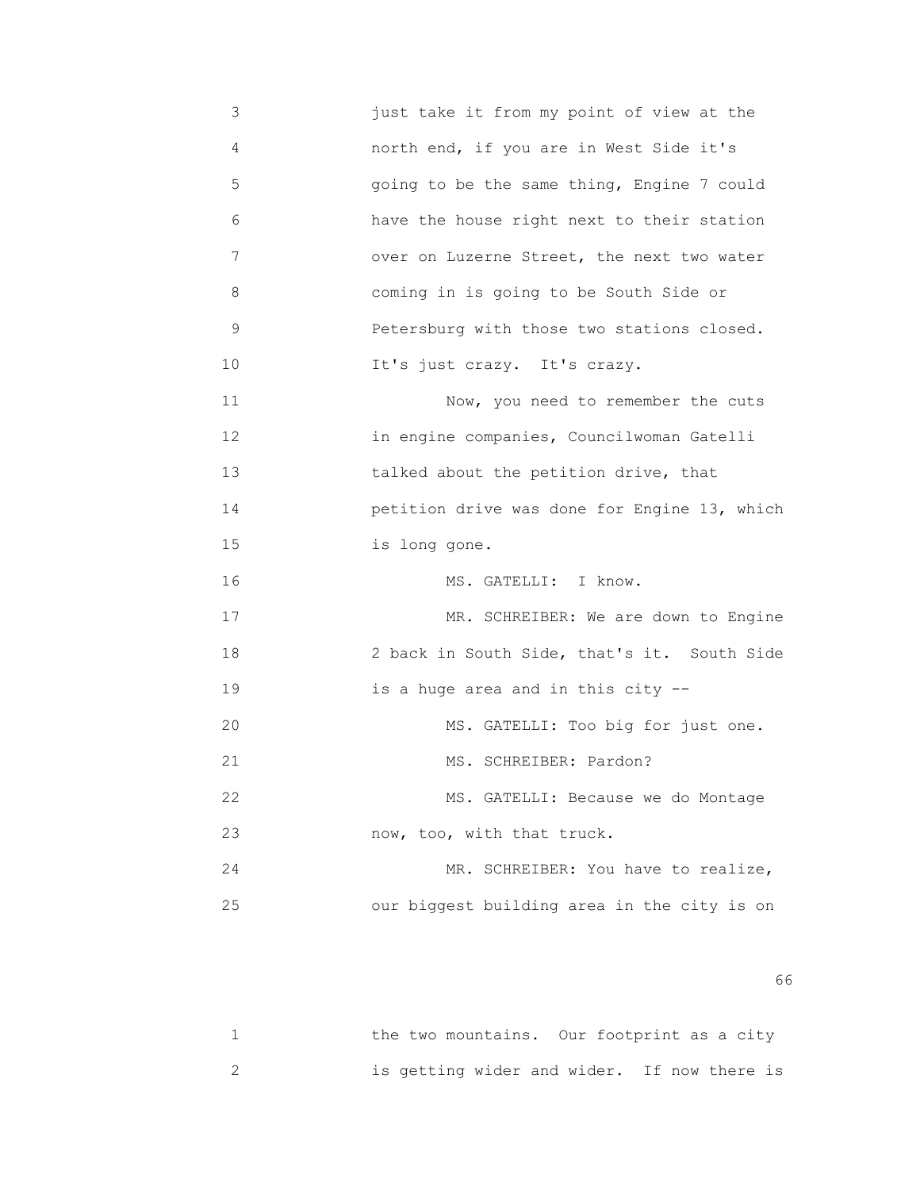just take it from my point of view at the north end, if you are in West Side it's going to be the same thing, Engine 7 could have the house right next to their station over on Luzerne Street, the next two water coming in is going to be South Side or Petersburg with those two stations closed. It's just crazy. It's crazy.

Now, you need to remember the cuts in engine companies, Councilwoman Gatelli talked about the petition drive, that petition drive was done for Engine 13, which is long gone.

MS. GATELLI: I know.

MR. SCHREIBER: We are down to Engine 2 back in South Side, that's it. South Side is a huge area and in this city --

MS. GATELLI: Too big for just one.

MS. SCHREIBER: Pardon?

MS. GATELLI: Because we do Montage now, too, with that truck.

MR. SCHREIBER: You have to realize, our biggest building area in the city is on the two mountains. Our footprint as a city is getting wider and wider. If now there is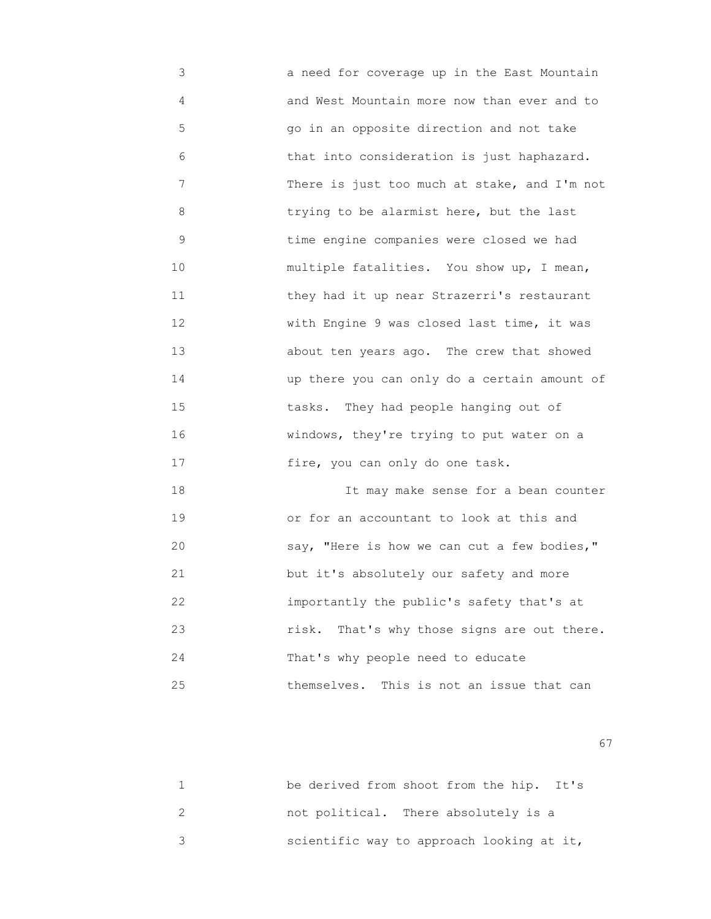a need for coverage up in the East Mountain and West Mountain more now than ever and to go in an opposite direction and not take that into consideration is just haphazard. There is just too much at stake, and I'm not trying to be alarmist here, but the last time engine companies were closed we had multiple fatalities. You show up, I mean, they had it up near Strazerri's restaurant with Engine 9 was closed last time, it was about ten years ago. The crew that showed up there you can only do a certain amount of tasks. They had people hanging out of windows, they're trying to put water on a fire, you can only do one task.

It may make sense for a bean counter or for an accountant to look at this and say, "Here is how we can cut a few bodies," but it's absolutely our safety and more importantly the public's safety that's at risk. That's why those signs are out there. That's why people need to educate themselves. This is not an issue that can be derived from shoot from the hip. It's not political. There absolutely is a scientific way to approach looking at it,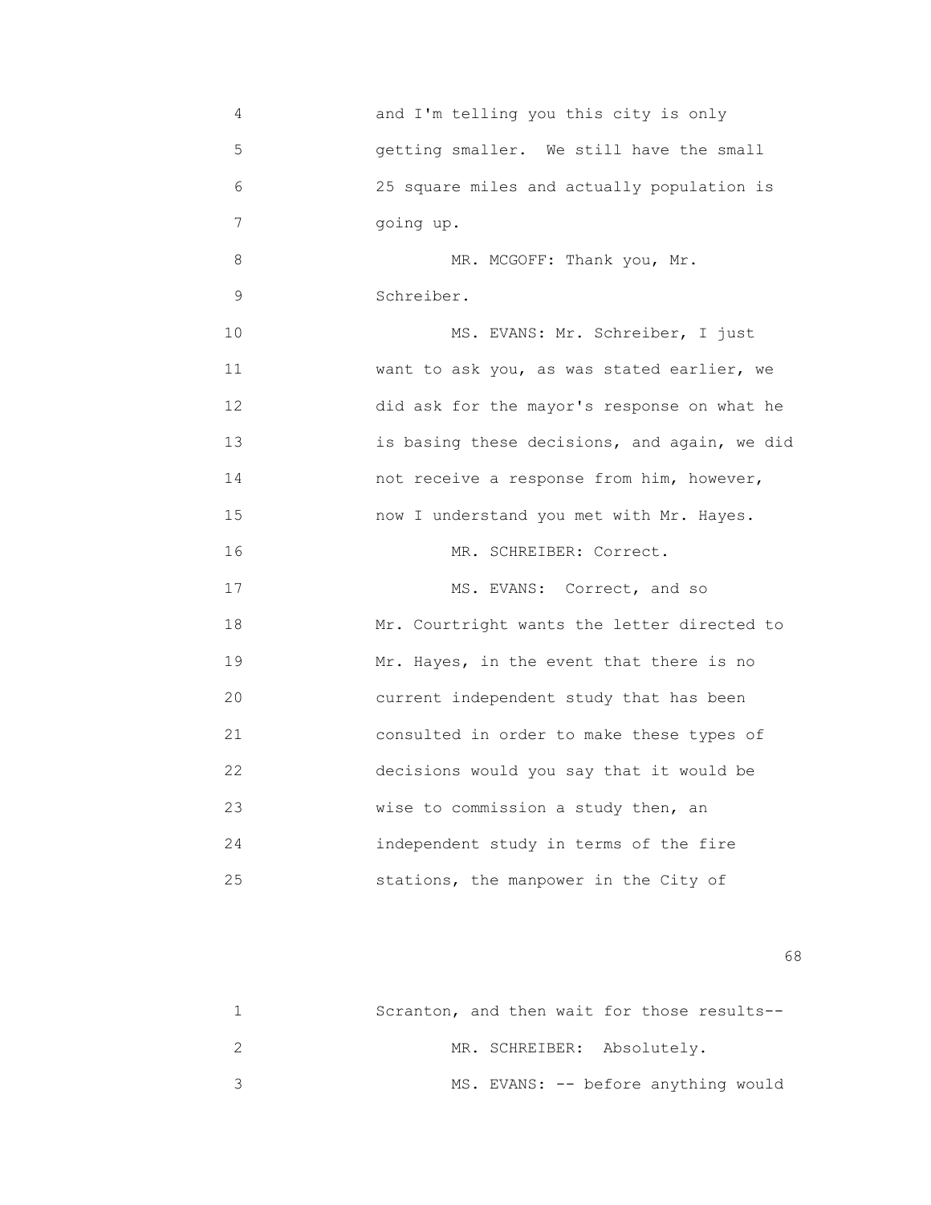and I'm telling you this city is only getting smaller. We still have the small 25 square miles and actually population is going up.

MR. MCGOFF: Thank you, Mr. Schreiber.

MS. EVANS: Mr. Schreiber, I just want to ask you, as was stated earlier, we did ask for the mayor's response on what he is basing these decisions, and again, we did not receive a response from him, however, now I understand you met with Mr. Hayes.

MR. SCHREIBER: Correct.

MS. EVANS: Correct, and so Mr. Courtright wants the letter directed to Mr. Hayes, in the event that there is no current independent study that has been consulted in order to make these types of decisions would you say that it would be wise to commission a study then, an independent study in terms of the fire stations, the manpower in the City of Scranton, and then wait for those results--

MR. SCHREIBER: Absolutely.

MS. EVANS: -- before anything would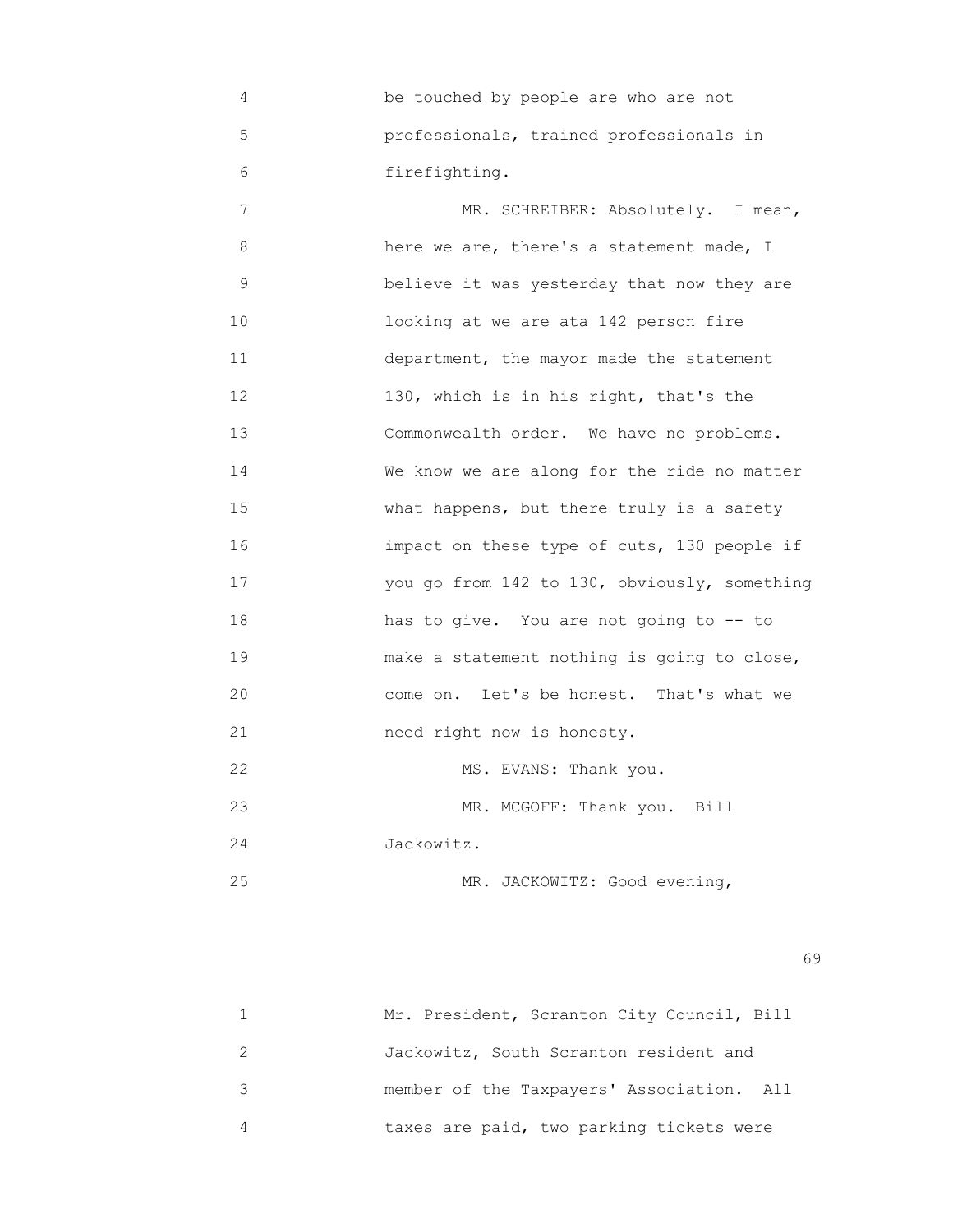be touched by people are who are not professionals, trained professionals in firefighting.

MR. SCHREIBER: Absolutely. I mean, here we are, there's a statement made, I believe it was yesterday that now they are looking at we are ata 142 person fire department, the mayor made the statement 130, which is in his right, that's the Commonwealth order. We have no problems. We know we are along for the ride no matter what happens, but there truly is a safety impact on these type of cuts, 130 people if you go from 142 to 130, obviously, something has to give. You are not going to -- to make a statement nothing is going to close, come on. Let's be honest. That's what we need right now is honesty.

MS. EVANS: Thank you.

MR. MCGOFF: Thank you. Bill Jackowitz.

MR. JACKOWITZ: Good evening, Mr. President, Scranton City Council, Bill Jackowitz, South Scranton resident and member of the Taxpayers' Association. All taxes are paid, two parking tickets were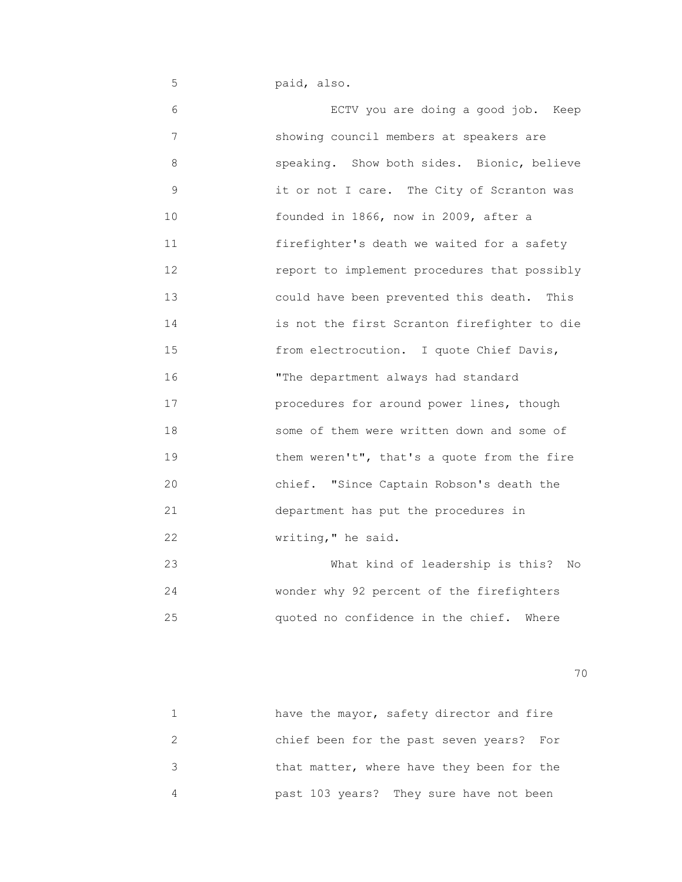paid, also.

ECTV you are doing a good job. Keep showing council members at speakers are speaking. Show both sides. Bionic, believe it or not I care. The City of Scranton was founded in 1866, now in 2009, after a firefighter's death we waited for a safety report to implement procedures that possibly could have been prevented this death. This is not the first Scranton firefighter to die from electrocution. I quote Chief Davis, "The department always had standard procedures for around power lines, though some of them were written down and some of them weren't", that's a quote from the fire chief. "Since Captain Robson's death the department has put the procedures in writing," he said.

What kind of leadership is this? No wonder why 92 percent of the firefighters quoted no confidence in the chief. Where have the mayor, safety director and fire chief been for the past seven years? For that matter, where have they been for the past 103 years? They sure have not been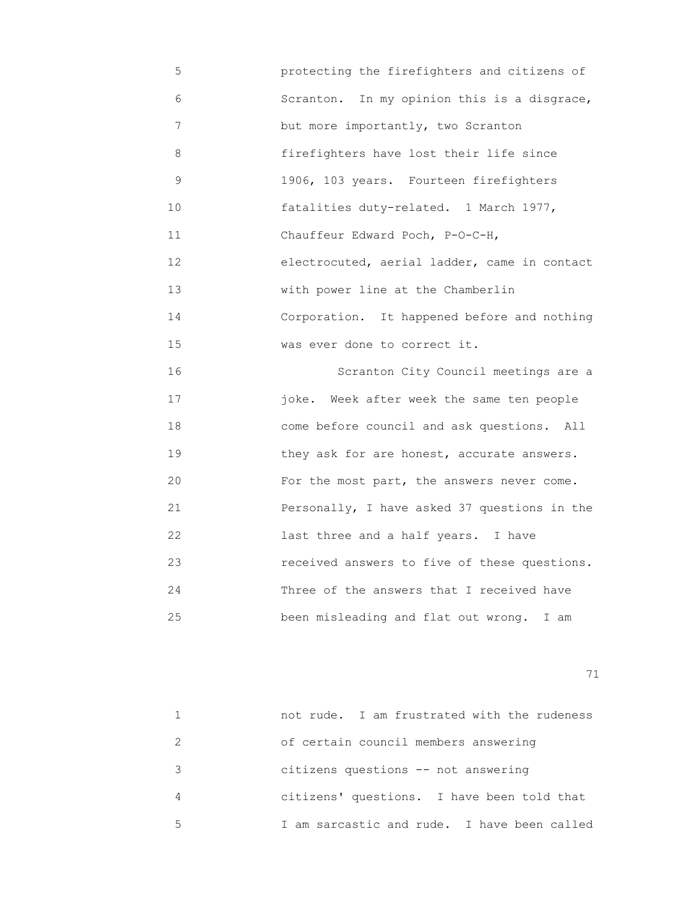protecting the firefighters and citizens of Scranton. In my opinion this is a disgrace, but more importantly, two Scranton firefighters have lost their life since 1906, 103 years. Fourteen firefighters fatalities duty-related. 1 March 1977, Chauffeur Edward Poch, P-O-C-H, electrocuted, aerial ladder, came in contact with power line at the Chamberlin Corporation. It happened before and nothing was ever done to correct it.

Scranton City Council meetings are a joke. Week after week the same ten people come before council and ask questions. All they ask for are honest, accurate answers. For the most part, the answers never come. Personally, I have asked 37 questions in the last three and a half years. I have received answers to five of these questions. Three of the answers that I received have been misleading and flat out wrong. I am not rude. I am frustrated with the rudeness of certain council members answering citizens questions -- not answering citizens' questions. I have been told that I am sarcastic and rude. I have been called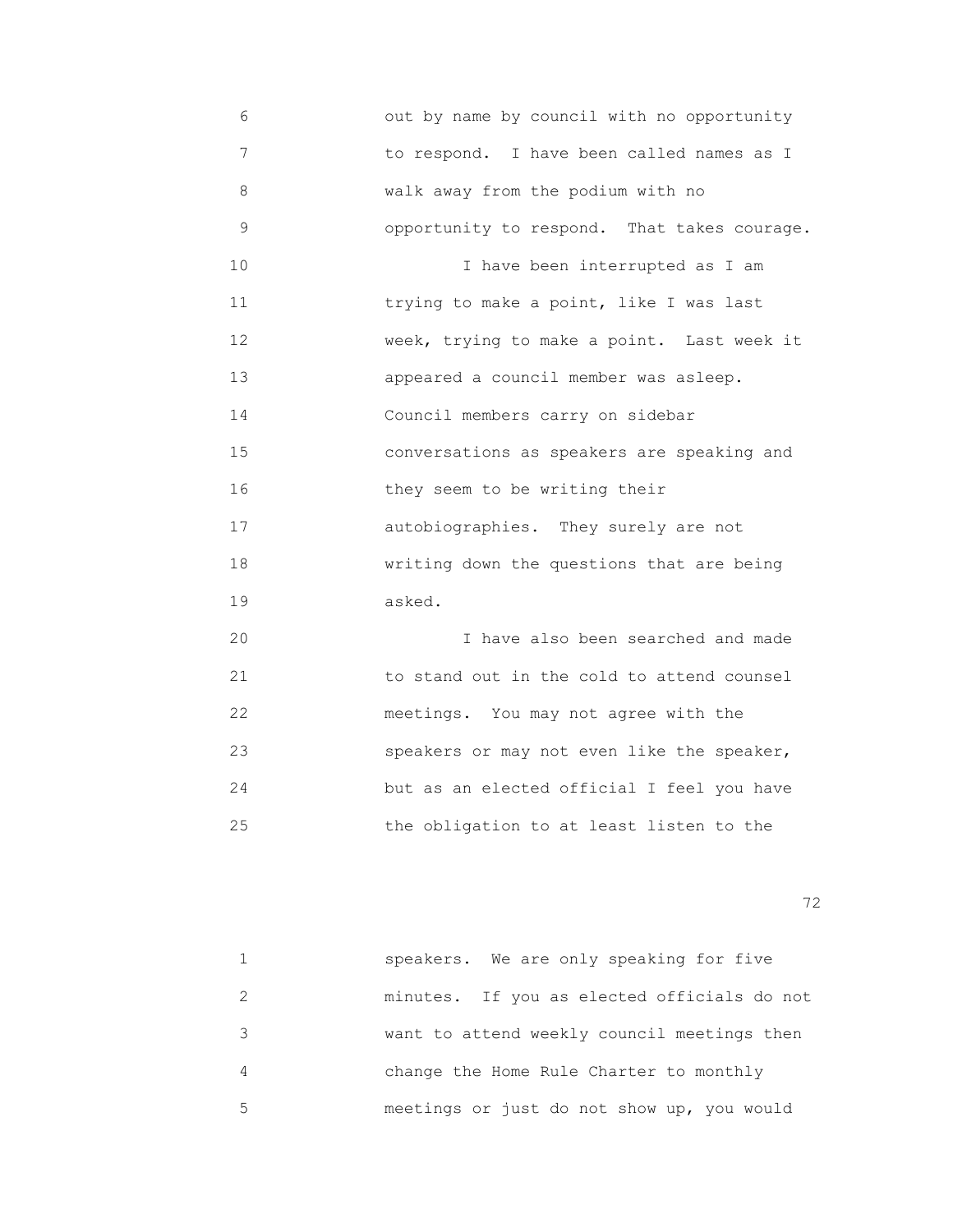out by name by council with no opportunity to respond. I have been called names as I walk away from the podium with no opportunity to respond. That takes courage.

I have been interrupted as I am trying to make a point, like I was last week, trying to make a point. Last week it appeared a council member was asleep. Council members carry on sidebar conversations as speakers are speaking and they seem to be writing their autobiographies. They surely are not writing down the questions that are being asked.

I have also been searched and made to stand out in the cold to attend counsel meetings. You may not agree with the speakers or may not even like the speaker, but as an elected official I feel you have the obligation to at least listen to the speakers. We are only speaking for five minutes. If you as elected officials do not want to attend weekly council meetings then change the Home Rule Charter to monthly meetings or just do not show up, you would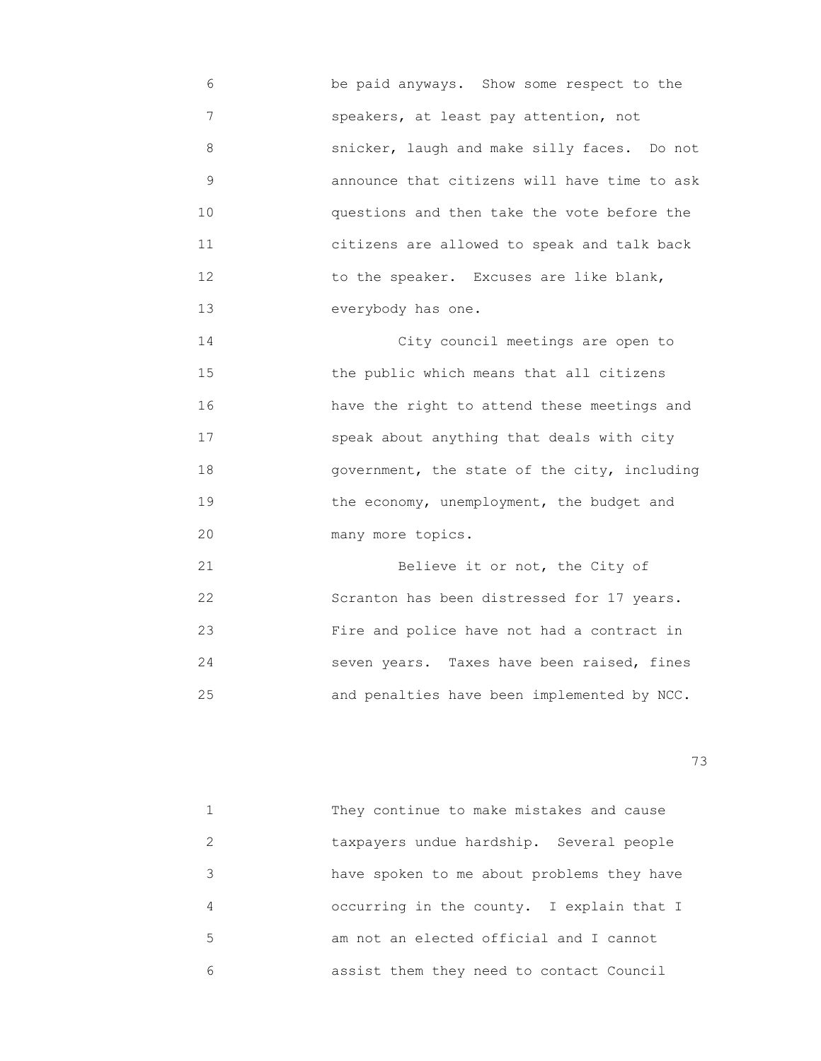be paid anyways. Show some respect to the speakers, at least pay attention, not snicker, laugh and make silly faces. Do not announce that citizens will have time to ask questions and then take the vote before the citizens are allowed to speak and talk back to the speaker. Excuses are like blank, everybody has one.

City council meetings are open to the public which means that all citizens have the right to attend these meetings and speak about anything that deals with city government, the state of the city, including the economy, unemployment, the budget and many more topics.

Believe it or not, the City of Scranton has been distressed for 17 years. Fire and police have not had a contract in seven years. Taxes have been raised, fines and penalties have been implemented by NCC. They continue to make mistakes and cause taxpayers undue hardship. Several people have spoken to me about problems they have occurring in the county. I explain that I am not an elected official and I cannot assist them they need to contact Council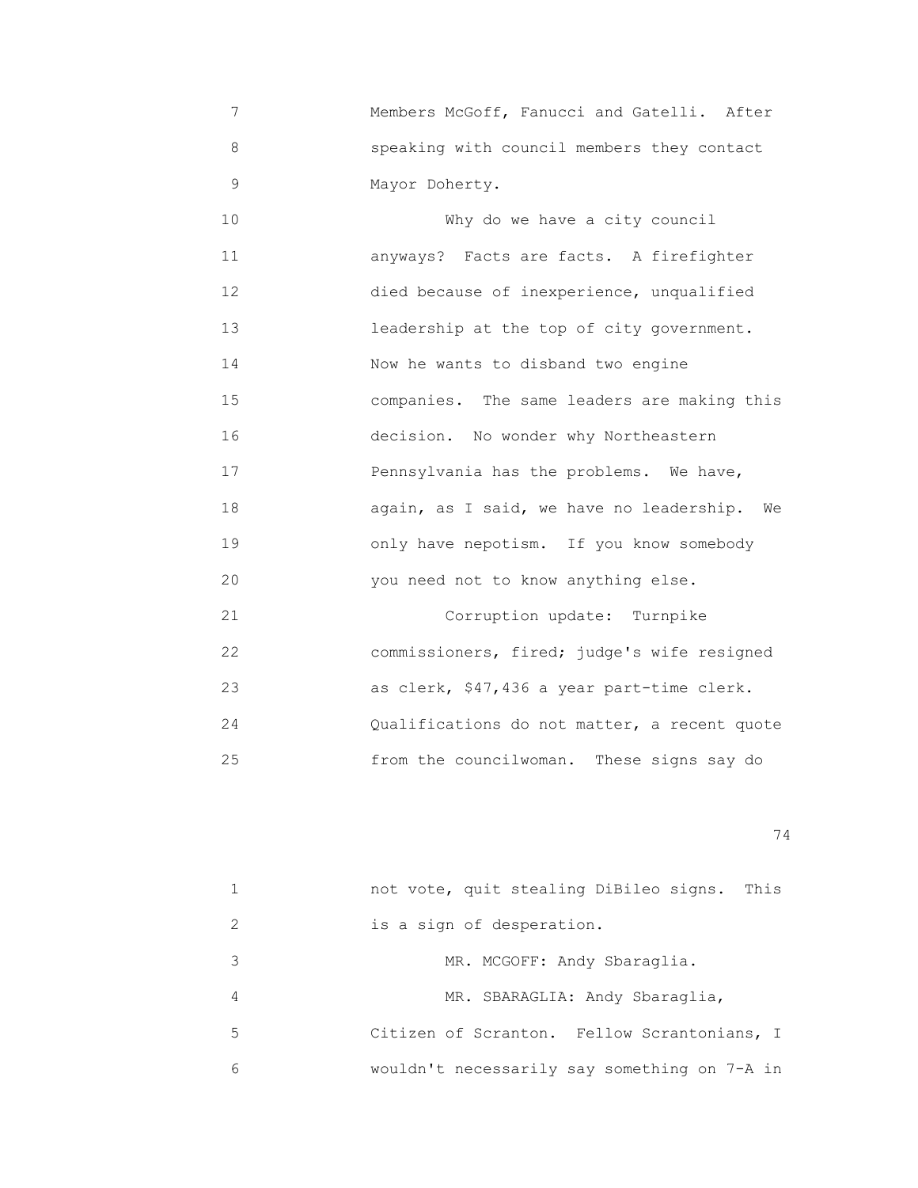Members McGoff, Fanucci and Gatelli. After speaking with council members they contact Mayor Doherty.

Why do we have a city council anyways? Facts are facts. A firefighter died because of inexperience, unqualified leadership at the top of city government. Now he wants to disband two engine companies. The same leaders are making this decision. No wonder why Northeastern Pennsylvania has the problems. We have, again, as I said, we have no leadership. We only have nepotism. If you know somebody you need not to know anything else.

Corruption update: Turnpike commissioners, fired; judge's wife resigned as clerk, $47,436 a year part-time clerk. Qualifications do not matter, a recent quote from the councilwoman. These signs say do not vote, quit stealing DiBileo signs. This is a sign of desperation.

MR. MCGOFF: Andy Sbaraglia.

MR. SBARAGLIA: Andy Sbaraglia, Citizen of Scranton. Fellow Scrantonians, I wouldn't necessarily say something on 7-A in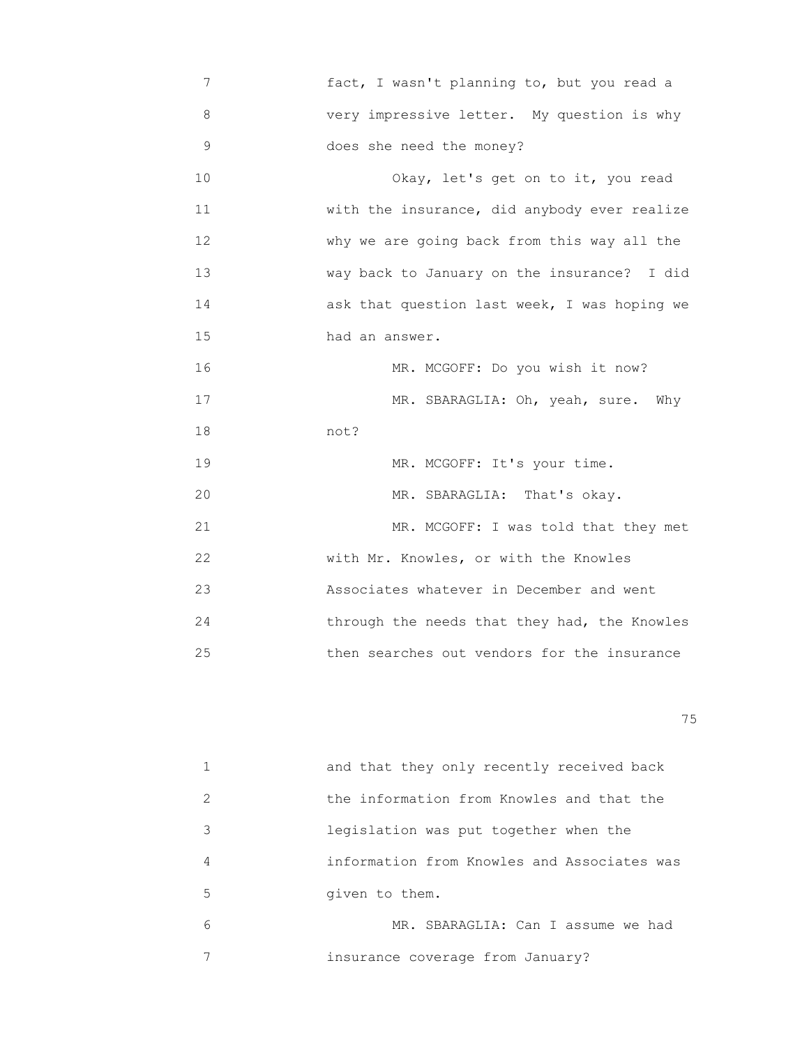fact, I wasn't planning to, but you read a very impressive letter. My question is why does she need the money?

Okay, let's get on to it, you read with the insurance, did anybody ever realize why we are going back from this way all the way back to January on the insurance? I did ask that question last week, I was hoping we had an answer.

MR. MCGOFF: Do you wish it now?

MR. SBARAGLIA: Oh, yeah, sure. Why not?

MR. MCGOFF: It's your time.

MR. SBARAGLIA: That's okay.

MR. MCGOFF: I was told that they met with Mr. Knowles, or with the Knowles Associates whatever in December and went through the needs that they had, the Knowles then searches out vendors for the insurance and that they only recently received back the information from Knowles and that the legislation was put together when the information from Knowles and Associates was given to them.

MR. SBARAGLIA: Can I assume we had insurance coverage from January?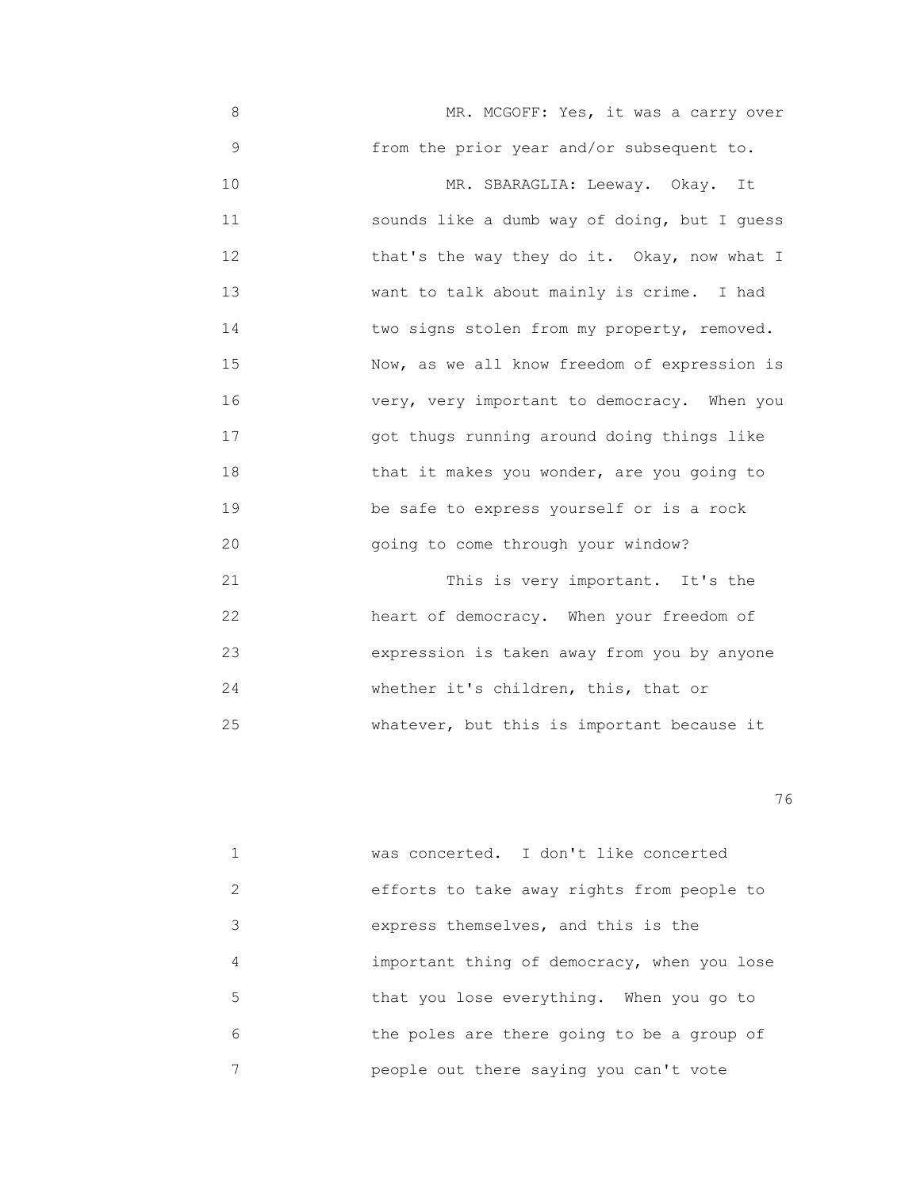MR. MCGOFF: Yes, it was a carry over from the prior year and/or subsequent to.

MR. SBARAGLIA: Leeway. Okay. It sounds like a dumb way of doing, but I guess that's the way they do it. Okay, now what I want to talk about mainly is crime. I had two signs stolen from my property, removed. Now, as we all know freedom of expression is very, very important to democracy. When you got thugs running around doing things like that it makes you wonder, are you going to be safe to express yourself or is a rock going to come through your window?

This is very important. It's the heart of democracy. When your freedom of expression is taken away from you by anyone whether it's children, this, that or whatever, but this is important because it was concerted. I don't like concerted efforts to take away rights from people to express themselves, and this is the important thing of democracy, when you lose that you lose everything. When you go to the poles are there going to be a group of people out there saying you can't vote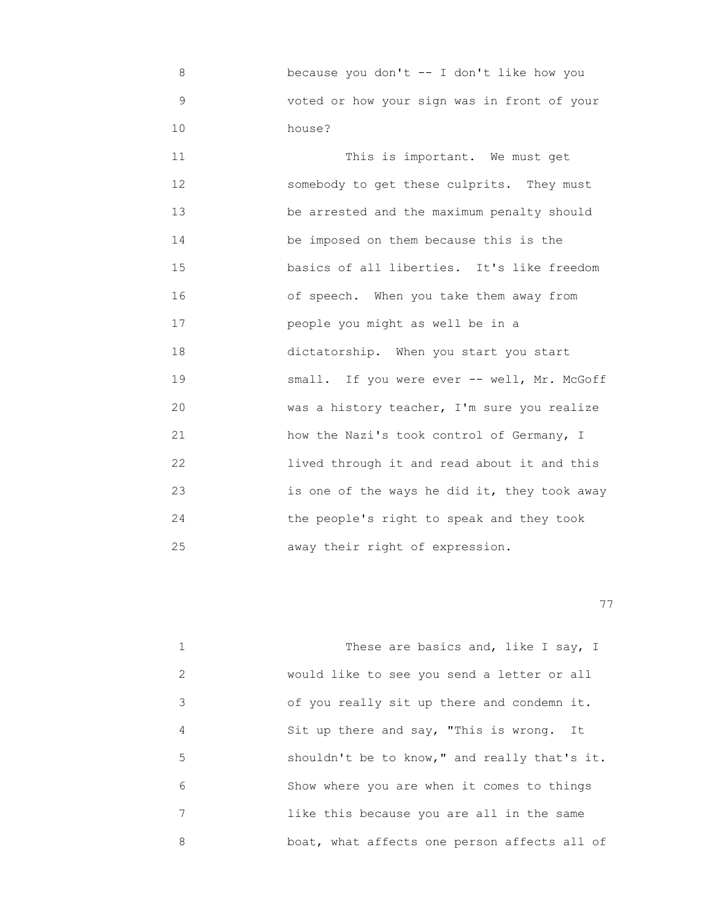8 because you don't -- I don't like how you
9 voted or how your sign was in front of your
10 house?

11 This is important. We must get
12 somebody to get these culprits. They must
13 be arrested and the maximum penalty should
14 be imposed on them because this is the
15 basics of all liberties. It's like freedom
16 of speech. When you take them away from
17 people you might as well be in a
18 dictatorship. When you start you start
19 small. If you were ever -- well, Mr. McGoff
20 was a history teacher, I'm sure you realize
21 how the Nazi's took control of Germany, I
22 lived through it and read about it and this
23 is one of the ways he did it, they took away
24 the people's right to speak and they took
25 away their right of expression.

1 These are basics and, like I say, I
2 would like to see you send a letter or all
3 of you really sit up there and condemn it.
4 Sit up there and say, "This is wrong. It
5 shouldn't be to know," and really that's it.
6 Show where you are when it comes to things
7 like this because you are all in the same
8 boat, what affects one person affects all of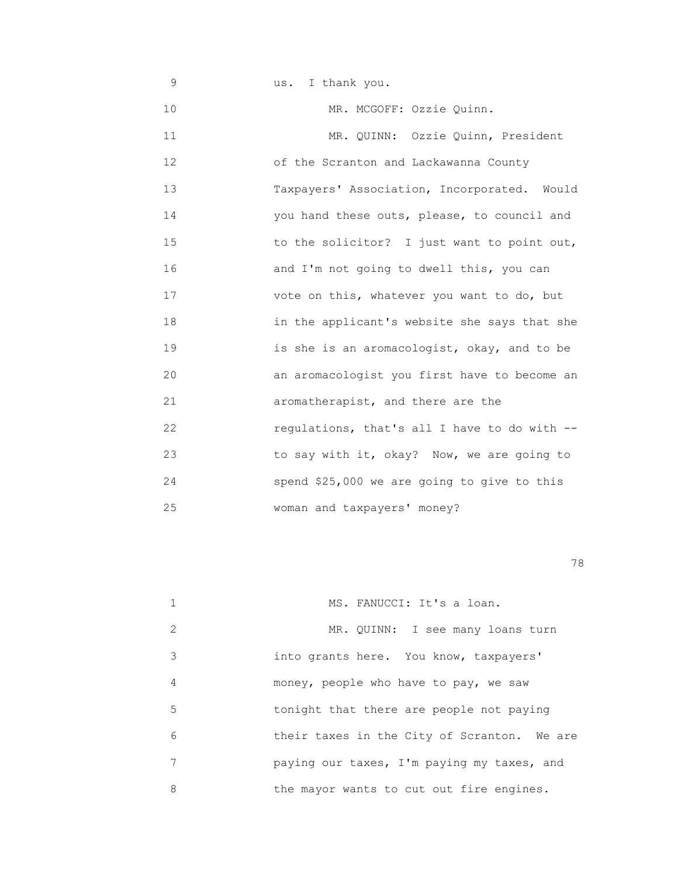9 us. I thank you.

10 MR. MCGOFF: Ozzie Quinn.

11 MR. QUINN: Ozzie Quinn, President
12 of the Scranton and Lackawanna County
13 Taxpayers' Association, Incorporated. Would
14 you hand these outs, please, to council and
15 to the solicitor? I just want to point out,
16 and I'm not going to dwell this, you can
17 vote on this, whatever you want to do, but
18 in the applicant's website she says that she
19 is she is an aromacologist, okay, and to be
20 an aromacologist you first have to become an
21 aromatherapist, and there are the
22 regulations, that's all I have to do with --
23 to say with it, okay? Now, we are going to
24 spend $25,000 we are going to give to this
25 woman and taxpayers' money?

1 MS. FANUCCI: It's a loan.

2 MR. QUINN: I see many loans turn
3 into grants here. You know, taxpayers'
4 money, people who have to pay, we saw
5 tonight that there are people not paying
6 their taxes in the City of Scranton. We are
7 paying our taxes, I'm paying my taxes, and
8 the mayor wants to cut out fire engines.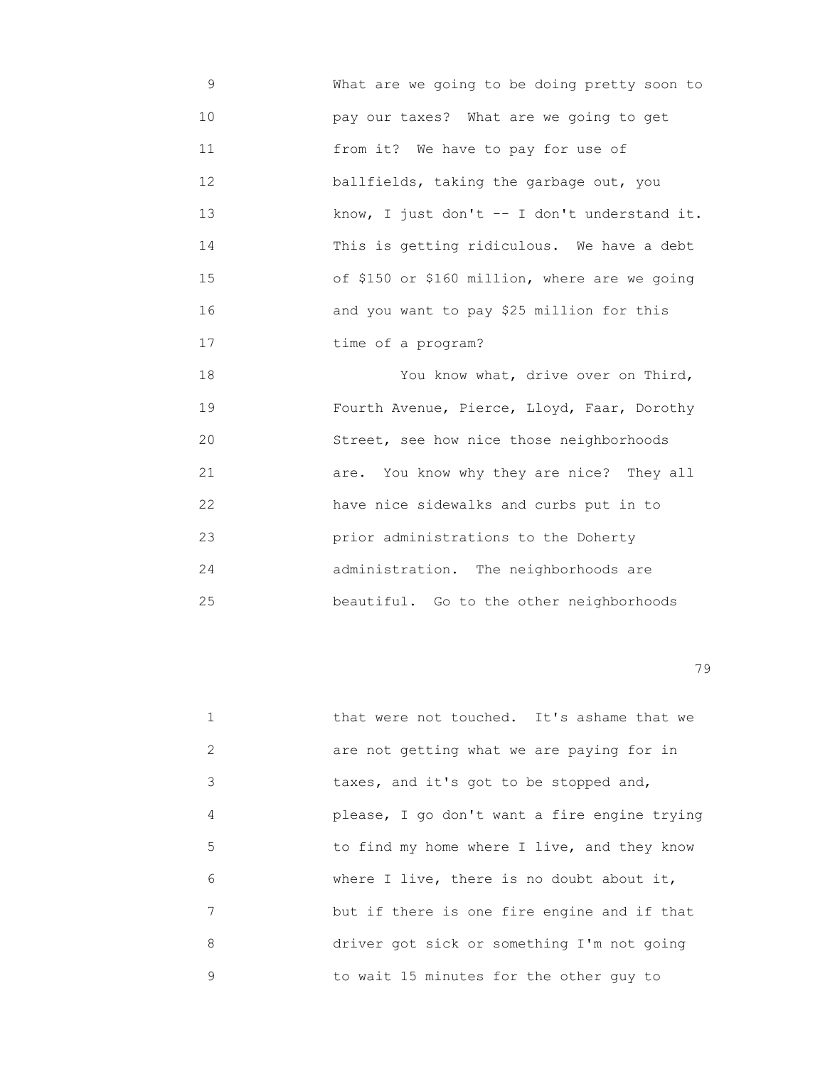What are we going to be doing pretty soon to pay our taxes? What are we going to get from it? We have to pay for use of ballfields, taking the garbage out, you know, I just don't -- I don't understand it. This is getting ridiculous. We have a debt of $150 or $160 million, where are we going and you want to pay $25 million for this time of a program?

You know what, drive over on Third, Fourth Avenue, Pierce, Lloyd, Faar, Dorothy Street, see how nice those neighborhoods are. You know why they are nice? They all have nice sidewalks and curbs put in to prior administrations to the Doherty administration. The neighborhoods are beautiful. Go to the other neighborhoods that were not touched. It's ashame that we are not getting what we are paying for in taxes, and it's got to be stopped and, please, I go don't want a fire engine trying to find my home where I live, and they know where I live, there is no doubt about it, but if there is one fire engine and if that driver got sick or something I'm not going to wait 15 minutes for the other guy to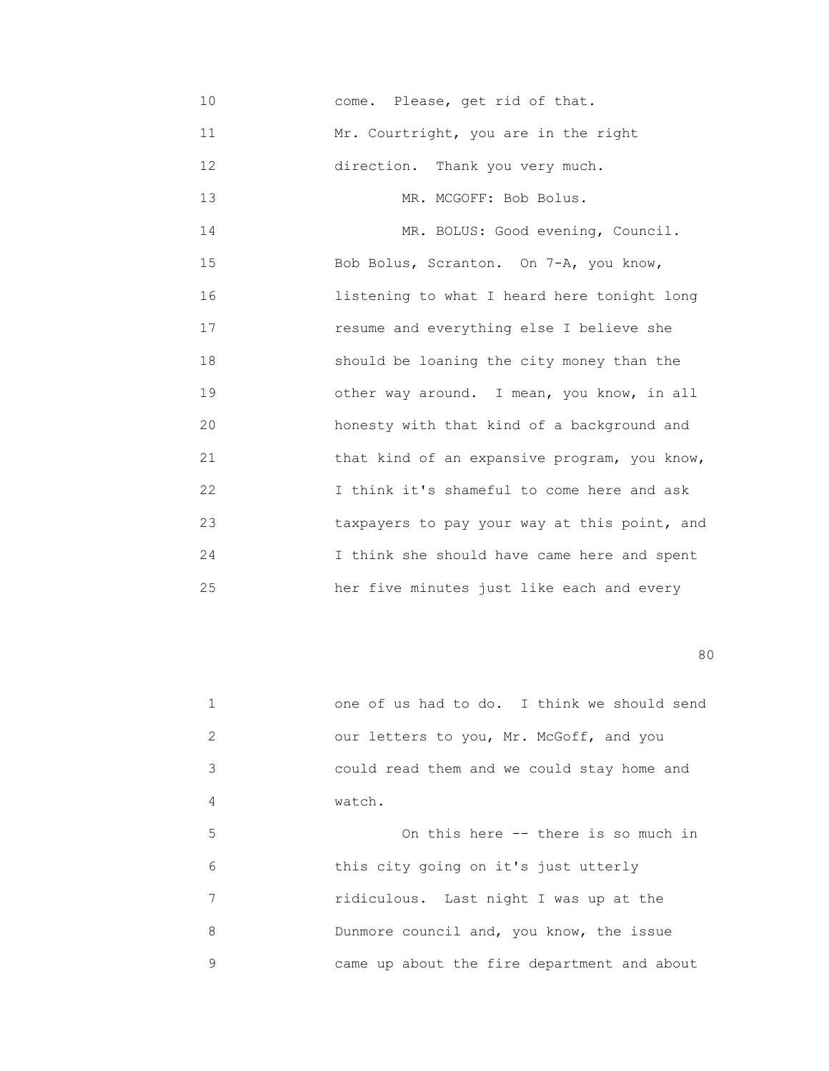come. Please, get rid of that.

Mr. Courtright, you are in the right direction. Thank you very much.

MR. MCGOFF: Bob Bolus.

MR. BOLUS: Good evening, Council. Bob Bolus, Scranton. On 7-A, you know, listening to what I heard here tonight long resume and everything else I believe she should be loaning the city money than the other way around. I mean, you know, in all honesty with that kind of a background and that kind of an expansive program, you know, I think it's shameful to come here and ask taxpayers to pay your way at this point, and I think she should have came here and spent her five minutes just like each and every one of us had to do. I think we should send our letters to you, Mr. McGoff, and you could read them and we could stay home and watch.

On this here -- there is so much in this city going on it's just utterly ridiculous. Last night I was up at the Dunmore council and, you know, the issue came up about the fire department and about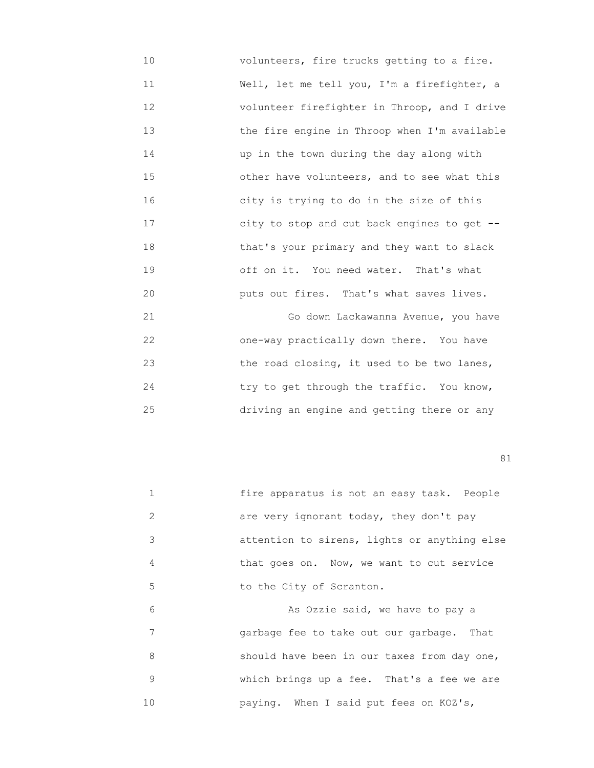10 volunteers, fire trucks getting to a fire.
11 Well, let me tell you, I'm a firefighter, a
12 volunteer firefighter in Throop, and I drive
13 the fire engine in Throop when I'm available
14 up in the town during the day along with
15 other have volunteers, and to see what this
16 city is trying to do in the size of this
17 city to stop and cut back engines to get --
18 that's your primary and they want to slack
19 off on it. You need water. That's what
20 puts out fires. That's what saves lives.
21 Go down Lackawanna Avenue, you have
22 one-way practically down there. You have
23 the road closing, it used to be two lanes,
24 try to get through the traffic. You know,
25 driving an engine and getting there or any

1 fire apparatus is not an easy task. People
2 are very ignorant today, they don't pay
3 attention to sirens, lights or anything else
4 that goes on. Now, we want to cut service
5 to the City of Scranton.
6 As Ozzie said, we have to pay a
7 garbage fee to take out our garbage. That
8 should have been in our taxes from day one,
9 which brings up a fee. That's a fee we are
10 paying. When I said put fees on KOZ's,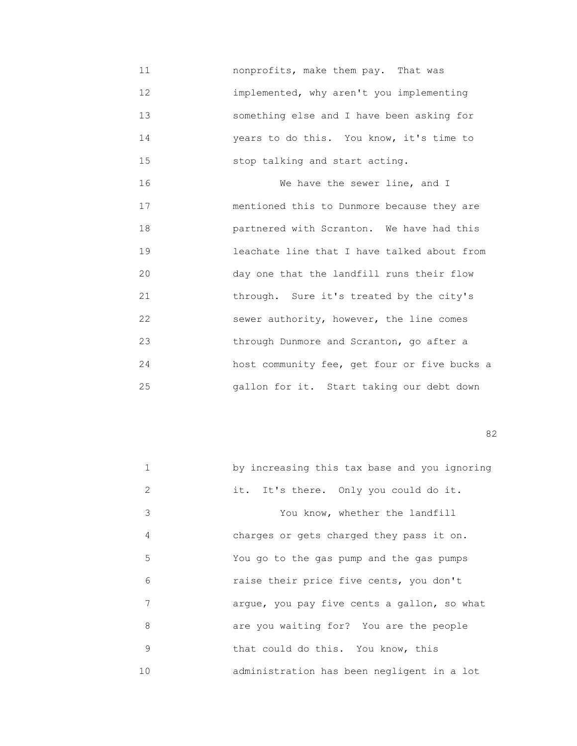11 nonprofits, make them pay. That was
12 implemented, why aren't you implementing
13 something else and I have been asking for
14 years to do this. You know, it's time to
15 stop talking and start acting.
16 We have the sewer line, and I
17 mentioned this to Dunmore because they are
18 partnered with Scranton. We have had this
19 leachate line that I have talked about from
20 day one that the landfill runs their flow
21 through. Sure it's treated by the city's
22 sewer authority, however, the line comes
23 through Dunmore and Scranton, go after a
24 host community fee, get four or five bucks a
25 gallon for it. Start taking our debt down

1 by increasing this tax base and you ignoring
2 it. It's there. Only you could do it.
3 You know, whether the landfill
4 charges or gets charged they pass it on.
5 You go to the gas pump and the gas pumps
6 raise their price five cents, you don't
7 argue, you pay five cents a gallon, so what
8 are you waiting for? You are the people
9 that could do this. You know, this
10 administration has been negligent in a lot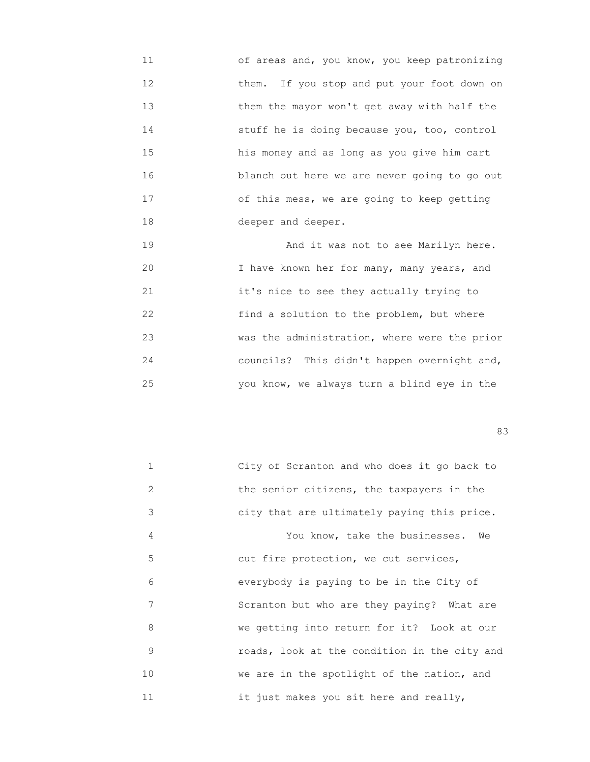11 of areas and, you know, you keep patronizing
12 them. If you stop and put your foot down on
13 them the mayor won't get away with half the
14 stuff he is doing because you, too, control
15 his money and as long as you give him cart
16 blanch out here we are never going to go out
17 of this mess, we are going to keep getting
18 deeper and deeper.

19 And it was not to see Marilyn here.
20 I have known her for many, many years, and
21 it's nice to see they actually trying to
22 find a solution to the problem, but where
23 was the administration, where were the prior
24 councils? This didn't happen overnight and,
25 you know, we always turn a blind eye in the

1 City of Scranton and who does it go back to
2 the senior citizens, the taxpayers in the
3 city that are ultimately paying this price.

4 You know, take the businesses. We
5 cut fire protection, we cut services,
6 everybody is paying to be in the City of
7 Scranton but who are they paying? What are
8 we getting into return for it? Look at our
9 roads, look at the condition in the city and
10 we are in the spotlight of the nation, and
11 it just makes you sit here and really,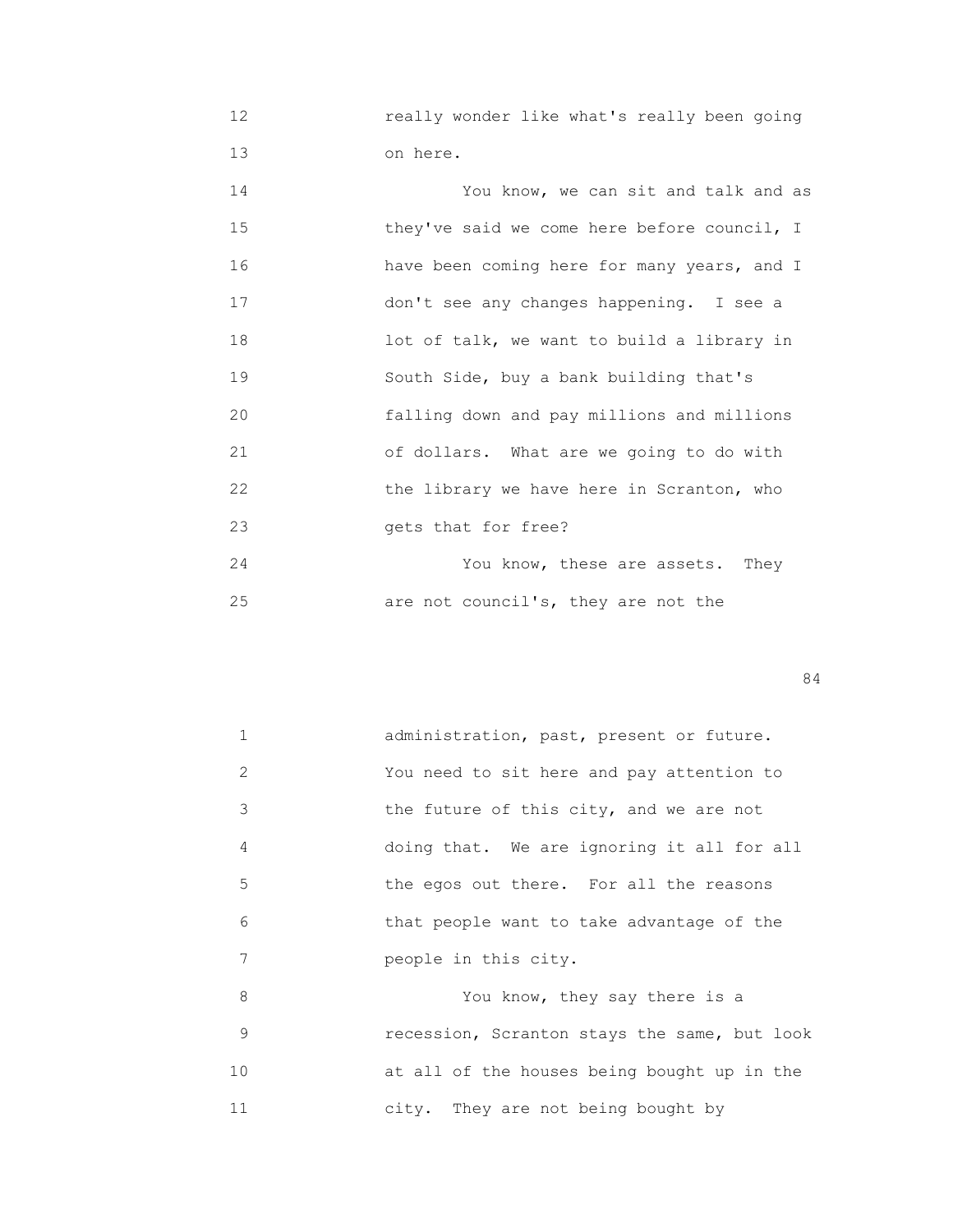12 really wonder like what's really been going
13 on here.

14 You know, we can sit and talk and as
15 they've said we come here before council, I
16 have been coming here for many years, and I
17 don't see any changes happening. I see a
18 lot of talk, we want to build a library in
19 South Side, buy a bank building that's
20 falling down and pay millions and millions
21 of dollars. What are we going to do with
22 the library we have here in Scranton, who
23 gets that for free?

24 You know, these are assets. They
25 are not council's, they are not the

1 administration, past, present or future.
2 You need to sit here and pay attention to
3 the future of this city, and we are not
4 doing that. We are ignoring it all for all
5 the egos out there. For all the reasons
6 that people want to take advantage of the
7 people in this city.

8 You know, they say there is a
9 recession, Scranton stays the same, but look
10 at all of the houses being bought up in the
11 city. They are not being bought by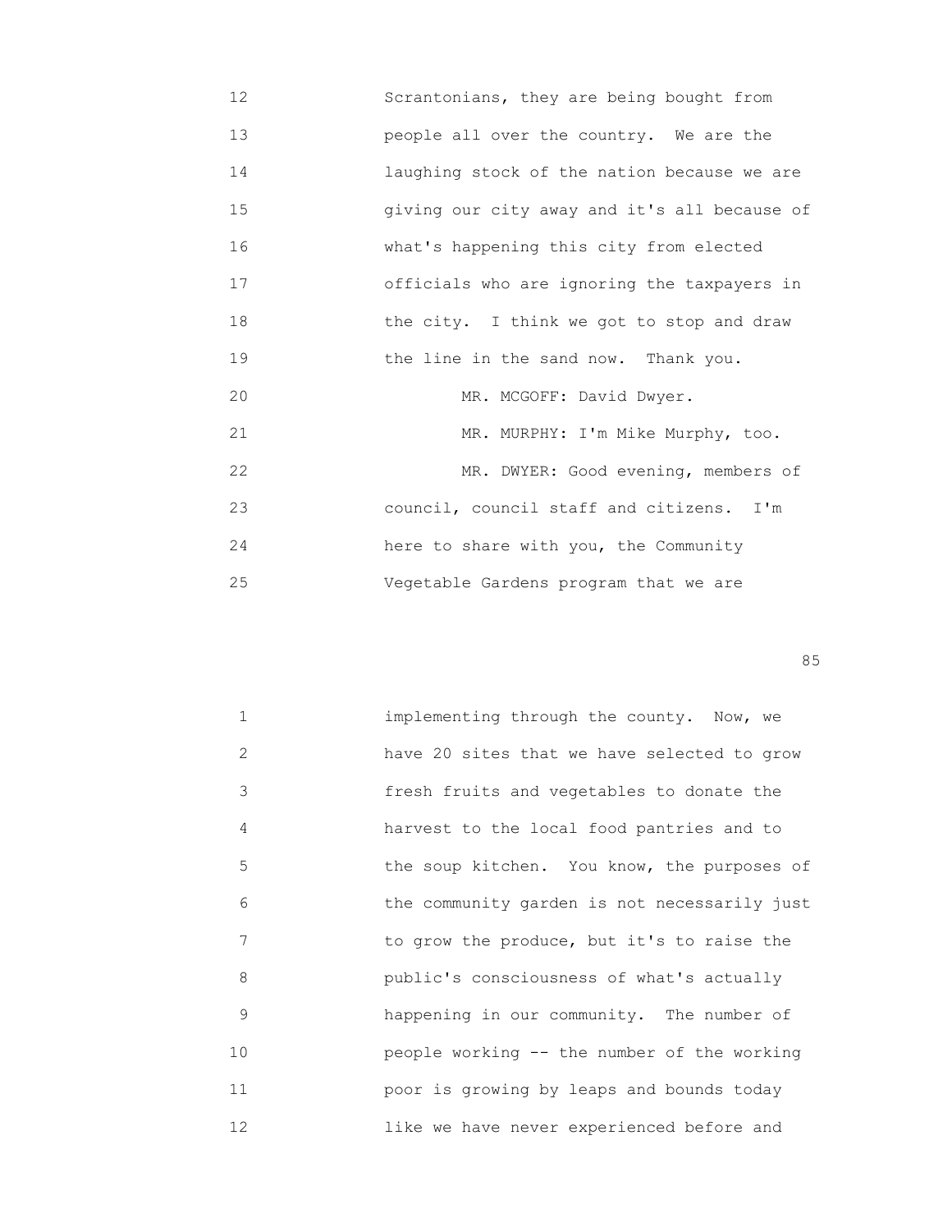12 Scrantonians, they are being bought from
13 people all over the country. We are the
14 laughing stock of the nation because we are
15 giving our city away and it's all because of
16 what's happening this city from elected
17 officials who are ignoring the taxpayers in
18 the city. I think we got to stop and draw
19 the line in the sand now. Thank you.
20 MR. MCGOFF: David Dwyer.
21 MR. MURPHY: I'm Mike Murphy, too.
22 MR. DWYER: Good evening, members of
23 council, council staff and citizens. I'm
24 here to share with you, the Community
25 Vegetable Gardens program that we are

1 implementing through the county. Now, we
2 have 20 sites that we have selected to grow
3 fresh fruits and vegetables to donate the
4 harvest to the local food pantries and to
5 the soup kitchen. You know, the purposes of
6 the community garden is not necessarily just
7 to grow the produce, but it's to raise the
8 public's consciousness of what's actually
9 happening in our community. The number of
10 people working -- the number of the working
11 poor is growing by leaps and bounds today
12 like we have never experienced before and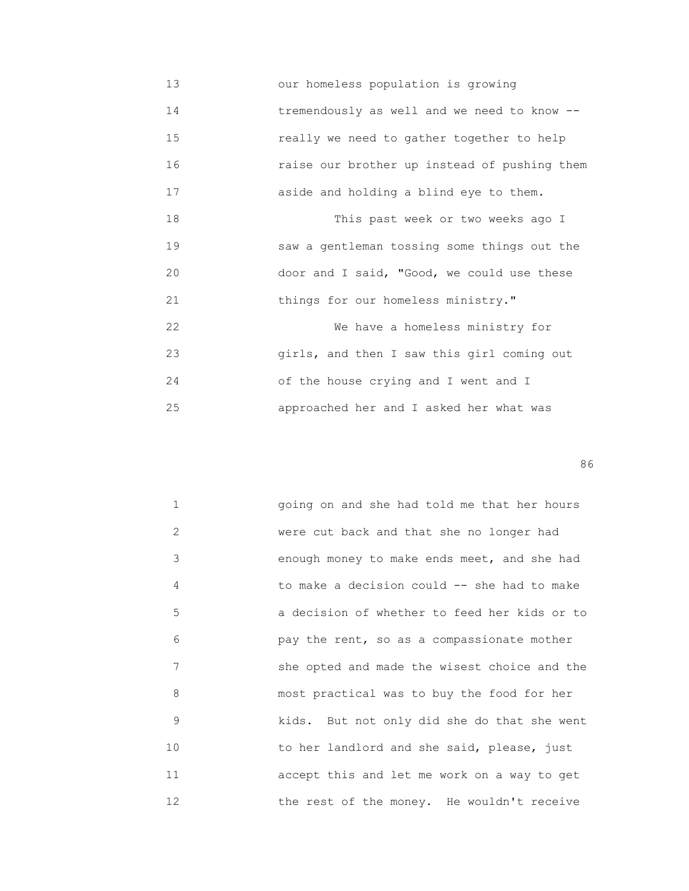our homeless population is growing tremendously as well and we need to know -- really we need to gather together to help raise our brother up instead of pushing them aside and holding a blind eye to them.

This past week or two weeks ago I saw a gentleman tossing some things out the door and I said, "Good, we could use these things for our homeless ministry."

We have a homeless ministry for girls, and then I saw this girl coming out of the house crying and I went and I approached her and I asked her what was going on and she had told me that her hours were cut back and that she no longer had enough money to make ends meet, and she had to make a decision could -- she had to make a decision of whether to feed her kids or to pay the rent, so as a compassionate mother she opted and made the wisest choice and the most practical was to buy the food for her kids. But not only did she do that she went to her landlord and she said, please, just accept this and let me work on a way to get the rest of the money. He wouldn't receive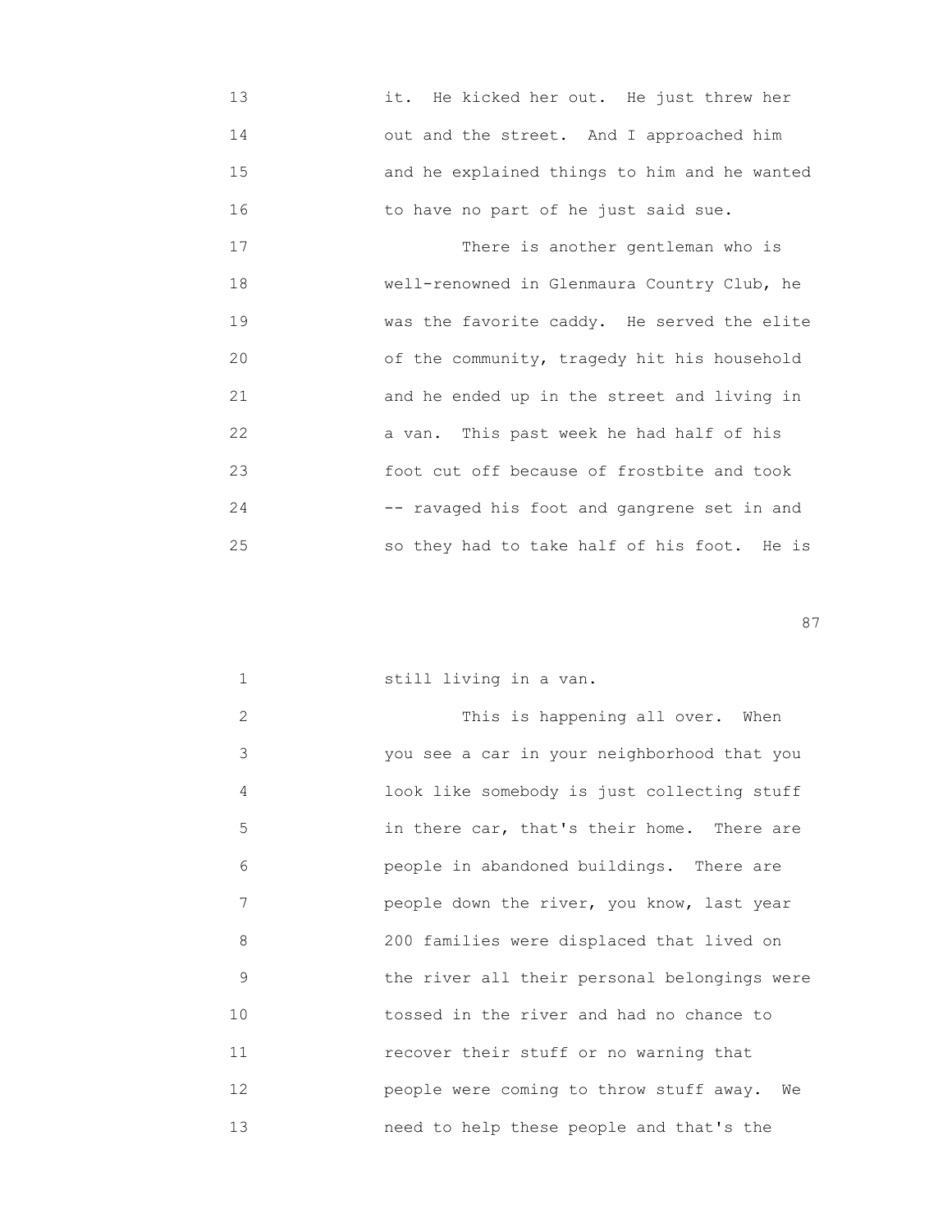it. He kicked her out. He just threw her out and the street. And I approached him and he explained things to him and he wanted to have no part of he just said sue.

There is another gentleman who is well-renowned in Glenmaura Country Club, he was the favorite caddy. He served the elite of the community, tragedy hit his household and he ended up in the street and living in a van. This past week he had half of his foot cut off because of frostbite and took -- ravaged his foot and gangrene set in and so they had to take half of his foot. He is still living in a van.

This is happening all over. When you see a car in your neighborhood that you look like somebody is just collecting stuff in there car, that's their home. There are people in abandoned buildings. There are people down the river, you know, last year 200 families were displaced that lived on the river all their personal belongings were tossed in the river and had no chance to recover their stuff or no warning that people were coming to throw stuff away. We need to help these people and that's the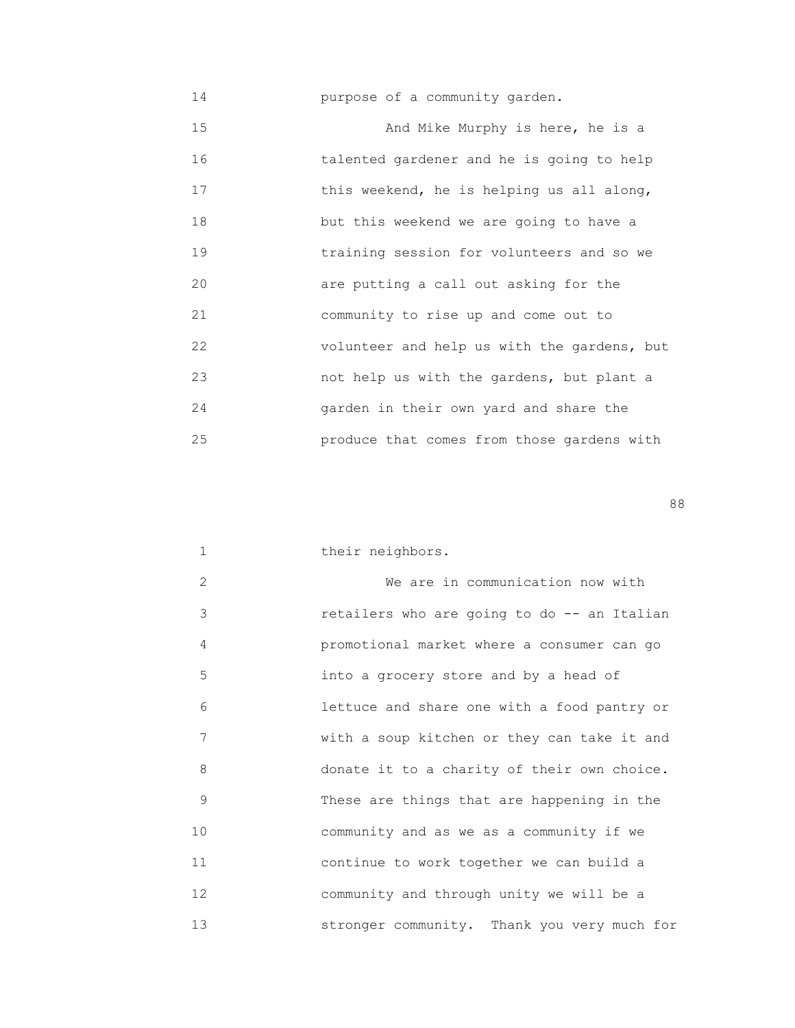purpose of a community garden.

And Mike Murphy is here, he is a talented gardener and he is going to help this weekend, he is helping us all along, but this weekend we are going to have a training session for volunteers and so we are putting a call out asking for the community to rise up and come out to volunteer and help us with the gardens, but not help us with the gardens, but plant a garden in their own yard and share the produce that comes from those gardens with their neighbors.

We are in communication now with retailers who are going to do -- an Italian promotional market where a consumer can go into a grocery store and by a head of lettuce and share one with a food pantry or with a soup kitchen or they can take it and donate it to a charity of their own choice. These are things that are happening in the community and as we as a community if we continue to work together we can build a community and through unity we will be a stronger community. Thank you very much for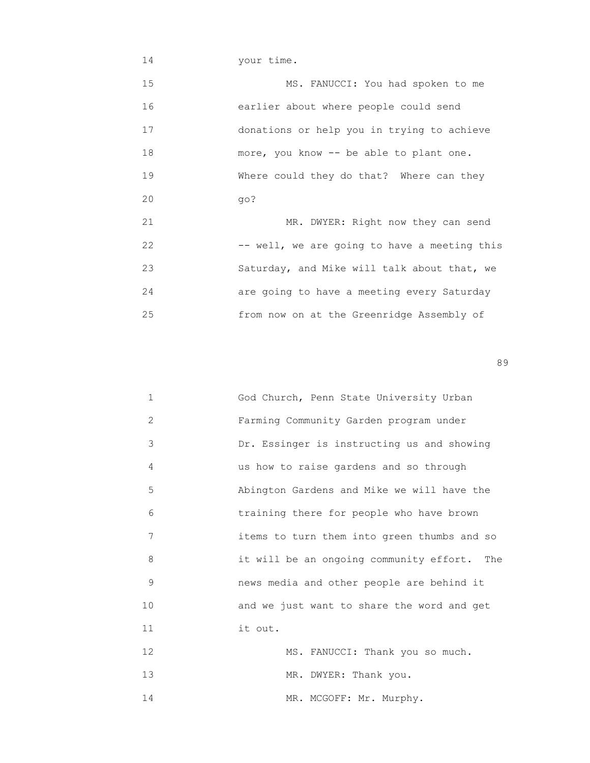your time.

MS. FANUCCI: You had spoken to me earlier about where people could send donations or help you in trying to achieve more, you know -- be able to plant one. Where could they do that? Where can they go?

MR. DWYER: Right now they can send -- well, we are going to have a meeting this Saturday, and Mike will talk about that, we are going to have a meeting every Saturday from now on at the Greenridge Assembly of God Church, Penn State University Urban Farming Community Garden program under Dr. Essinger is instructing us and showing us how to raise gardens and so through Abington Gardens and Mike we will have the training there for people who have brown items to turn them into green thumbs and so it will be an ongoing community effort. The news media and other people are behind it and we just want to share the word and get it out.

MS. FANUCCI: Thank you so much.

MR. DWYER: Thank you.

MR. MCGOFF: Mr. Murphy.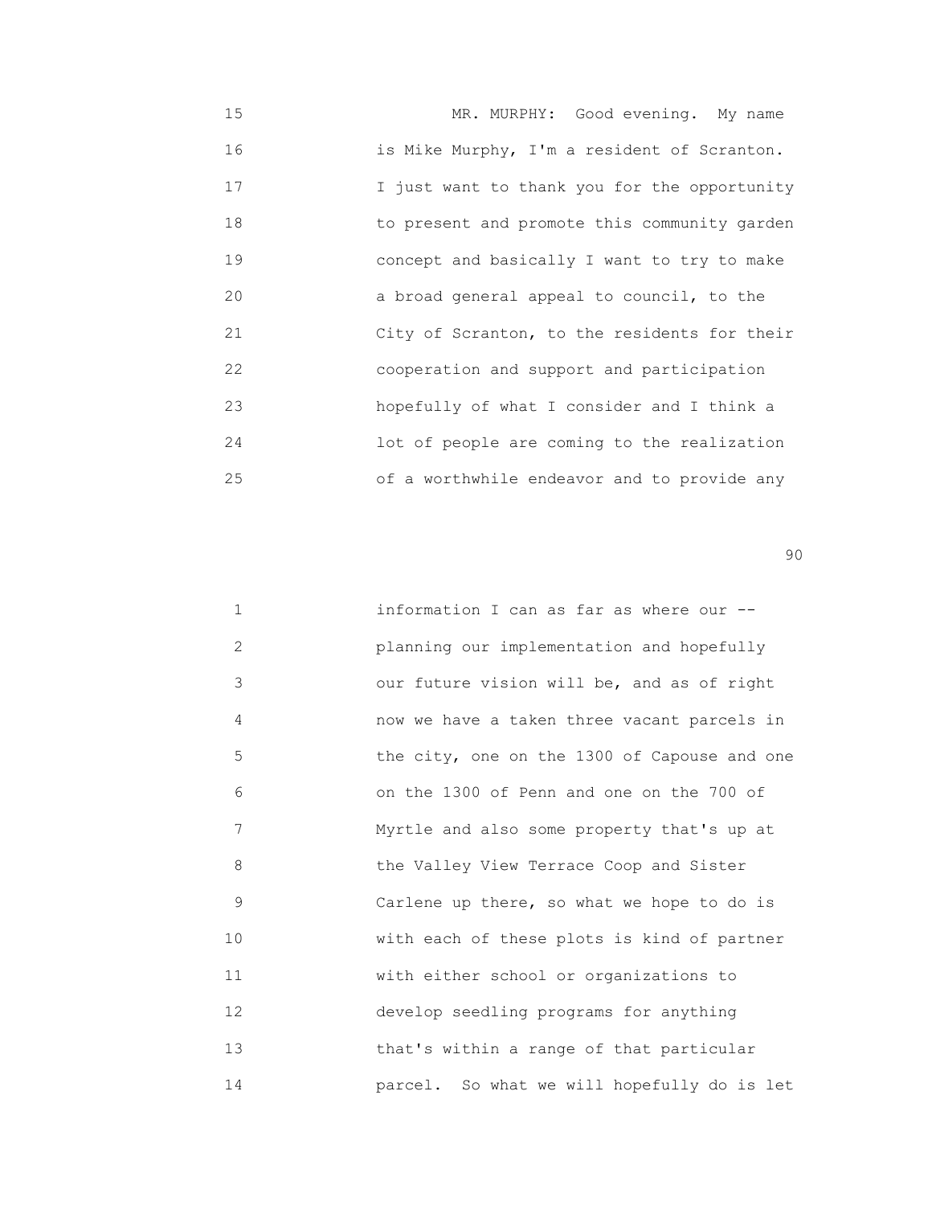MR. MURPHY: Good evening. My name is Mike Murphy, I'm a resident of Scranton. I just want to thank you for the opportunity to present and promote this community garden concept and basically I want to try to make a broad general appeal to council, to the City of Scranton, to the residents for their cooperation and support and participation hopefully of what I consider and I think a lot of people are coming to the realization of a worthwhile endeavor and to provide any information I can as far as where our -- planning our implementation and hopefully our future vision will be, and as of right now we have a taken three vacant parcels in the city, one on the 1300 of Capouse and one on the 1300 of Penn and one on the 700 of Myrtle and also some property that's up at the Valley View Terrace Coop and Sister Carlene up there, so what we hope to do is with each of these plots is kind of partner with either school or organizations to develop seedling programs for anything that's within a range of that particular parcel. So what we will hopefully do is let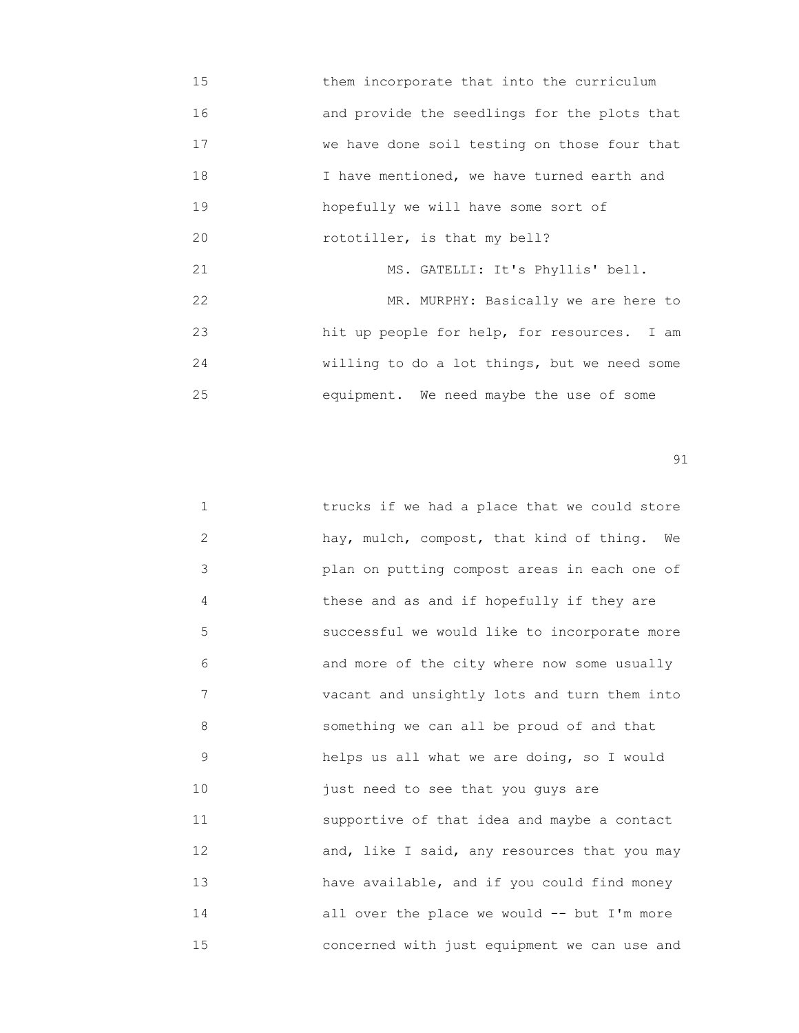them incorporate that into the curriculum and provide the seedlings for the plots that we have done soil testing on those four that I have mentioned, we have turned earth and hopefully we will have some sort of rototiller, is that my bell?

MS. GATELLI: It's Phyllis' bell.

MR. MURPHY: Basically we are here to hit up people for help, for resources. I am willing to do a lot things, but we need some equipment. We need maybe the use of some trucks if we had a place that we could store hay, mulch, compost, that kind of thing. We plan on putting compost areas in each one of these and as and if hopefully if they are successful we would like to incorporate more and more of the city where now some usually vacant and unsightly lots and turn them into something we can all be proud of and that helps us all what we are doing, so I would just need to see that you guys are supportive of that idea and maybe a contact and, like I said, any resources that you may have available, and if you could find money all over the place we would -- but I'm more concerned with just equipment we can use and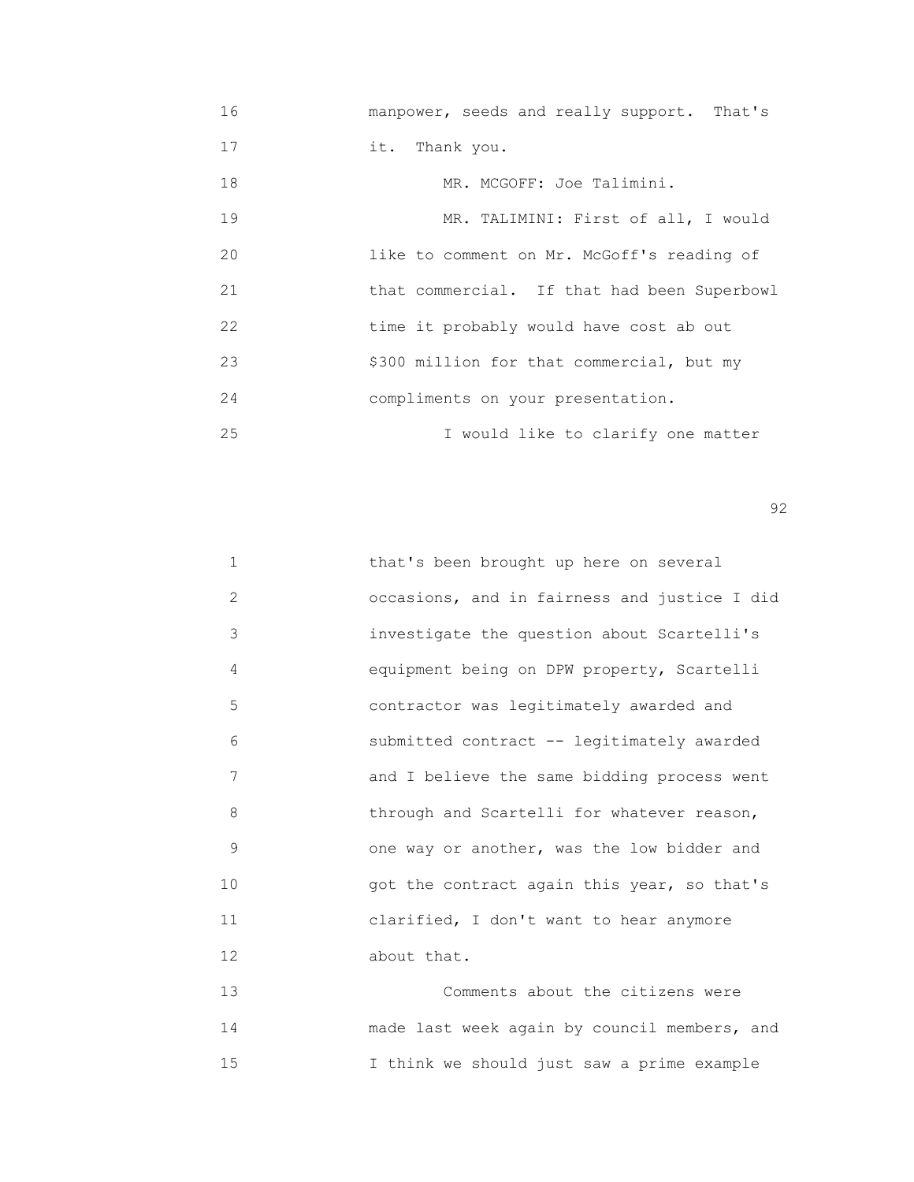manpower, seeds and really support. That's it. Thank you.

MR. MCGOFF: Joe Talimini.

MR. TALIMINI: First of all, I would like to comment on Mr. McGoff's reading of that commercial. If that had been Superbowl time it probably would have cost ab out $300 million for that commercial, but my compliments on your presentation.

I would like to clarify one matter that's been brought up here on several occasions, and in fairness and justice I did investigate the question about Scartelli's equipment being on DPW property, Scartelli contractor was legitimately awarded and submitted contract -- legitimately awarded and I believe the same bidding process went through and Scartelli for whatever reason, one way or another, was the low bidder and got the contract again this year, so that's clarified, I don't want to hear anymore about that.

Comments about the citizens were made last week again by council members, and I think we should just saw a prime example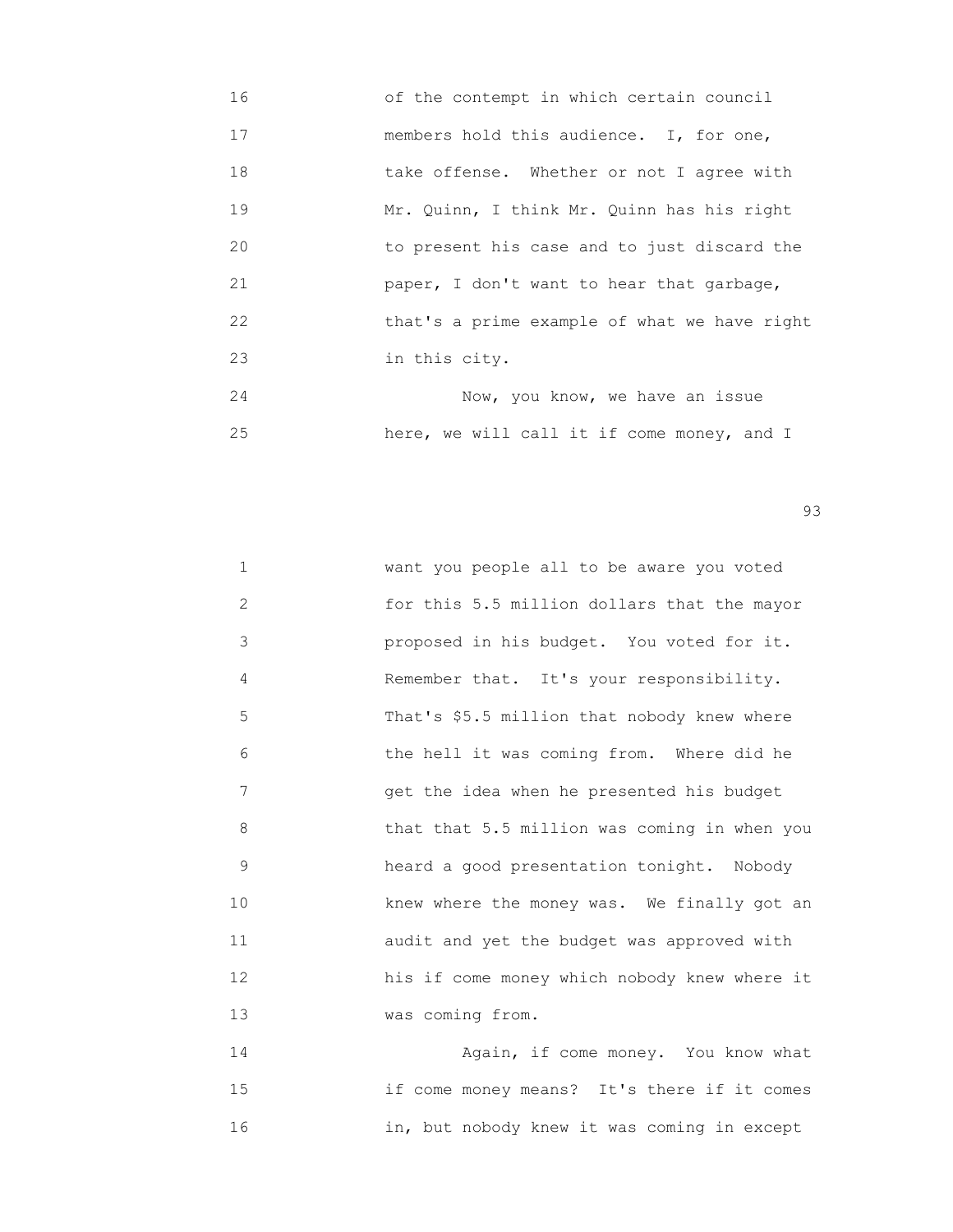16 of the contempt in which certain council
17 members hold this audience. I, for one,
18 take offense. Whether or not I agree with
19 Mr. Quinn, I think Mr. Quinn has his right
20 to present his case and to just discard the
21 paper, I don't want to hear that garbage,
22 that's a prime example of what we have right
23 in this city.
24 Now, you know, we have an issue
25 here, we will call it if come money, and I

1 want you people all to be aware you voted
2 for this 5.5 million dollars that the mayor
3 proposed in his budget. You voted for it.
4 Remember that. It's your responsibility.
5 That's $5.5 million that nobody knew where
6 the hell it was coming from. Where did he
7 get the idea when he presented his budget
8 that that 5.5 million was coming in when you
9 heard a good presentation tonight. Nobody
10 knew where the money was. We finally got an
11 audit and yet the budget was approved with
12 his if come money which nobody knew where it
13 was coming from.
14 Again, if come money. You know what
15 if come money means? It's there if it comes
16 in, but nobody knew it was coming in except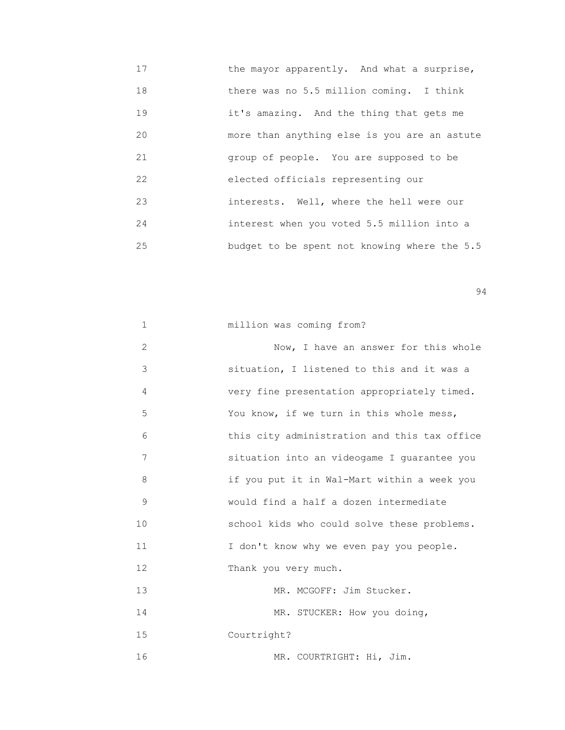the mayor apparently. And what a surprise, there was no 5.5 million coming. I think it's amazing. And the thing that gets me more than anything else is you are an astute group of people. You are supposed to be elected officials representing our interests. Well, where the hell were our interest when you voted 5.5 million into a budget to be spent not knowing where the 5.5 million was coming from?

Now, I have an answer for this whole situation, I listened to this and it was a very fine presentation appropriately timed. You know, if we turn in this whole mess, this city administration and this tax office situation into an videogame I guarantee you if you put it in Wal-Mart within a week you would find a half a dozen intermediate school kids who could solve these problems. I don't know why we even pay you people. Thank you very much.

MR. MCGOFF: Jim Stucker.

MR. STUCKER: How you doing, Courtright?

MR. COURTRIGHT: Hi, Jim.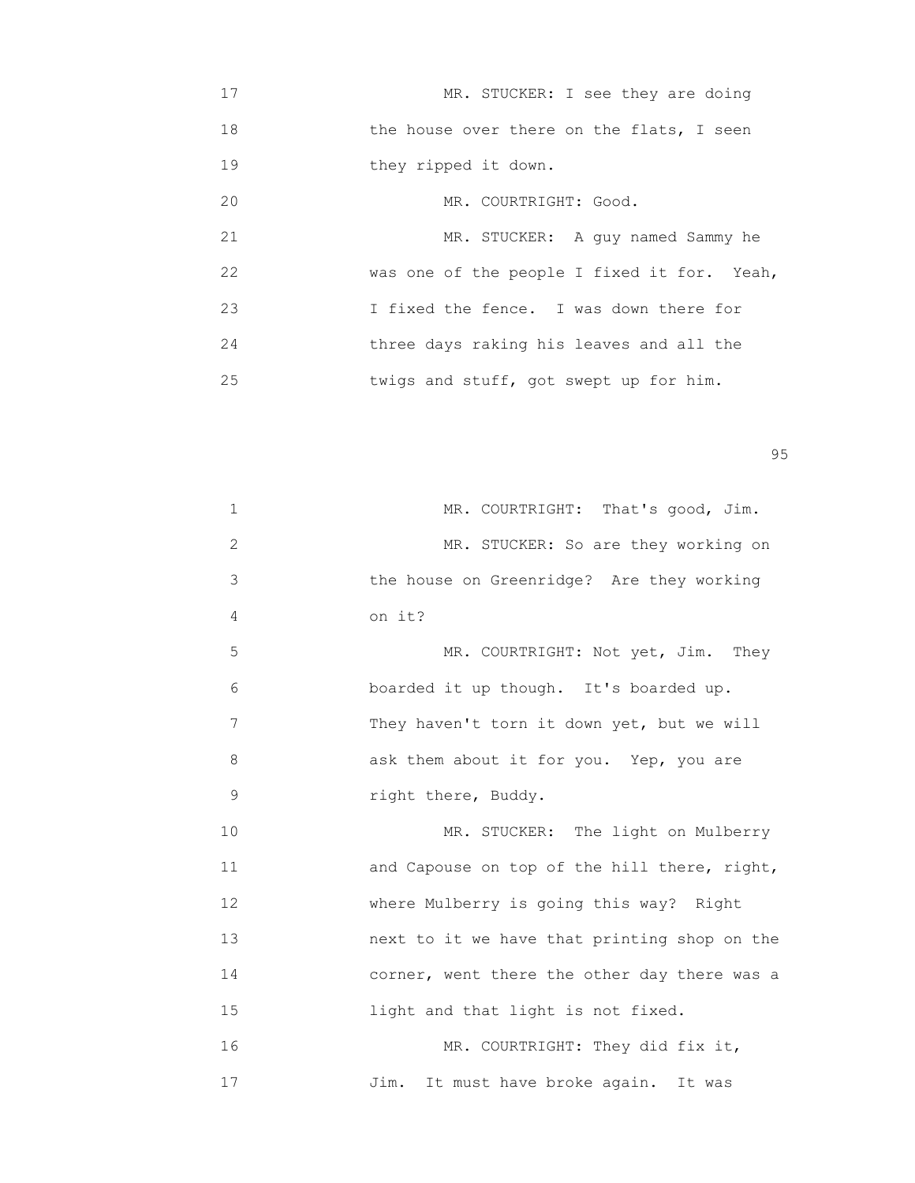17 MR. STUCKER: I see they are doing
18 the house over there on the flats, I seen
19 they ripped it down.
20 MR. COURTRIGHT: Good.
21 MR. STUCKER: A guy named Sammy he
22 was one of the people I fixed it for. Yeah,
23 I fixed the fence. I was down there for
24 three days raking his leaves and all the
25 twigs and stuff, got swept up for him.

1 MR. COURTRIGHT: That's good, Jim.
2 MR. STUCKER: So are they working on
3 the house on Greenridge? Are they working
4 on it?
5 MR. COURTRIGHT: Not yet, Jim. They
6 boarded it up though. It's boarded up.
7 They haven't torn it down yet, but we will
8 ask them about it for you. Yep, you are
9 right there, Buddy.
10 MR. STUCKER: The light on Mulberry
11 and Capouse on top of the hill there, right,
12 where Mulberry is going this way? Right
13 next to it we have that printing shop on the
14 corner, went there the other day there was a
15 light and that light is not fixed.
16 MR. COURTRIGHT: They did fix it,
17 Jim. It must have broke again. It was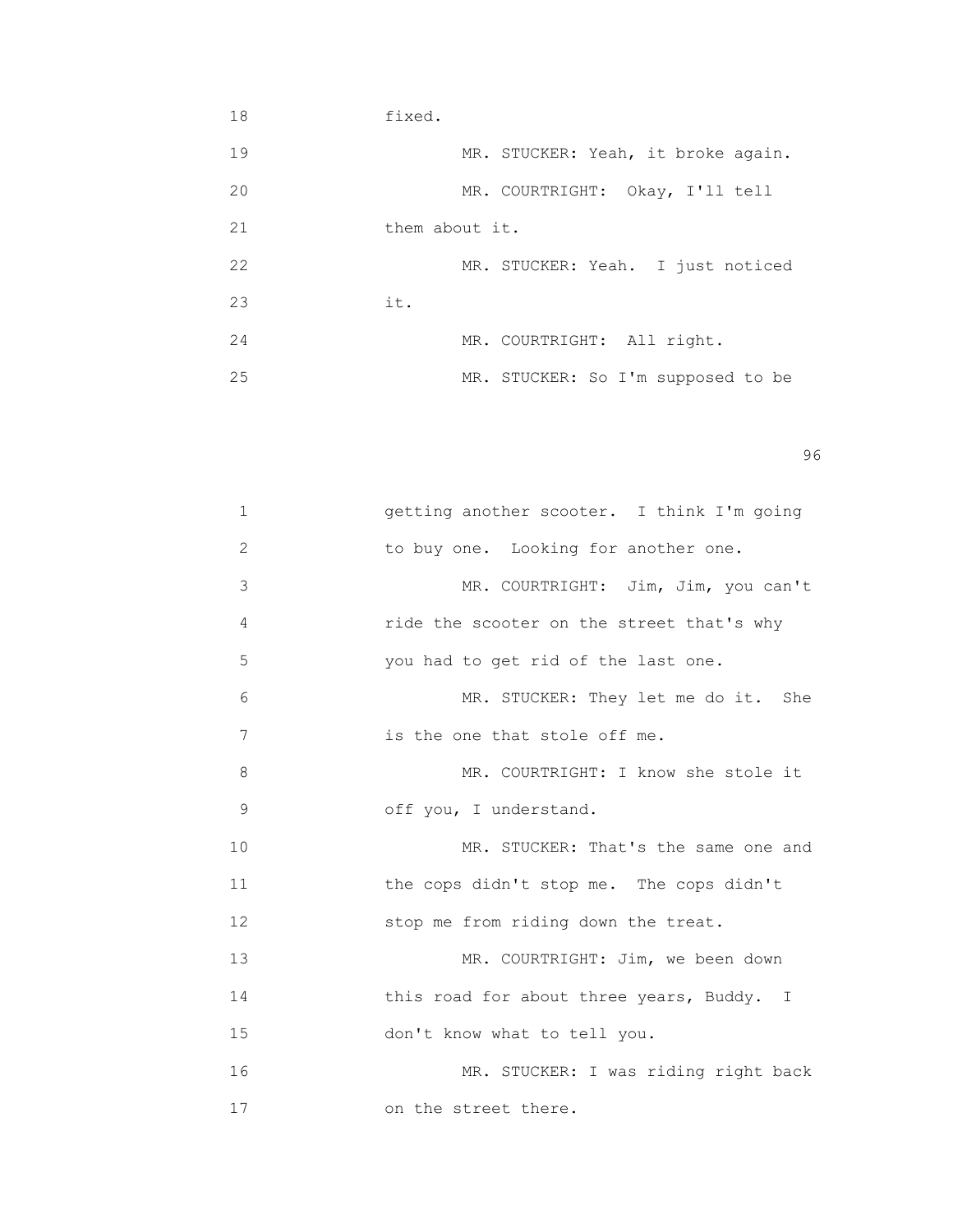18 fixed.

19 MR. STUCKER: Yeah, it broke again.

20 MR. COURTRIGHT: Okay, I'll tell

21 them about it.

22 MR. STUCKER: Yeah. I just noticed

23 it.

24 MR. COURTRIGHT: All right.

25 MR. STUCKER: So I'm supposed to be

1 getting another scooter. I think I'm going

2 to buy one. Looking for another one.

3 MR. COURTRIGHT: Jim, Jim, you can't

4 ride the scooter on the street that's why

5 you had to get rid of the last one.

6 MR. STUCKER: They let me do it. She

7 is the one that stole off me.

8 MR. COURTRIGHT: I know she stole it

9 off you, I understand.

10 MR. STUCKER: That's the same one and

11 the cops didn't stop me. The cops didn't

12 stop me from riding down the treat.

13 MR. COURTRIGHT: Jim, we been down

14 this road for about three years, Buddy. I

15 don't know what to tell you.

16 MR. STUCKER: I was riding right back

17 on the street there.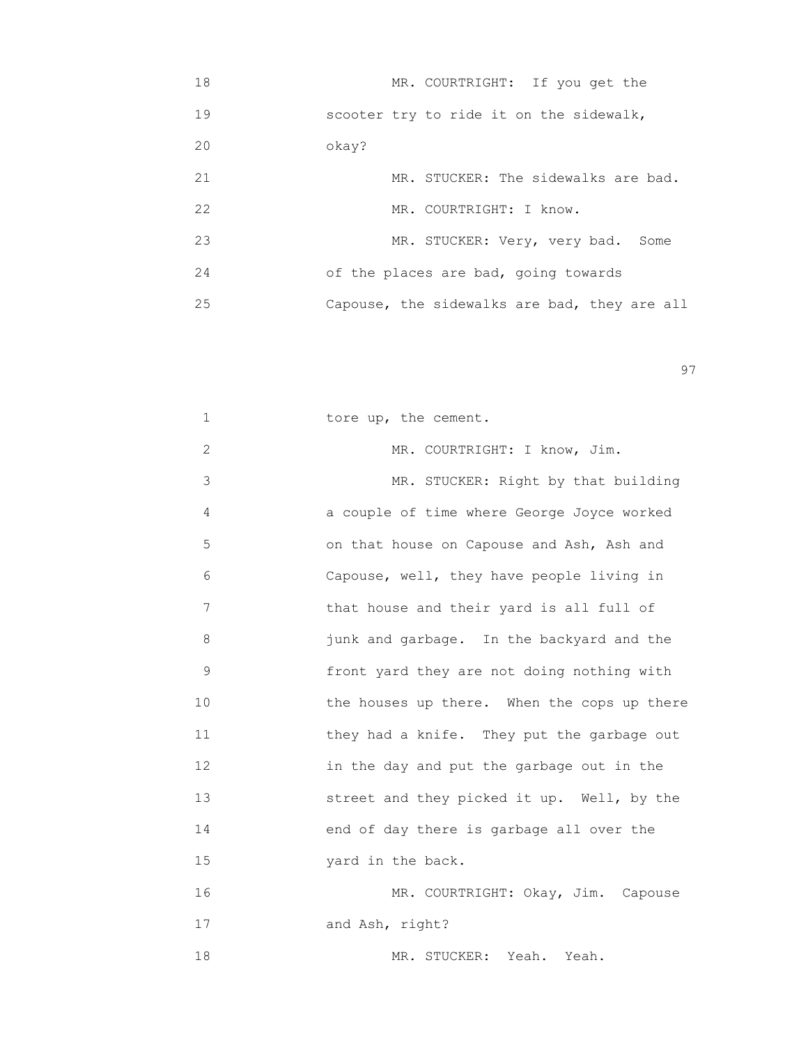MR. COURTRIGHT: If you get the scooter try to ride it on the sidewalk, okay?

MR. STUCKER: The sidewalks are bad.

MR. COURTRIGHT: I know.

MR. STUCKER: Very, very bad. Some of the places are bad, going towards Capouse, the sidewalks are bad, they are all tore up, the cement.

MR. COURTRIGHT: I know, Jim.

MR. STUCKER: Right by that building a couple of time where George Joyce worked on that house on Capouse and Ash, Ash and Capouse, well, they have people living in that house and their yard is all full of junk and garbage. In the backyard and the front yard they are not doing nothing with the houses up there. When the cops up there they had a knife. They put the garbage out in the day and put the garbage out in the street and they picked it up. Well, by the end of day there is garbage all over the yard in the back.

MR. COURTRIGHT: Okay, Jim. Capouse and Ash, right?

MR. STUCKER: Yeah. Yeah.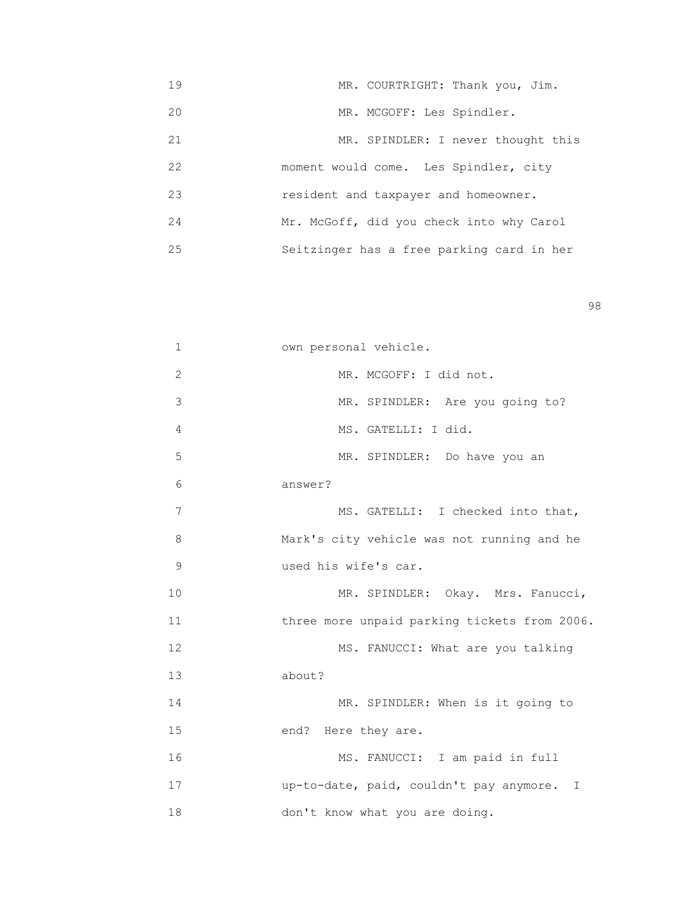19 MR. COURTRIGHT: Thank you, Jim.

20 MR. MCGOFF: Les Spindler.

21 MR. SPINDLER: I never thought this

22 moment would come. Les Spindler, city

23 resident and taxpayer and homeowner.

24 Mr. McGoff, did you check into why Carol

25 Seitzinger has a free parking card in her

1 own personal vehicle.

2 MR. MCGOFF: I did not.

3 MR. SPINDLER: Are you going to?

4 MS. GATELLI: I did.

5 MR. SPINDLER: Do have you an

6 answer?

7 MS. GATELLI: I checked into that,

8 Mark's city vehicle was not running and he

9 used his wife's car.

10 MR. SPINDLER: Okay. Mrs. Fanucci,

11 three more unpaid parking tickets from 2006.

12 MS. FANUCCI: What are you talking

13 about?

14 MR. SPINDLER: When is it going to

15 end? Here they are.

16 MS. FANUCCI: I am paid in full

17 up-to-date, paid, couldn't pay anymore. I

18 don't know what you are doing.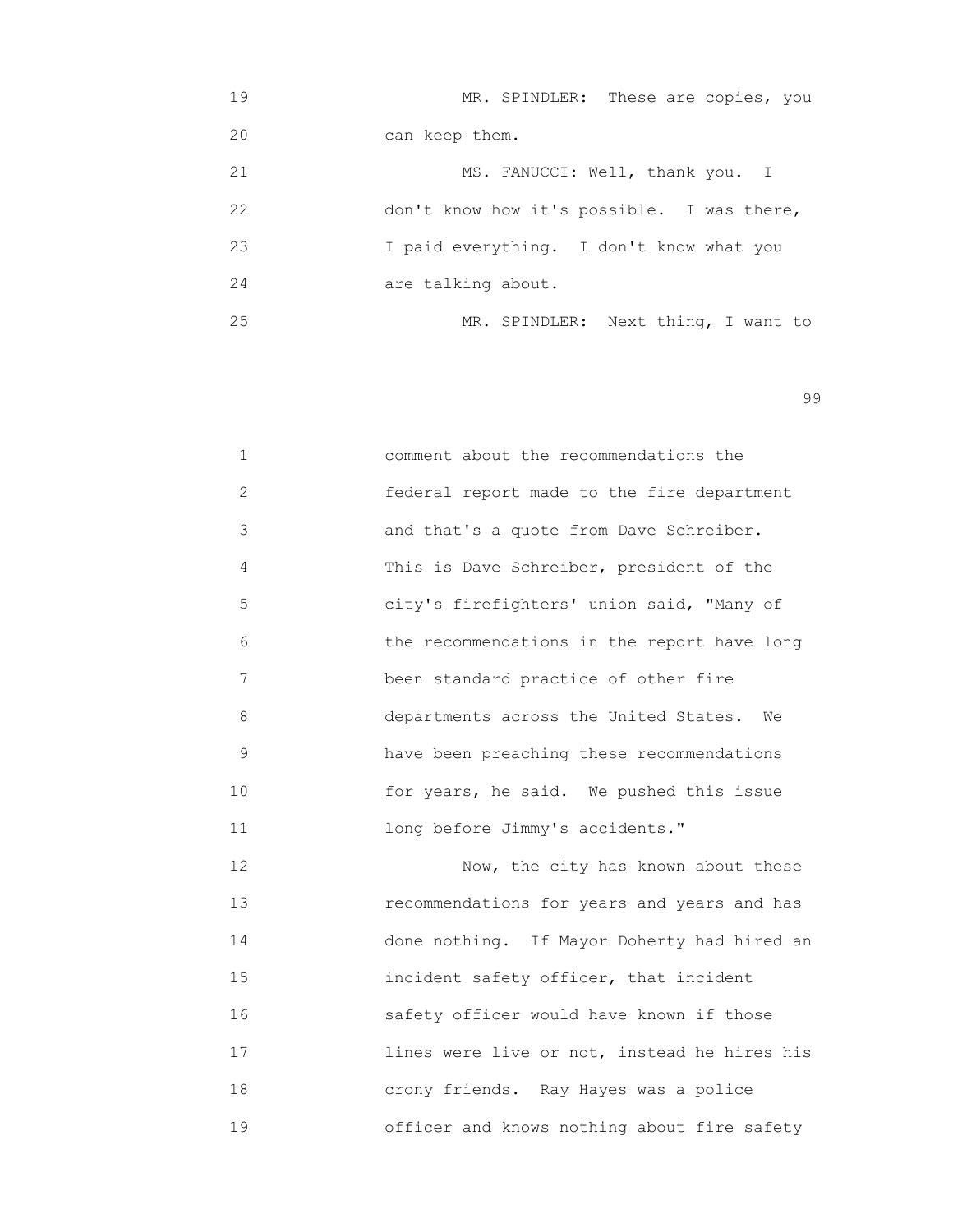MR. SPINDLER: These are copies, you can keep them.

MS. FANUCCI: Well, thank you. I don't know how it's possible. I was there, I paid everything. I don't know what you are talking about.

MR. SPINDLER: Next thing, I want to comment about the recommendations the federal report made to the fire department and that's a quote from Dave Schreiber. This is Dave Schreiber, president of the city's firefighters' union said, "Many of the recommendations in the report have long been standard practice of other fire departments across the United States. We have been preaching these recommendations for years, he said. We pushed this issue long before Jimmy's accidents."

Now, the city has known about these recommendations for years and years and has done nothing. If Mayor Doherty had hired an incident safety officer, that incident safety officer would have known if those lines were live or not, instead he hires his crony friends. Ray Hayes was a police officer and knows nothing about fire safety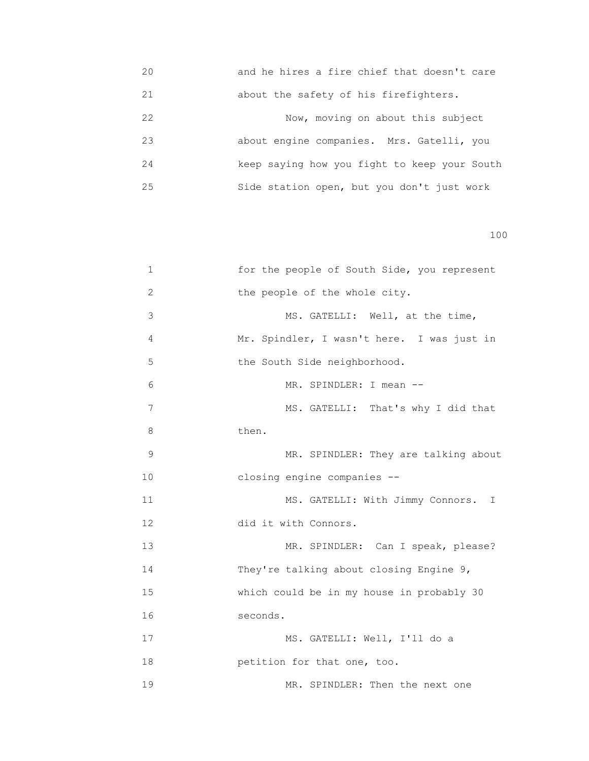and he hires a fire chief that doesn't care about the safety of his firefighters.

Now, moving on about this subject about engine companies. Mrs. Gatelli, you keep saying how you fight to keep your South Side station open, but you don't just work for the people of South Side, you represent the people of the whole city.

MS. GATELLI: Well, at the time, Mr. Spindler, I wasn't here. I was just in the South Side neighborhood.

MR. SPINDLER: I mean --

MS. GATELLI: That's why I did that then.

MR. SPINDLER: They are talking about closing engine companies --

MS. GATELLI: With Jimmy Connors. I did it with Connors.

MR. SPINDLER: Can I speak, please? They're talking about closing Engine 9, which could be in my house in probably 30 seconds.

MS. GATELLI: Well, I'll do a petition for that one, too.

MR. SPINDLER: Then the next one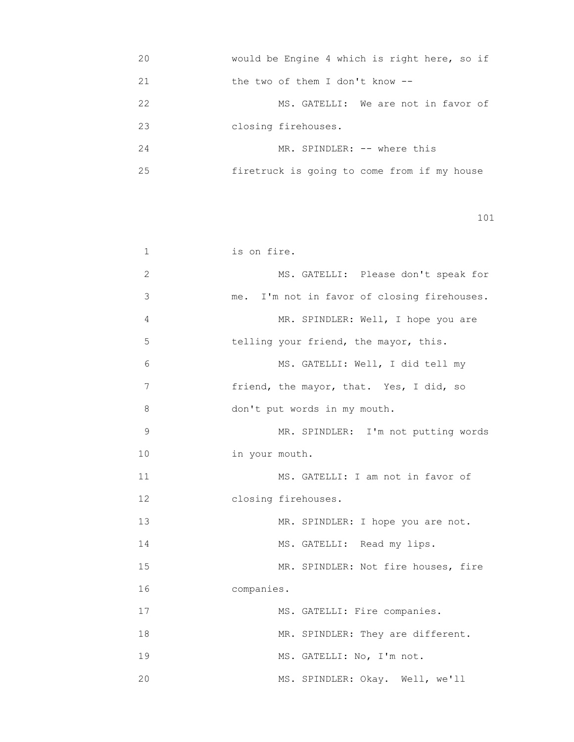20 would be Engine 4 which is right here, so if
21 the two of them I don't know --
22 MS. GATELLI: We are not in favor of
23 closing firehouses.
24 MR. SPINDLER: -- where this
25 firetruck is going to come from if my house

1 is on fire.
2 MS. GATELLI: Please don't speak for
3 me. I'm not in favor of closing firehouses.
4 MR. SPINDLER: Well, I hope you are
5 telling your friend, the mayor, this.
6 MS. GATELLI: Well, I did tell my
7 friend, the mayor, that. Yes, I did, so
8 don't put words in my mouth.
9 MR. SPINDLER: I'm not putting words
10 in your mouth.
11 MS. GATELLI: I am not in favor of
12 closing firehouses.
13 MR. SPINDLER: I hope you are not.
14 MS. GATELLI: Read my lips.
15 MR. SPINDLER: Not fire houses, fire
16 companies.
17 MS. GATELLI: Fire companies.
18 MR. SPINDLER: They are different.
19 MS. GATELLI: No, I'm not.
20 MS. SPINDLER: Okay. Well, we'll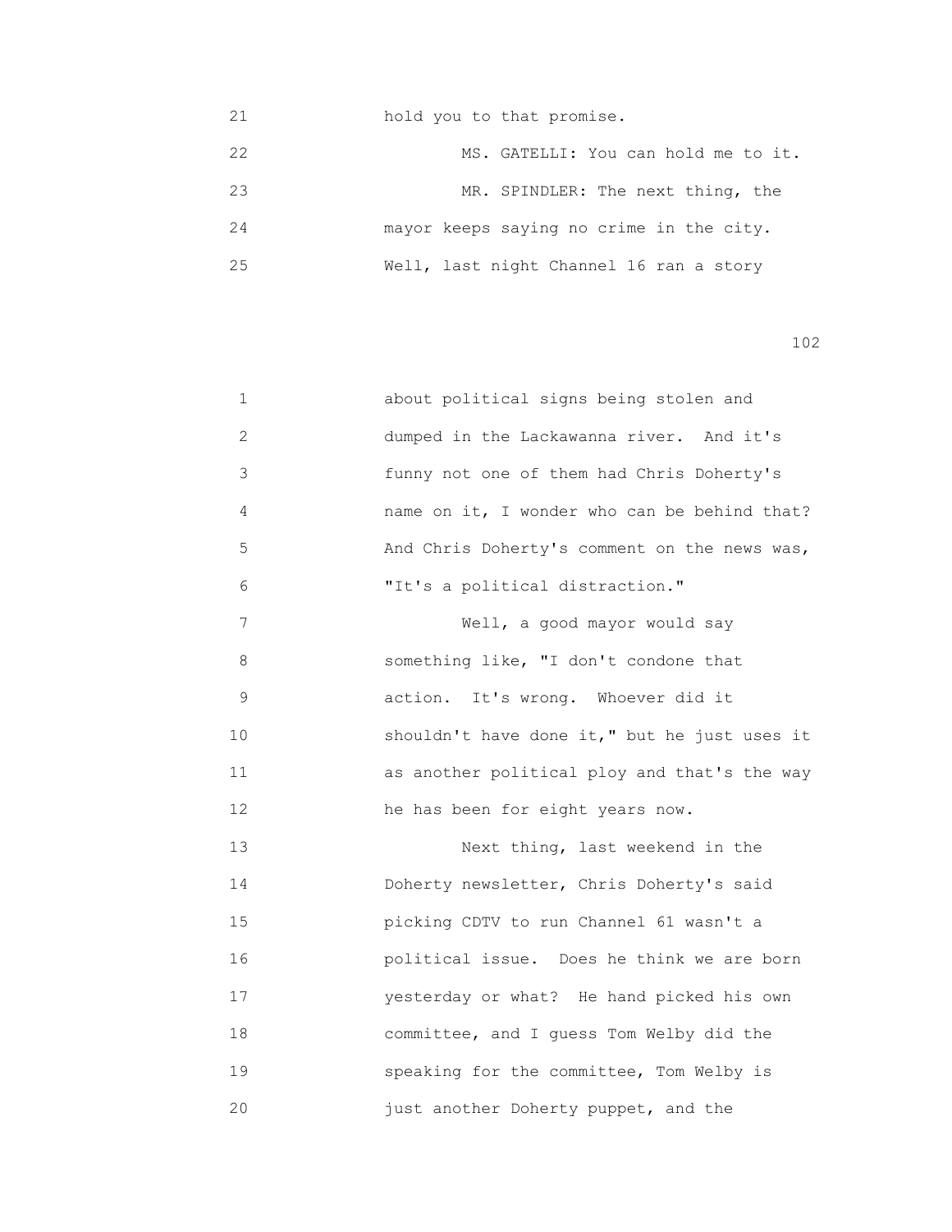21 hold you to that promise.

22 MS. GATELLI: You can hold me to it.

23 MR. SPINDLER: The next thing, the

24 mayor keeps saying no crime in the city.

25 Well, last night Channel 16 ran a story

1 about political signs being stolen and

2 dumped in the Lackawanna river. And it's

3 funny not one of them had Chris Doherty's

4 name on it, I wonder who can be behind that?

5 And Chris Doherty's comment on the news was,

6 "It's a political distraction."

7 Well, a good mayor would say

8 something like, "I don't condone that

9 action. It's wrong. Whoever did it

10 shouldn't have done it," but he just uses it

11 as another political ploy and that's the way

12 he has been for eight years now.

13 Next thing, last weekend in the

14 Doherty newsletter, Chris Doherty's said

15 picking CDTV to run Channel 61 wasn't a

16 political issue. Does he think we are born

17 yesterday or what? He hand picked his own

18 committee, and I guess Tom Welby did the

19 speaking for the committee, Tom Welby is

20 just another Doherty puppet, and the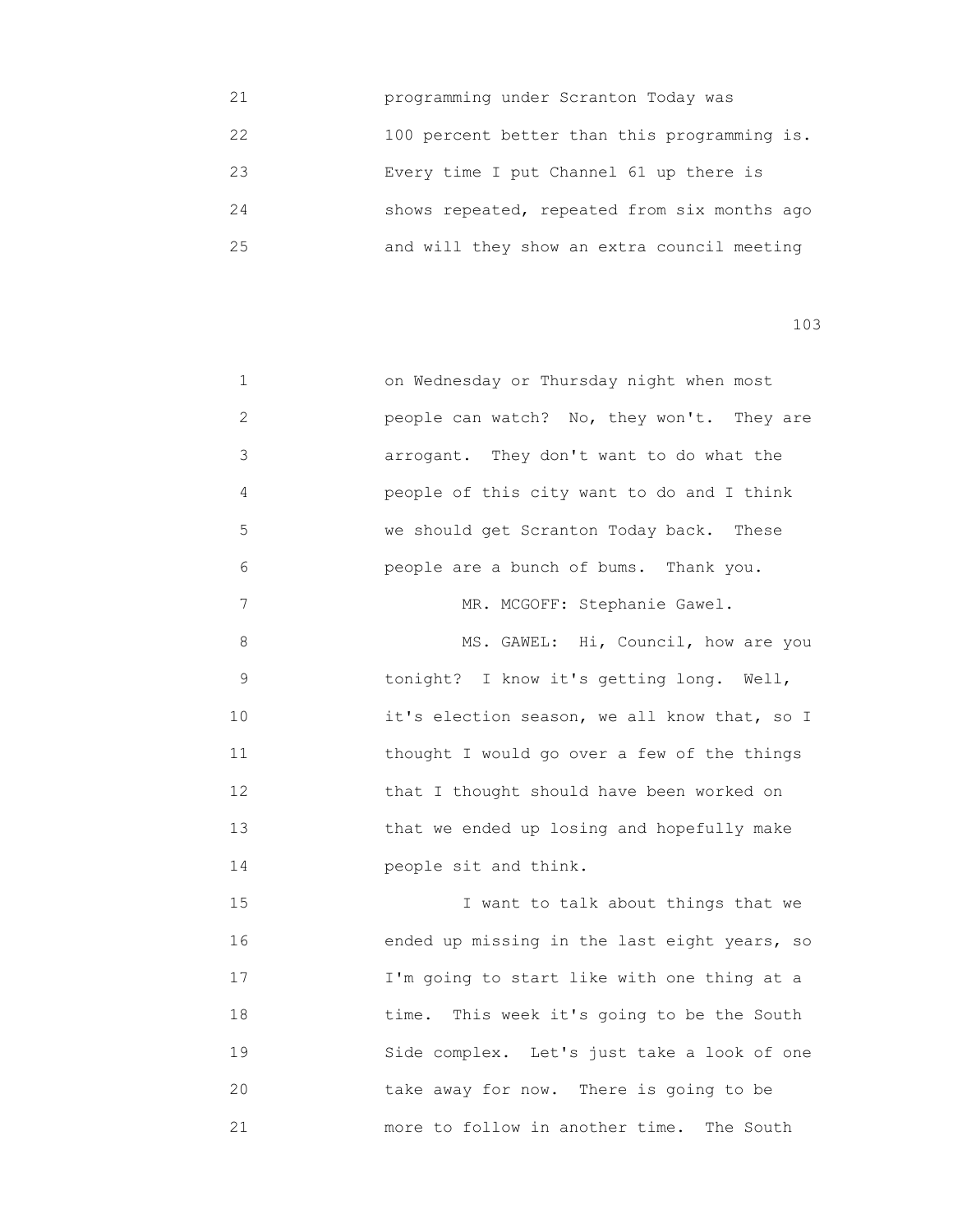programming under Scranton Today was 100 percent better than this programming is. Every time I put Channel 61 up there is shows repeated, repeated from six months ago and will they show an extra council meeting on Wednesday or Thursday night when most people can watch? No, they won't. They are arrogant. They don't want to do what the people of this city want to do and I think we should get Scranton Today back. These people are a bunch of bums. Thank you.

MR. MCGOFF: Stephanie Gawel.

MS. GAWEL: Hi, Council, how are you tonight? I know it's getting long. Well, it's election season, we all know that, so I thought I would go over a few of the things that I thought should have been worked on that we ended up losing and hopefully make people sit and think.

I want to talk about things that we ended up missing in the last eight years, so I'm going to start like with one thing at a time. This week it's going to be the South Side complex. Let's just take a look of one take away for now. There is going to be more to follow in another time. The South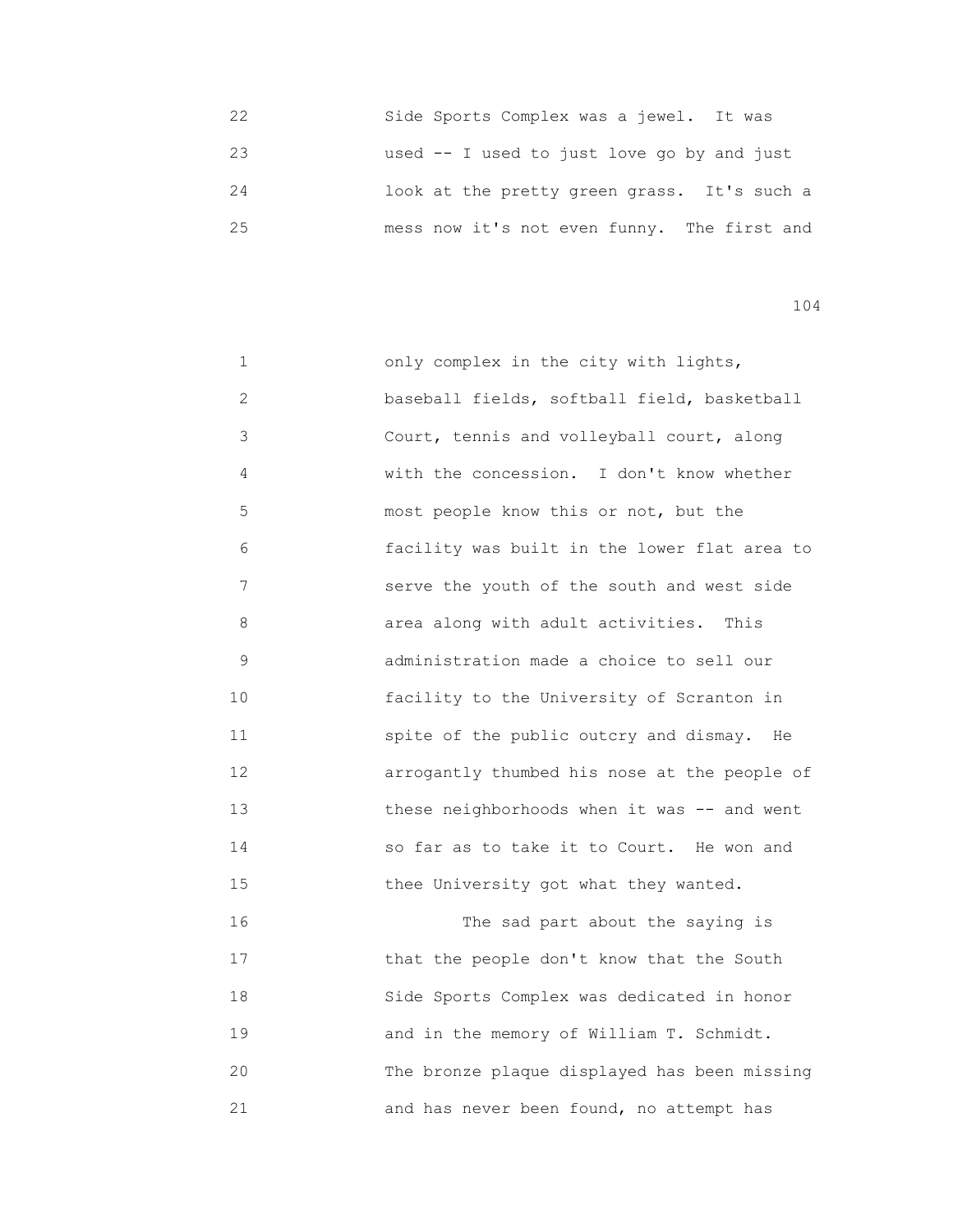Side Sports Complex was a jewel. It was used -- I used to just love go by and just look at the pretty green grass. It's such a mess now it's not even funny. The first and

only complex in the city with lights, baseball fields, softball field, basketball Court, tennis and volleyball court, along with the concession. I don't know whether most people know this or not, but the facility was built in the lower flat area to serve the youth of the south and west side area along with adult activities. This administration made a choice to sell our facility to the University of Scranton in spite of the public outcry and dismay. He arrogantly thumbed his nose at the people of these neighborhoods when it was -- and went so far as to take it to Court. He won and thee University got what they wanted.

The sad part about the saying is that the people don't know that the South Side Sports Complex was dedicated in honor and in the memory of William T. Schmidt. The bronze plaque displayed has been missing and has never been found, no attempt has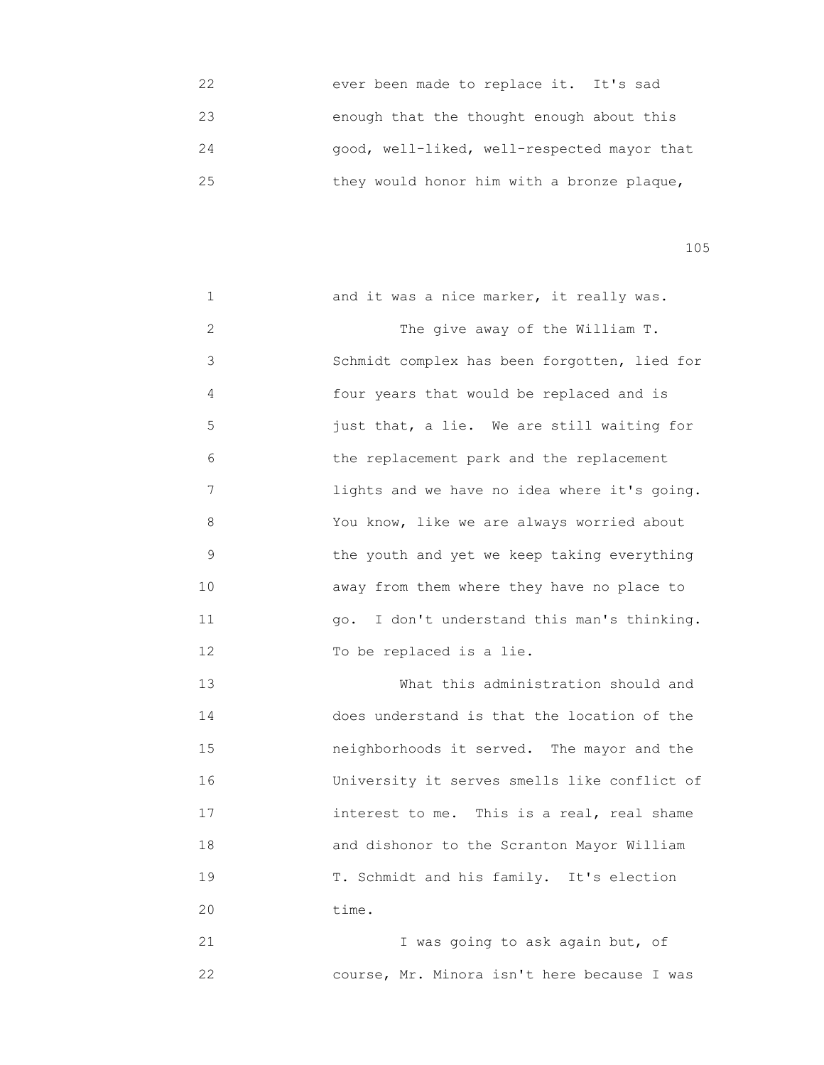ever been made to replace it. It's sad enough that the thought enough about this good, well-liked, well-respected mayor that they would honor him with a bronze plaque, and it was a nice marker, it really was.

The give away of the William T. Schmidt complex has been forgotten, lied for four years that would be replaced and is just that, a lie. We are still waiting for the replacement park and the replacement lights and we have no idea where it's going. You know, like we are always worried about the youth and yet we keep taking everything away from them where they have no place to go. I don't understand this man's thinking. To be replaced is a lie.

What this administration should and does understand is that the location of the neighborhoods it served. The mayor and the University it serves smells like conflict of interest to me. This is a real, real shame and dishonor to the Scranton Mayor William T. Schmidt and his family. It's election time.

I was going to ask again but, of course, Mr. Minora isn't here because I was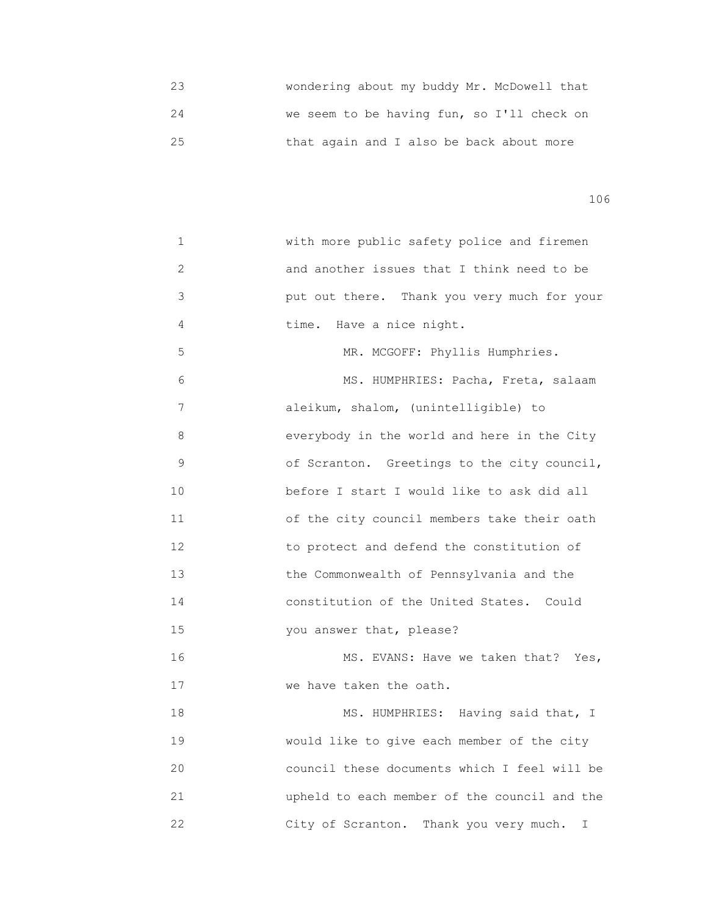23 wondering about my buddy Mr. McDowell that
24 we seem to be having fun, so I'll check on
25 that again and I also be back about more

1 with more public safety police and firemen
2 and another issues that I think need to be
3 put out there. Thank you very much for your
4 time. Have a nice night.
5 MR. MCGOFF: Phyllis Humphries.
6 MS. HUMPHRIES: Pacha, Freta, salaam
7 aleikum, shalom, (unintelligible) to
8 everybody in the world and here in the City
9 of Scranton. Greetings to the city council,
10 before I start I would like to ask did all
11 of the city council members take their oath
12 to protect and defend the constitution of
13 the Commonwealth of Pennsylvania and the
14 constitution of the United States. Could
15 you answer that, please?
16 MS. EVANS: Have we taken that? Yes,
17 we have taken the oath.
18 MS. HUMPHRIES: Having said that, I
19 would like to give each member of the city
20 council these documents which I feel will be
21 upheld to each member of the council and the
22 City of Scranton. Thank you very much. I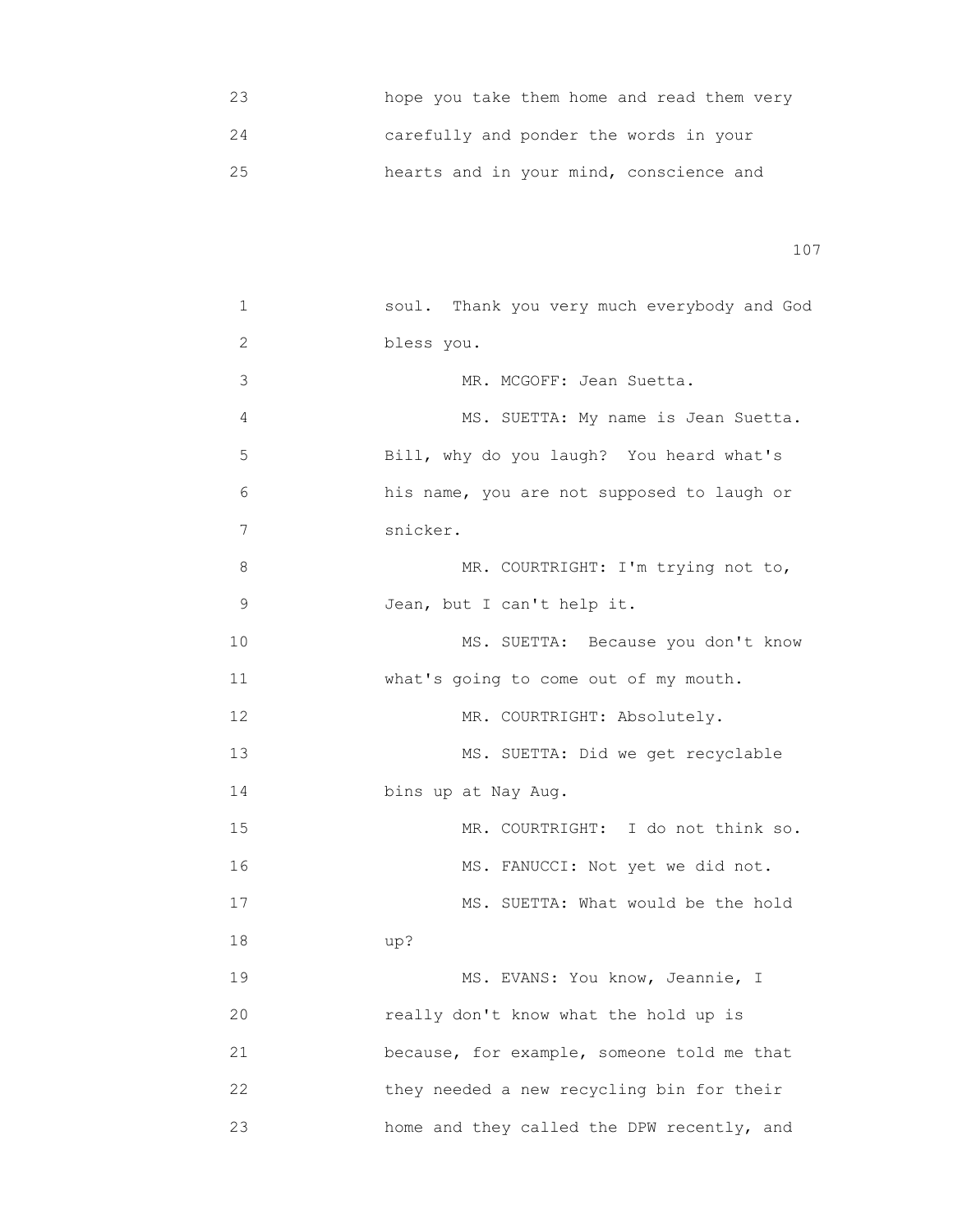23 hope you take them home and read them very
24 carefully and ponder the words in your
25 hearts and in your mind, conscience and

1 soul. Thank you very much everybody and God
2 bless you.
3 MR. MCGOFF: Jean Suetta.
4 MS. SUETTA: My name is Jean Suetta.
5 Bill, why do you laugh? You heard what's
6 his name, you are not supposed to laugh or
7 snicker.
8 MR. COURTRIGHT: I'm trying not to,
9 Jean, but I can't help it.
10 MS. SUETTA: Because you don't know
11 what's going to come out of my mouth.
12 MR. COURTRIGHT: Absolutely.
13 MS. SUETTA: Did we get recyclable
14 bins up at Nay Aug.
15 MR. COURTRIGHT: I do not think so.
16 MS. FANUCCI: Not yet we did not.
17 MS. SUETTA: What would be the hold
18 up?
19 MS. EVANS: You know, Jeannie, I
20 really don't know what the hold up is
21 because, for example, someone told me that
22 they needed a new recycling bin for their
23 home and they called the DPW recently, and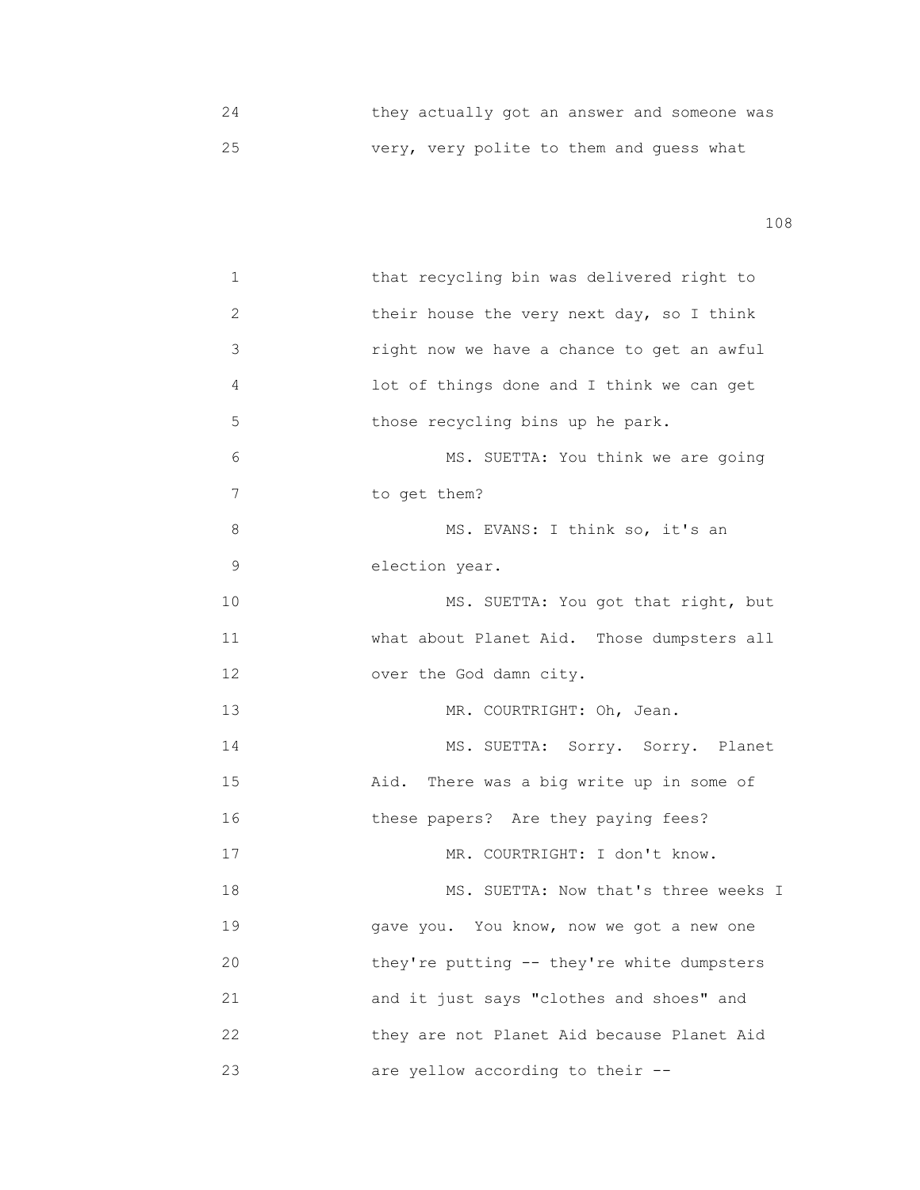24 they actually got an answer and someone was
25 very, very polite to them and guess what

1 that recycling bin was delivered right to
2 their house the very next day, so I think
3 right now we have a chance to get an awful
4 lot of things done and I think we can get
5 those recycling bins up he park.
6 MS. SUETTA: You think we are going
7 to get them?
8 MS. EVANS: I think so, it's an
9 election year.
10 MS. SUETTA: You got that right, but
11 what about Planet Aid. Those dumpsters all
12 over the God damn city.
13 MR. COURTRIGHT: Oh, Jean.
14 MS. SUETTA: Sorry. Sorry. Planet
15 Aid. There was a big write up in some of
16 these papers? Are they paying fees?
17 MR. COURTRIGHT: I don't know.
18 MS. SUETTA: Now that's three weeks I
19 gave you. You know, now we got a new one
20 they're putting -- they're white dumpsters
21 and it just says "clothes and shoes" and
22 they are not Planet Aid because Planet Aid
23 are yellow according to their --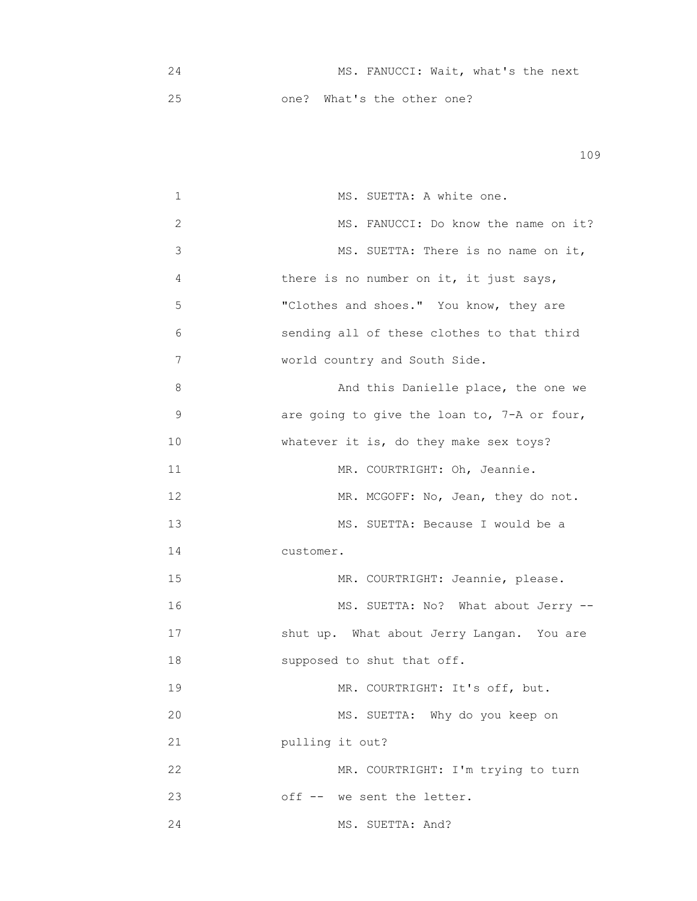24 MS. FANUCCI: Wait, what's the next
25 one? What's the other one?

1 MS. SUETTA: A white one.
2 MS. FANUCCI: Do know the name on it?
3 MS. SUETTA: There is no name on it,
4 there is no number on it, it just says,
5 "Clothes and shoes." You know, they are
6 sending all of these clothes to that third
7 world country and South Side.
8 And this Danielle place, the one we
9 are going to give the loan to, 7-A or four,
10 whatever it is, do they make sex toys?
11 MR. COURTRIGHT: Oh, Jeannie.
12 MR. MCGOFF: No, Jean, they do not.
13 MS. SUETTA: Because I would be a
14 customer.
15 MR. COURTRIGHT: Jeannie, please.
16 MS. SUETTA: No? What about Jerry --
17 shut up. What about Jerry Langan. You are
18 supposed to shut that off.
19 MR. COURTRIGHT: It's off, but.
20 MS. SUETTA: Why do you keep on
21 pulling it out?
22 MR. COURTRIGHT: I'm trying to turn
23 off -- we sent the letter.
24 MS. SUETTA: And?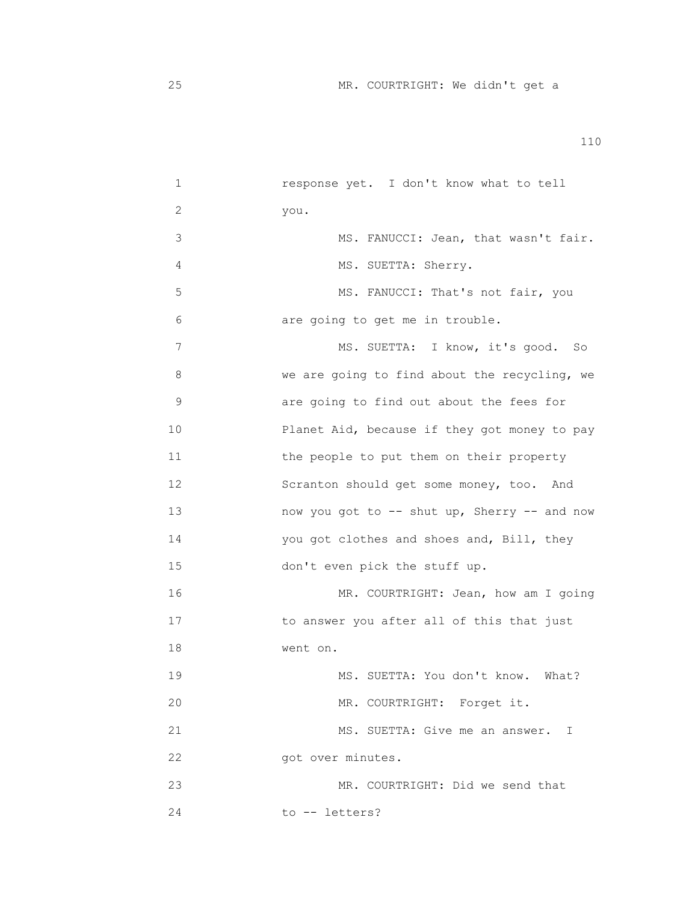25 MR. COURTRIGHT: We didn't get a

1 response yet. I don't know what to tell
2 you.
3 MS. FANUCCI: Jean, that wasn't fair.
4 MS. SUETTA: Sherry.
5 MS. FANUCCI: That's not fair, you
6 are going to get me in trouble.
7 MS. SUETTA: I know, it's good. So
8 we are going to find about the recycling, we
9 are going to find out about the fees for
10 Planet Aid, because if they got money to pay
11 the people to put them on their property
12 Scranton should get some money, too. And
13 now you got to -- shut up, Sherry -- and now
14 you got clothes and shoes and, Bill, they
15 don't even pick the stuff up.
16 MR. COURTRIGHT: Jean, how am I going
17 to answer you after all of this that just
18 went on.
19 MS. SUETTA: You don't know. What?
20 MR. COURTRIGHT: Forget it.
21 MS. SUETTA: Give me an answer. I
22 got over minutes.
23 MR. COURTRIGHT: Did we send that
24 to -- letters?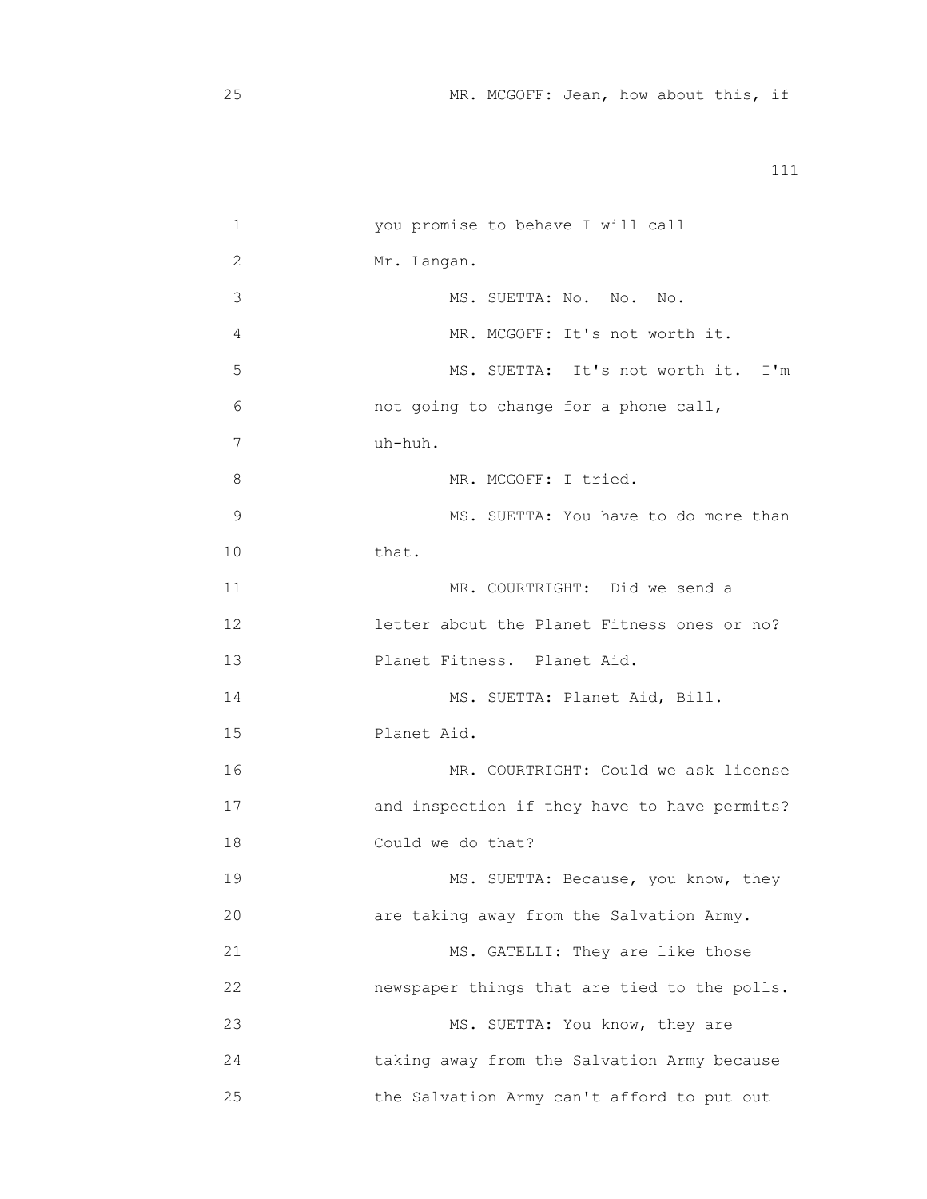25 MR. MCGOFF: Jean, how about this, if

1 you promise to behave I will call
2 Mr. Langan.
3 MS. SUETTA: No. No. No.
4 MR. MCGOFF: It's not worth it.
5 MS. SUETTA: It's not worth it. I'm
6 not going to change for a phone call,
7 uh-huh.
8 MR. MCGOFF: I tried.
9 MS. SUETTA: You have to do more than
10 that.
11 MR. COURTRIGHT: Did we send a
12 letter about the Planet Fitness ones or no?
13 Planet Fitness. Planet Aid.
14 MS. SUETTA: Planet Aid, Bill.
15 Planet Aid.
16 MR. COURTRIGHT: Could we ask license
17 and inspection if they have to have permits?
18 Could we do that?
19 MS. SUETTA: Because, you know, they
20 are taking away from the Salvation Army.
21 MS. GATELLI: They are like those
22 newspaper things that are tied to the polls.
23 MS. SUETTA: You know, they are
24 taking away from the Salvation Army because
25 the Salvation Army can't afford to put out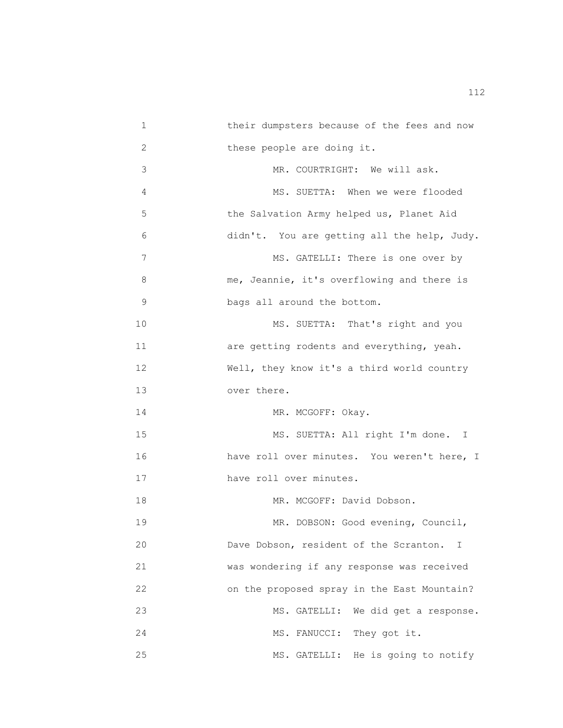their dumpsters because of the fees and now these people are doing it.

MR. COURTRIGHT: We will ask.

MS. SUETTA: When we were flooded the Salvation Army helped us, Planet Aid didn't. You are getting all the help, Judy.

MS. GATELLI: There is one over by me, Jeannie, it's overflowing and there is bags all around the bottom.

MS. SUETTA: That's right and you are getting rodents and everything, yeah. Well, they know it's a third world country over there.

MR. MCGOFF: Okay.

MS. SUETTA: All right I'm done. I have roll over minutes. You weren't here, I have roll over minutes.

MR. MCGOFF: David Dobson.

MR. DOBSON: Good evening, Council, Dave Dobson, resident of the Scranton. I was wondering if any response was received on the proposed spray in the East Mountain?

MS. GATELLI: We did get a response.

MS. FANUCCI: They got it.

MS. GATELLI: He is going to notify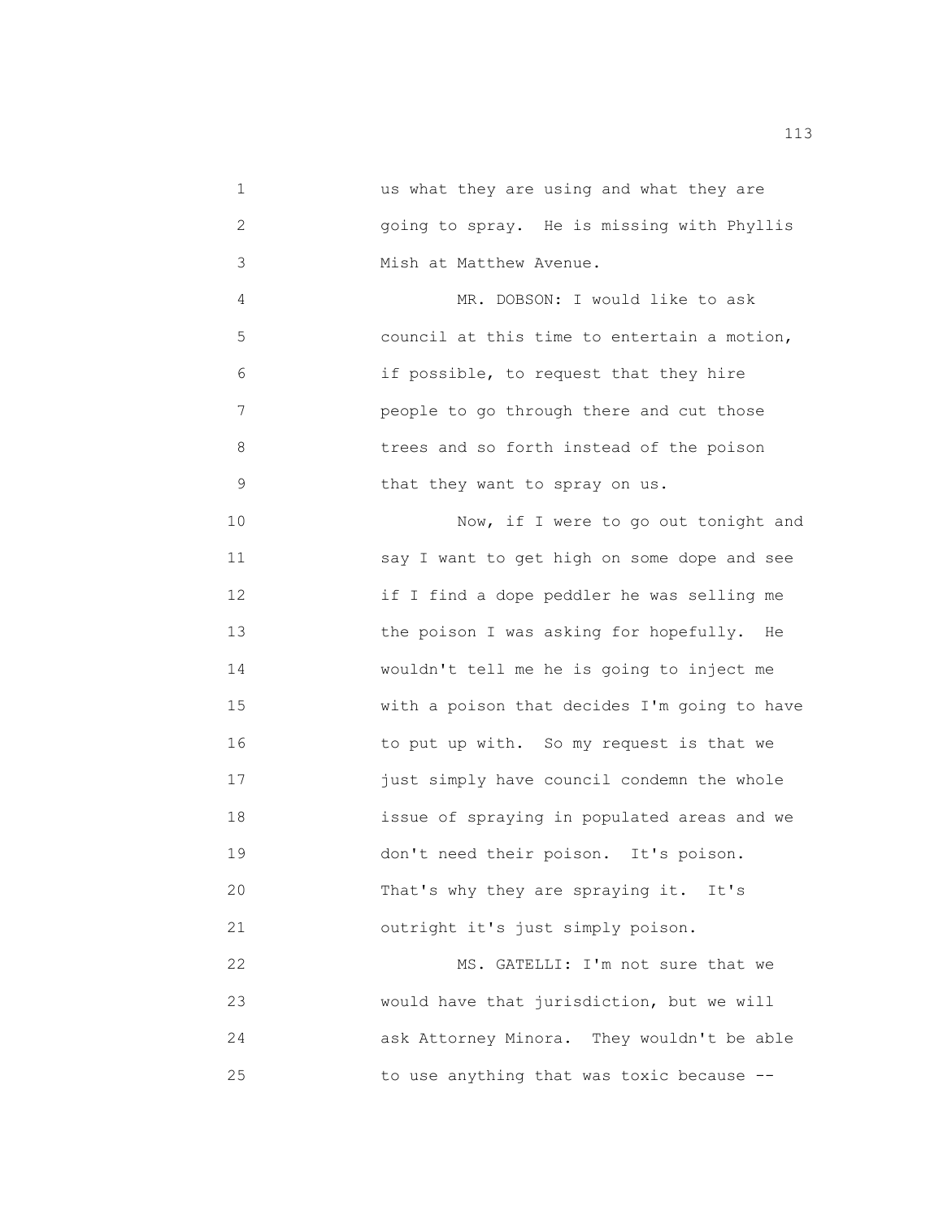us what they are using and what they are going to spray. He is missing with Phyllis Mish at Matthew Avenue.

MR. DOBSON: I would like to ask council at this time to entertain a motion, if possible, to request that they hire people to go through there and cut those trees and so forth instead of the poison that they want to spray on us.

Now, if I were to go out tonight and say I want to get high on some dope and see if I find a dope peddler he was selling me the poison I was asking for hopefully. He wouldn't tell me he is going to inject me with a poison that decides I'm going to have to put up with. So my request is that we just simply have council condemn the whole issue of spraying in populated areas and we don't need their poison. It's poison. That's why they are spraying it. It's outright it's just simply poison.

MS. GATELLI: I'm not sure that we would have that jurisdiction, but we will ask Attorney Minora. They wouldn't be able to use anything that was toxic because --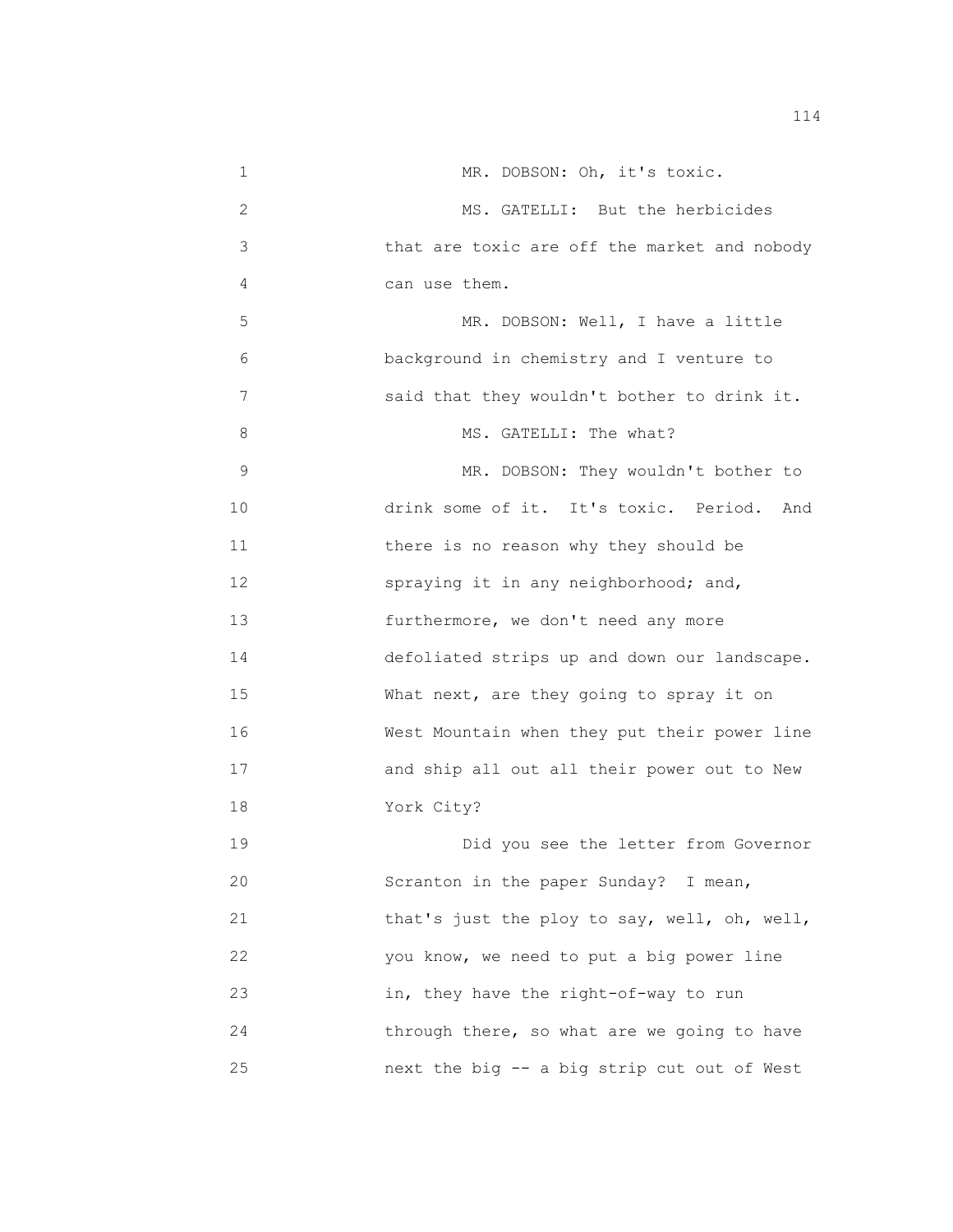MR. DOBSON: Oh, it's toxic.

MS. GATELLI: But the herbicides that are toxic are off the market and nobody can use them.

MR. DOBSON: Well, I have a little background in chemistry and I venture to said that they wouldn't bother to drink it.

MS. GATELLI: The what?

MR. DOBSON: They wouldn't bother to drink some of it. It's toxic. Period. And there is no reason why they should be spraying it in any neighborhood; and, furthermore, we don't need any more defoliated strips up and down our landscape. What next, are they going to spray it on West Mountain when they put their power line and ship all out all their power out to New York City?

Did you see the letter from Governor Scranton in the paper Sunday? I mean, that's just the ploy to say, well, oh, well, you know, we need to put a big power line in, they have the right-of-way to run through there, so what are we going to have next the big -- a big strip cut out of West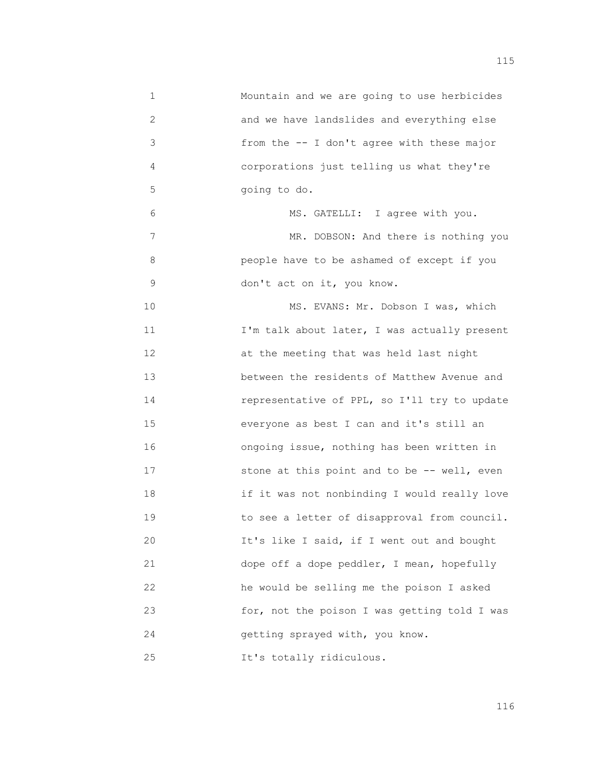Mountain and we are going to use herbicides and we have landslides and everything else from the -- I don't agree with these major corporations just telling us what they're going to do.

MS. GATELLI: I agree with you.

MR. DOBSON: And there is nothing you people have to be ashamed of except if you don't act on it, you know.

MS. EVANS: Mr. Dobson I was, which I'm talk about later, I was actually present at the meeting that was held last night between the residents of Matthew Avenue and representative of PPL, so I'll try to update everyone as best I can and it's still an ongoing issue, nothing has been written in stone at this point and to be -- well, even if it was not nonbinding I would really love to see a letter of disapproval from council. It's like I said, if I went out and bought dope off a dope peddler, I mean, hopefully he would be selling me the poison I asked for, not the poison I was getting told I was getting sprayed with, you know. It's totally ridiculous.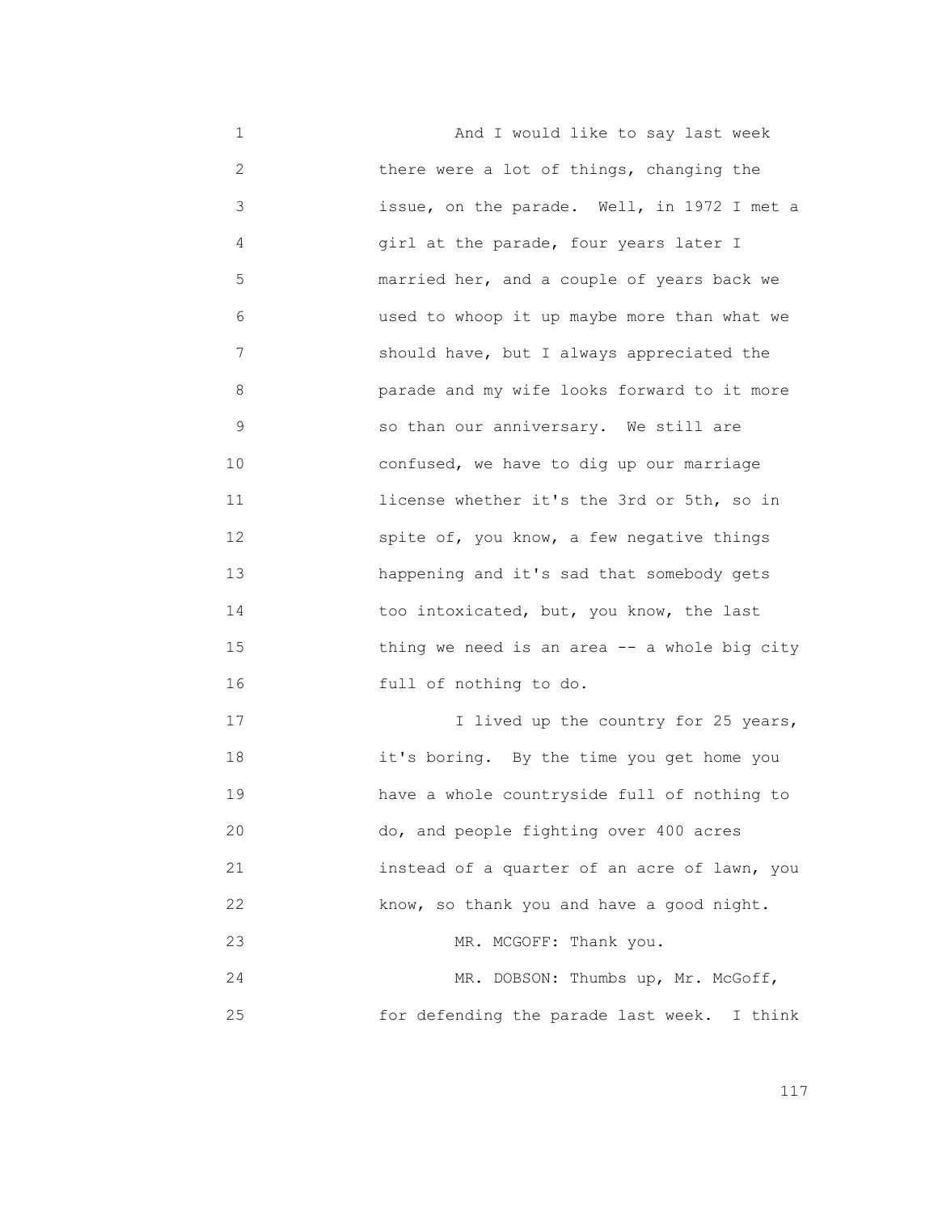1 And I would like to say last week
2 there were a lot of things, changing the
3 issue, on the parade. Well, in 1972 I met a
4 girl at the parade, four years later I
5 married her, and a couple of years back we
6 used to whoop it up maybe more than what we
7 should have, but I always appreciated the
8 parade and my wife looks forward to it more
9 so than our anniversary. We still are
10 confused, we have to dig up our marriage
11 license whether it's the 3rd or 5th, so in
12 spite of, you know, a few negative things
13 happening and it's sad that somebody gets
14 too intoxicated, but, you know, the last
15 thing we need is an area -- a whole big city
16 full of nothing to do.
17 I lived up the country for 25 years,
18 it's boring. By the time you get home you
19 have a whole countryside full of nothing to
20 do, and people fighting over 400 acres
21 instead of a quarter of an acre of lawn, you
22 know, so thank you and have a good night.
23 MR. MCGOFF: Thank you.
24 MR. DOBSON: Thumbs up, Mr. McGoff,
25 for defending the parade last week. I think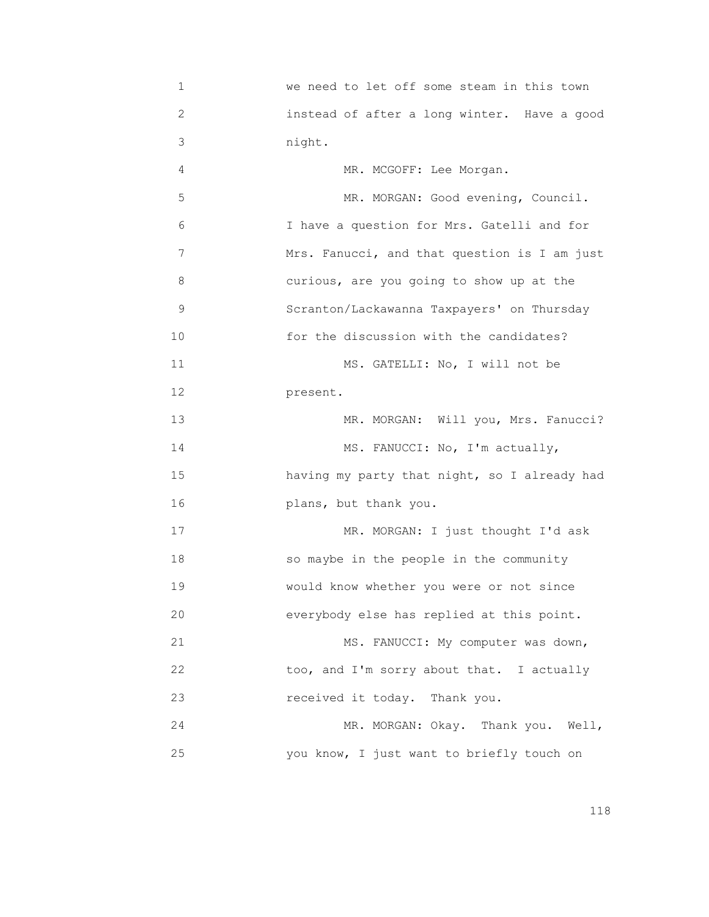we need to let off some steam in this town instead of after a long winter. Have a good night.

MR. MCGOFF: Lee Morgan.

MR. MORGAN: Good evening, Council. I have a question for Mrs. Gatelli and for Mrs. Fanucci, and that question is I am just curious, are you going to show up at the Scranton/Lackawanna Taxpayers' on Thursday for the discussion with the candidates?

MS. GATELLI: No, I will not be present.

MR. MORGAN: Will you, Mrs. Fanucci?

MS. FANUCCI: No, I'm actually, having my party that night, so I already had plans, but thank you.

MR. MORGAN: I just thought I'd ask so maybe in the people in the community would know whether you were or not since everybody else has replied at this point.

MS. FANUCCI: My computer was down, too, and I'm sorry about that. I actually received it today. Thank you.

MR. MORGAN: Okay. Thank you. Well, you know, I just want to briefly touch on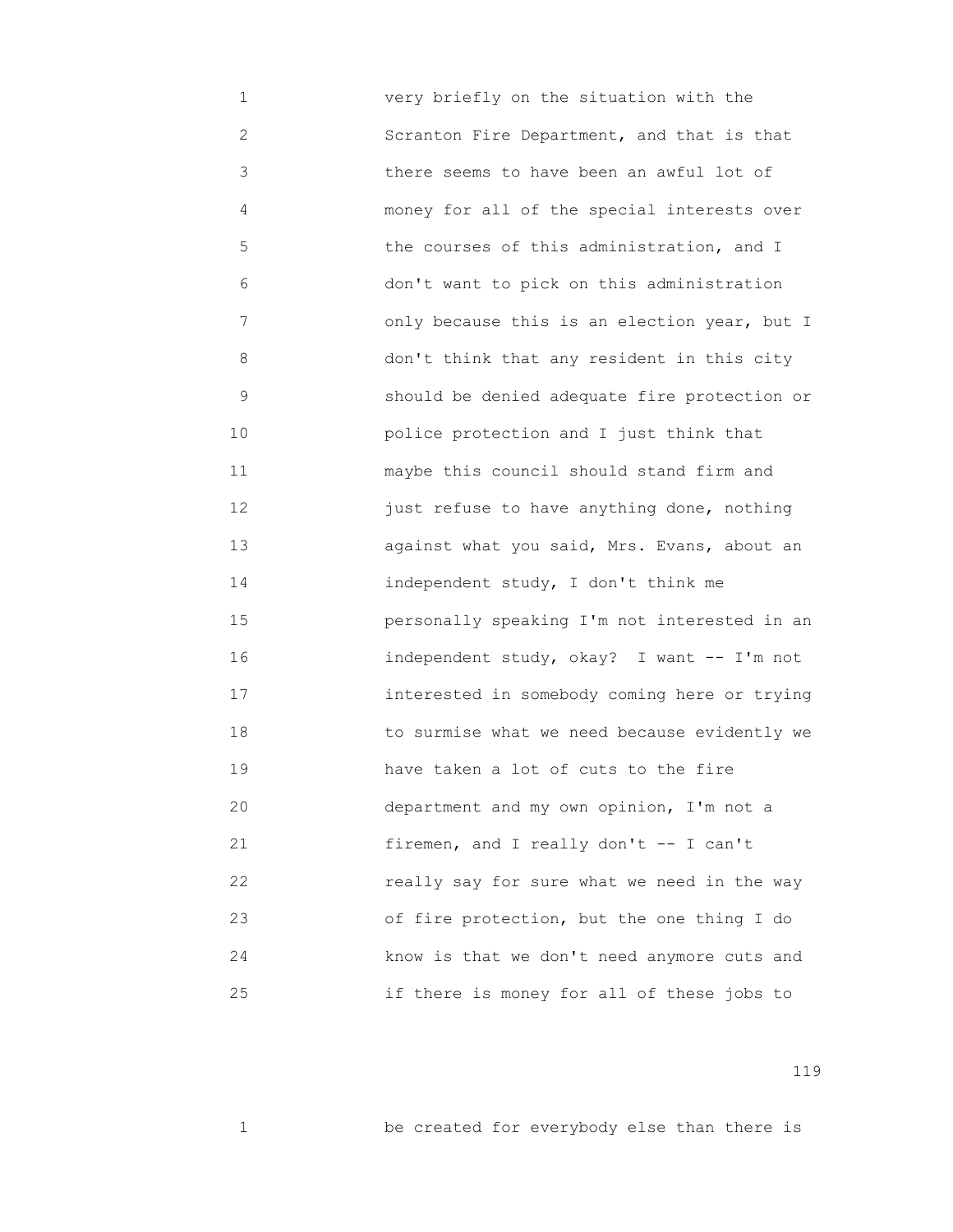very briefly on the situation with the Scranton Fire Department, and that is that there seems to have been an awful lot of money for all of the special interests over the courses of this administration, and I don't want to pick on this administration only because this is an election year, but I don't think that any resident in this city should be denied adequate fire protection or police protection and I just think that maybe this council should stand firm and just refuse to have anything done, nothing against what you said, Mrs. Evans, about an independent study, I don't think me personally speaking I'm not interested in an independent study, okay? I want -- I'm not interested in somebody coming here or trying to surmise what we need because evidently we have taken a lot of cuts to the fire department and my own opinion, I'm not a firemen, and I really don't -- I can't really say for sure what we need in the way of fire protection, but the one thing I do know is that we don't need anymore cuts and if there is money for all of these jobs to

be created for everybody else than there is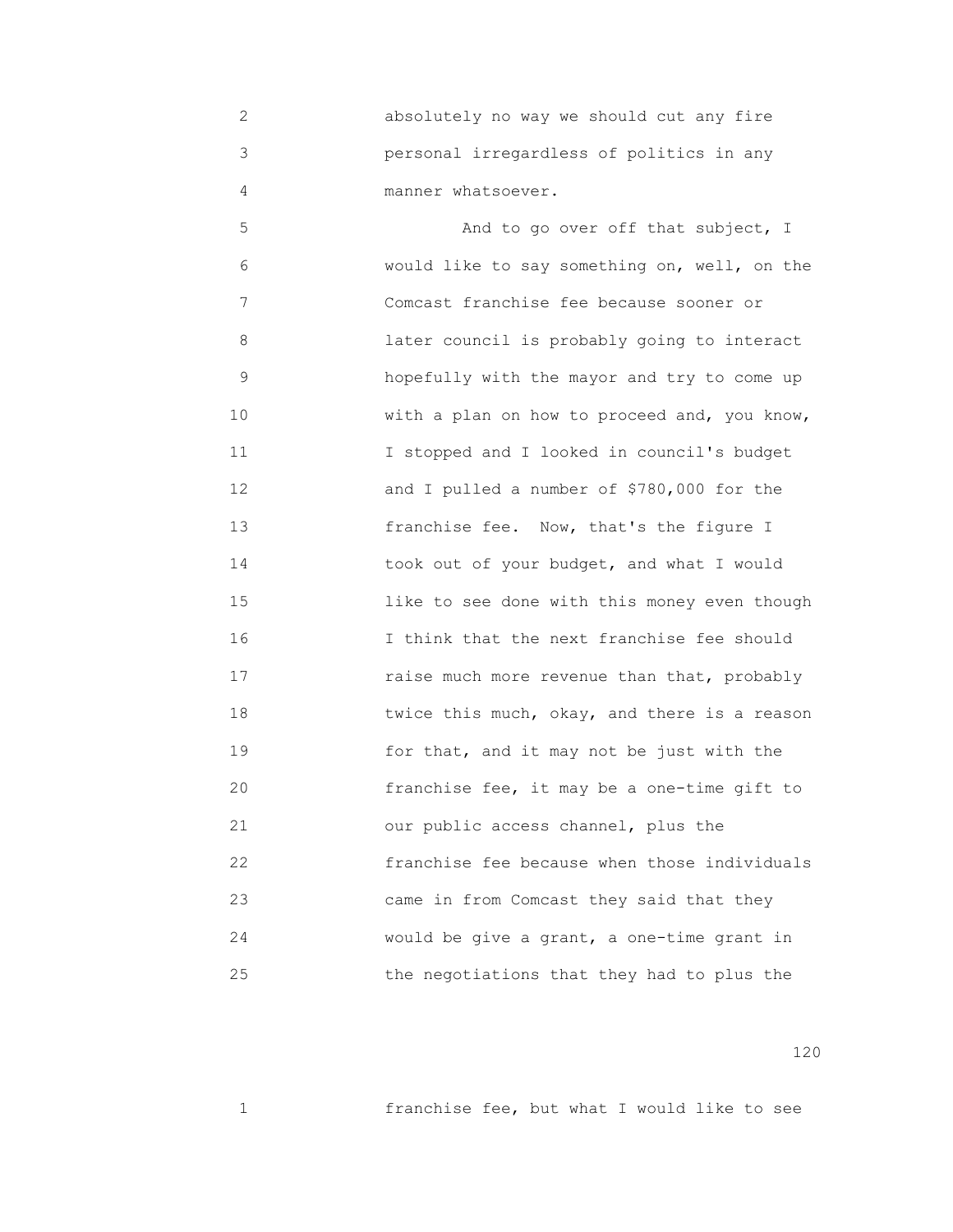absolutely no way we should cut any fire personal irregardless of politics in any manner whatsoever.

And to go over off that subject, I would like to say something on, well, on the Comcast franchise fee because sooner or later council is probably going to interact hopefully with the mayor and try to come up with a plan on how to proceed and, you know, I stopped and I looked in council's budget and I pulled a number of $780,000 for the franchise fee. Now, that's the figure I took out of your budget, and what I would like to see done with this money even though I think that the next franchise fee should raise much more revenue than that, probably twice this much, okay, and there is a reason for that, and it may not be just with the franchise fee, it may be a one-time gift to our public access channel, plus the franchise fee because when those individuals came in from Comcast they said that they would be give a grant, a one-time grant in the negotiations that they had to plus the

franchise fee, but what I would like to see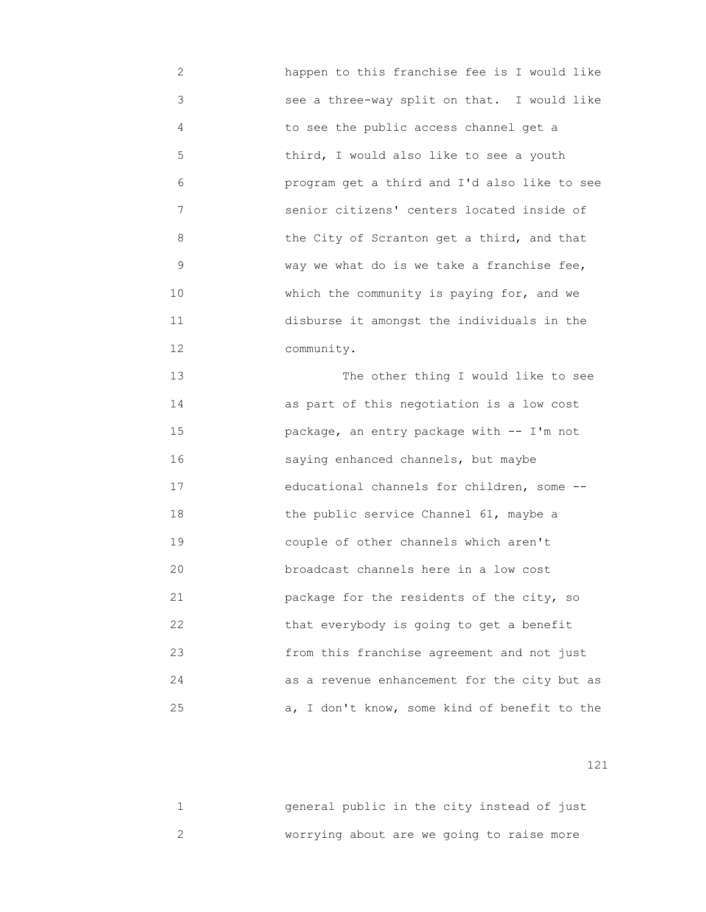happen to this franchise fee is I would like see a three-way split on that. I would like to see the public access channel get a third, I would also like to see a youth program get a third and I'd also like to see senior citizens' centers located inside of the City of Scranton get a third, and that way we what do is we take a franchise fee, which the community is paying for, and we disburse it amongst the individuals in the community.

The other thing I would like to see as part of this negotiation is a low cost package, an entry package with -- I'm not saying enhanced channels, but maybe educational channels for children, some -- the public service Channel 61, maybe a couple of other channels which aren't broadcast channels here in a low cost package for the residents of the city, so that everybody is going to get a benefit from this franchise agreement and not just as a revenue enhancement for the city but as a, I don't know, some kind of benefit to the general public in the city instead of just worrying about are we going to raise more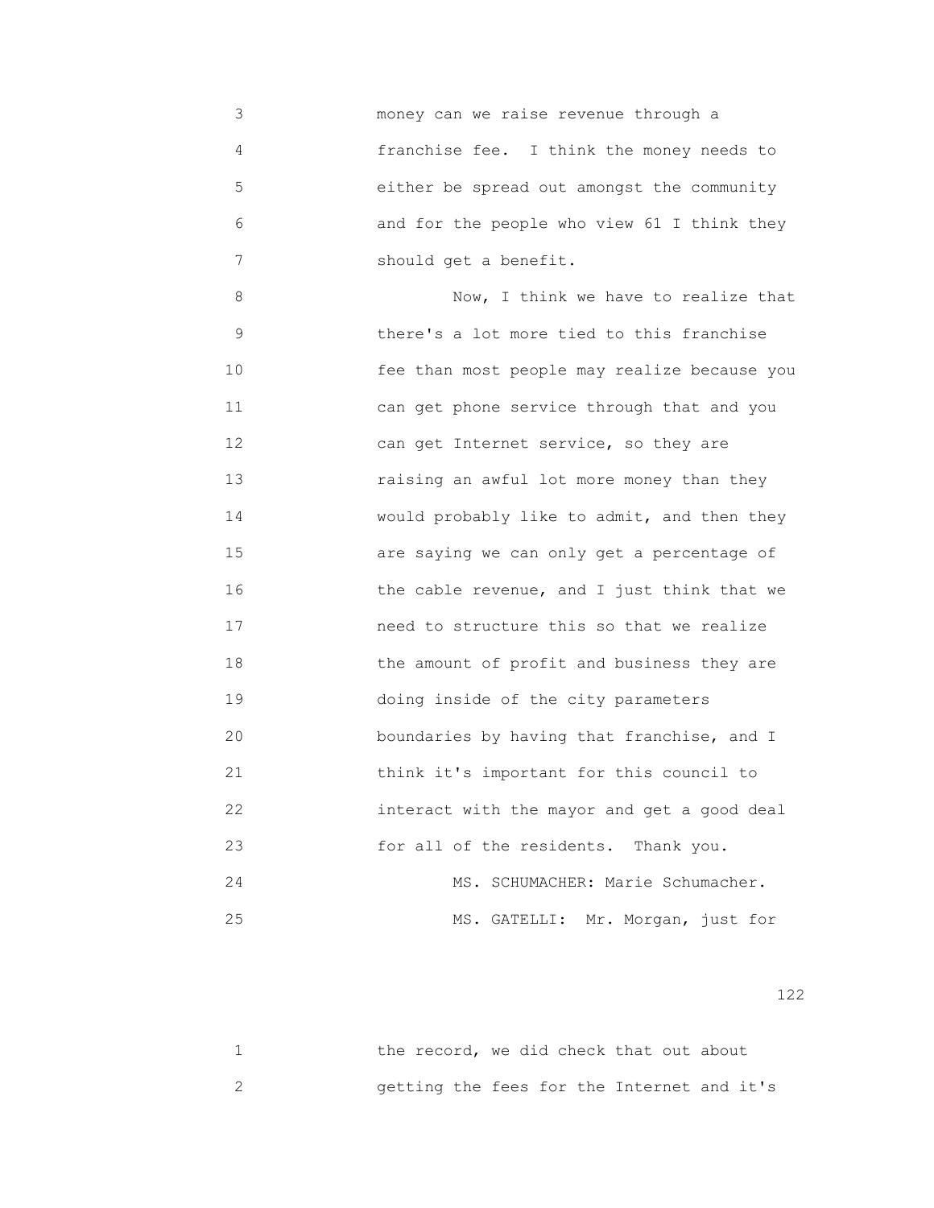money can we raise revenue through a franchise fee. I think the money needs to either be spread out amongst the community and for the people who view 61 I think they should get a benefit.

Now, I think we have to realize that there's a lot more tied to this franchise fee than most people may realize because you can get phone service through that and you can get Internet service, so they are raising an awful lot more money than they would probably like to admit, and then they are saying we can only get a percentage of the cable revenue, and I just think that we need to structure this so that we realize the amount of profit and business they are doing inside of the city parameters boundaries by having that franchise, and I think it's important for this council to interact with the mayor and get a good deal for all of the residents. Thank you.

MS. SCHUMACHER: Marie Schumacher.

MS. GATELLI: Mr. Morgan, just for the record, we did check that out about getting the fees for the Internet and it's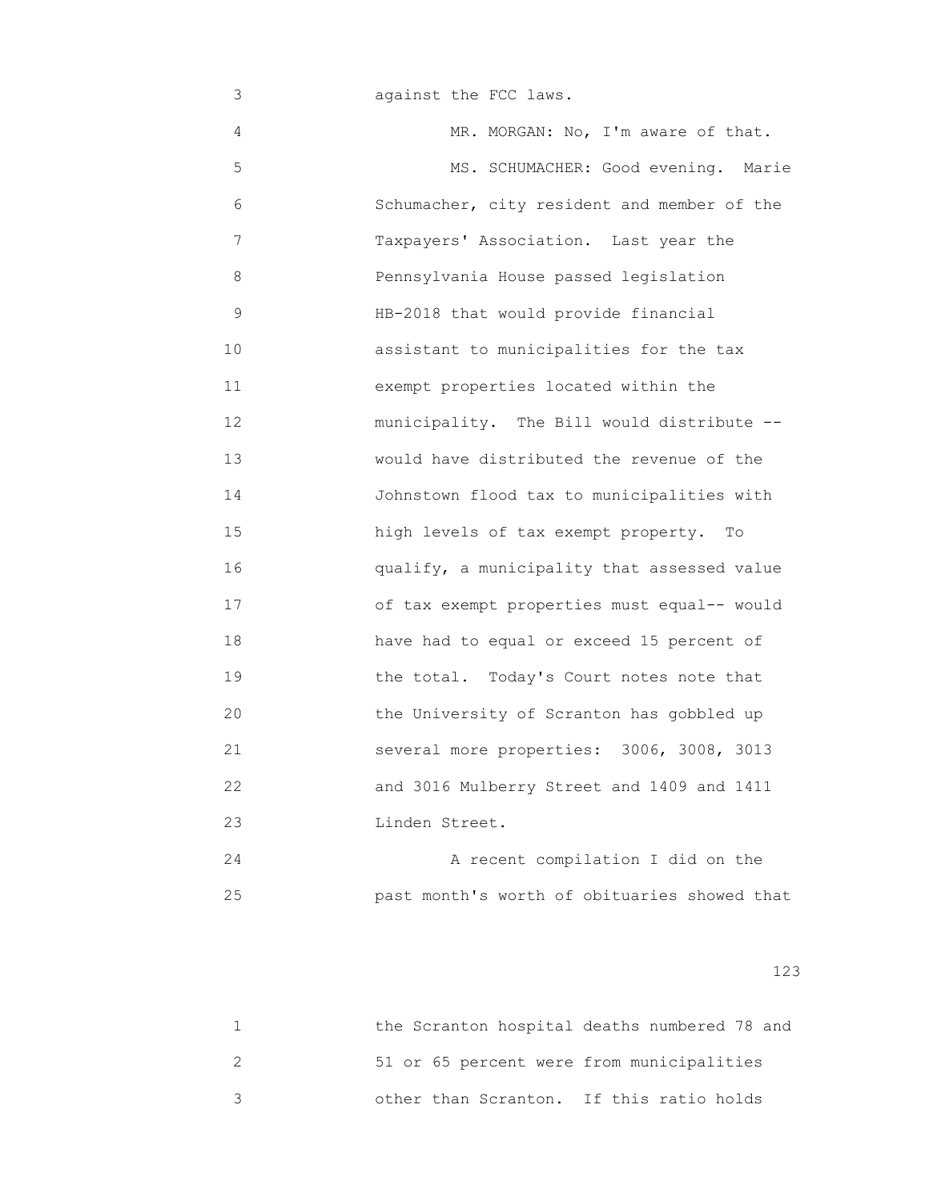against the FCC laws.

MR. MORGAN: No, I'm aware of that.

MS. SCHUMACHER: Good evening. Marie Schumacher, city resident and member of the Taxpayers' Association. Last year the Pennsylvania House passed legislation HB-2018 that would provide financial assistant to municipalities for the tax exempt properties located within the municipality. The Bill would distribute -- would have distributed the revenue of the Johnstown flood tax to municipalities with high levels of tax exempt property. To qualify, a municipality that assessed value of tax exempt properties must equal-- would have had to equal or exceed 15 percent of the total. Today's Court notes note that the University of Scranton has gobbled up several more properties: 3006, 3008, 3013 and 3016 Mulberry Street and 1409 and 1411 Linden Street.

A recent compilation I did on the past month's worth of obituaries showed that the Scranton hospital deaths numbered 78 and 51 or 65 percent were from municipalities other than Scranton. If this ratio holds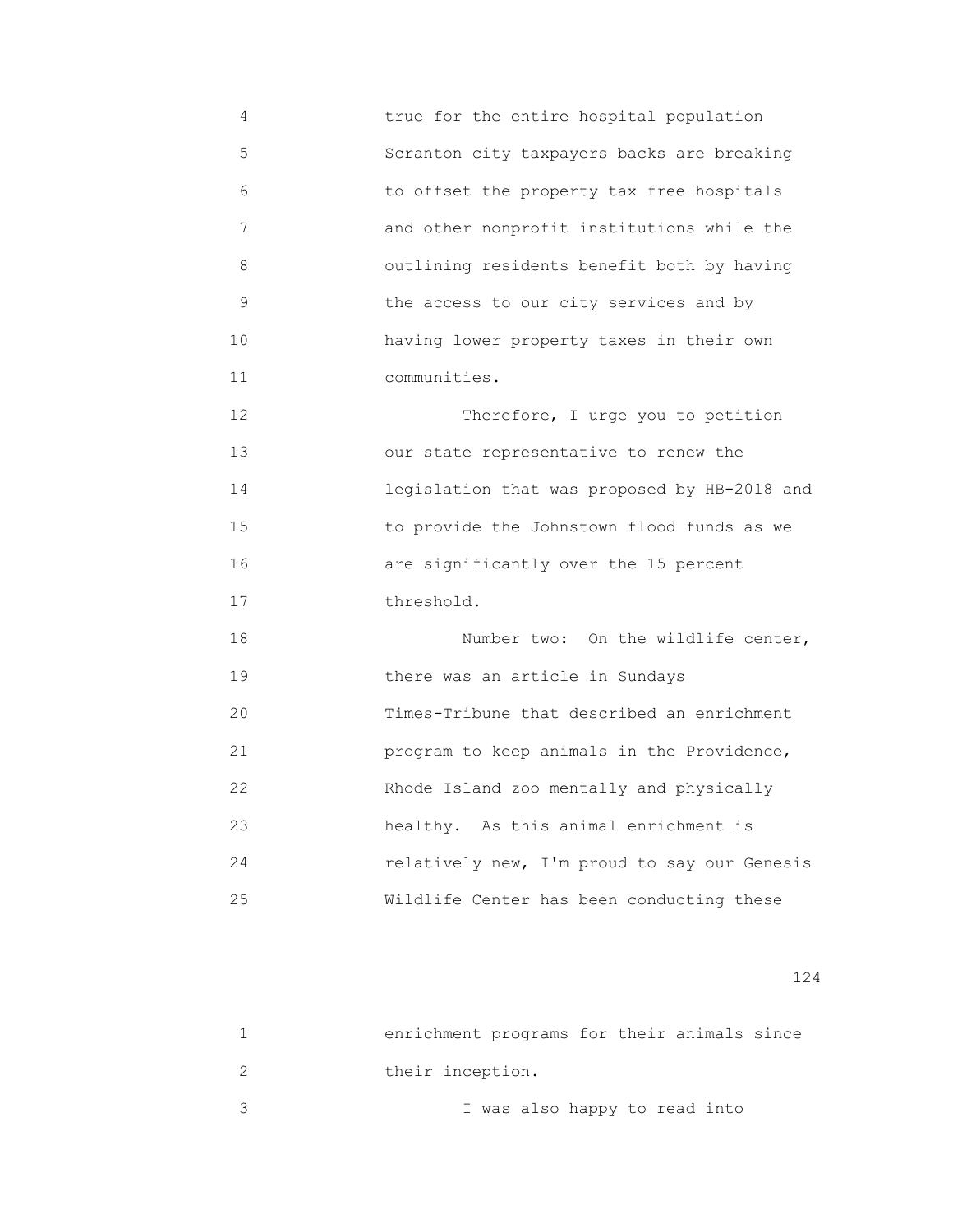true for the entire hospital population Scranton city taxpayers backs are breaking to offset the property tax free hospitals and other nonprofit institutions while the outlining residents benefit both by having the access to our city services and by having lower property taxes in their own communities.

Therefore, I urge you to petition our state representative to renew the legislation that was proposed by HB-2018 and to provide the Johnstown flood funds as we are significantly over the 15 percent threshold.

Number two: On the wildlife center, there was an article in Sundays Times-Tribune that described an enrichment program to keep animals in the Providence, Rhode Island zoo mentally and physically healthy. As this animal enrichment is relatively new, I'm proud to say our Genesis Wildlife Center has been conducting these enrichment programs for their animals since their inception.

I was also happy to read into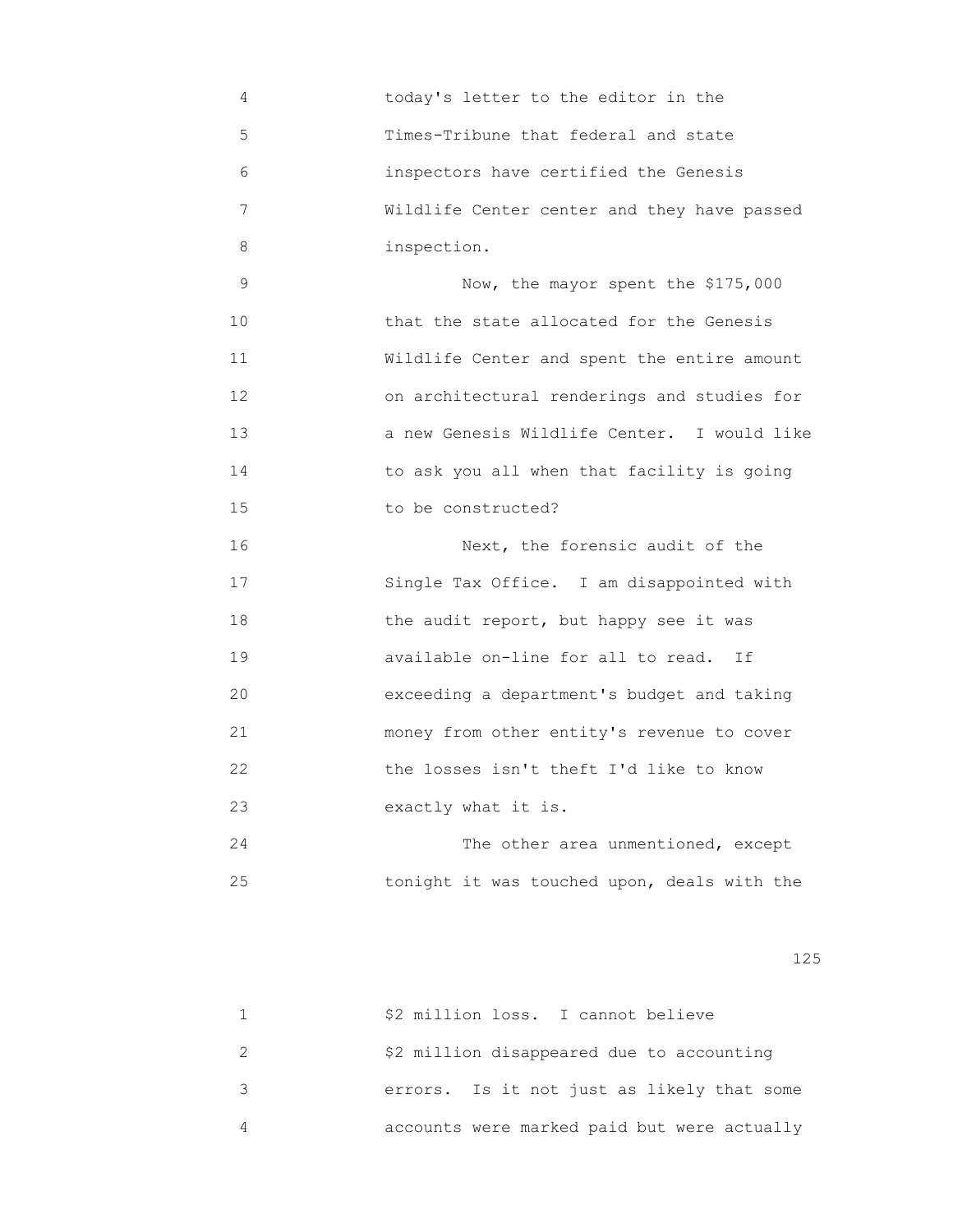today's letter to the editor in the Times-Tribune that federal and state inspectors have certified the Genesis Wildlife Center center and they have passed inspection.

Now, the mayor spent the $175,000 that the state allocated for the Genesis Wildlife Center and spent the entire amount on architectural renderings and studies for a new Genesis Wildlife Center. I would like to ask you all when that facility is going to be constructed?

Next, the forensic audit of the Single Tax Office. I am disappointed with the audit report, but happy see it was available on-line for all to read. If exceeding a department's budget and taking money from other entity's revenue to cover the losses isn't theft I'd like to know exactly what it is.

The other area unmentioned, except tonight it was touched upon, deals with the $2 million loss. I cannot believe $2 million disappeared due to accounting errors. Is it not just as likely that some accounts were marked paid but were actually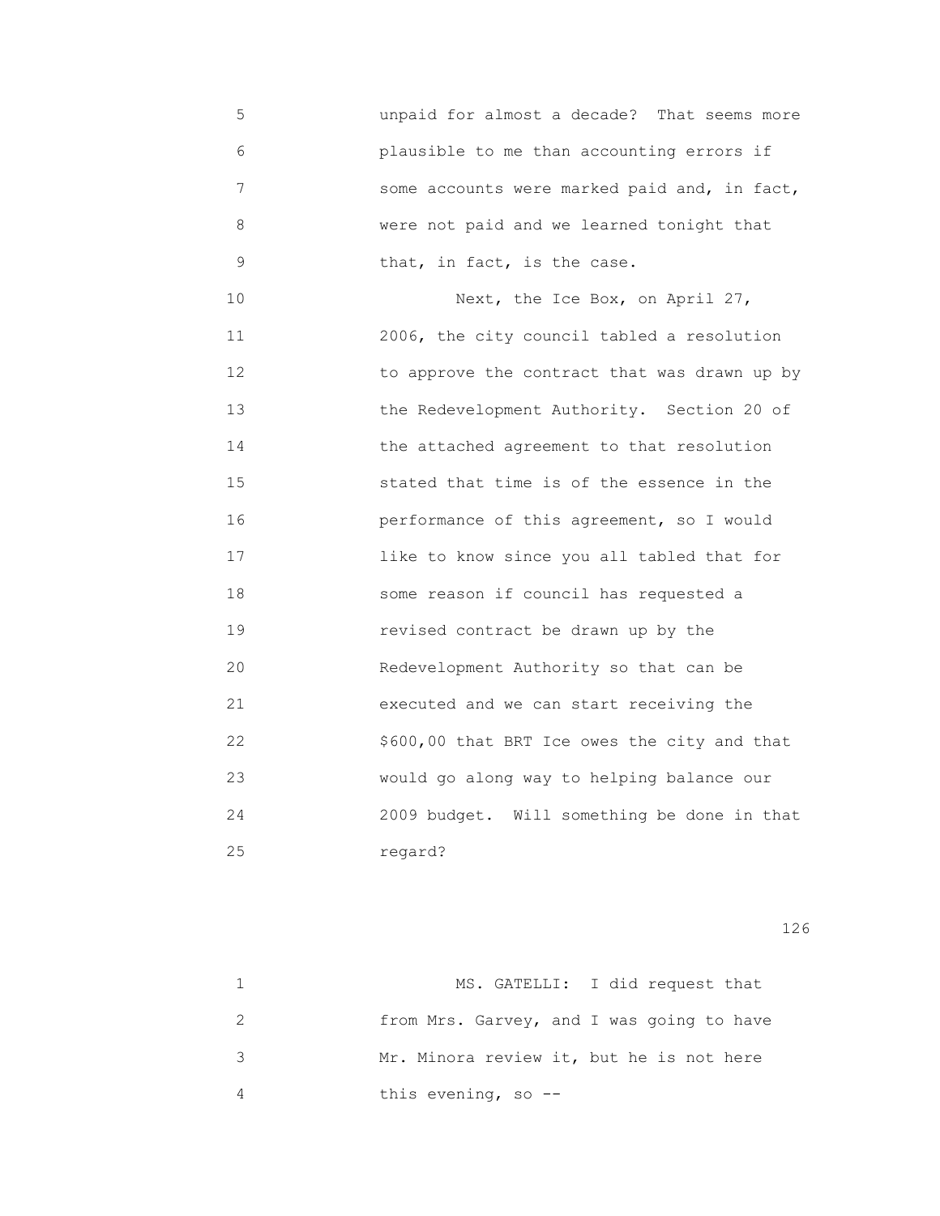5 unpaid for almost a decade? That seems more
6 plausible to me than accounting errors if
7 some accounts were marked paid and, in fact,
8 were not paid and we learned tonight that
9 that, in fact, is the case.
10 Next, the Ice Box, on April 27,
11 2006, the city council tabled a resolution
12 to approve the contract that was drawn up by
13 the Redevelopment Authority. Section 20 of
14 the attached agreement to that resolution
15 stated that time is of the essence in the
16 performance of this agreement, so I would
17 like to know since you all tabled that for
18 some reason if council has requested a
19 revised contract be drawn up by the
20 Redevelopment Authority so that can be
21 executed and we can start receiving the
22 $600,00 that BRT Ice owes the city and that
23 would go along way to helping balance our
24 2009 budget. Will something be done in that
25 regard?

1 MS. GATELLI: I did request that
2 from Mrs. Garvey, and I was going to have
3 Mr. Minora review it, but he is not here
4 this evening, so --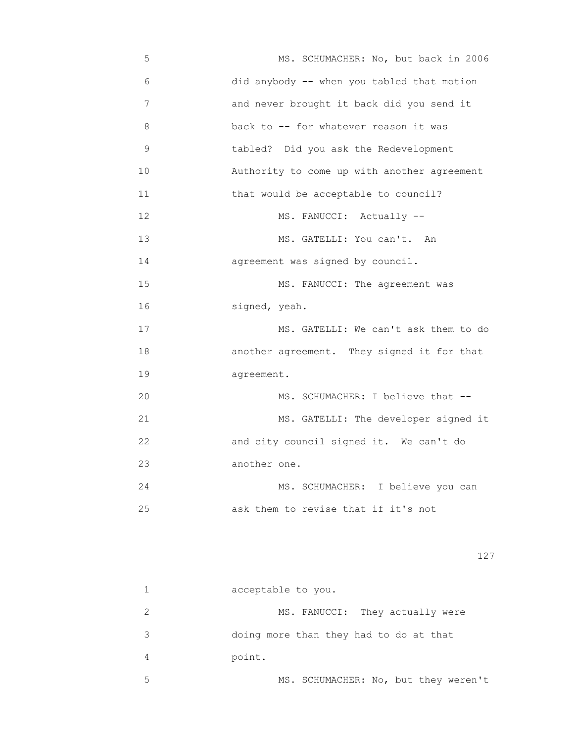MS. SCHUMACHER: No, but back in 2006 did anybody -- when you tabled that motion and never brought it back did you send it back to -- for whatever reason it was tabled? Did you ask the Redevelopment Authority to come up with another agreement that would be acceptable to council?

MS. FANUCCI: Actually --

MS. GATELLI: You can't. An agreement was signed by council.

MS. FANUCCI: The agreement was signed, yeah.

MS. GATELLI: We can't ask them to do another agreement. They signed it for that agreement.

MS. SCHUMACHER: I believe that --

MS. GATELLI: The developer signed it and city council signed it. We can't do another one.

MS. SCHUMACHER: I believe you can ask them to revise that if it's not acceptable to you.

MS. FANUCCI: They actually were doing more than they had to do at that point.

MS. SCHUMACHER: No, but they weren't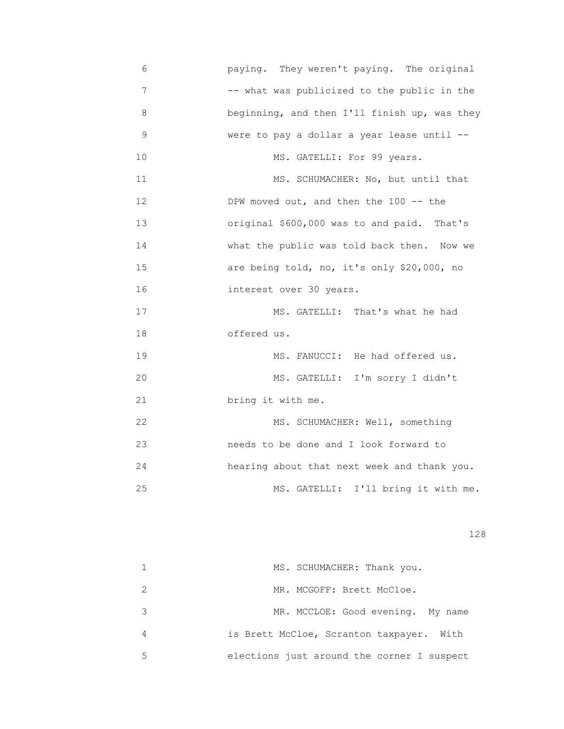paying. They weren't paying. The original -- what was publicized to the public in the beginning, and then I'll finish up, was they were to pay a dollar a year lease until --

MS. GATELLI: For 99 years.

MS. SCHUMACHER: No, but until that DPW moved out, and then the 100 -- the original $600,000 was to and paid. That's what the public was told back then. Now we are being told, no, it's only $20,000, no interest over 30 years.

MS. GATELLI: That's what he had offered us.

MS. FANUCCI: He had offered us.

MS. GATELLI: I'm sorry I didn't bring it with me.

MS. SCHUMACHER: Well, something needs to be done and I look forward to hearing about that next week and thank you.

MS. GATELLI: I'll bring it with me.

MS. SCHUMACHER: Thank you.

MR. MCGOFF: Brett McCloe.

MR. MCCLOE: Good evening. My name is Brett McCloe, Scranton taxpayer. With elections just around the corner I suspect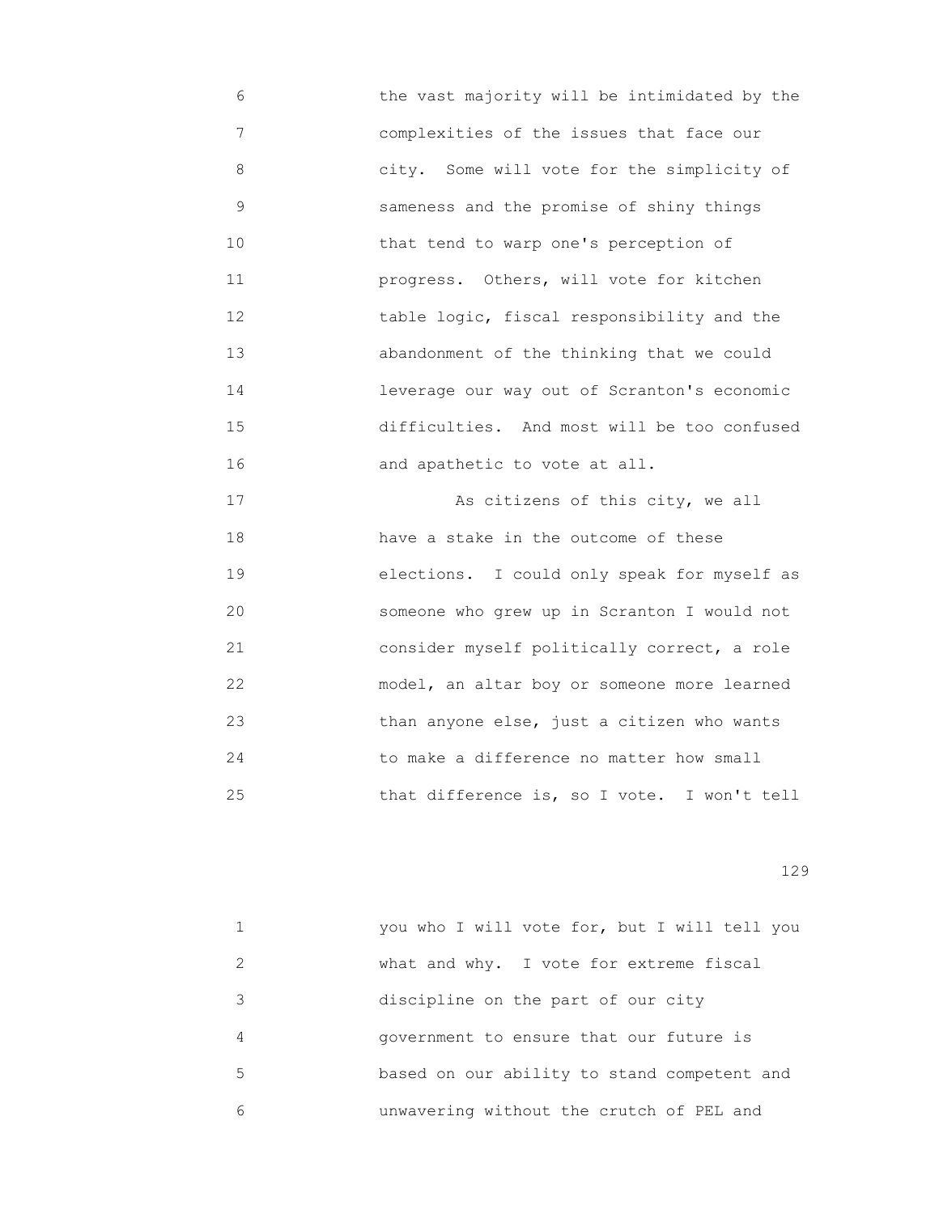the vast majority will be intimidated by the complexities of the issues that face our city. Some will vote for the simplicity of sameness and the promise of shiny things that tend to warp one's perception of progress. Others, will vote for kitchen table logic, fiscal responsibility and the abandonment of the thinking that we could leverage our way out of Scranton's economic difficulties. And most will be too confused and apathetic to vote at all.

As citizens of this city, we all have a stake in the outcome of these elections. I could only speak for myself as someone who grew up in Scranton I would not consider myself politically correct, a role model, an altar boy or someone more learned than anyone else, just a citizen who wants to make a difference no matter how small that difference is, so I vote. I won't tell you who I will vote for, but I will tell you what and why. I vote for extreme fiscal discipline on the part of our city government to ensure that our future is based on our ability to stand competent and unwavering without the crutch of PEL and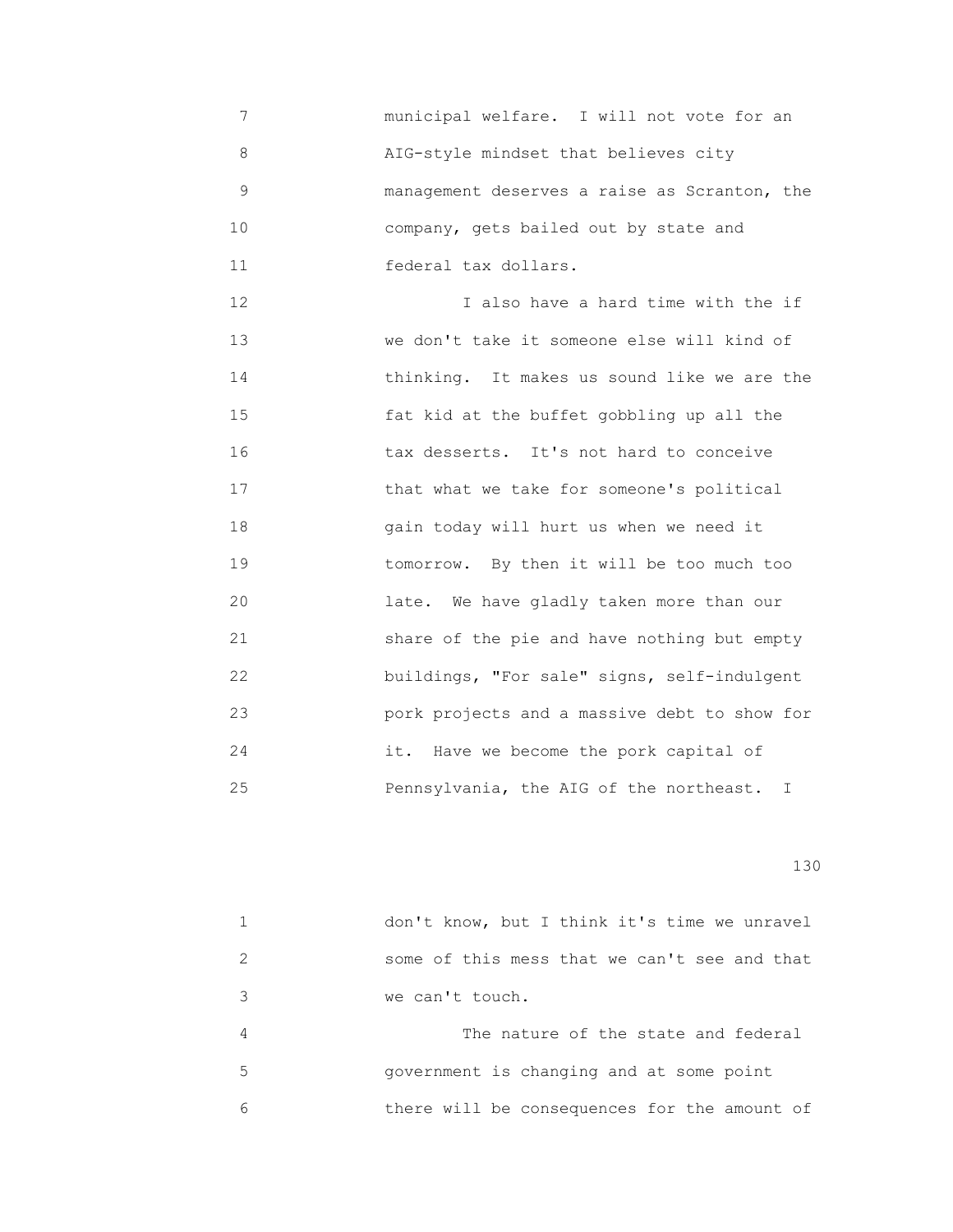municipal welfare. I will not vote for an AIG-style mindset that believes city management deserves a raise as Scranton, the company, gets bailed out by state and federal tax dollars.

I also have a hard time with the if we don't take it someone else will kind of thinking. It makes us sound like we are the fat kid at the buffet gobbling up all the tax desserts. It's not hard to conceive that what we take for someone's political gain today will hurt us when we need it tomorrow. By then it will be too much too late. We have gladly taken more than our share of the pie and have nothing but empty buildings, "For sale" signs, self-indulgent pork projects and a massive debt to show for it. Have we become the pork capital of Pennsylvania, the AIG of the northeast. I don't know, but I think it's time we unravel some of this mess that we can't see and that we can't touch.

The nature of the state and federal government is changing and at some point there will be consequences for the amount of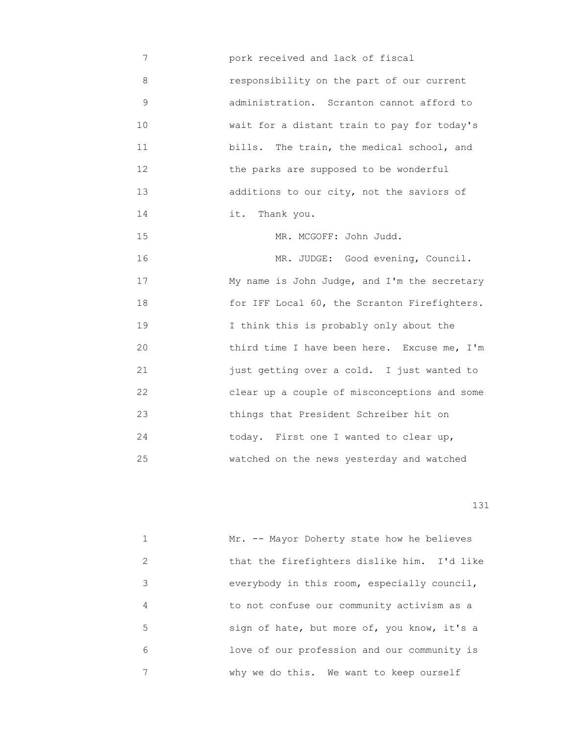7 pork received and lack of fiscal
8 responsibility on the part of our current
9 administration. Scranton cannot afford to
10 wait for a distant train to pay for today's
11 bills. The train, the medical school, and
12 the parks are supposed to be wonderful
13 additions to our city, not the saviors of
14 it. Thank you.
15 MR. MCGOFF: John Judd.
16 MR. JUDGE: Good evening, Council.
17 My name is John Judge, and I'm the secretary
18 for IFF Local 60, the Scranton Firefighters.
19 I think this is probably only about the
20 third time I have been here. Excuse me, I'm
21 just getting over a cold. I just wanted to
22 clear up a couple of misconceptions and some
23 things that President Schreiber hit on
24 today. First one I wanted to clear up,
25 watched on the news yesterday and watched

1 Mr. -- Mayor Doherty state how he believes
2 that the firefighters dislike him. I'd like
3 everybody in this room, especially council,
4 to not confuse our community activism as a
5 sign of hate, but more of, you know, it's a
6 love of our profession and our community is
7 why we do this. We want to keep ourself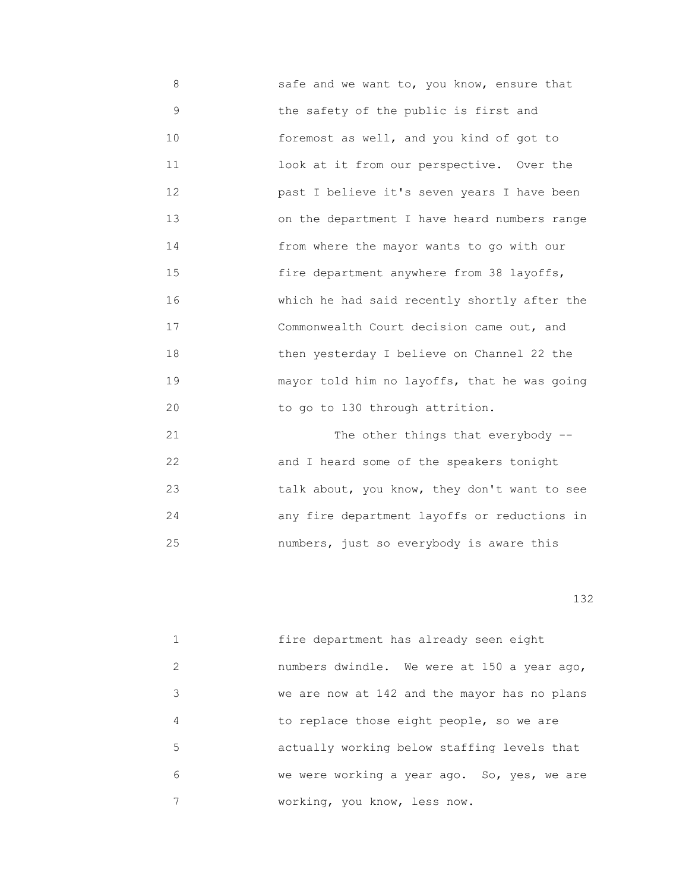safe and we want to, you know, ensure that the safety of the public is first and foremost as well, and you kind of got to look at it from our perspective. Over the past I believe it's seven years I have been on the department I have heard numbers range from where the mayor wants to go with our fire department anywhere from 38 layoffs, which he had said recently shortly after the Commonwealth Court decision came out, and then yesterday I believe on Channel 22 the mayor told him no layoffs, that he was going to go to 130 through attrition.

The other things that everybody -- and I heard some of the speakers tonight talk about, you know, they don't want to see any fire department layoffs or reductions in numbers, just so everybody is aware this fire department has already seen eight numbers dwindle. We were at 150 a year ago, we are now at 142 and the mayor has no plans to replace those eight people, so we are actually working below staffing levels that we were working a year ago. So, yes, we are working, you know, less now.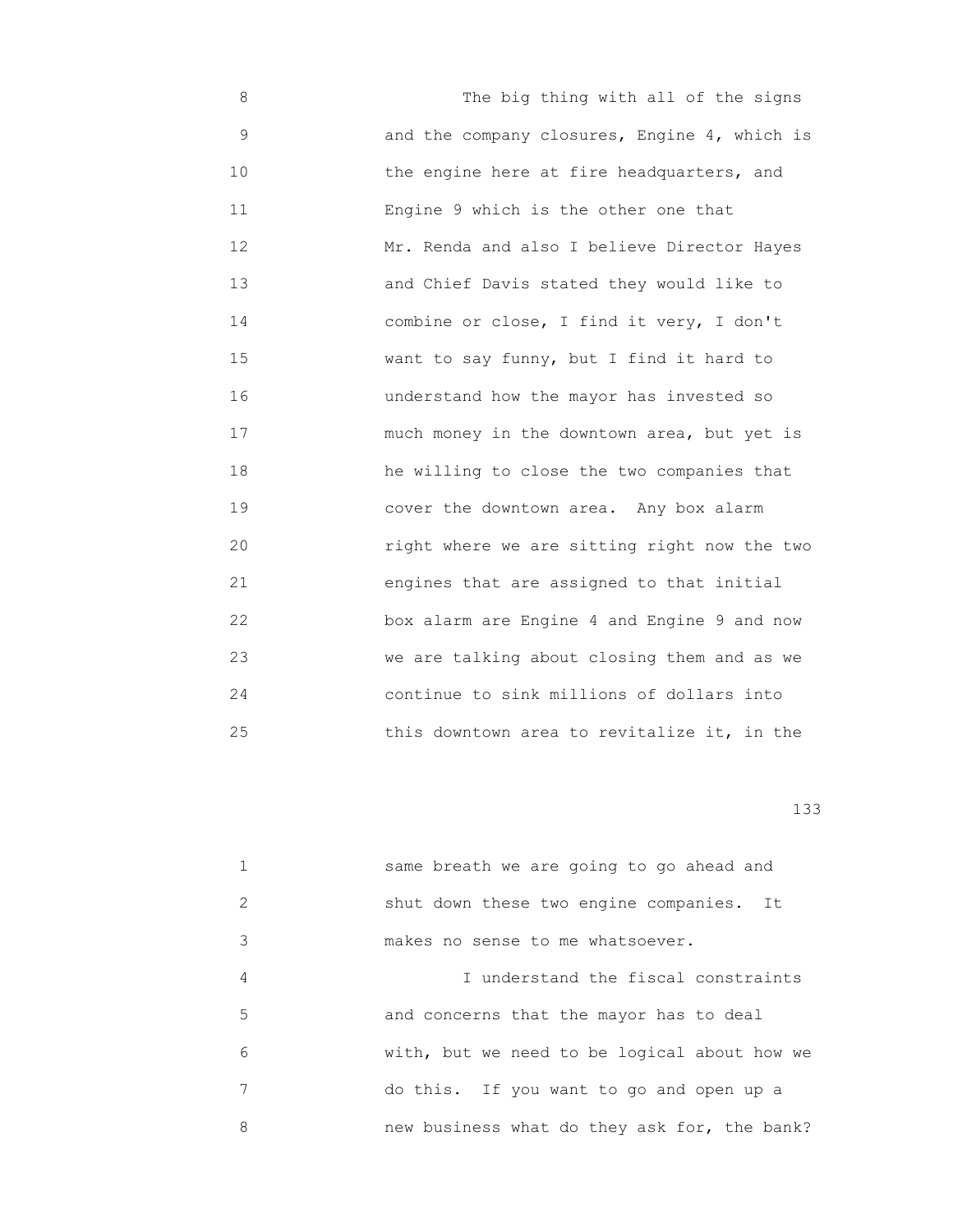8 The big thing with all of the signs
9 and the company closures, Engine 4, which is
10 the engine here at fire headquarters, and
11 Engine 9 which is the other one that
12 Mr. Renda and also I believe Director Hayes
13 and Chief Davis stated they would like to
14 combine or close, I find it very, I don't
15 want to say funny, but I find it hard to
16 understand how the mayor has invested so
17 much money in the downtown area, but yet is
18 he willing to close the two companies that
19 cover the downtown area. Any box alarm
20 right where we are sitting right now the two
21 engines that are assigned to that initial
22 box alarm are Engine 4 and Engine 9 and now
23 we are talking about closing them and as we
24 continue to sink millions of dollars into
25 this downtown area to revitalize it, in the

1 same breath we are going to go ahead and
2 shut down these two engine companies. It
3 makes no sense to me whatsoever.
4 I understand the fiscal constraints
5 and concerns that the mayor has to deal
6 with, but we need to be logical about how we
7 do this. If you want to go and open up a
8 new business what do they ask for, the bank?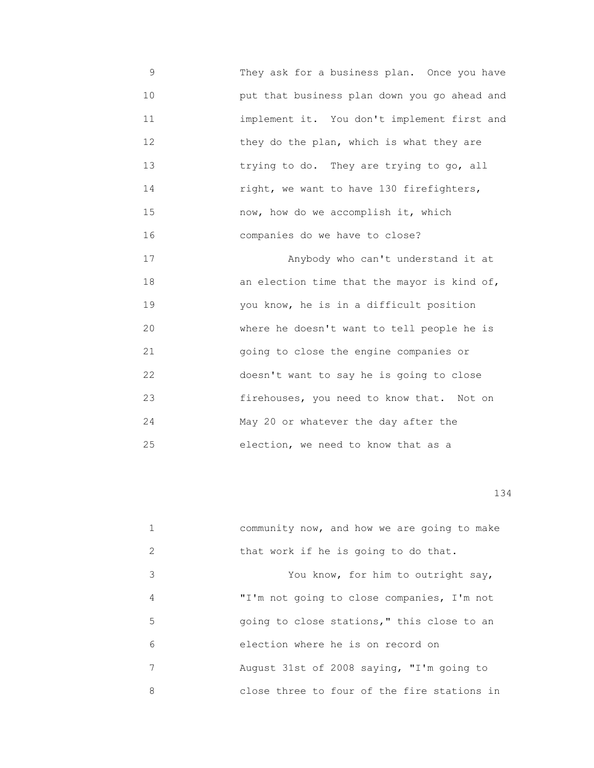They ask for a business plan. Once you have put that business plan down you go ahead and implement it. You don't implement first and they do the plan, which is what they are trying to do. They are trying to go, all right, we want to have 130 firefighters, now, how do we accomplish it, which companies do we have to close?

Anybody who can't understand it at an election time that the mayor is kind of, you know, he is in a difficult position where he doesn't want to tell people he is going to close the engine companies or doesn't want to say he is going to close firehouses, you need to know that. Not on May 20 or whatever the day after the election, we need to know that as a community now, and how we are going to make that work if he is going to do that.

You know, for him to outright say, "I'm not going to close companies, I'm not going to close stations," this close to an election where he is on record on August 31st of 2008 saying, "I'm going to close three to four of the fire stations in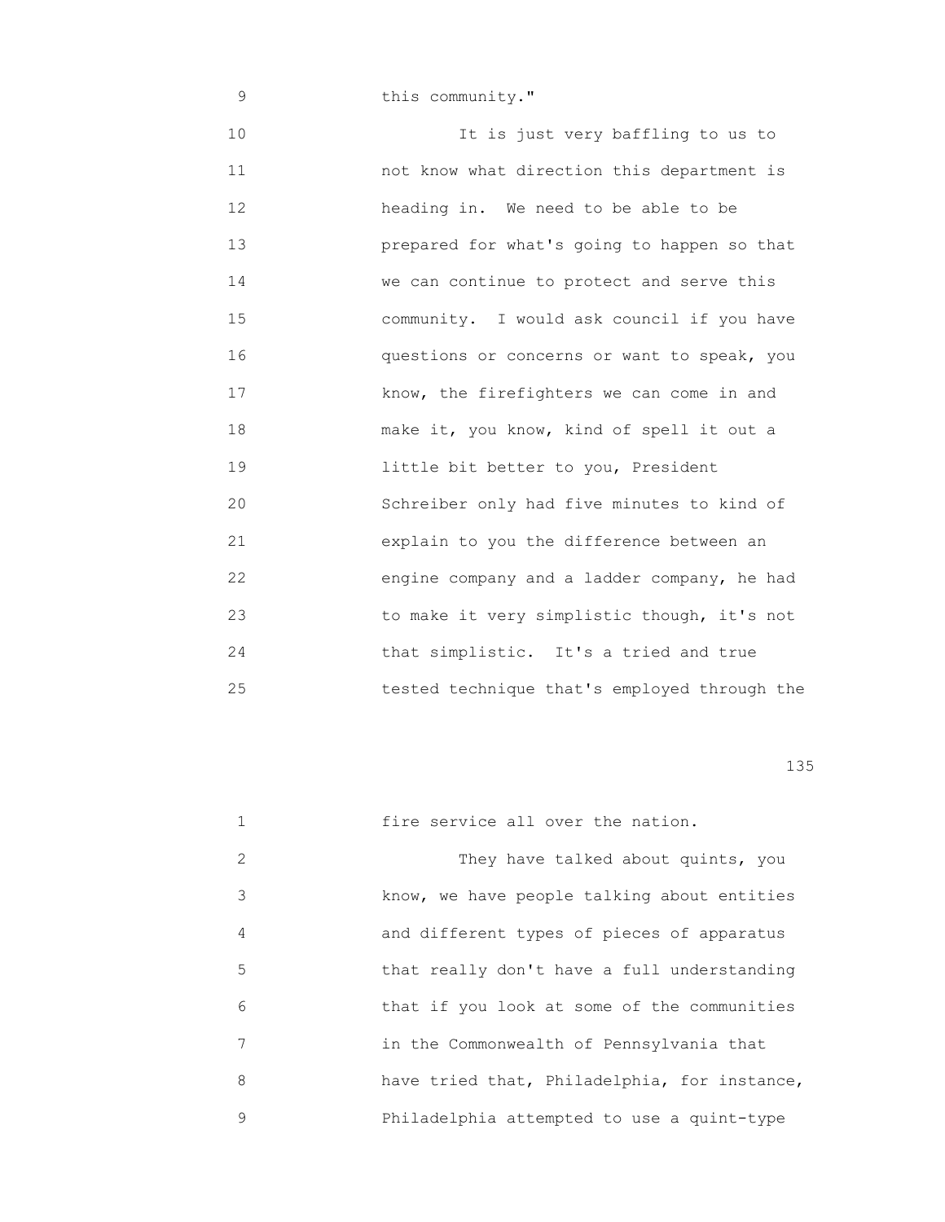this community."

It is just very baffling to us to not know what direction this department is heading in. We need to be able to be prepared for what's going to happen so that we can continue to protect and serve this community. I would ask council if you have questions or concerns or want to speak, you know, the firefighters we can come in and make it, you know, kind of spell it out a little bit better to you, President Schreiber only had five minutes to kind of explain to you the difference between an engine company and a ladder company, he had to make it very simplistic though, it's not that simplistic. It's a tried and true tested technique that's employed through the fire service all over the nation.

They have talked about quints, you know, we have people talking about entities and different types of pieces of apparatus that really don't have a full understanding that if you look at some of the communities in the Commonwealth of Pennsylvania that have tried that, Philadelphia, for instance, Philadelphia attempted to use a quint-type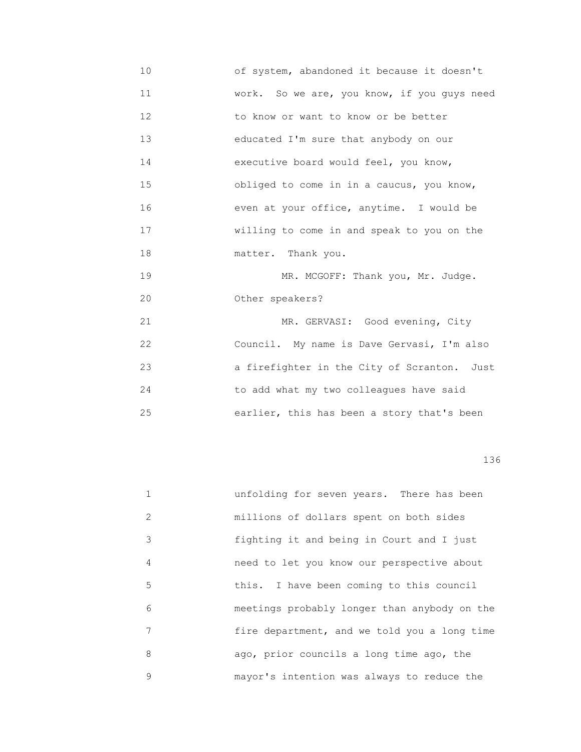10 of system, abandoned it because it doesn't
11 work. So we are, you know, if you guys need
12 to know or want to know or be better
13 educated I'm sure that anybody on our
14 executive board would feel, you know,
15 obliged to come in in a caucus, you know,
16 even at your office, anytime. I would be
17 willing to come in and speak to you on the
18 matter. Thank you.
19 MR. MCGOFF: Thank you, Mr. Judge.
20 Other speakers?
21 MR. GERVASI: Good evening, City
22 Council. My name is Dave Gervasi, I'm also
23 a firefighter in the City of Scranton. Just
24 to add what my two colleagues have said
25 earlier, this has been a story that's been

1 unfolding for seven years. There has been
2 millions of dollars spent on both sides
3 fighting it and being in Court and I just
4 need to let you know our perspective about
5 this. I have been coming to this council
6 meetings probably longer than anybody on the
7 fire department, and we told you a long time
8 ago, prior councils a long time ago, the
9 mayor's intention was always to reduce the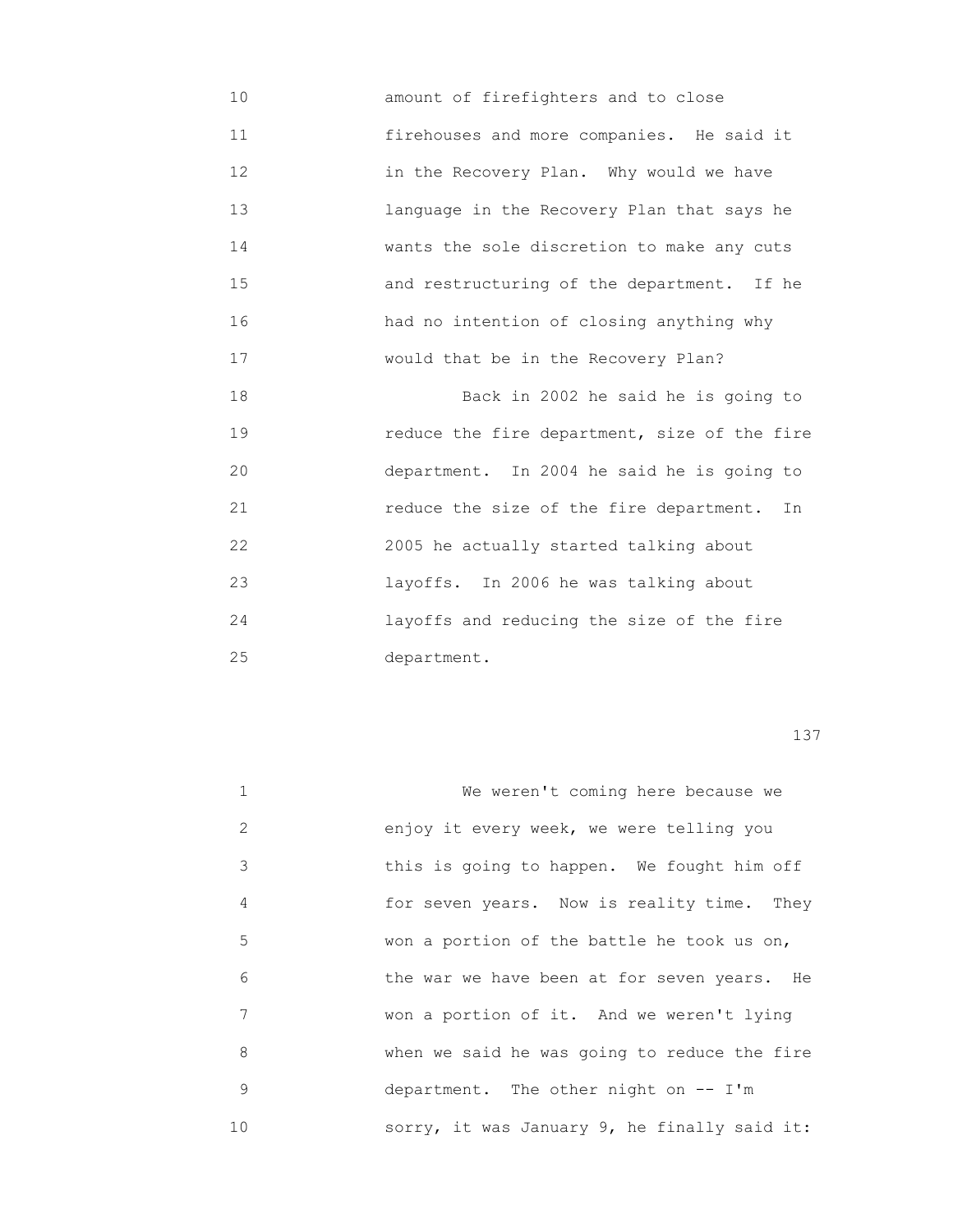amount of firefighters and to close firehouses and more companies. He said it in the Recovery Plan. Why would we have language in the Recovery Plan that says he wants the sole discretion to make any cuts and restructuring of the department. If he had no intention of closing anything why would that be in the Recovery Plan?

Back in 2002 he said he is going to reduce the fire department, size of the fire department. In 2004 he said he is going to reduce the size of the fire department. In 2005 he actually started talking about layoffs. In 2006 he was talking about layoffs and reducing the size of the fire department.

We weren't coming here because we enjoy it every week, we were telling you this is going to happen. We fought him off for seven years. Now is reality time. They won a portion of the battle he took us on, the war we have been at for seven years. He won a portion of it. And we weren't lying when we said he was going to reduce the fire department. The other night on -- I'm sorry, it was January 9, he finally said it: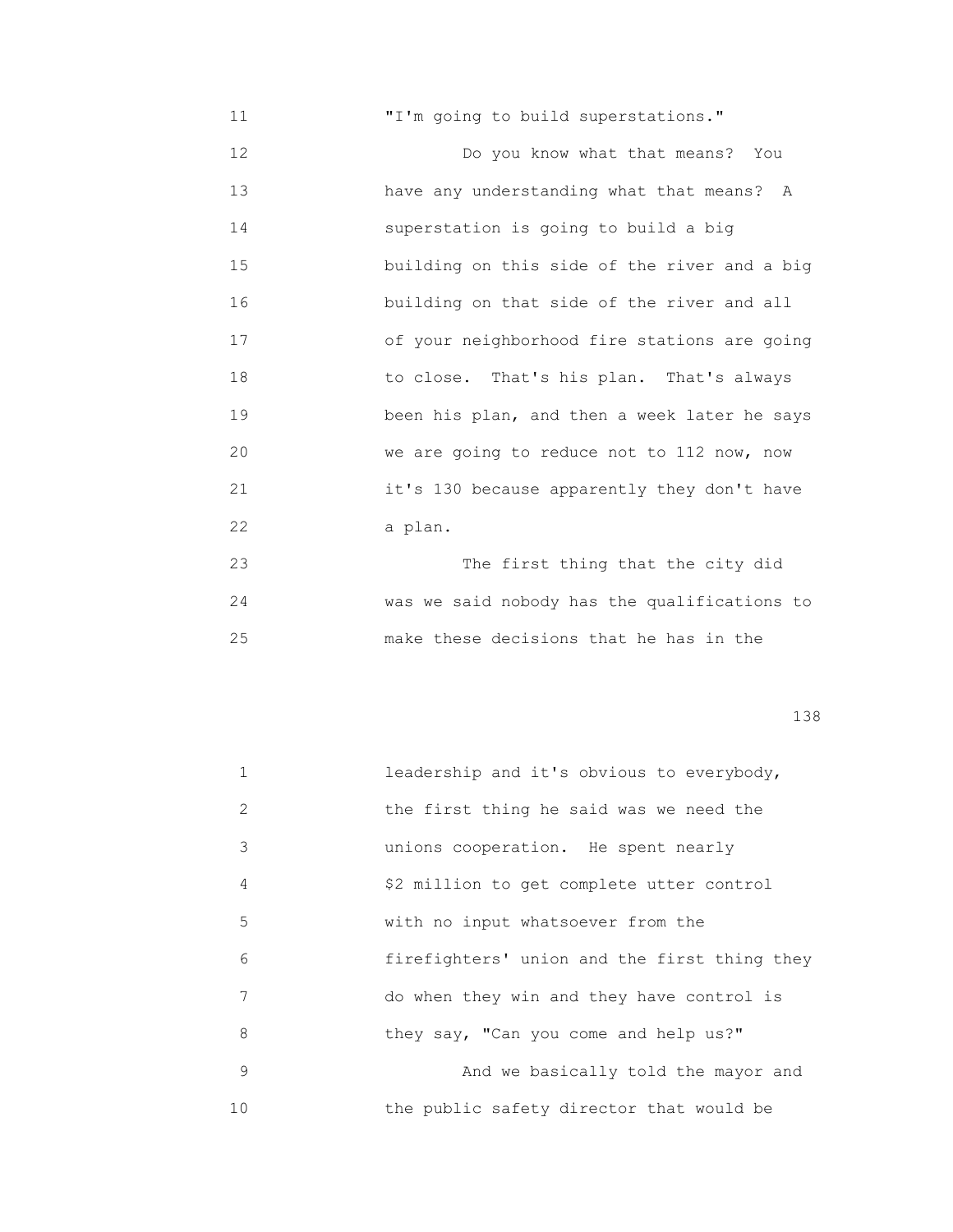11 "I'm going to build superstations."

12 Do you know what that means? You
13 have any understanding what that means? A
14 superstation is going to build a big
15 building on this side of the river and a big
16 building on that side of the river and all
17 of your neighborhood fire stations are going
18 to close. That's his plan. That's always
19 been his plan, and then a week later he says
20 we are going to reduce not to 112 now, now
21 it's 130 because apparently they don't have
22 a plan.

23 The first thing that the city did
24 was we said nobody has the qualifications to
25 make these decisions that he has in the

1 leadership and it's obvious to everybody,
2 the first thing he said was we need the
3 unions cooperation. He spent nearly
4 $2 million to get complete utter control
5 with no input whatsoever from the
6 firefighters' union and the first thing they
7 do when they win and they have control is
8 they say, "Can you come and help us?"

9 And we basically told the mayor and
10 the public safety director that would be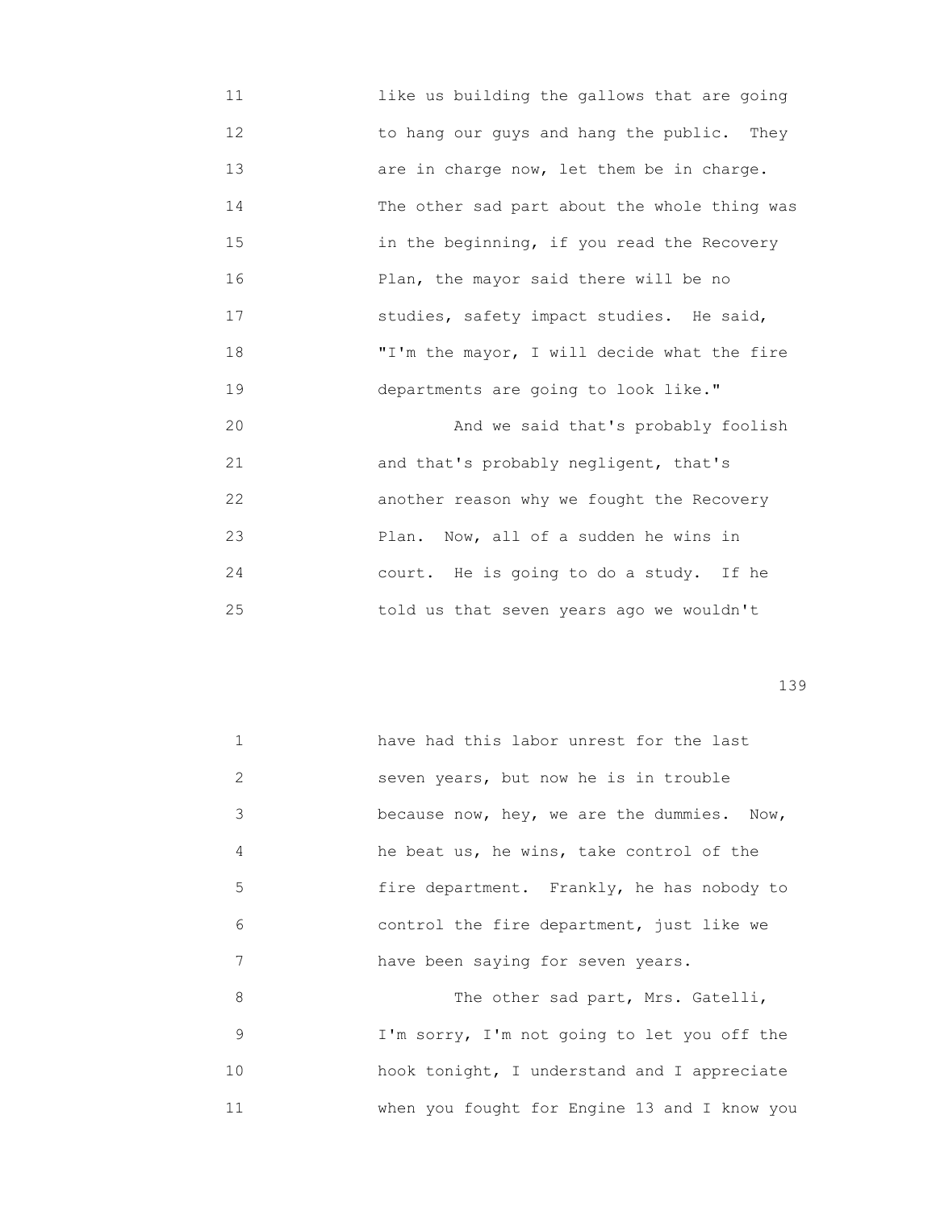like us building the gallows that are going to hang our guys and hang the public. They are in charge now, let them be in charge. The other sad part about the whole thing was in the beginning, if you read the Recovery Plan, the mayor said there will be no studies, safety impact studies. He said, "I'm the mayor, I will decide what the fire departments are going to look like."

And we said that's probably foolish and that's probably negligent, that's another reason why we fought the Recovery Plan. Now, all of a sudden he wins in court. He is going to do a study. If he told us that seven years ago we wouldn't have had this labor unrest for the last seven years, but now he is in trouble because now, hey, we are the dummies. Now, he beat us, he wins, take control of the fire department. Frankly, he has nobody to control the fire department, just like we have been saying for seven years.

The other sad part, Mrs. Gatelli, I'm sorry, I'm not going to let you off the hook tonight, I understand and I appreciate when you fought for Engine 13 and I know you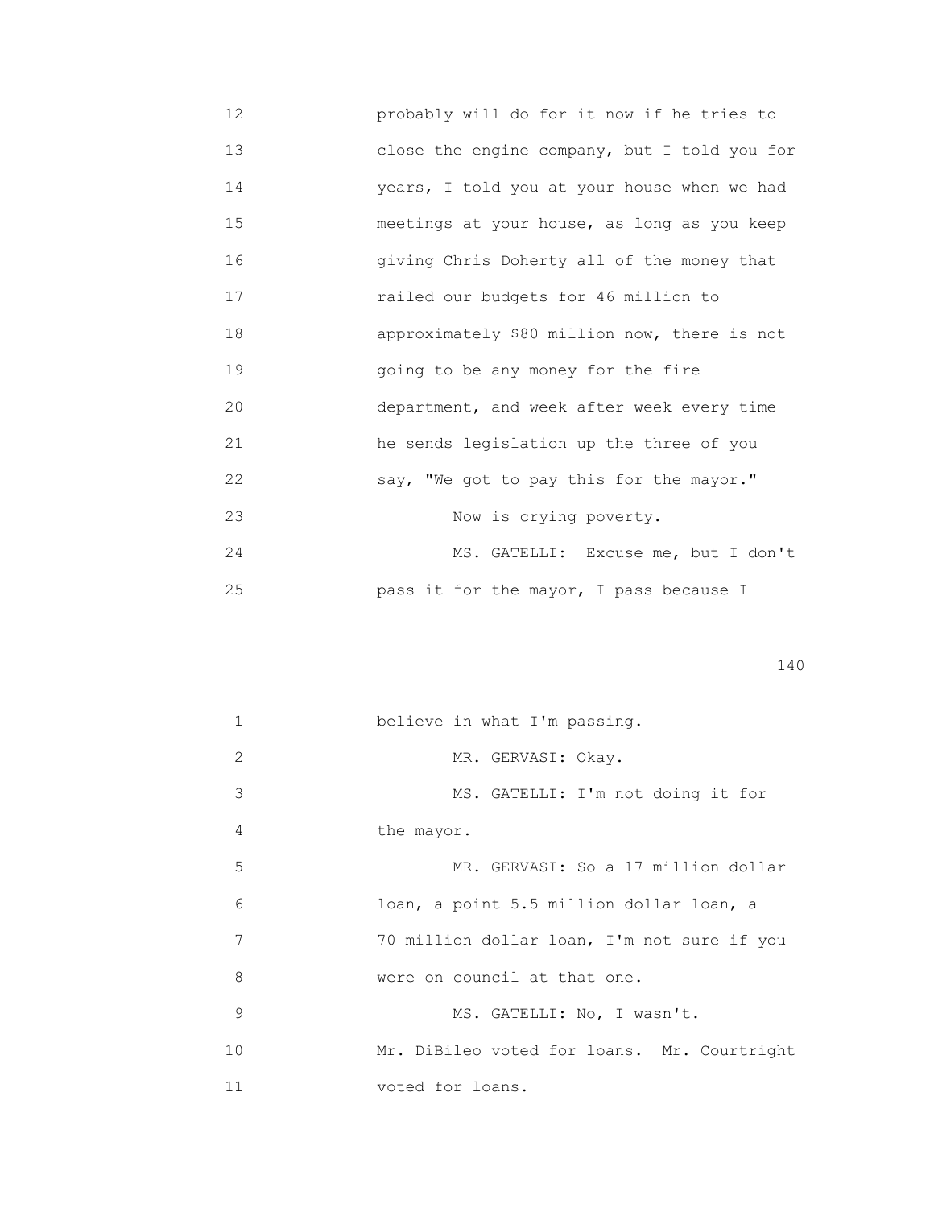probably will do for it now if he tries to close the engine company, but I told you for years, I told you at your house when we had meetings at your house, as long as you keep giving Chris Doherty all of the money that railed our budgets for 46 million to approximately $80 million now, there is not going to be any money for the fire department, and week after week every time he sends legislation up the three of you say, "We got to pay this for the mayor."

Now is crying poverty.

MS. GATELLI: Excuse me, but I don't pass it for the mayor, I pass because I believe in what I'm passing.

MR. GERVASI: Okay.

MS. GATELLI: I'm not doing it for the mayor.

MR. GERVASI: So a 17 million dollar loan, a point 5.5 million dollar loan, a 70 million dollar loan, I'm not sure if you were on council at that one.

MS. GATELLI: No, I wasn't. Mr. DiBileo voted for loans. Mr. Courtright voted for loans.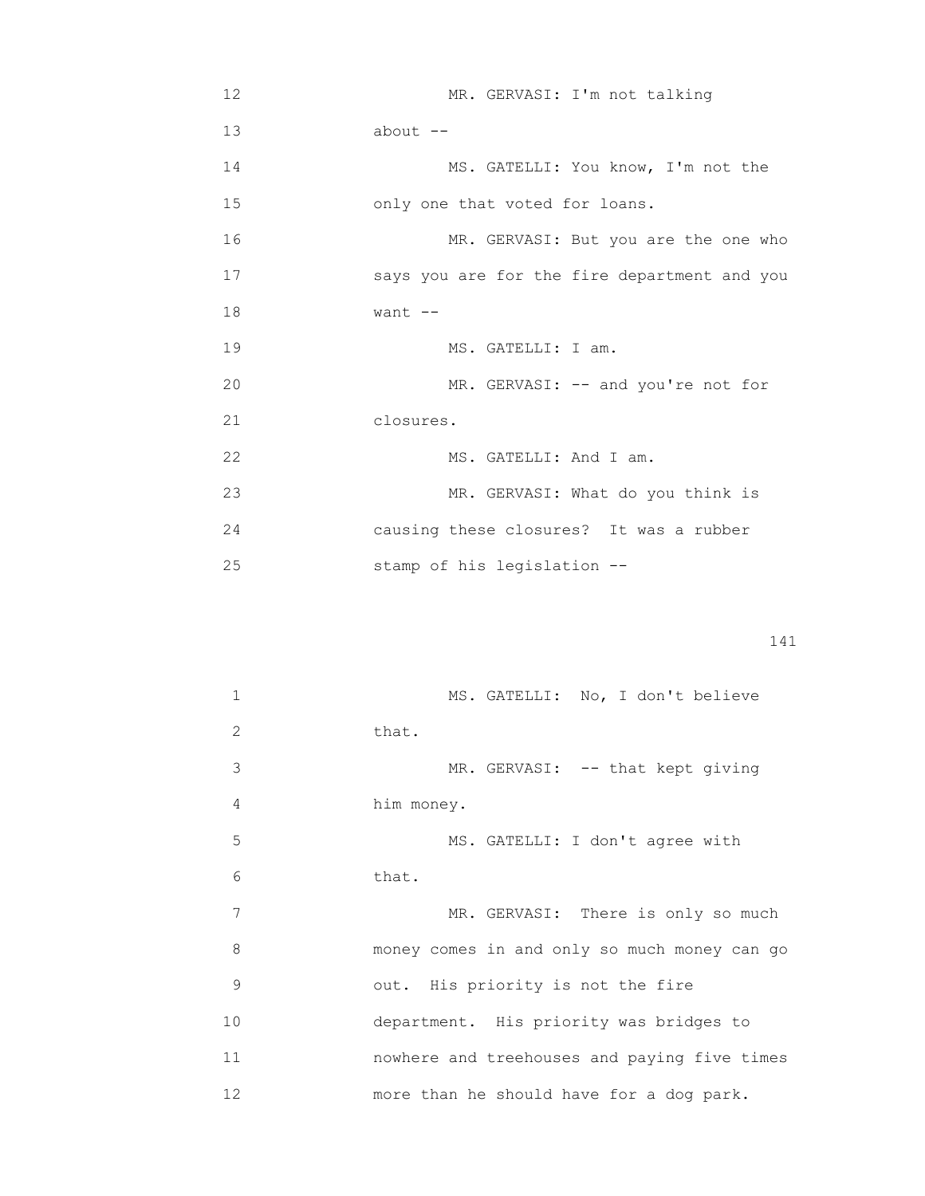MR. GERVASI: I'm not talking about --

MS. GATELLI: You know, I'm not the only one that voted for loans.

MR. GERVASI: But you are the one who says you are for the fire department and you want --

MS. GATELLI: I am.

MR. GERVASI: -- and you're not for closures.

MS. GATELLI: And I am.

MR. GERVASI: What do you think is causing these closures? It was a rubber stamp of his legislation --

MS. GATELLI: No, I don't believe that.

MR. GERVASI: -- that kept giving him money.

MS. GATELLI: I don't agree with that.

MR. GERVASI: There is only so much money comes in and only so much money can go out. His priority is not the fire department. His priority was bridges to nowhere and treehouses and paying five times more than he should have for a dog park.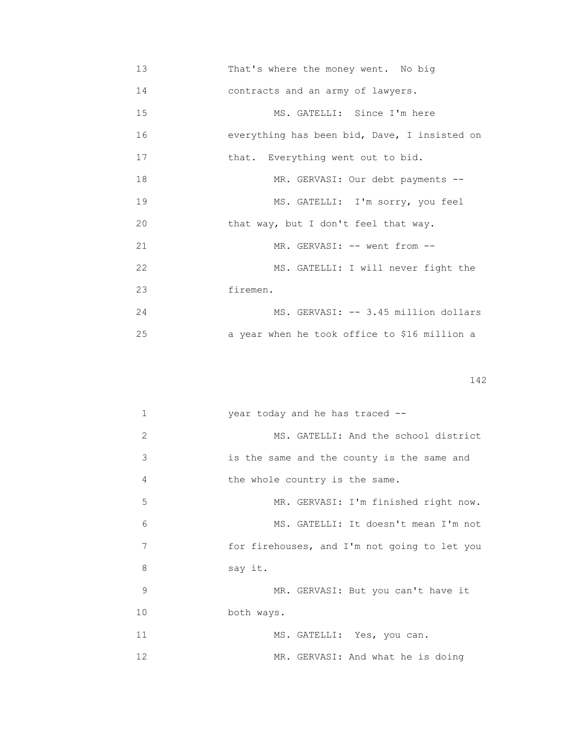13 That's where the money went. No big
14 contracts and an army of lawyers.
15 MS. GATELLI: Since I'm here
16 everything has been bid, Dave, I insisted on
17 that. Everything went out to bid.
18 MR. GERVASI: Our debt payments --
19 MS. GATELLI: I'm sorry, you feel
20 that way, but I don't feel that way.
21 MR. GERVASI: -- went from --
22 MS. GATELLI: I will never fight the
23 firemen.
24 MS. GERVASI: -- 3.45 million dollars
25 a year when he took office to $16 million a

1 year today and he has traced --
2 MS. GATELLI: And the school district
3 is the same and the county is the same and
4 the whole country is the same.
5 MR. GERVASI: I'm finished right now.
6 MS. GATELLI: It doesn't mean I'm not
7 for firehouses, and I'm not going to let you
8 say it.
9 MR. GERVASI: But you can't have it
10 both ways.
11 MS. GATELLI: Yes, you can.
12 MR. GERVASI: And what he is doing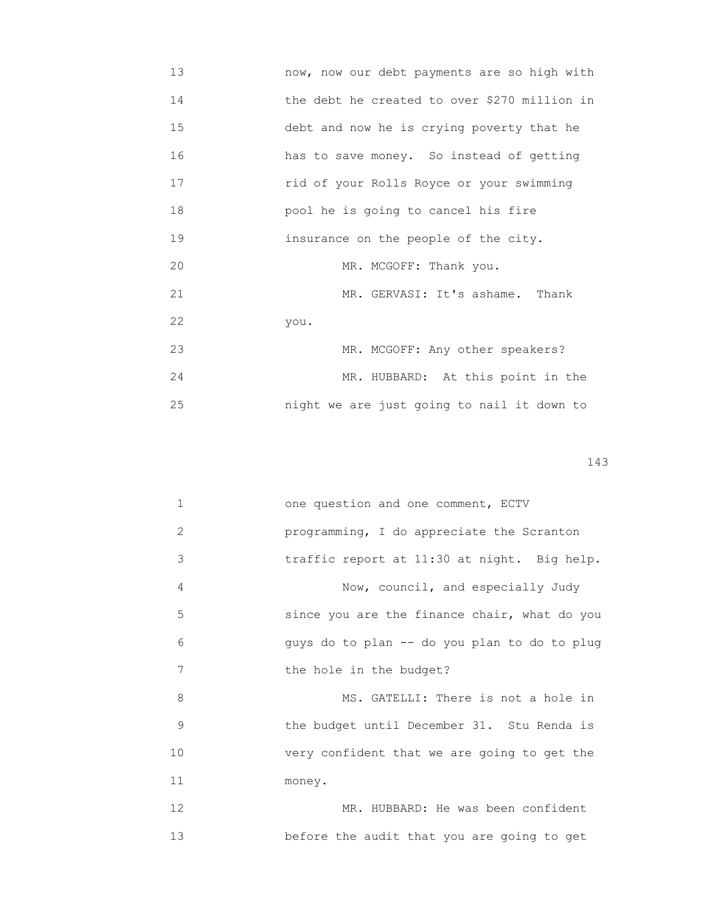13 now, now our debt payments are so high with
14 the debt he created to over $270 million in
15 debt and now he is crying poverty that he
16 has to save money. So instead of getting
17 rid of your Rolls Royce or your swimming
18 pool he is going to cancel his fire
19 insurance on the people of the city.
20 MR. MCGOFF: Thank you.
21 MR. GERVASI: It's ashame. Thank
22 you.
23 MR. MCGOFF: Any other speakers?
24 MR. HUBBARD: At this point in the
25 night we are just going to nail it down to

1 one question and one comment, ECTV
2 programming, I do appreciate the Scranton
3 traffic report at 11:30 at night. Big help.
4 Now, council, and especially Judy
5 since you are the finance chair, what do you
6 guys do to plan -- do you plan to do to plug
7 the hole in the budget?
8 MS. GATELLI: There is not a hole in
9 the budget until December 31. Stu Renda is
10 very confident that we are going to get the
11 money.
12 MR. HUBBARD: He was been confident
13 before the audit that you are going to get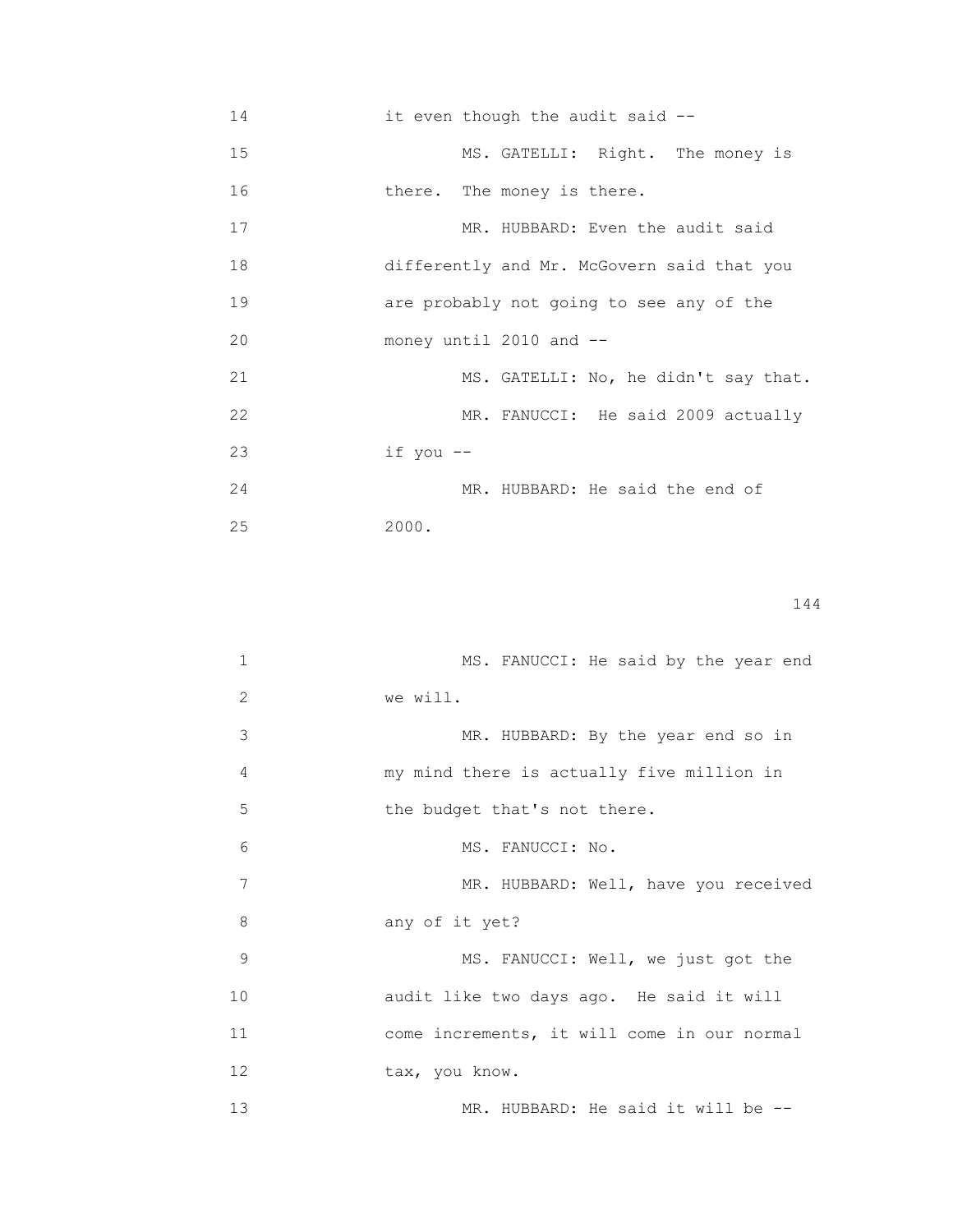14 it even though the audit said --

15 MS. GATELLI: Right. The money is

16 there. The money is there.

17 MR. HUBBARD: Even the audit said

18 differently and Mr. McGovern said that you

19 are probably not going to see any of the

20 money until 2010 and --

21 MS. GATELLI: No, he didn't say that.

22 MR. FANUCCI: He said 2009 actually

23 if you --

24 MR. HUBBARD: He said the end of

25 2000.

1 MS. FANUCCI: He said by the year end

2 we will.

3 MR. HUBBARD: By the year end so in

4 my mind there is actually five million in

5 the budget that's not there.

6 MS. FANUCCI: No.

7 MR. HUBBARD: Well, have you received

8 any of it yet?

9 MS. FANUCCI: Well, we just got the

10 audit like two days ago. He said it will

11 come increments, it will come in our normal

12 tax, you know.

13 MR. HUBBARD: He said it will be --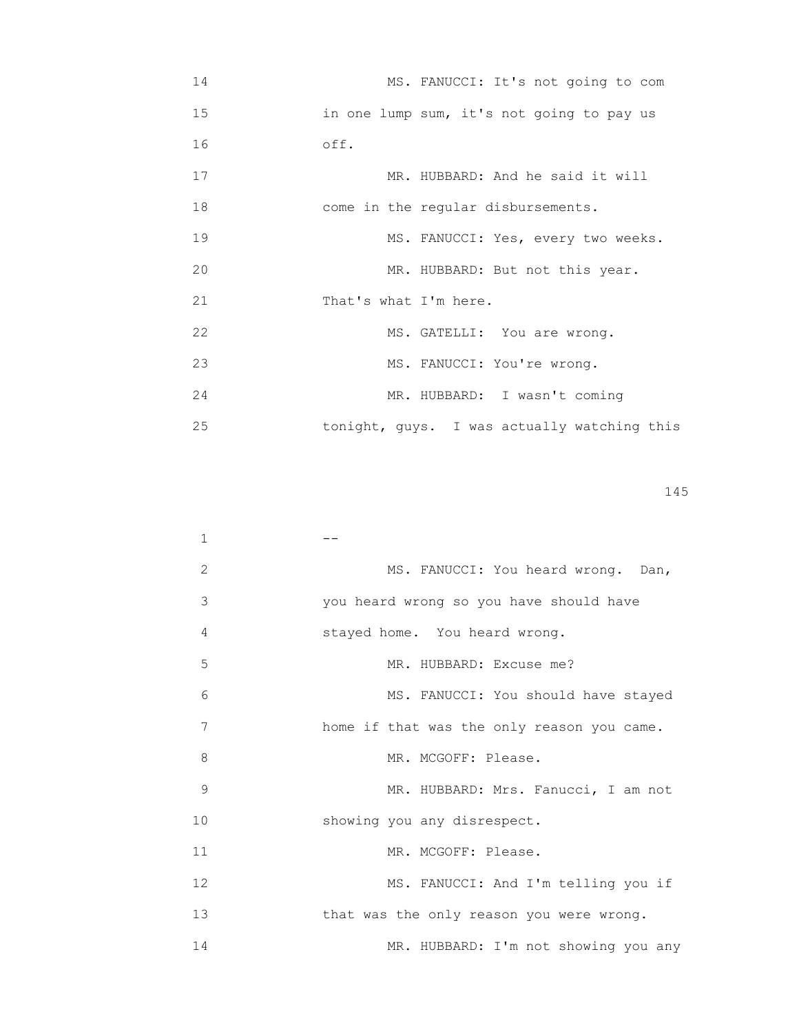14 MS. FANUCCI: It's not going to com
15 in one lump sum, it's not going to pay us
16 off.
17 MR. HUBBARD: And he said it will
18 come in the regular disbursements.
19 MS. FANUCCI: Yes, every two weeks.
20 MR. HUBBARD: But not this year.
21 That's what I'm here.
22 MS. GATELLI: You are wrong.
23 MS. FANUCCI: You're wrong.
24 MR. HUBBARD: I wasn't coming
25 tonight, guys. I was actually watching this

1 --
2 MS. FANUCCI: You heard wrong. Dan,
3 you heard wrong so you have should have
4 stayed home. You heard wrong.
5 MR. HUBBARD: Excuse me?
6 MS. FANUCCI: You should have stayed
7 home if that was the only reason you came.
8 MR. MCGOFF: Please.
9 MR. HUBBARD: Mrs. Fanucci, I am not
10 showing you any disrespect.
11 MR. MCGOFF: Please.
12 MS. FANUCCI: And I'm telling you if
13 that was the only reason you were wrong.
14 MR. HUBBARD: I'm not showing you any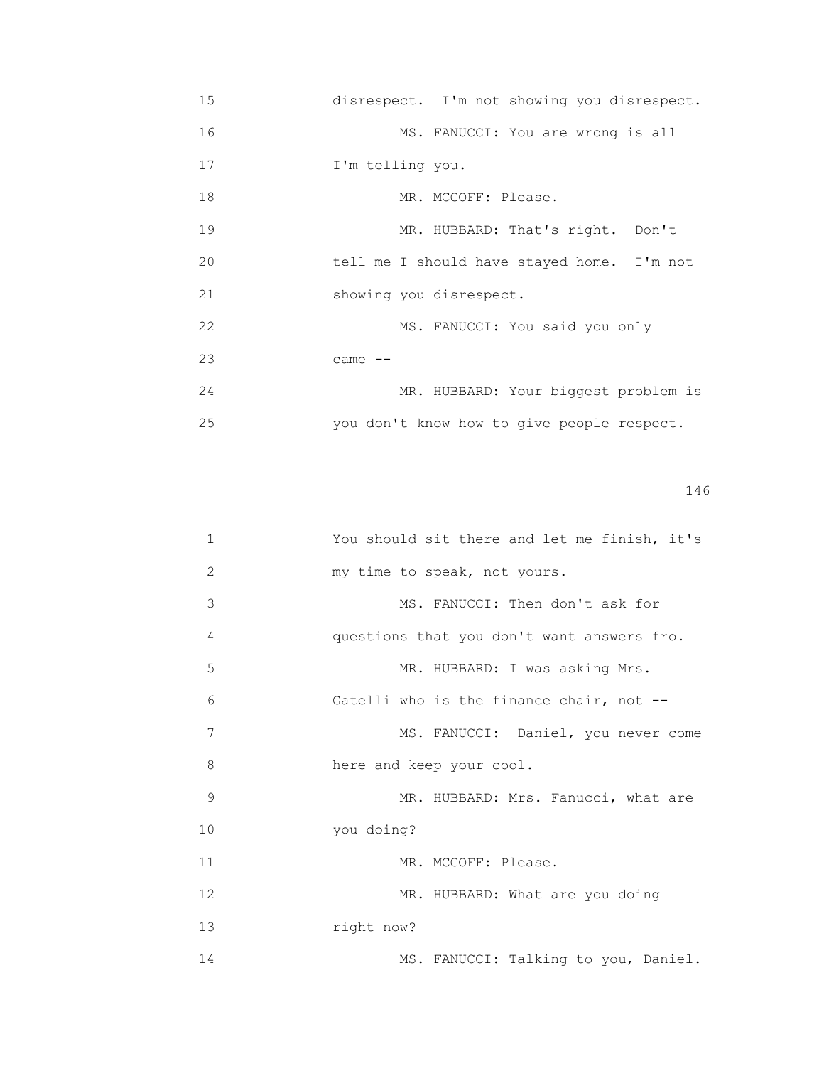15 disrespect. I'm not showing you disrespect.

16 MS. FANUCCI: You are wrong is all

17 I'm telling you.

18 MR. MCGOFF: Please.

19 MR. HUBBARD: That's right. Don't

20 tell me I should have stayed home. I'm not

21 showing you disrespect.

22 MS. FANUCCI: You said you only

23 came --

24 MR. HUBBARD: Your biggest problem is

25 you don't know how to give people respect.

1 You should sit there and let me finish, it's

2 my time to speak, not yours.

3 MS. FANUCCI: Then don't ask for

4 questions that you don't want answers fro.

5 MR. HUBBARD: I was asking Mrs.

6 Gatelli who is the finance chair, not --

7 MS. FANUCCI: Daniel, you never come

8 here and keep your cool.

9 MR. HUBBARD: Mrs. Fanucci, what are

10 you doing?

11 MR. MCGOFF: Please.

12 MR. HUBBARD: What are you doing

13 right now?

14 MS. FANUCCI: Talking to you, Daniel.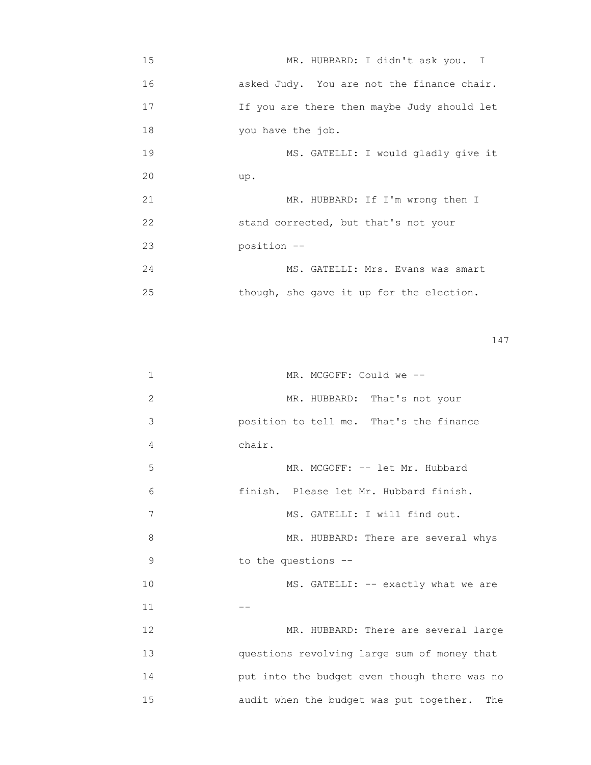15 MR. HUBBARD: I didn't ask you. I
16 asked Judy. You are not the finance chair.
17 If you are there then maybe Judy should let
18 you have the job.
19 MS. GATELLI: I would gladly give it
20 up.
21 MR. HUBBARD: If I'm wrong then I
22 stand corrected, but that's not your
23 position --
24 MS. GATELLI: Mrs. Evans was smart
25 though, she gave it up for the election.

1 MR. MCGOFF: Could we --
2 MR. HUBBARD: That's not your
3 position to tell me. That's the finance
4 chair.
5 MR. MCGOFF: -- let Mr. Hubbard
6 finish. Please let Mr. Hubbard finish.
7 MS. GATELLI: I will find out.
8 MR. HUBBARD: There are several whys
9 to the questions --
10 MS. GATELLI: -- exactly what we are
11 --
12 MR. HUBBARD: There are several large
13 questions revolving large sum of money that
14 put into the budget even though there was no
15 audit when the budget was put together. The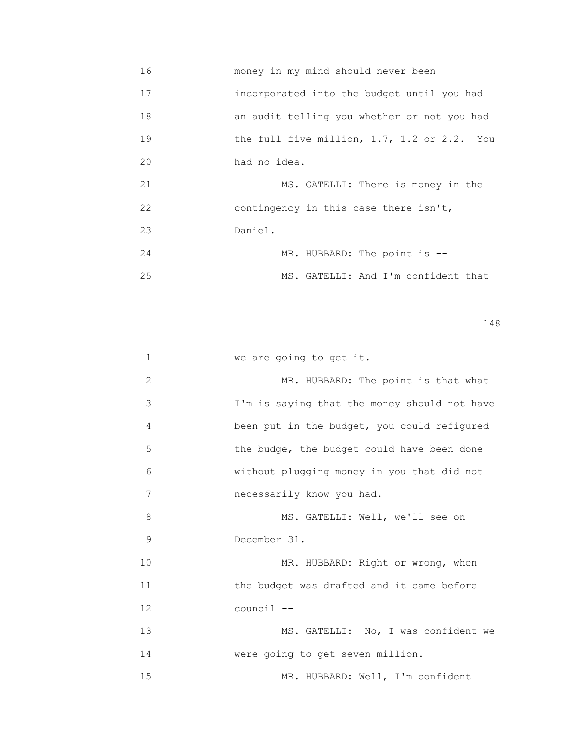16 money in my mind should never been
17 incorporated into the budget until you had
18 an audit telling you whether or not you had
19 the full five million, 1.7, 1.2 or 2.2. You
20 had no idea.
21 MS. GATELLI: There is money in the
22 contingency in this case there isn't,
23 Daniel.
24 MR. HUBBARD: The point is --
25 MS. GATELLI: And I'm confident that

1 we are going to get it.
2 MR. HUBBARD: The point is that what
3 I'm is saying that the money should not have
4 been put in the budget, you could refigured
5 the budge, the budget could have been done
6 without plugging money in you that did not
7 necessarily know you had.
8 MS. GATELLI: Well, we'll see on
9 December 31.
10 MR. HUBBARD: Right or wrong, when
11 the budget was drafted and it came before
12 council --
13 MS. GATELLI: No, I was confident we
14 were going to get seven million.
15 MR. HUBBARD: Well, I'm confident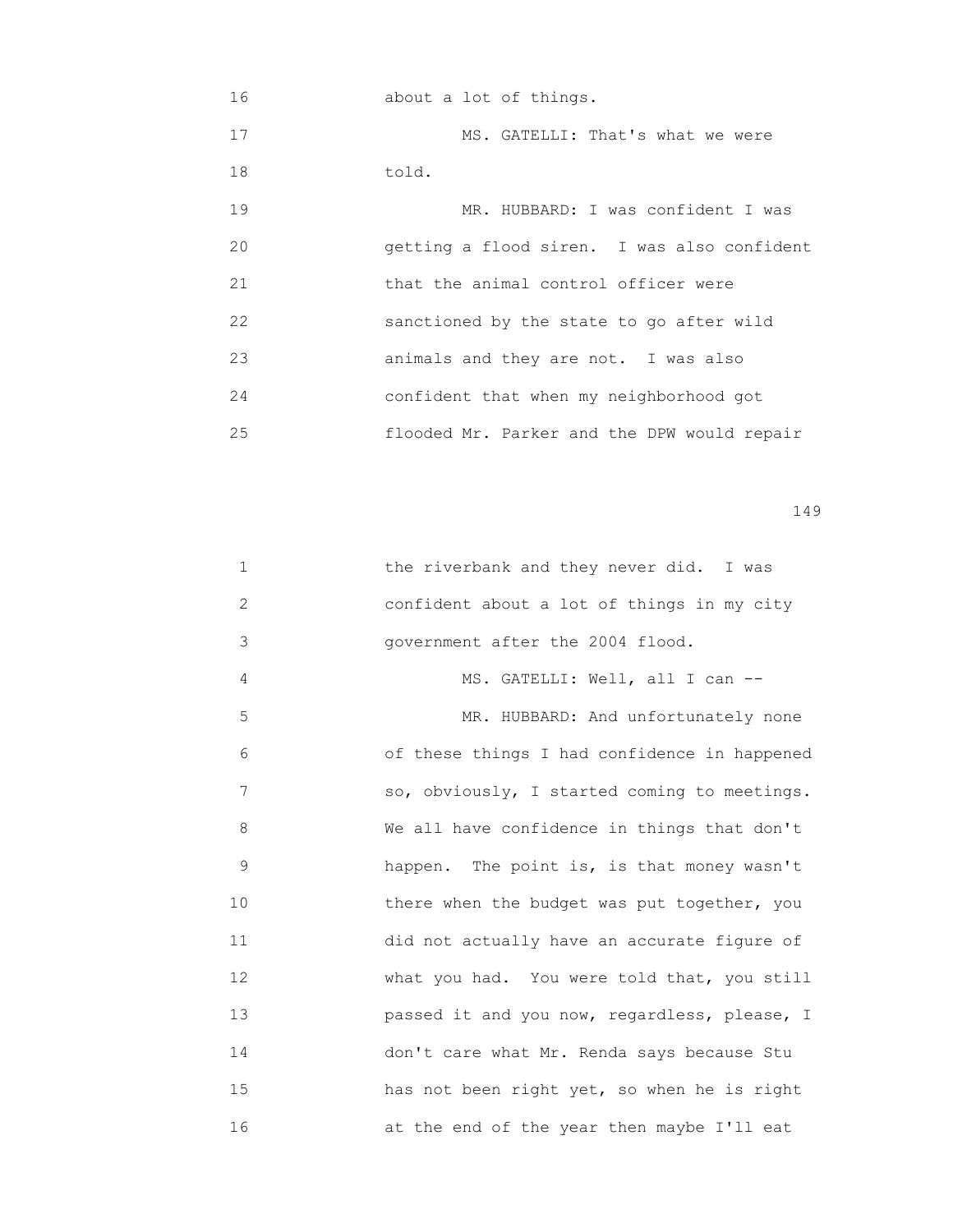about a lot of things.

MS. GATELLI: That's what we were told.

MR. HUBBARD: I was confident I was getting a flood siren. I was also confident that the animal control officer were sanctioned by the state to go after wild animals and they are not. I was also confident that when my neighborhood got flooded Mr. Parker and the DPW would repair

the riverbank and they never did. I was confident about a lot of things in my city government after the 2004 flood.

MS. GATELLI: Well, all I can --

MR. HUBBARD: And unfortunately none of these things I had confidence in happened so, obviously, I started coming to meetings. We all have confidence in things that don't happen. The point is, is that money wasn't there when the budget was put together, you did not actually have an accurate figure of what you had. You were told that, you still passed it and you now, regardless, please, I don't care what Mr. Renda says because Stu has not been right yet, so when he is right at the end of the year then maybe I'll eat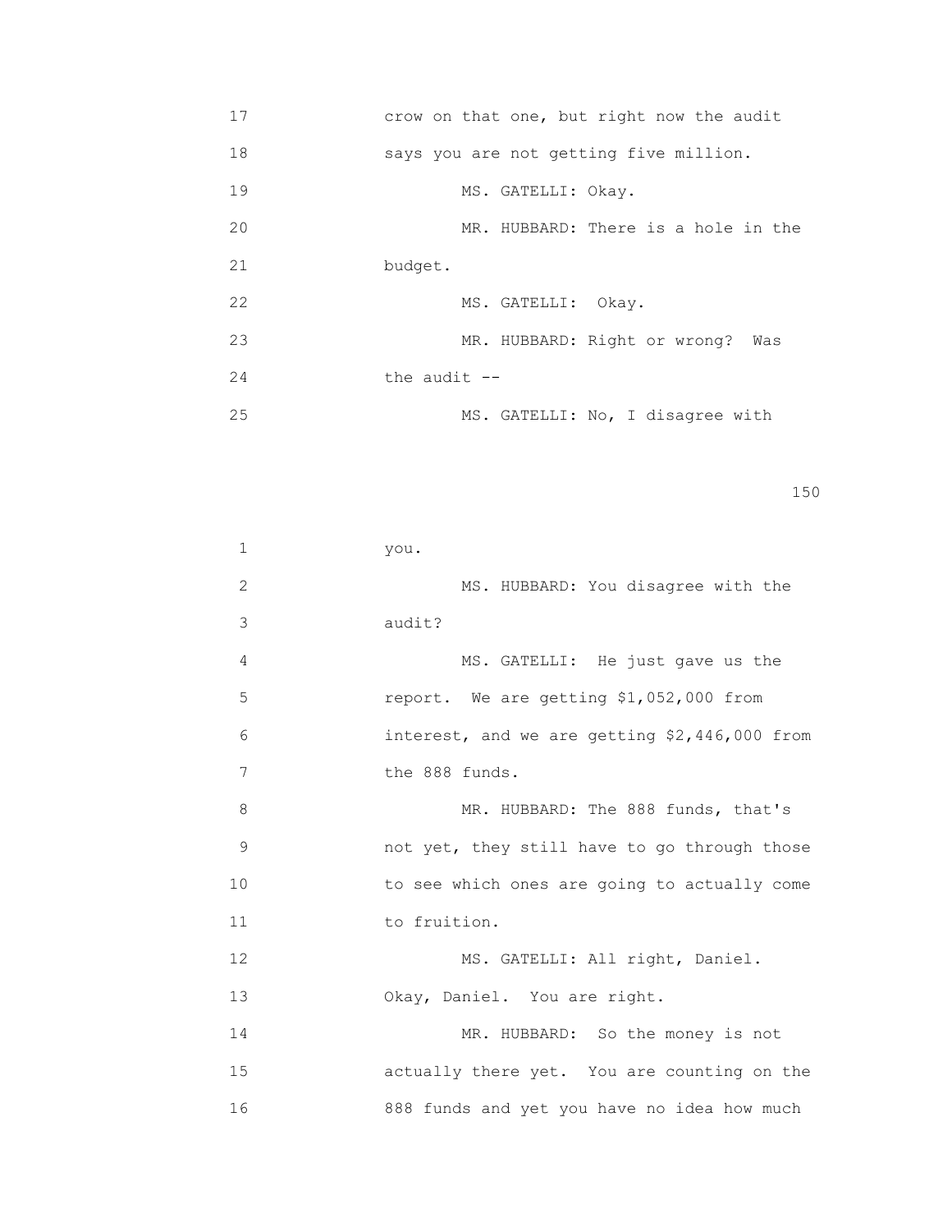17 crow on that one, but right now the audit
18 says you are not getting five million.
19 MS. GATELLI: Okay.
20 MR. HUBBARD: There is a hole in the
21 budget.
22 MS. GATELLI: Okay.
23 MR. HUBBARD: Right or wrong? Was
24 the audit --
25 MS. GATELLI: No, I disagree with

1 you.
2 MS. HUBBARD: You disagree with the
3 audit?
4 MS. GATELLI: He just gave us the
5 report. We are getting $1,052,000 from
6 interest, and we are getting $2,446,000 from
7 the 888 funds.
8 MR. HUBBARD: The 888 funds, that's
9 not yet, they still have to go through those
10 to see which ones are going to actually come
11 to fruition.
12 MS. GATELLI: All right, Daniel.
13 Okay, Daniel. You are right.
14 MR. HUBBARD: So the money is not
15 actually there yet. You are counting on the
16 888 funds and yet you have no idea how much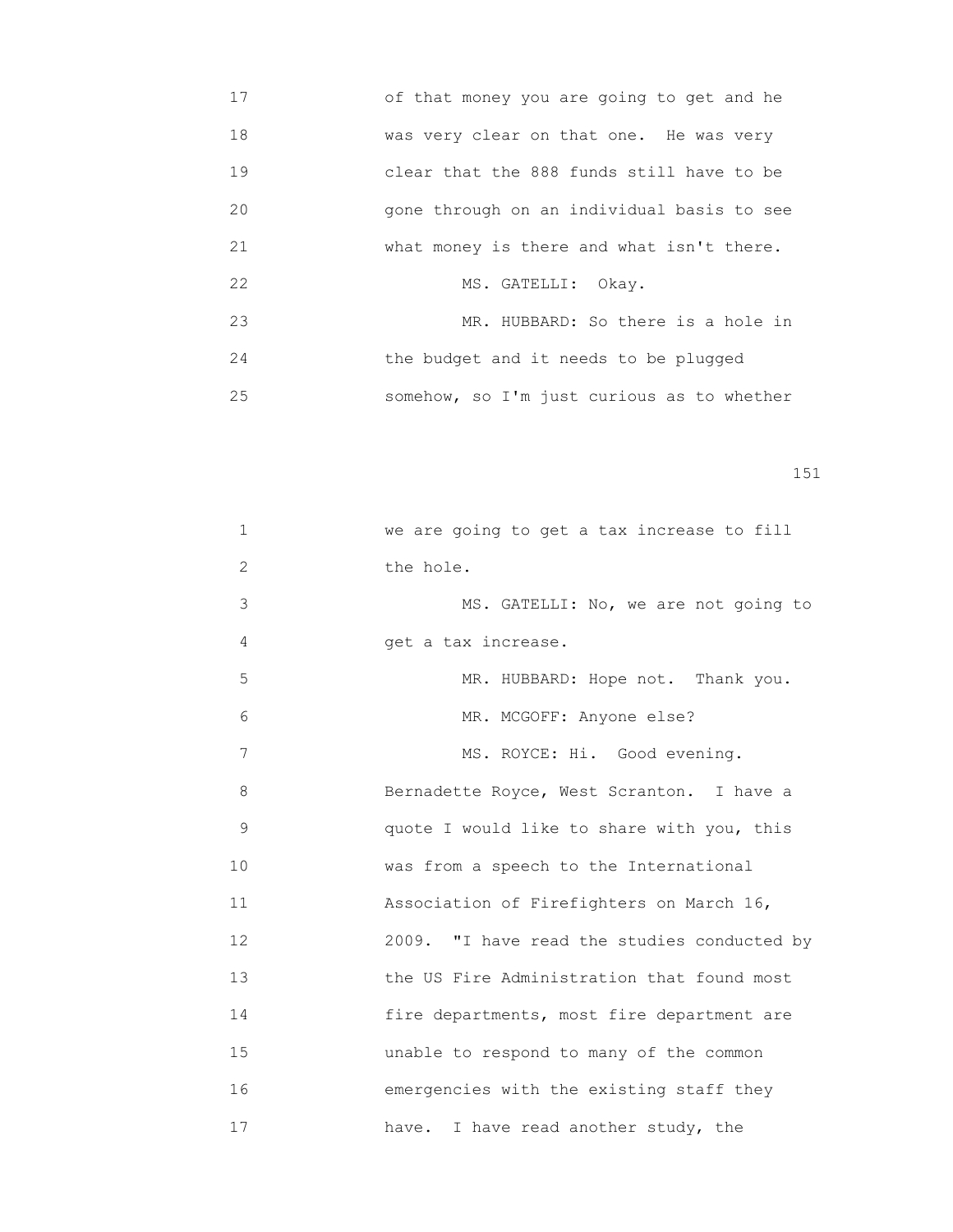17 of that money you are going to get and he
18 was very clear on that one. He was very
19 clear that the 888 funds still have to be
20 gone through on an individual basis to see
21 what money is there and what isn't there.
22 MS. GATELLI: Okay.
23 MR. HUBBARD: So there is a hole in
24 the budget and it needs to be plugged
25 somehow, so I'm just curious as to whether

1 we are going to get a tax increase to fill
2 the hole.
3 MS. GATELLI: No, we are not going to
4 get a tax increase.
5 MR. HUBBARD: Hope not. Thank you.
6 MR. MCGOFF: Anyone else?
7 MS. ROYCE: Hi. Good evening.
8 Bernadette Royce, West Scranton. I have a
9 quote I would like to share with you, this
10 was from a speech to the International
11 Association of Firefighters on March 16,
12 2009. "I have read the studies conducted by
13 the US Fire Administration that found most
14 fire departments, most fire department are
15 unable to respond to many of the common
16 emergencies with the existing staff they
17 have. I have read another study, the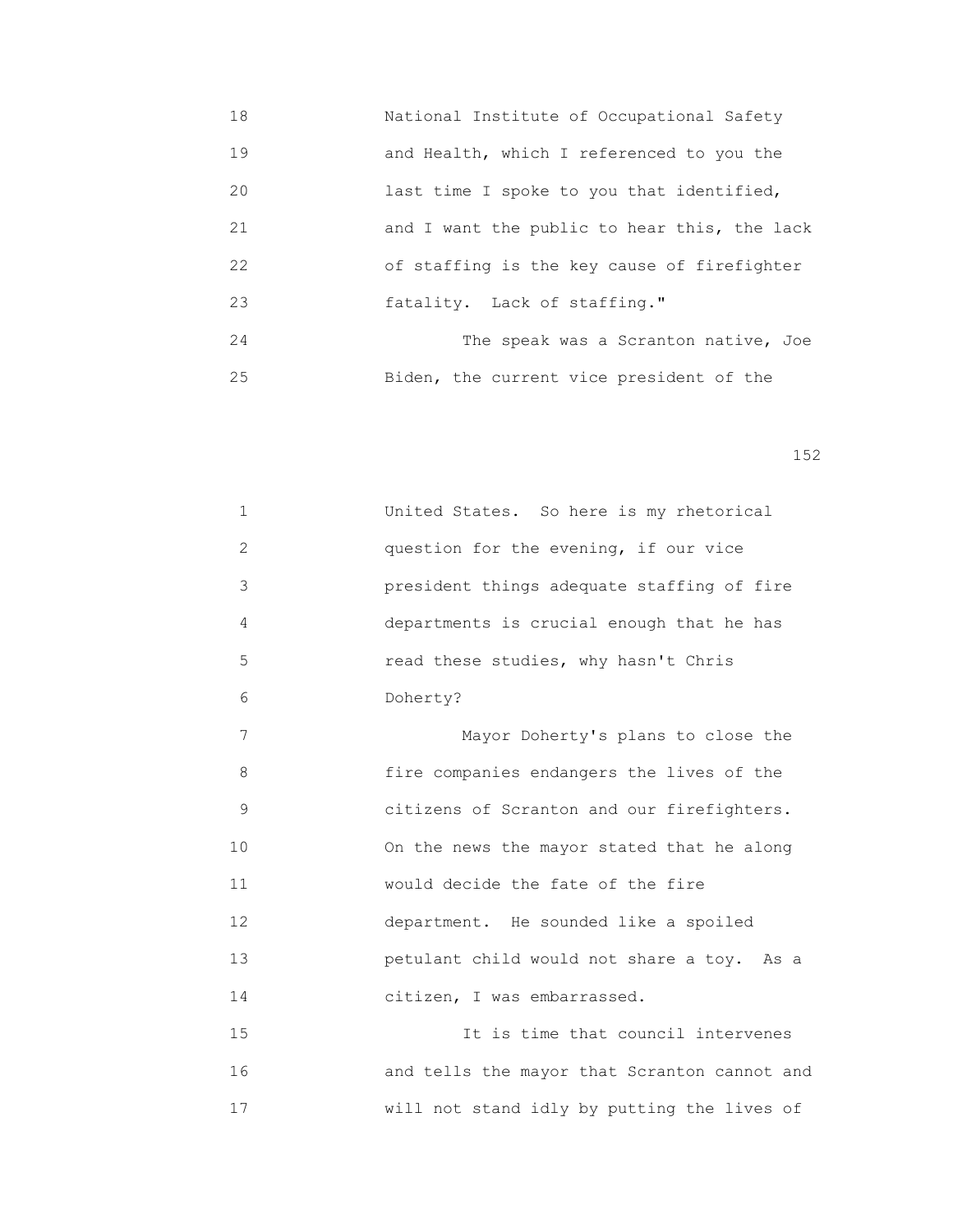National Institute of Occupational Safety and Health, which I referenced to you the last time I spoke to you that identified, and I want the public to hear this, the lack of staffing is the key cause of firefighter fatality. Lack of staffing."

The speak was a Scranton native, Joe Biden, the current vice president of the United States. So here is my rhetorical question for the evening, if our vice president things adequate staffing of fire departments is crucial enough that he has read these studies, why hasn't Chris Doherty?

Mayor Doherty's plans to close the fire companies endangers the lives of the citizens of Scranton and our firefighters. On the news the mayor stated that he along would decide the fate of the fire department. He sounded like a spoiled petulant child would not share a toy. As a citizen, I was embarrassed.

It is time that council intervenes and tells the mayor that Scranton cannot and will not stand idly by putting the lives of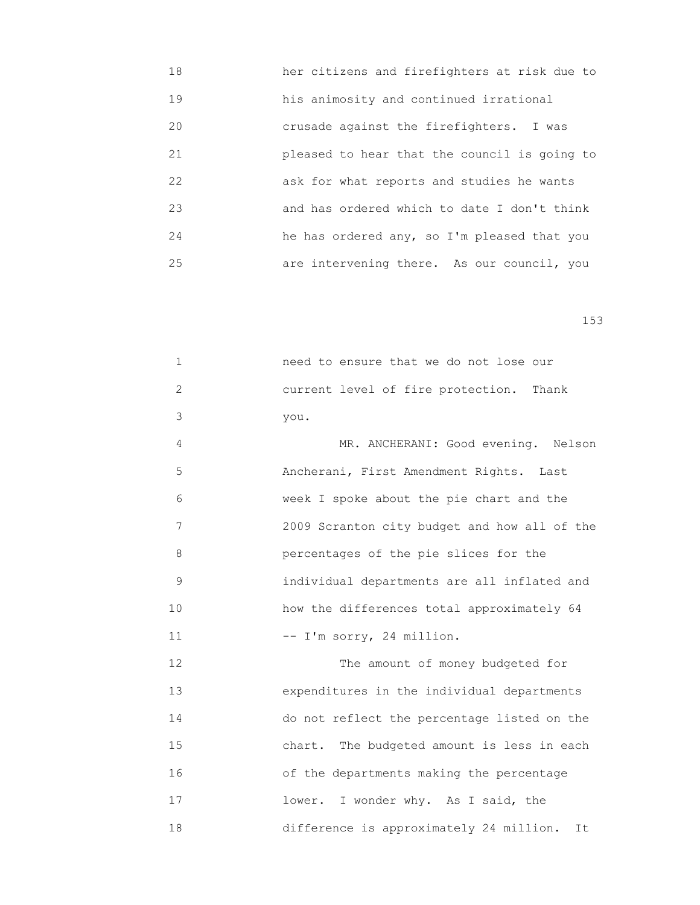her citizens and firefighters at risk due to his animosity and continued irrational crusade against the firefighters. I was pleased to hear that the council is going to ask for what reports and studies he wants and has ordered which to date I don't think he has ordered any, so I'm pleased that you are intervening there. As our council, you need to ensure that we do not lose our current level of fire protection. Thank you.

MR. ANCHERANI: Good evening. Nelson Ancherani, First Amendment Rights. Last week I spoke about the pie chart and the 2009 Scranton city budget and how all of the percentages of the pie slices for the individual departments are all inflated and how the differences total approximately 64 -- I'm sorry, 24 million.

The amount of money budgeted for expenditures in the individual departments do not reflect the percentage listed on the chart. The budgeted amount is less in each of the departments making the percentage lower. I wonder why. As I said, the difference is approximately 24 million. It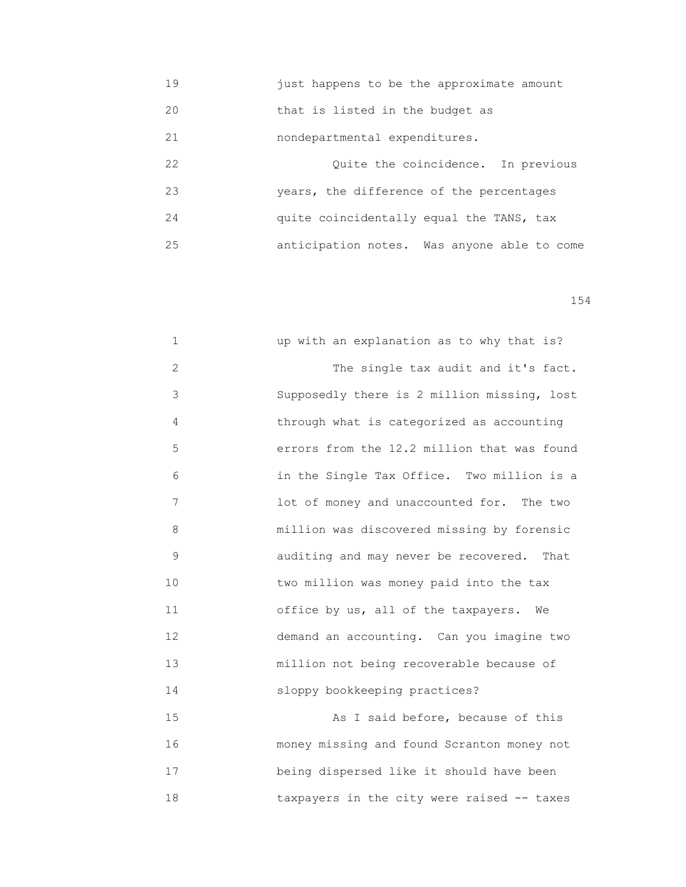just happens to be the approximate amount that is listed in the budget as nondepartmental expenditures.

Quite the coincidence. In previous years, the difference of the percentages quite coincidentally equal the TANS, tax anticipation notes. Was anyone able to come up with an explanation as to why that is?

The single tax audit and it's fact. Supposedly there is 2 million missing, lost through what is categorized as accounting errors from the 12.2 million that was found in the Single Tax Office. Two million is a lot of money and unaccounted for. The two million was discovered missing by forensic auditing and may never be recovered. That two million was money paid into the tax office by us, all of the taxpayers. We demand an accounting. Can you imagine two million not being recoverable because of sloppy bookkeeping practices?

As I said before, because of this money missing and found Scranton money not being dispersed like it should have been taxpayers in the city were raised -- taxes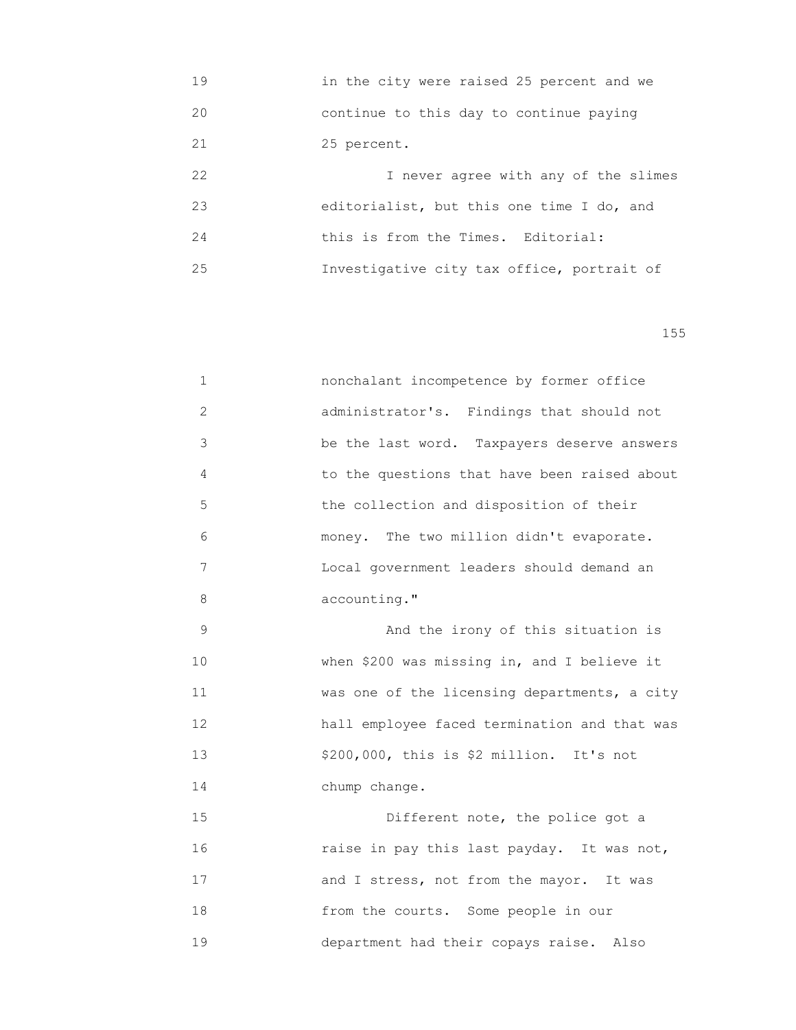in the city were raised 25 percent and we continue to this day to continue paying 25 percent.

I never agree with any of the slimes editorialist, but this one time I do, and this is from the Times. Editorial: Investigative city tax office, portrait of nonchalant incompetence by former office administrator's. Findings that should not be the last word. Taxpayers deserve answers to the questions that have been raised about the collection and disposition of their money. The two million didn't evaporate. Local government leaders should demand an accounting."

And the irony of this situation is when $200 was missing in, and I believe it was one of the licensing departments, a city hall employee faced termination and that was $200,000, this is $2 million. It's not chump change.

Different note, the police got a raise in pay this last payday. It was not, and I stress, not from the mayor. It was from the courts. Some people in our department had their copays raise. Also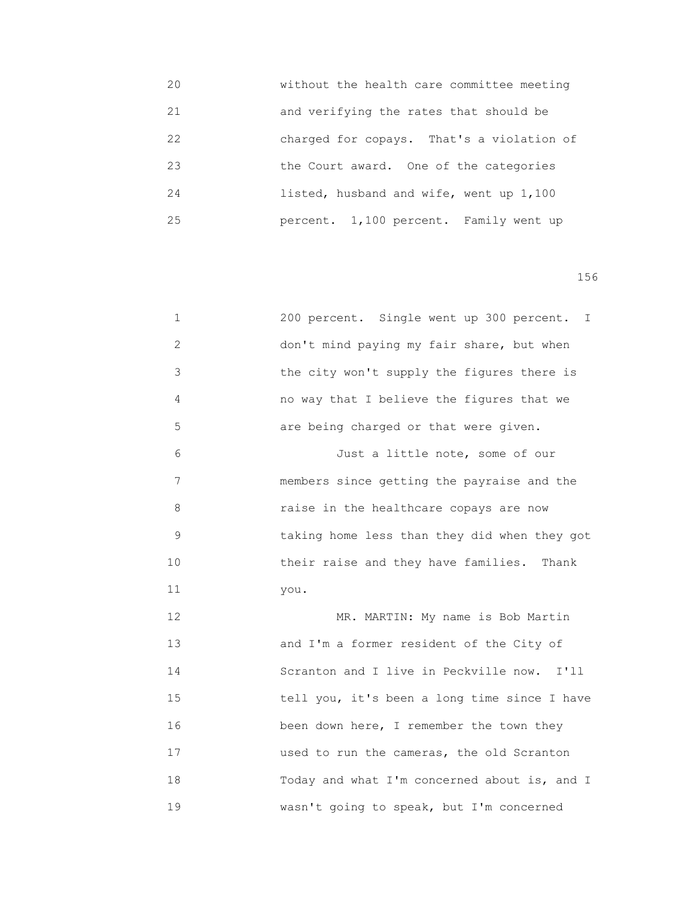without the health care committee meeting and verifying the rates that should be charged for copays. That's a violation of the Court award. One of the categories listed, husband and wife, went up 1,100 percent. 1,100 percent. Family went up 200 percent. Single went up 300 percent. I don't mind paying my fair share, but when the city won't supply the figures there is no way that I believe the figures that we are being charged or that were given.

Just a little note, some of our members since getting the payraise and the raise in the healthcare copays are now taking home less than they did when they got their raise and they have families. Thank you.

MR. MARTIN: My name is Bob Martin and I'm a former resident of the City of Scranton and I live in Peckville now. I'll tell you, it's been a long time since I have been down here, I remember the town they used to run the cameras, the old Scranton Today and what I'm concerned about is, and I wasn't going to speak, but I'm concerned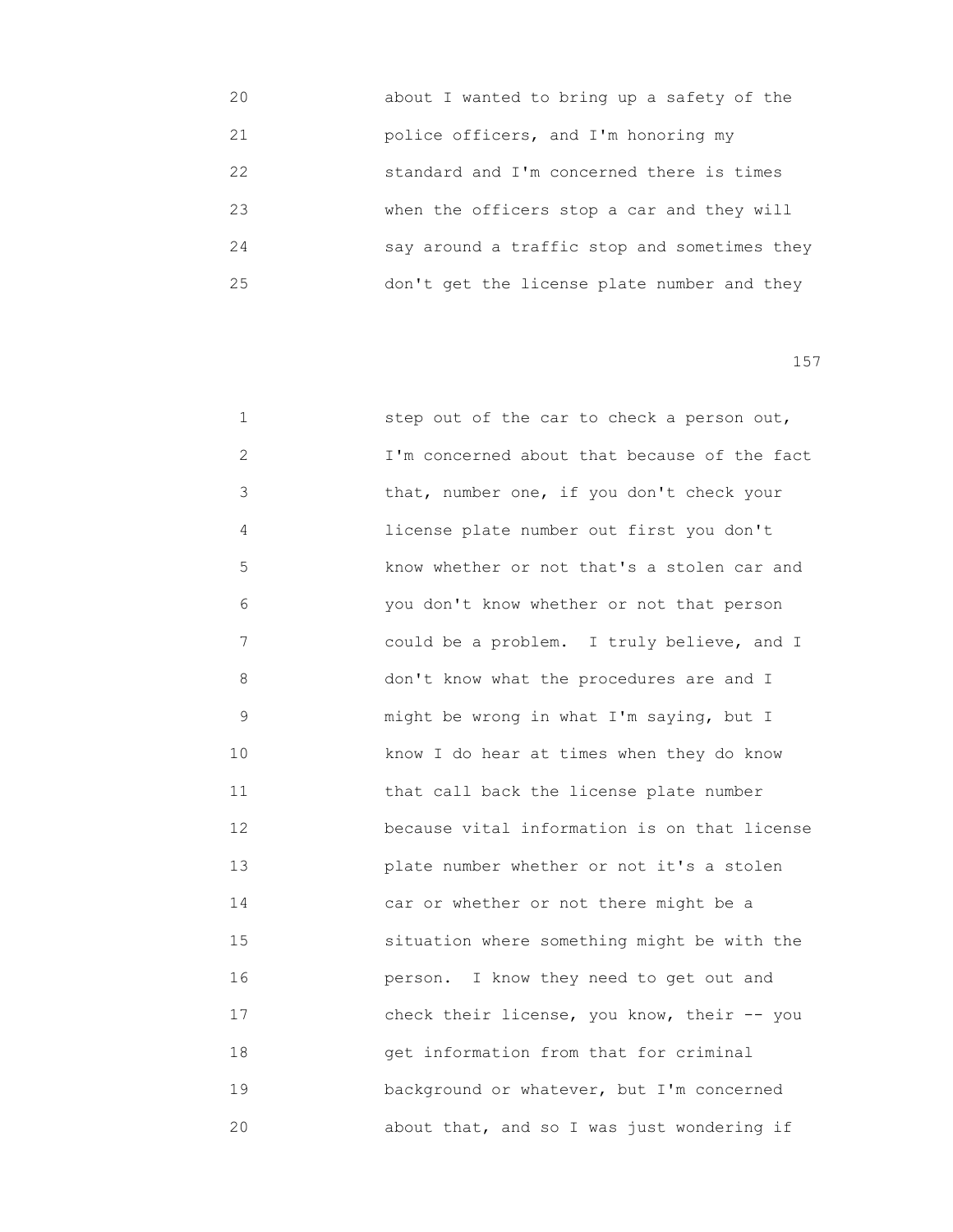20 about I wanted to bring up a safety of the
21 police officers, and I'm honoring my
22 standard and I'm concerned there is times
23 when the officers stop a car and they will
24 say around a traffic stop and sometimes they
25 don't get the license plate number and they

1 step out of the car to check a person out,
2 I'm concerned about that because of the fact
3 that, number one, if you don't check your
4 license plate number out first you don't
5 know whether or not that's a stolen car and
6 you don't know whether or not that person
7 could be a problem. I truly believe, and I
8 don't know what the procedures are and I
9 might be wrong in what I'm saying, but I
10 know I do hear at times when they do know
11 that call back the license plate number
12 because vital information is on that license
13 plate number whether or not it's a stolen
14 car or whether or not there might be a
15 situation where something might be with the
16 person. I know they need to get out and
17 check their license, you know, their -- you
18 get information from that for criminal
19 background or whatever, but I'm concerned
20 about that, and so I was just wondering if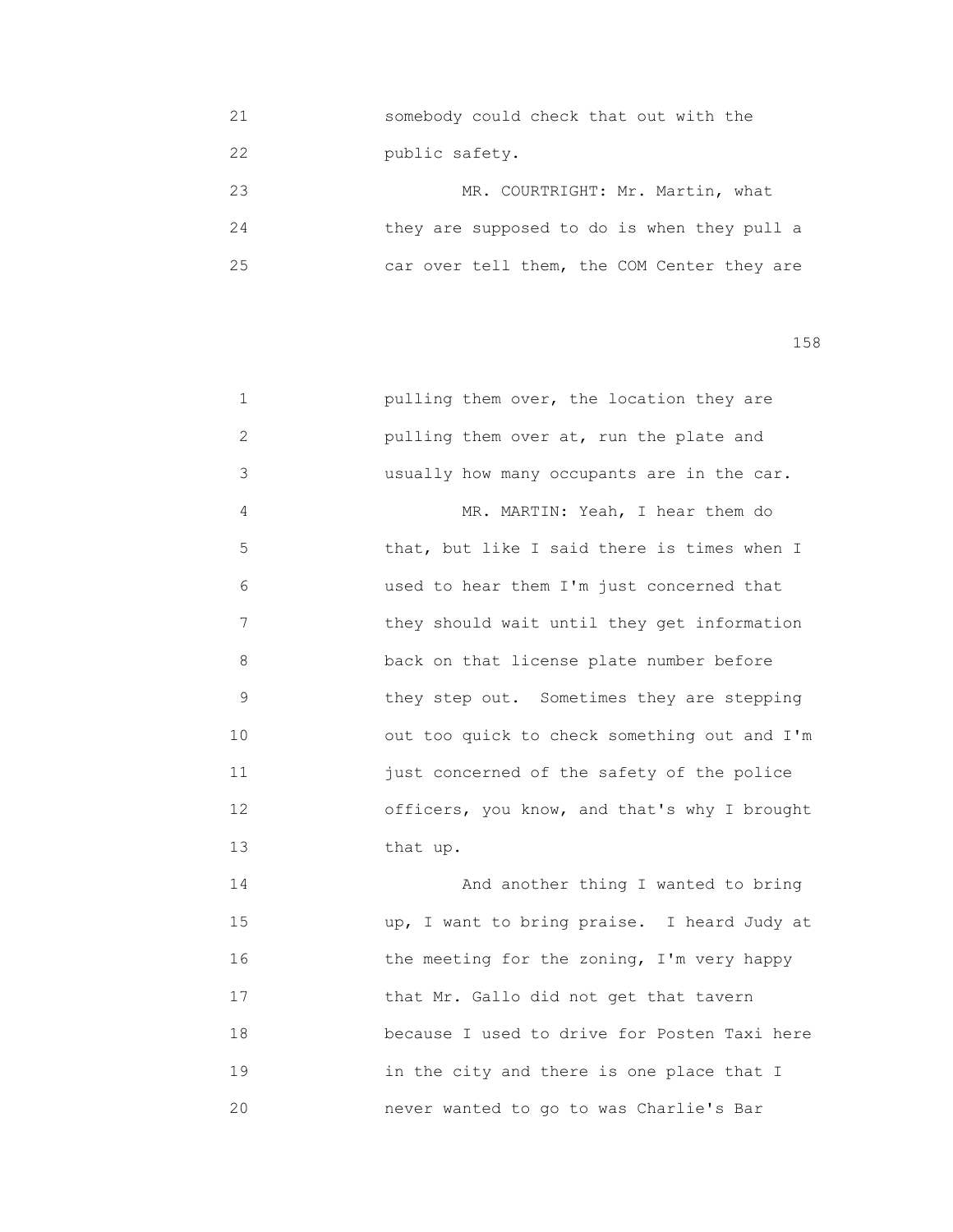somebody could check that out with the public safety.

MR. COURTRIGHT: Mr. Martin, what they are supposed to do is when they pull a car over tell them, the COM Center they are pulling them over, the location they are pulling them over at, run the plate and usually how many occupants are in the car.

MR. MARTIN: Yeah, I hear them do that, but like I said there is times when I used to hear them I'm just concerned that they should wait until they get information back on that license plate number before they step out. Sometimes they are stepping out too quick to check something out and I'm just concerned of the safety of the police officers, you know, and that's why I brought that up.

And another thing I wanted to bring up, I want to bring praise. I heard Judy at the meeting for the zoning, I'm very happy that Mr. Gallo did not get that tavern because I used to drive for Posten Taxi here in the city and there is one place that I never wanted to go to was Charlie's Bar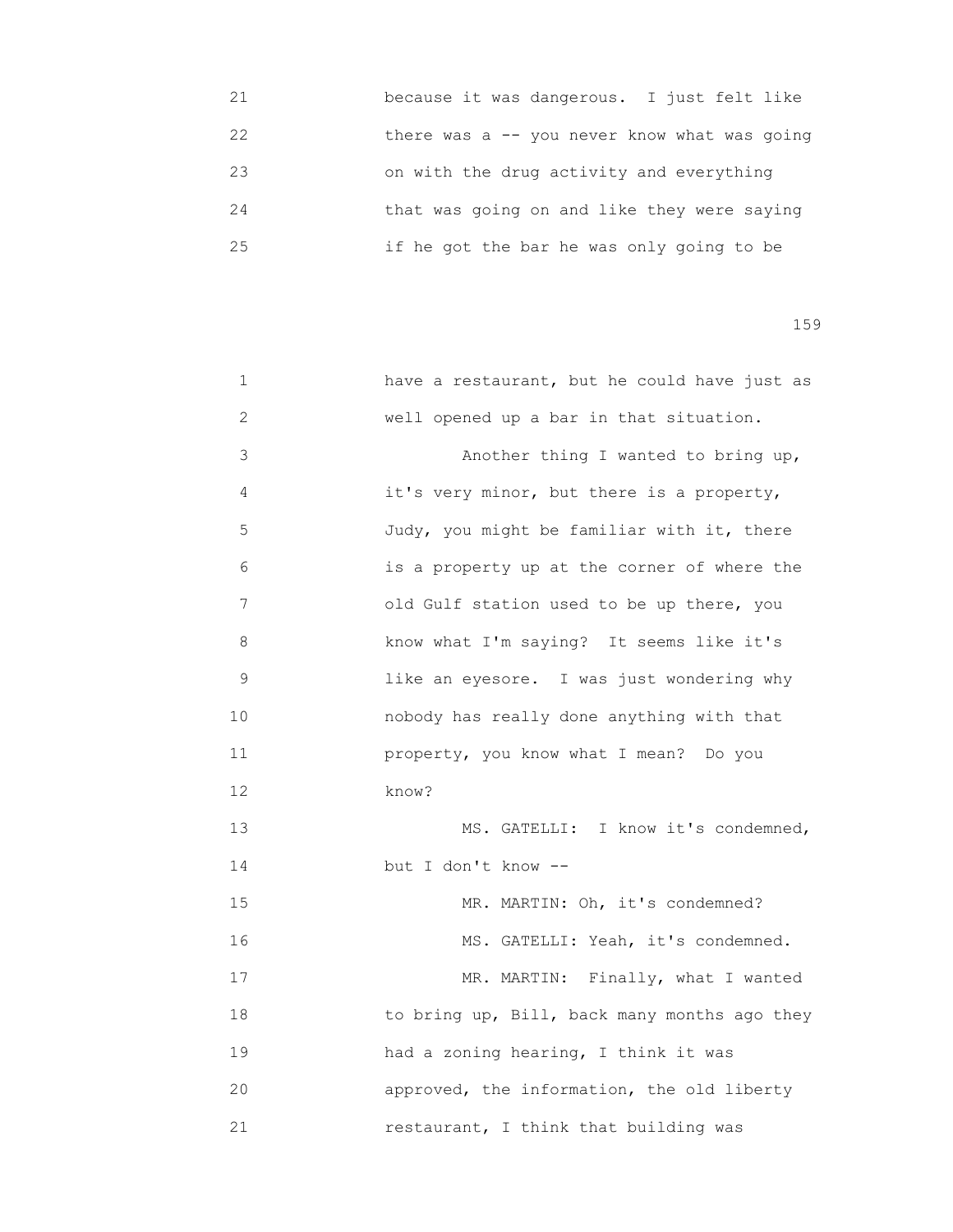because it was dangerous. I just felt like there was a -- you never know what was going on with the drug activity and everything that was going on and like they were saying if he got the bar he was only going to be

have a restaurant, but he could have just as well opened up a bar in that situation.

Another thing I wanted to bring up, it's very minor, but there is a property, Judy, you might be familiar with it, there is a property up at the corner of where the old Gulf station used to be up there, you know what I'm saying? It seems like it's like an eyesore. I was just wondering why nobody has really done anything with that property, you know what I mean? Do you know?

MS. GATELLI: I know it's condemned, but I don't know --

MR. MARTIN: Oh, it's condemned?

MS. GATELLI: Yeah, it's condemned.

MR. MARTIN: Finally, what I wanted to bring up, Bill, back many months ago they had a zoning hearing, I think it was approved, the information, the old liberty restaurant, I think that building was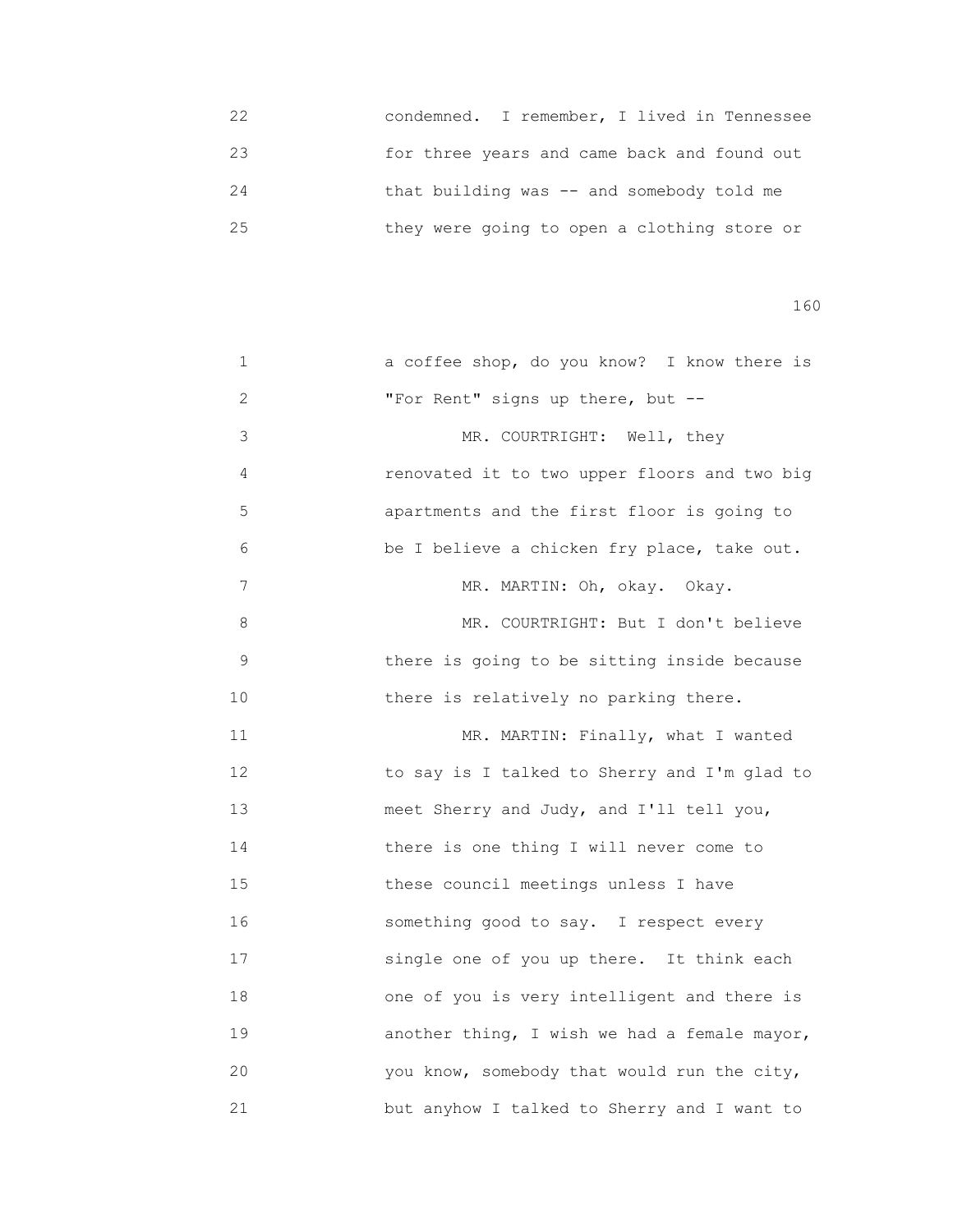condemned. I remember, I lived in Tennessee for three years and came back and found out that building was -- and somebody told me they were going to open a clothing store or

a coffee shop, do you know? I know there is "For Rent" signs up there, but --

MR. COURTRIGHT: Well, they renovated it to two upper floors and two big apartments and the first floor is going to be I believe a chicken fry place, take out.

MR. MARTIN: Oh, okay. Okay.

MR. COURTRIGHT: But I don't believe there is going to be sitting inside because there is relatively no parking there.

MR. MARTIN: Finally, what I wanted to say is I talked to Sherry and I'm glad to meet Sherry and Judy, and I'll tell you, there is one thing I will never come to these council meetings unless I have something good to say. I respect every single one of you up there. It think each one of you is very intelligent and there is another thing, I wish we had a female mayor, you know, somebody that would run the city, but anyhow I talked to Sherry and I want to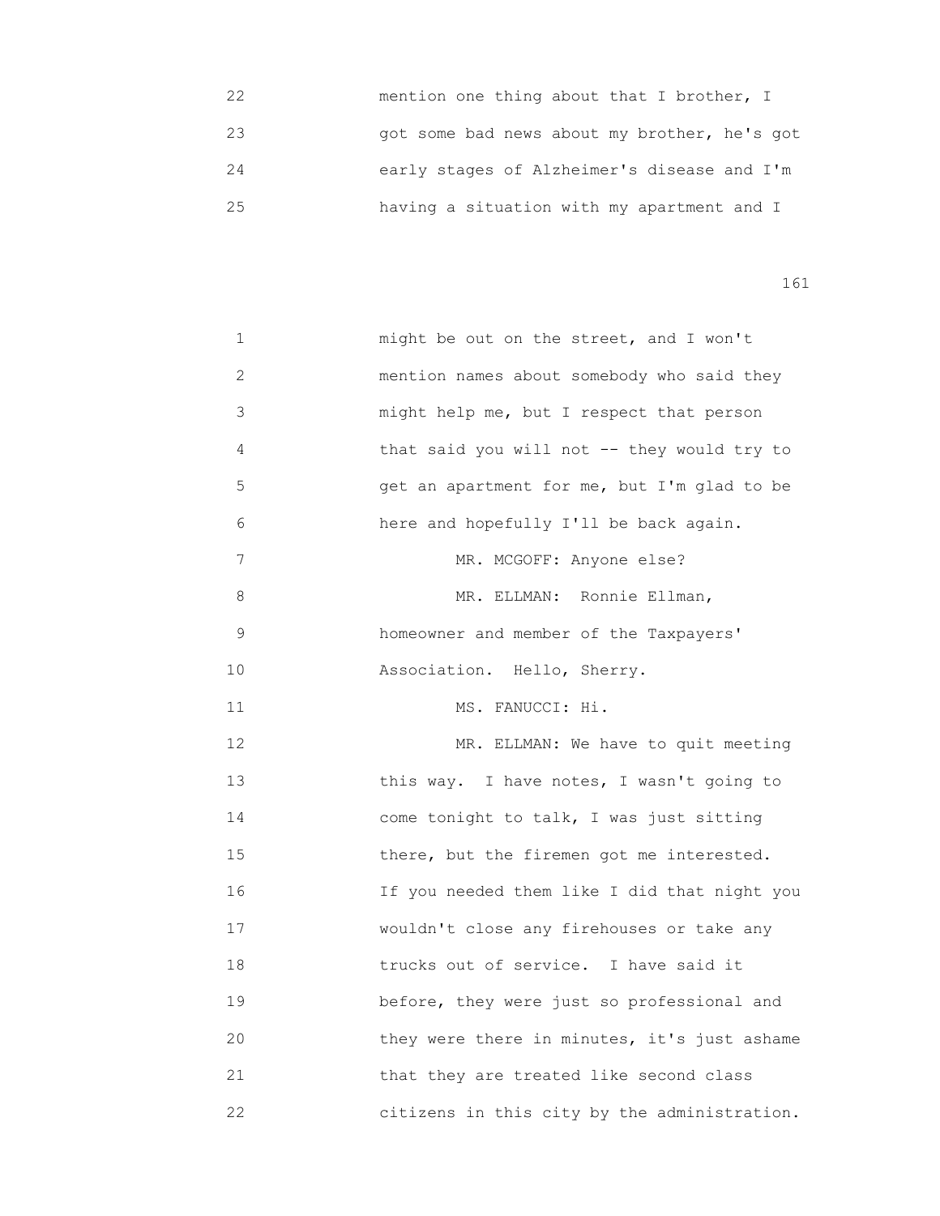mention one thing about that I brother, I got some bad news about my brother, he's got early stages of Alzheimer's disease and I'm having a situation with my apartment and I

might be out on the street, and I won't mention names about somebody who said they might help me, but I respect that person that said you will not -- they would try to get an apartment for me, but I'm glad to be here and hopefully I'll be back again.

MR. MCGOFF: Anyone else?

MR. ELLMAN: Ronnie Ellman, homeowner and member of the Taxpayers' Association. Hello, Sherry.

MS. FANUCCI: Hi.

MR. ELLMAN: We have to quit meeting this way. I have notes, I wasn't going to come tonight to talk, I was just sitting there, but the firemen got me interested. If you needed them like I did that night you wouldn't close any firehouses or take any trucks out of service. I have said it before, they were just so professional and they were there in minutes, it's just ashame that they are treated like second class citizens in this city by the administration.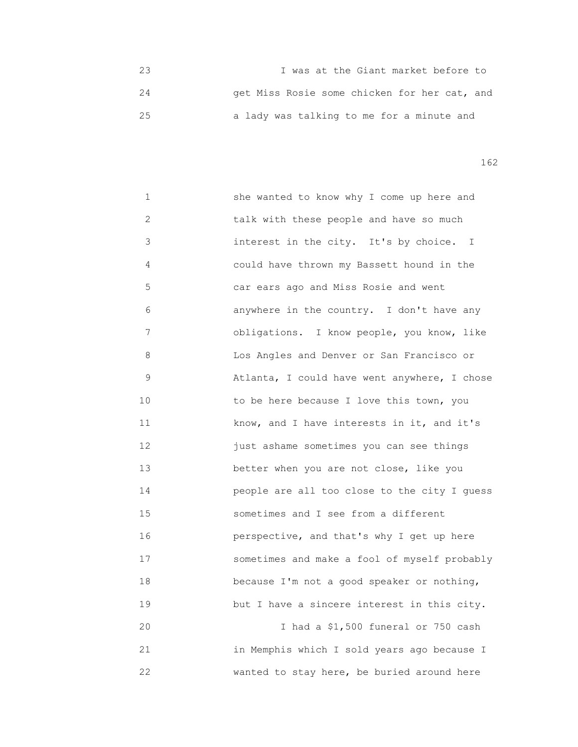I was at the Giant market before to get Miss Rosie some chicken for her cat, and a lady was talking to me for a minute and she wanted to know why I come up here and talk with these people and have so much interest in the city. It's by choice. I could have thrown my Bassett hound in the car ears ago and Miss Rosie and went anywhere in the country. I don't have any obligations. I know people, you know, like Los Angles and Denver or San Francisco or Atlanta, I could have went anywhere, I chose to be here because I love this town, you know, and I have interests in it, and it's just ashame sometimes you can see things better when you are not close, like you people are all too close to the city I guess sometimes and I see from a different perspective, and that's why I get up here sometimes and make a fool of myself probably because I'm not a good speaker or nothing, but I have a sincere interest in this city.

I had a $1,500 funeral or 750 cash in Memphis which I sold years ago because I wanted to stay here, be buried around here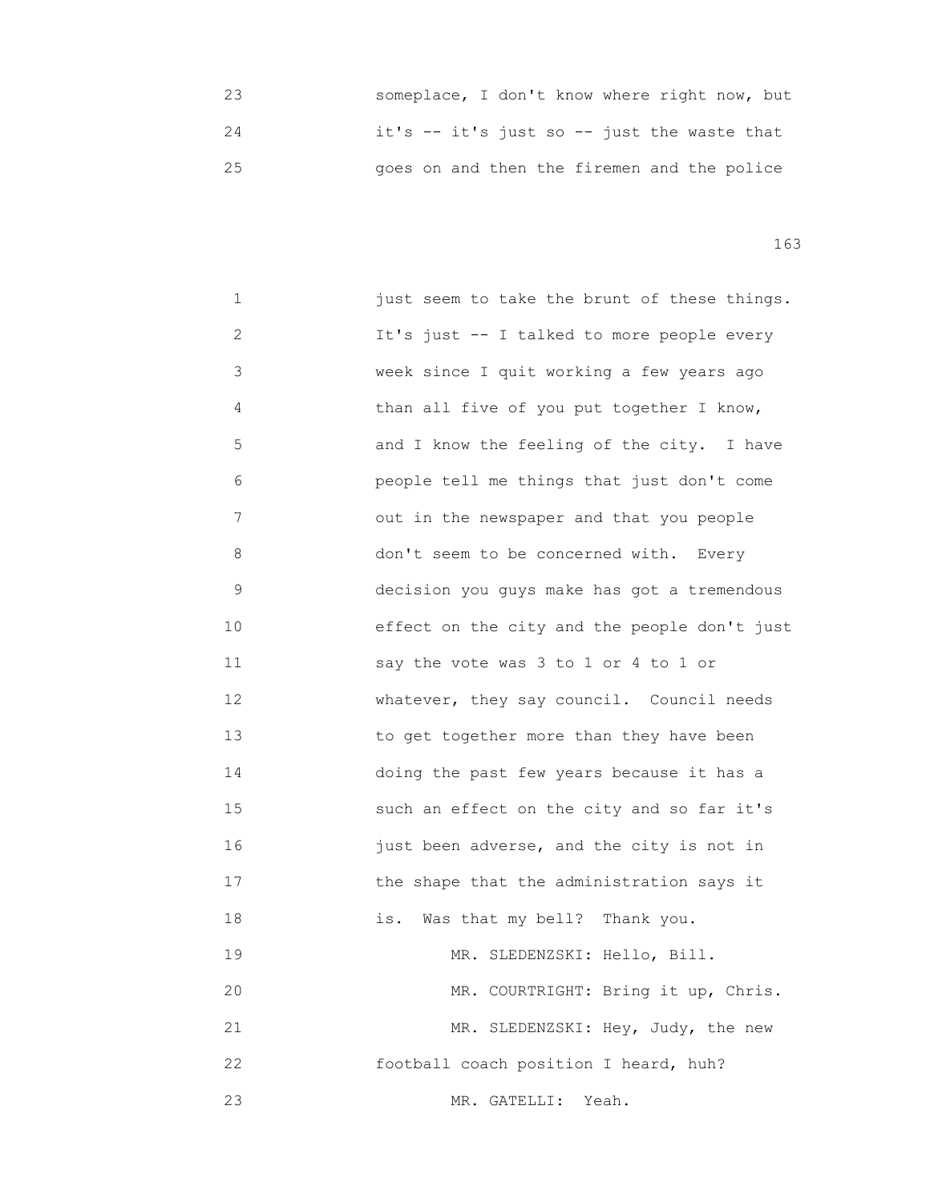23 someplace, I don't know where right now, but
24 it's -- it's just so -- just the waste that
25 goes on and then the firemen and the police

1 just seem to take the brunt of these things.
2 It's just -- I talked to more people every
3 week since I quit working a few years ago
4 than all five of you put together I know,
5 and I know the feeling of the city. I have
6 people tell me things that just don't come
7 out in the newspaper and that you people
8 don't seem to be concerned with. Every
9 decision you guys make has got a tremendous
10 effect on the city and the people don't just
11 say the vote was 3 to 1 or 4 to 1 or
12 whatever, they say council. Council needs
13 to get together more than they have been
14 doing the past few years because it has a
15 such an effect on the city and so far it's
16 just been adverse, and the city is not in
17 the shape that the administration says it
18 is. Was that my bell? Thank you.
19 MR. SLEDENZSKI: Hello, Bill.
20 MR. COURTRIGHT: Bring it up, Chris.
21 MR. SLEDENZSKI: Hey, Judy, the new
22 football coach position I heard, huh?
23 MR. GATELLI: Yeah.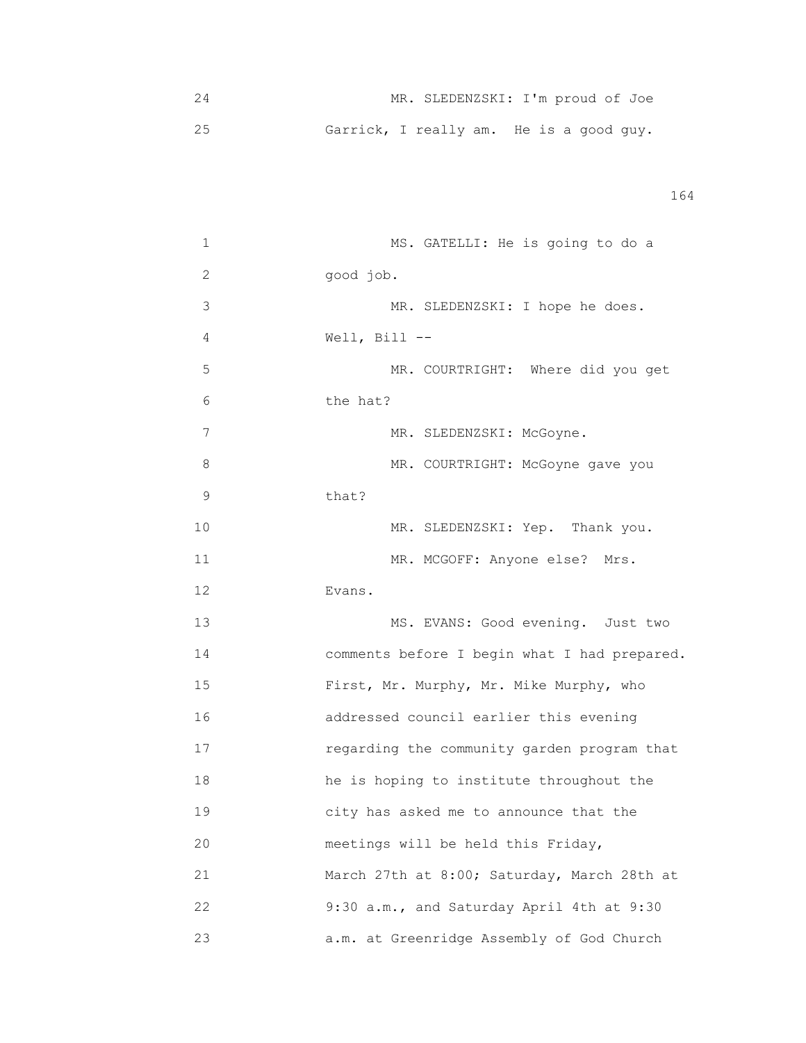24 MR. SLEDENZSKI: I'm proud of Joe

25 Garrick, I really am. He is a good guy.

1 MS. GATELLI: He is going to do a

2 good job.

3 MR. SLEDENZSKI: I hope he does.

4 Well, Bill --

5 MR. COURTRIGHT: Where did you get

6 the hat?

7 MR. SLEDENZSKI: McGoyne.

8 MR. COURTRIGHT: McGoyne gave you

9 that?

10 MR. SLEDENZSKI: Yep. Thank you.

11 MR. MCGOFF: Anyone else? Mrs.

12 Evans.

13 MS. EVANS: Good evening. Just two

14 comments before I begin what I had prepared.

15 First, Mr. Murphy, Mr. Mike Murphy, who

16 addressed council earlier this evening

17 regarding the community garden program that

18 he is hoping to institute throughout the

19 city has asked me to announce that the

20 meetings will be held this Friday,

21 March 27th at 8:00; Saturday, March 28th at

22 9:30 a.m., and Saturday April 4th at 9:30

23 a.m. at Greenridge Assembly of God Church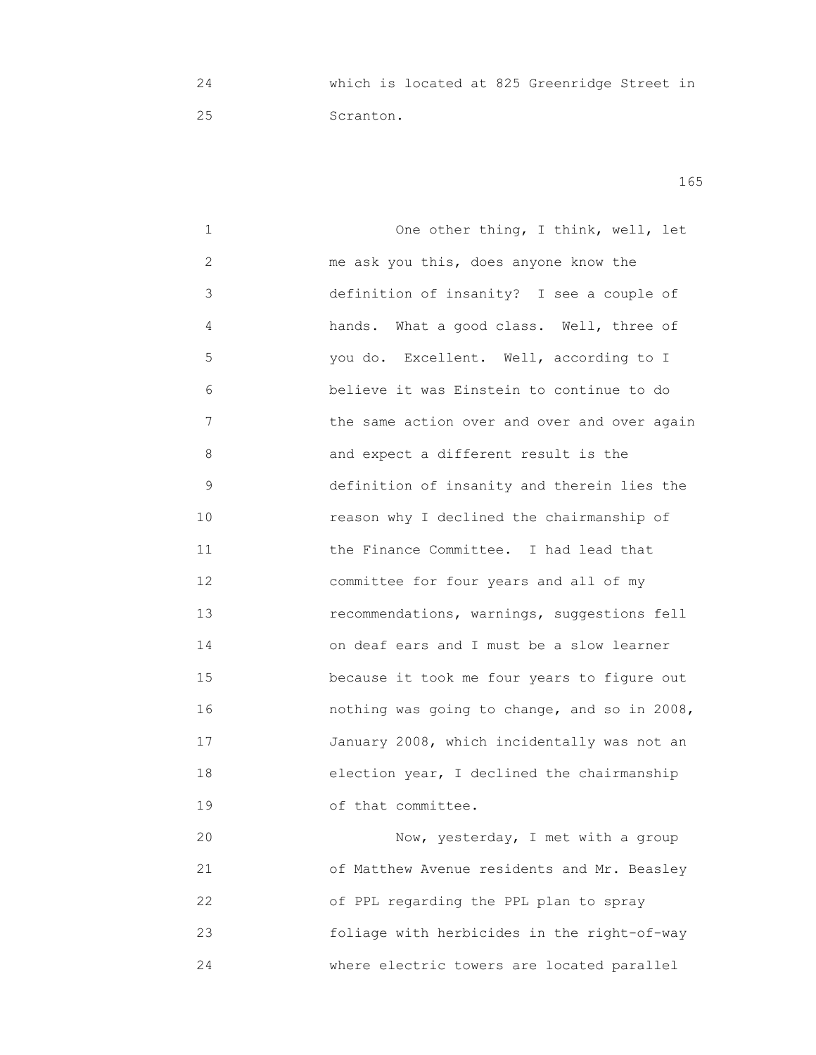which is located at 825 Greenridge Street in Scranton.

One other thing, I think, well, let me ask you this, does anyone know the definition of insanity? I see a couple of hands. What a good class. Well, three of you do. Excellent. Well, according to I believe it was Einstein to continue to do the same action over and over and over again and expect a different result is the definition of insanity and therein lies the reason why I declined the chairmanship of the Finance Committee. I had lead that committee for four years and all of my recommendations, warnings, suggestions fell on deaf ears and I must be a slow learner because it took me four years to figure out nothing was going to change, and so in 2008, January 2008, which incidentally was not an election year, I declined the chairmanship of that committee.

Now, yesterday, I met with a group of Matthew Avenue residents and Mr. Beasley of PPL regarding the PPL plan to spray foliage with herbicides in the right-of-way where electric towers are located parallel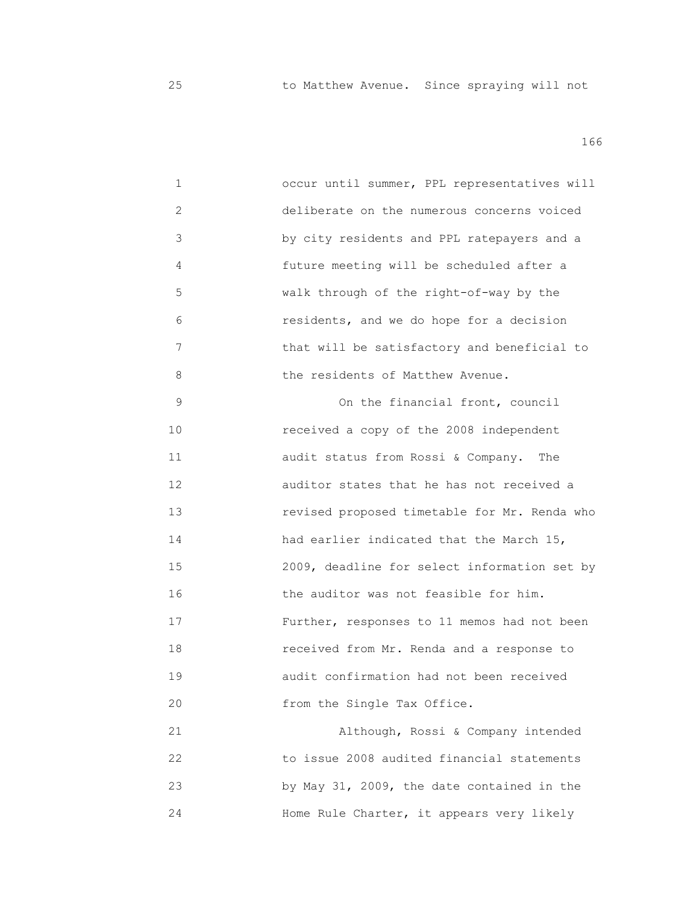to Matthew Avenue. Since spraying will not

occur until summer, PPL representatives will deliberate on the numerous concerns voiced by city residents and PPL ratepayers and a future meeting will be scheduled after a walk through of the right-of-way by the residents, and we do hope for a decision that will be satisfactory and beneficial to the residents of Matthew Avenue.

On the financial front, council received a copy of the 2008 independent audit status from Rossi & Company. The auditor states that he has not received a revised proposed timetable for Mr. Renda who had earlier indicated that the March 15, 2009, deadline for select information set by the auditor was not feasible for him. Further, responses to 11 memos had not been received from Mr. Renda and a response to audit confirmation had not been received from the Single Tax Office.

Although, Rossi & Company intended to issue 2008 audited financial statements by May 31, 2009, the date contained in the Home Rule Charter, it appears very likely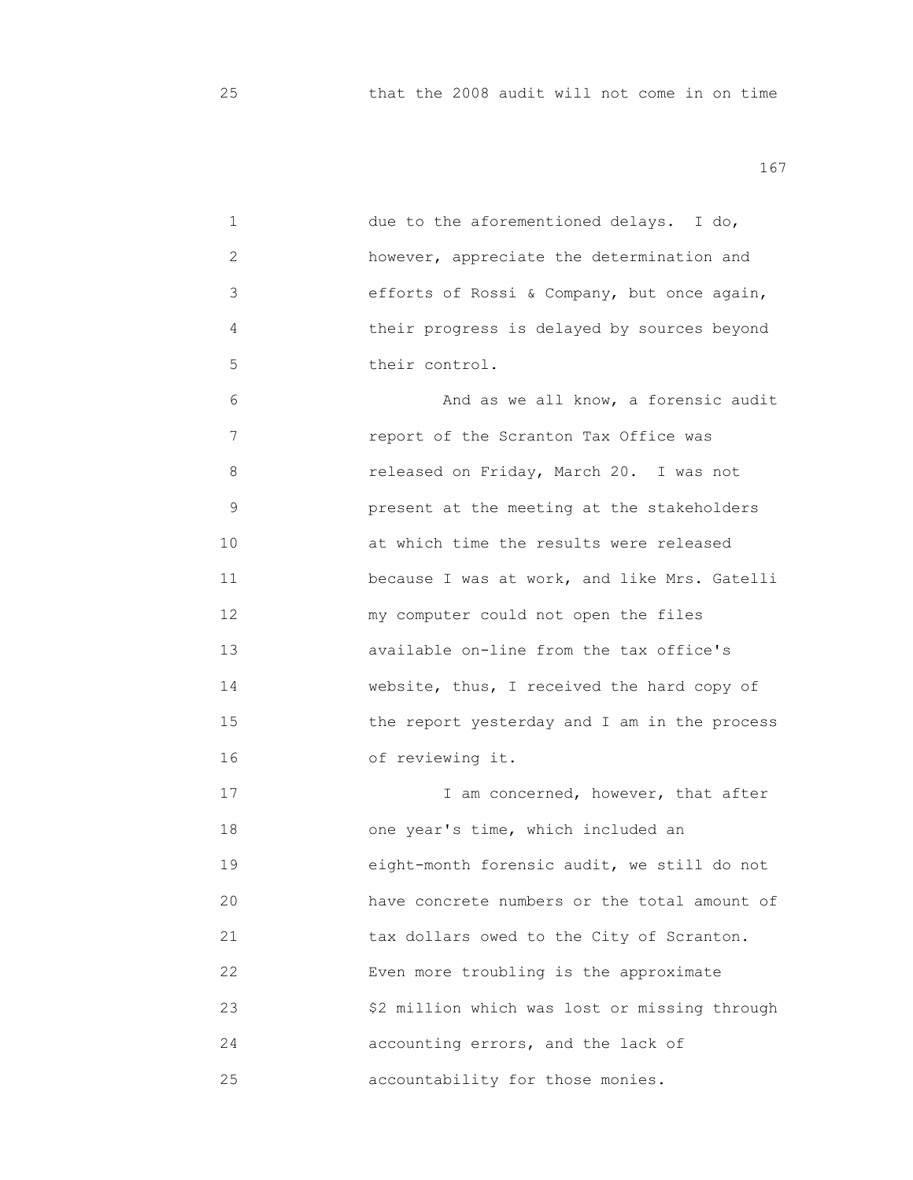that the 2008 audit will not come in on time

due to the aforementioned delays. I do, however, appreciate the determination and efforts of Rossi & Company, but once again, their progress is delayed by sources beyond their control.

And as we all know, a forensic audit report of the Scranton Tax Office was released on Friday, March 20. I was not present at the meeting at the stakeholders at which time the results were released because I was at work, and like Mrs. Gatelli my computer could not open the files available on-line from the tax office's website, thus, I received the hard copy of the report yesterday and I am in the process of reviewing it.

I am concerned, however, that after one year's time, which included an eight-month forensic audit, we still do not have concrete numbers or the total amount of tax dollars owed to the City of Scranton. Even more troubling is the approximate $2 million which was lost or missing through accounting errors, and the lack of accountability for those monies.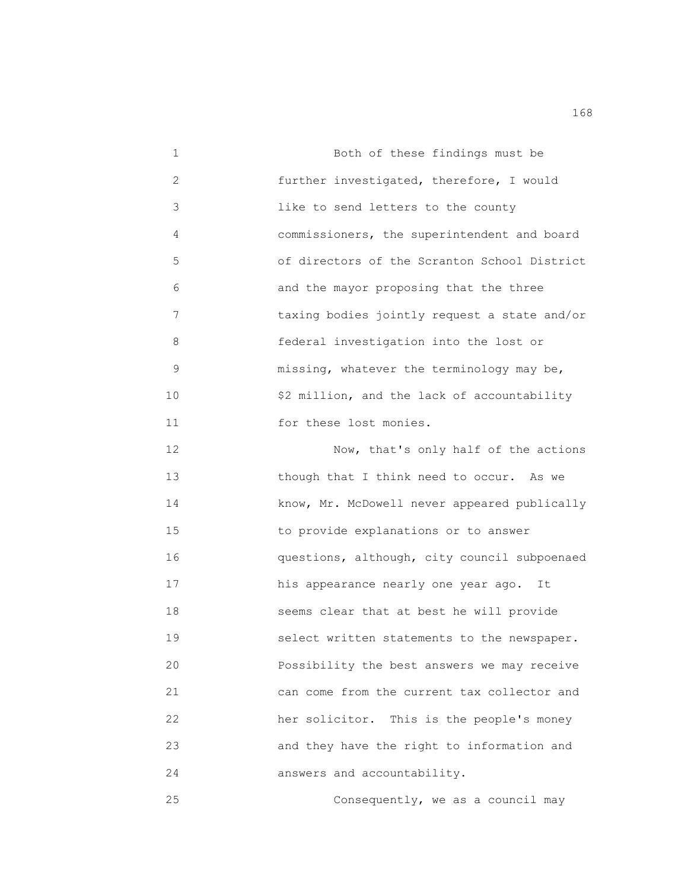Both of these findings must be further investigated, therefore, I would like to send letters to the county commissioners, the superintendent and board of directors of the Scranton School District and the mayor proposing that the three taxing bodies jointly request a state and/or federal investigation into the lost or missing, whatever the terminology may be, \$2 million, and the lack of accountability for these lost monies.

Now, that's only half of the actions though that I think need to occur. As we know, Mr. McDowell never appeared publically to provide explanations or to answer questions, although, city council subpoenaed his appearance nearly one year ago. It seems clear that at best he will provide select written statements to the newspaper. Possibility the best answers we may receive can come from the current tax collector and her solicitor. This is the people's money and they have the right to information and answers and accountability.

Consequently, we as a council may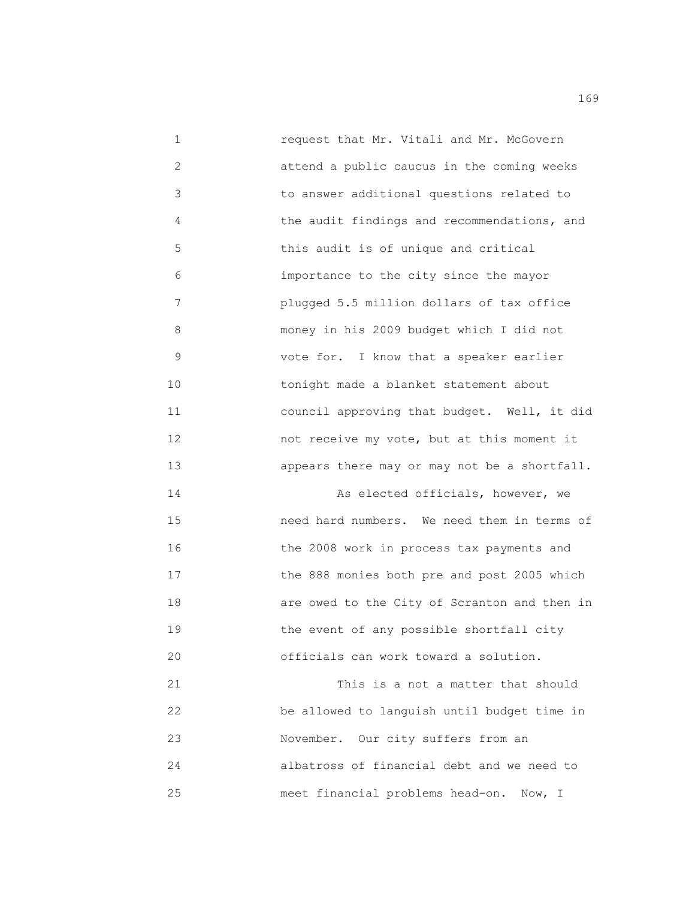request that Mr. Vitali and Mr. McGovern attend a public caucus in the coming weeks to answer additional questions related to the audit findings and recommendations, and this audit is of unique and critical importance to the city since the mayor plugged 5.5 million dollars of tax office money in his 2009 budget which I did not vote for. I know that a speaker earlier tonight made a blanket statement about council approving that budget. Well, it did not receive my vote, but at this moment it appears there may or may not be a shortfall.

As elected officials, however, we need hard numbers. We need them in terms of the 2008 work in process tax payments and the 888 monies both pre and post 2005 which are owed to the City of Scranton and then in the event of any possible shortfall city officials can work toward a solution.

This is a not a matter that should be allowed to languish until budget time in November. Our city suffers from an albatross of financial debt and we need to meet financial problems head-on. Now, I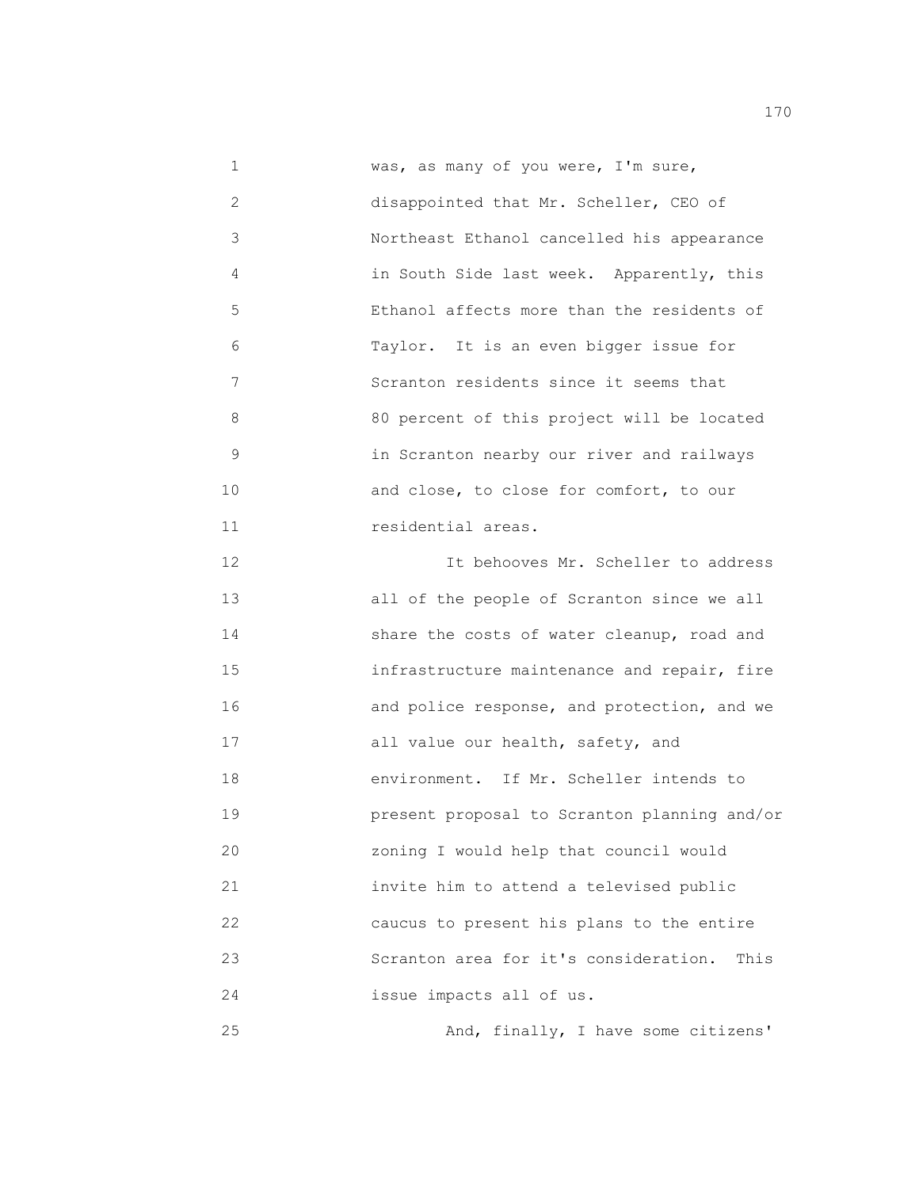was, as many of you were, I'm sure, disappointed that Mr. Scheller, CEO of Northeast Ethanol cancelled his appearance in South Side last week. Apparently, this Ethanol affects more than the residents of Taylor. It is an even bigger issue for Scranton residents since it seems that 80 percent of this project will be located in Scranton nearby our river and railways and close, to close for comfort, to our residential areas.

It behooves Mr. Scheller to address all of the people of Scranton since we all share the costs of water cleanup, road and infrastructure maintenance and repair, fire and police response, and protection, and we all value our health, safety, and environment. If Mr. Scheller intends to present proposal to Scranton planning and/or zoning I would help that council would invite him to attend a televised public caucus to present his plans to the entire Scranton area for it's consideration. This issue impacts all of us.

And, finally, I have some citizens'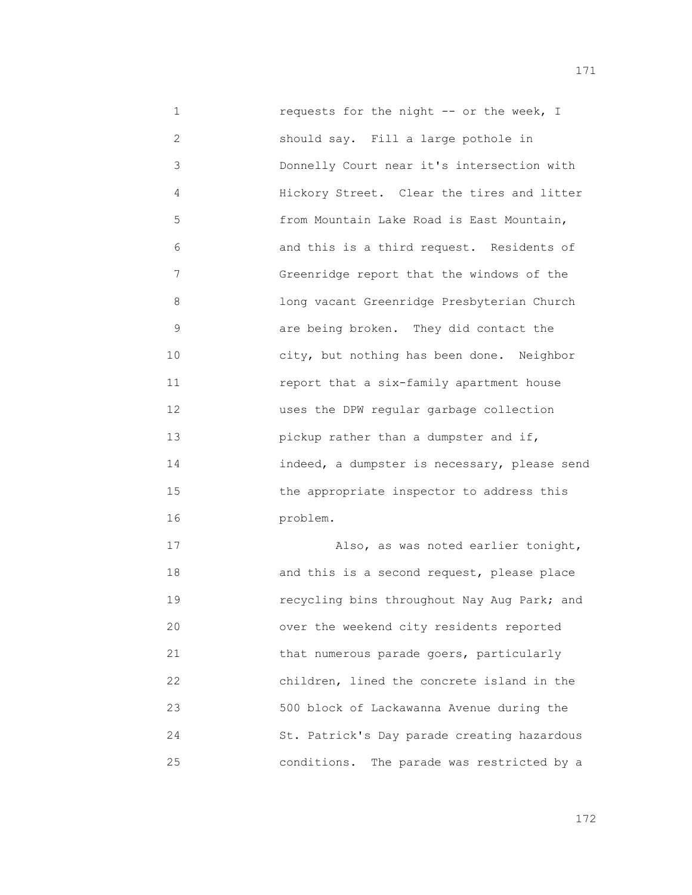requests for the night -- or the week, I should say. Fill a large pothole in Donnelly Court near it's intersection with Hickory Street. Clear the tires and litter from Mountain Lake Road is East Mountain, and this is a third request. Residents of Greenridge report that the windows of the long vacant Greenridge Presbyterian Church are being broken. They did contact the city, but nothing has been done. Neighbor report that a six-family apartment house uses the DPW regular garbage collection pickup rather than a dumpster and if, indeed, a dumpster is necessary, please send the appropriate inspector to address this problem.

Also, as was noted earlier tonight, and this is a second request, please place recycling bins throughout Nay Aug Park; and over the weekend city residents reported that numerous parade goers, particularly children, lined the concrete island in the 500 block of Lackawanna Avenue during the St. Patrick's Day parade creating hazardous conditions. The parade was restricted by a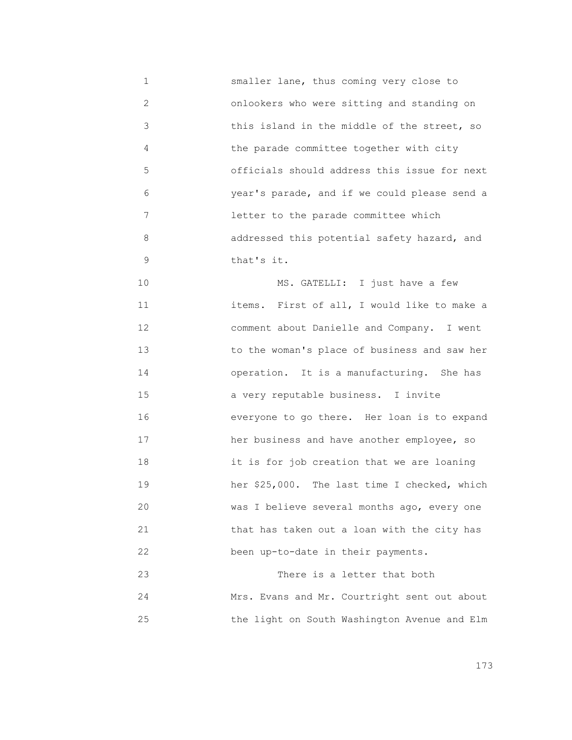smaller lane, thus coming very close to onlookers who were sitting and standing on this island in the middle of the street, so the parade committee together with city officials should address this issue for next year's parade, and if we could please send a letter to the parade committee which addressed this potential safety hazard, and that's it.

MS. GATELLI: I just have a few items. First of all, I would like to make a comment about Danielle and Company. I went to the woman's place of business and saw her operation. It is a manufacturing. She has a very reputable business. I invite everyone to go there. Her loan is to expand her business and have another employee, so it is for job creation that we are loaning her $25,000. The last time I checked, which was I believe several months ago, every one that has taken out a loan with the city has been up-to-date in their payments.

There is a letter that both Mrs. Evans and Mr. Courtright sent out about the light on South Washington Avenue and Elm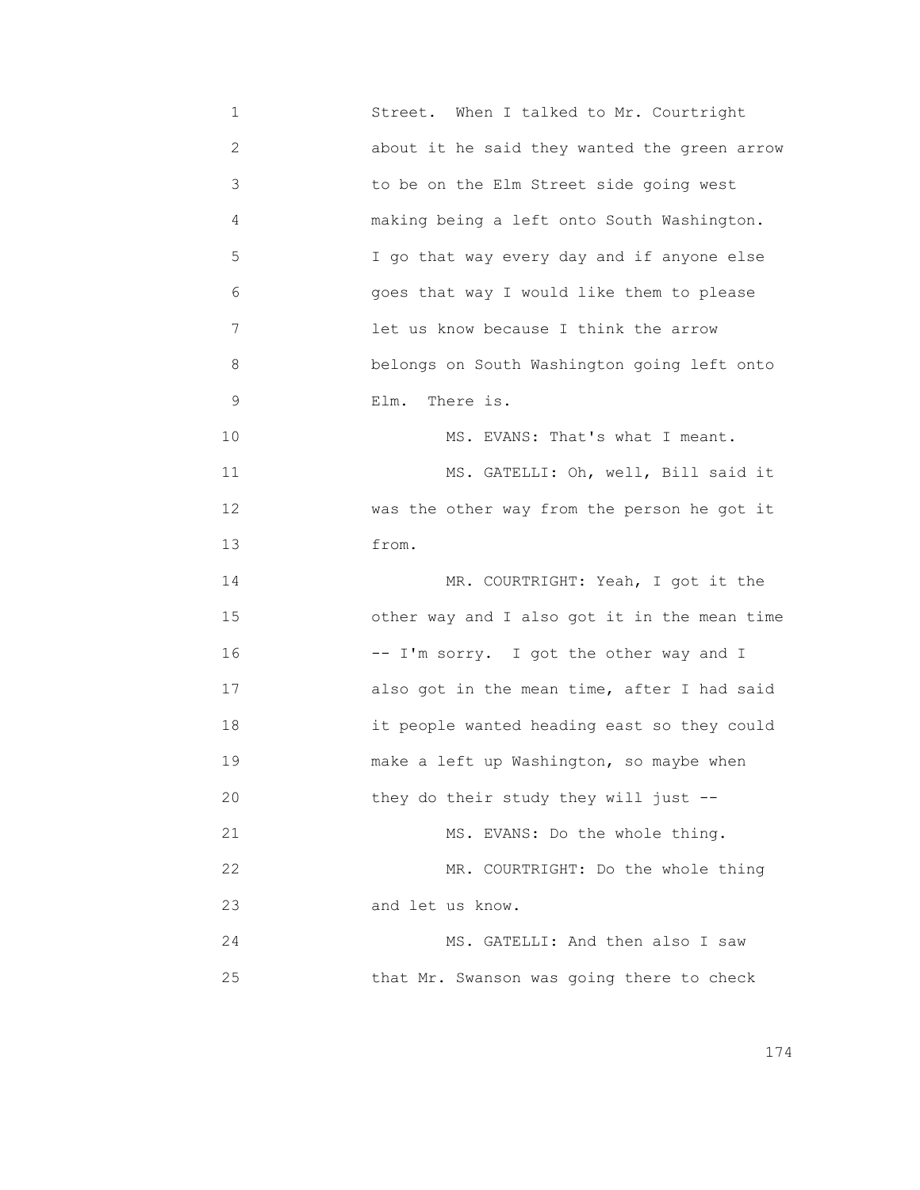Street. When I talked to Mr. Courtright about it he said they wanted the green arrow to be on the Elm Street side going west making being a left onto South Washington. I go that way every day and if anyone else goes that way I would like them to please let us know because I think the arrow belongs on South Washington going left onto Elm. There is.

MS. EVANS: That's what I meant.

MS. GATELLI: Oh, well, Bill said it was the other way from the person he got it from.

MR. COURTRIGHT: Yeah, I got it the other way and I also got it in the mean time -- I'm sorry. I got the other way and I also got in the mean time, after I had said it people wanted heading east so they could make a left up Washington, so maybe when they do their study they will just --

MS. EVANS: Do the whole thing.

MR. COURTRIGHT: Do the whole thing and let us know.

MS. GATELLI: And then also I saw that Mr. Swanson was going there to check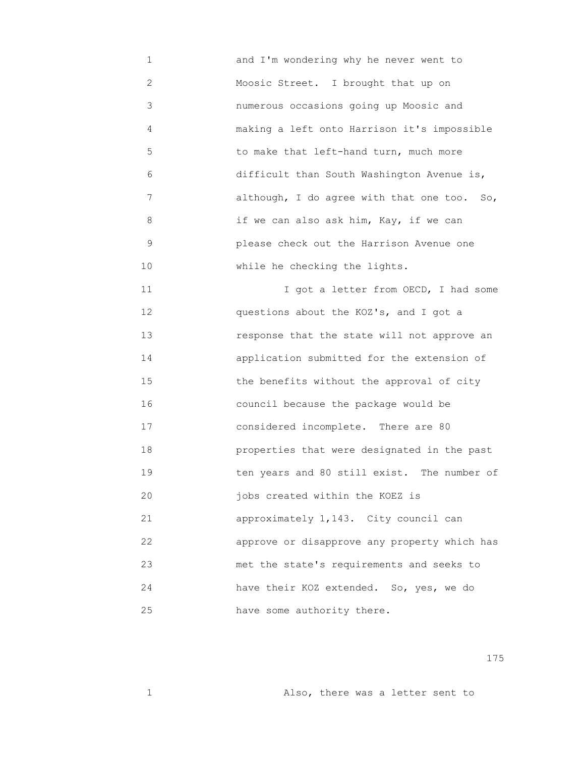and I'm wondering why he never went to Moosic Street. I brought that up on numerous occasions going up Moosic and making a left onto Harrison it's impossible to make that left-hand turn, much more difficult than South Washington Avenue is, although, I do agree with that one too. So, if we can also ask him, Kay, if we can please check out the Harrison Avenue one while he checking the lights.

I got a letter from OECD, I had some questions about the KOZ's, and I got a response that the state will not approve an application submitted for the extension of the benefits without the approval of city council because the package would be considered incomplete. There are 80 properties that were designated in the past ten years and 80 still exist. The number of jobs created within the KOEZ is approximately 1,143. City council can approve or disapprove any property which has met the state's requirements and seeks to have their KOZ extended. So, yes, we do have some authority there.

Also, there was a letter sent to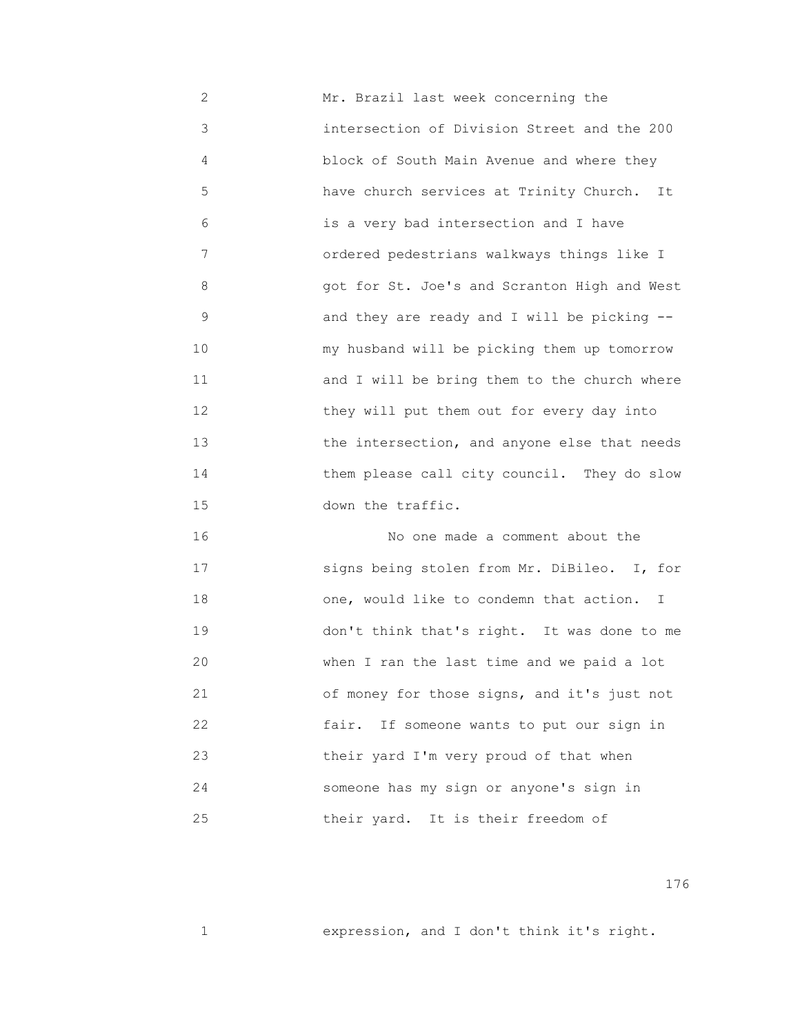Mr. Brazil last week concerning the intersection of Division Street and the 200 block of South Main Avenue and where they have church services at Trinity Church. It is a very bad intersection and I have ordered pedestrians walkways things like I got for St. Joe's and Scranton High and West and they are ready and I will be picking -- my husband will be picking them up tomorrow and I will be bring them to the church where they will put them out for every day into the intersection, and anyone else that needs them please call city council. They do slow down the traffic.

No one made a comment about the signs being stolen from Mr. DiBileo. I, for one, would like to condemn that action. I don't think that's right. It was done to me when I ran the last time and we paid a lot of money for those signs, and it's just not fair. If someone wants to put our sign in their yard I'm very proud of that when someone has my sign or anyone's sign in their yard. It is their freedom of expression, and I don't think it's right.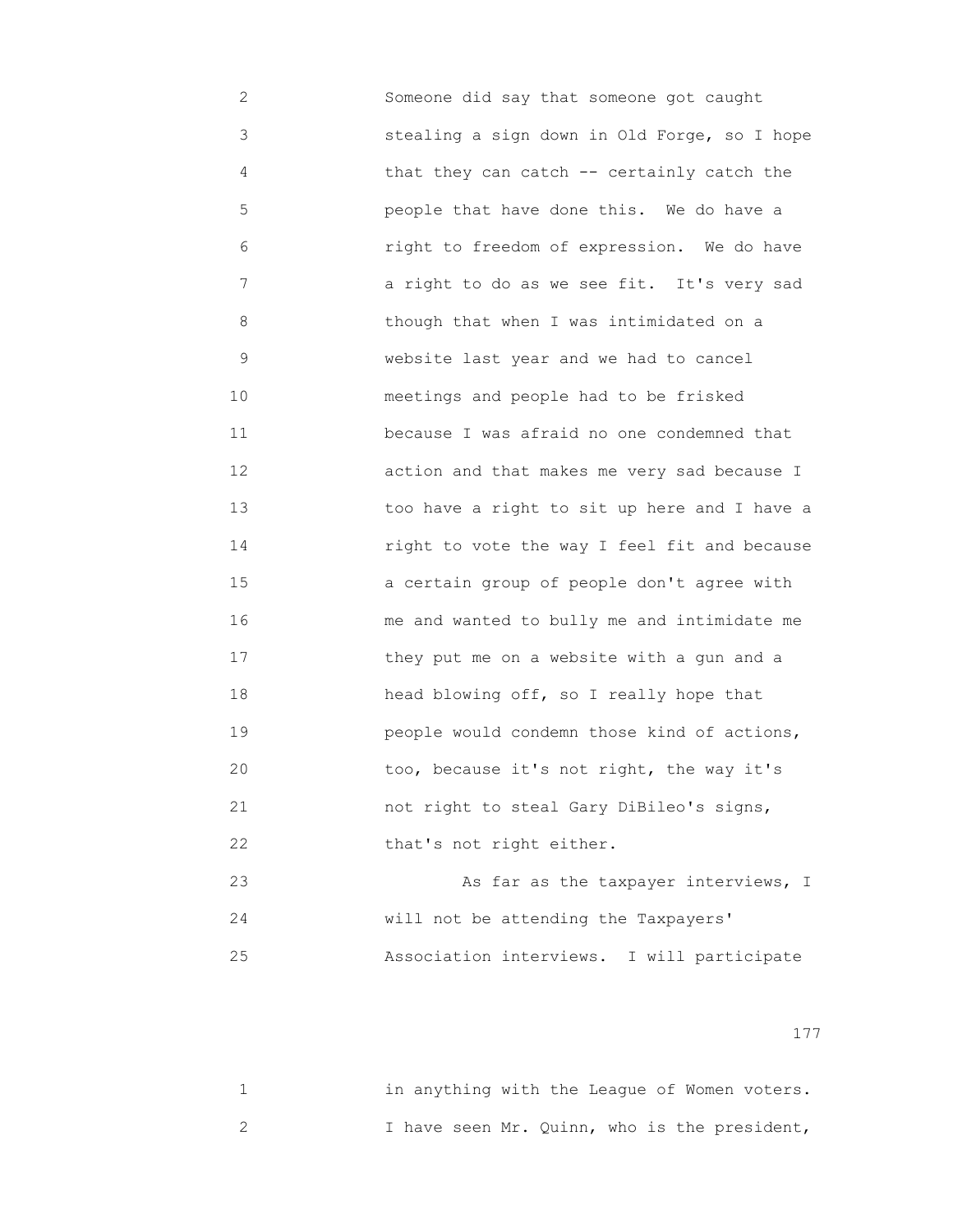Someone did say that someone got caught stealing a sign down in Old Forge, so I hope that they can catch -- certainly catch the people that have done this. We do have a right to freedom of expression. We do have a right to do as we see fit. It's very sad though that when I was intimidated on a website last year and we had to cancel meetings and people had to be frisked because I was afraid no one condemned that action and that makes me very sad because I too have a right to sit up here and I have a right to vote the way I feel fit and because a certain group of people don't agree with me and wanted to bully me and intimidate me they put me on a website with a gun and a head blowing off, so I really hope that people would condemn those kind of actions, too, because it's not right, the way it's not right to steal Gary DiBileo's signs, that's not right either.

As far as the taxpayer interviews, I will not be attending the Taxpayers' Association interviews. I will participate in anything with the League of Women voters. I have seen Mr. Quinn, who is the president,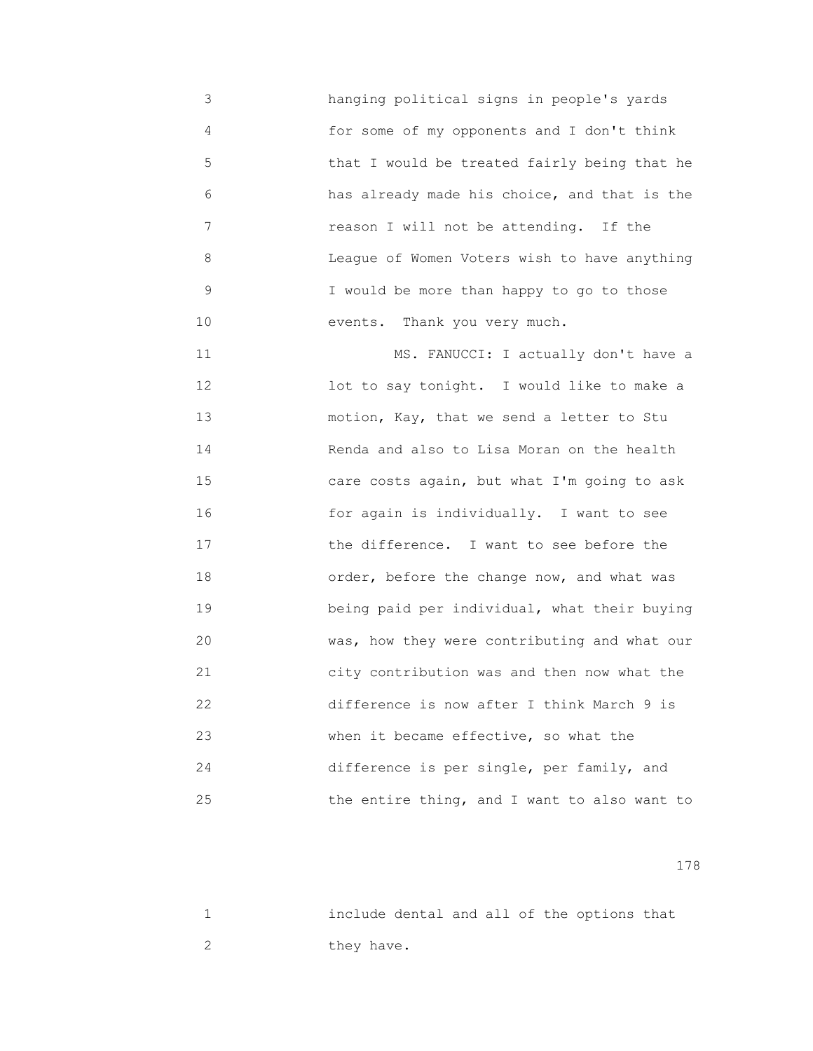hanging political signs in people's yards for some of my opponents and I don't think that I would be treated fairly being that he has already made his choice, and that is the reason I will not be attending. If the League of Women Voters wish to have anything I would be more than happy to go to those events. Thank you very much.

MS. FANUCCI: I actually don't have a lot to say tonight. I would like to make a motion, Kay, that we send a letter to Stu Renda and also to Lisa Moran on the health care costs again, but what I'm going to ask for again is individually. I want to see the difference. I want to see before the order, before the change now, and what was being paid per individual, what their buying was, how they were contributing and what our city contribution was and then now what the difference is now after I think March 9 is when it became effective, so what the difference is per single, per family, and the entire thing, and I want to also want to include dental and all of the options that they have.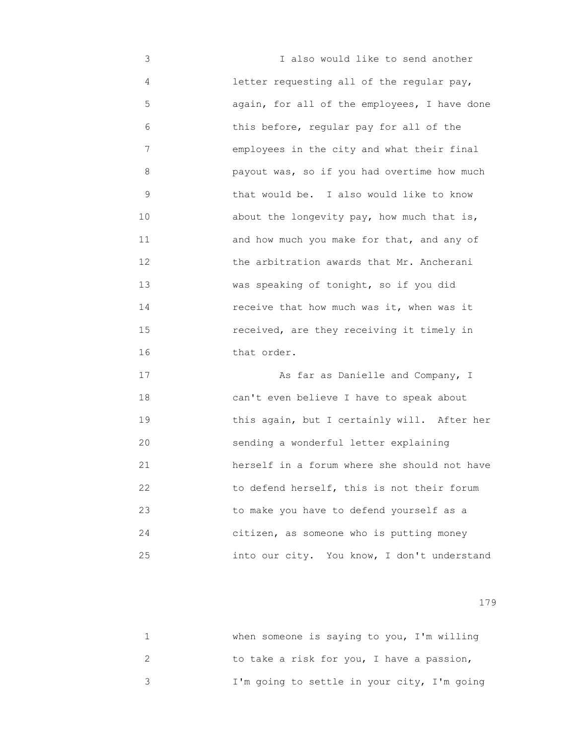I also would like to send another letter requesting all of the regular pay, again, for all of the employees, I have done this before, regular pay for all of the employees in the city and what their final payout was, so if you had overtime how much that would be. I also would like to know about the longevity pay, how much that is, and how much you make for that, and any of the arbitration awards that Mr. Ancherani was speaking of tonight, so if you did receive that how much was it, when was it received, are they receiving it timely in that order.

As far as Danielle and Company, I can't even believe I have to speak about this again, but I certainly will. After her sending a wonderful letter explaining herself in a forum where she should not have to defend herself, this is not their forum to make you have to defend yourself as a citizen, as someone who is putting money into our city. You know, I don't understand when someone is saying to you, I'm willing to take a risk for you, I have a passion, I'm going to settle in your city, I'm going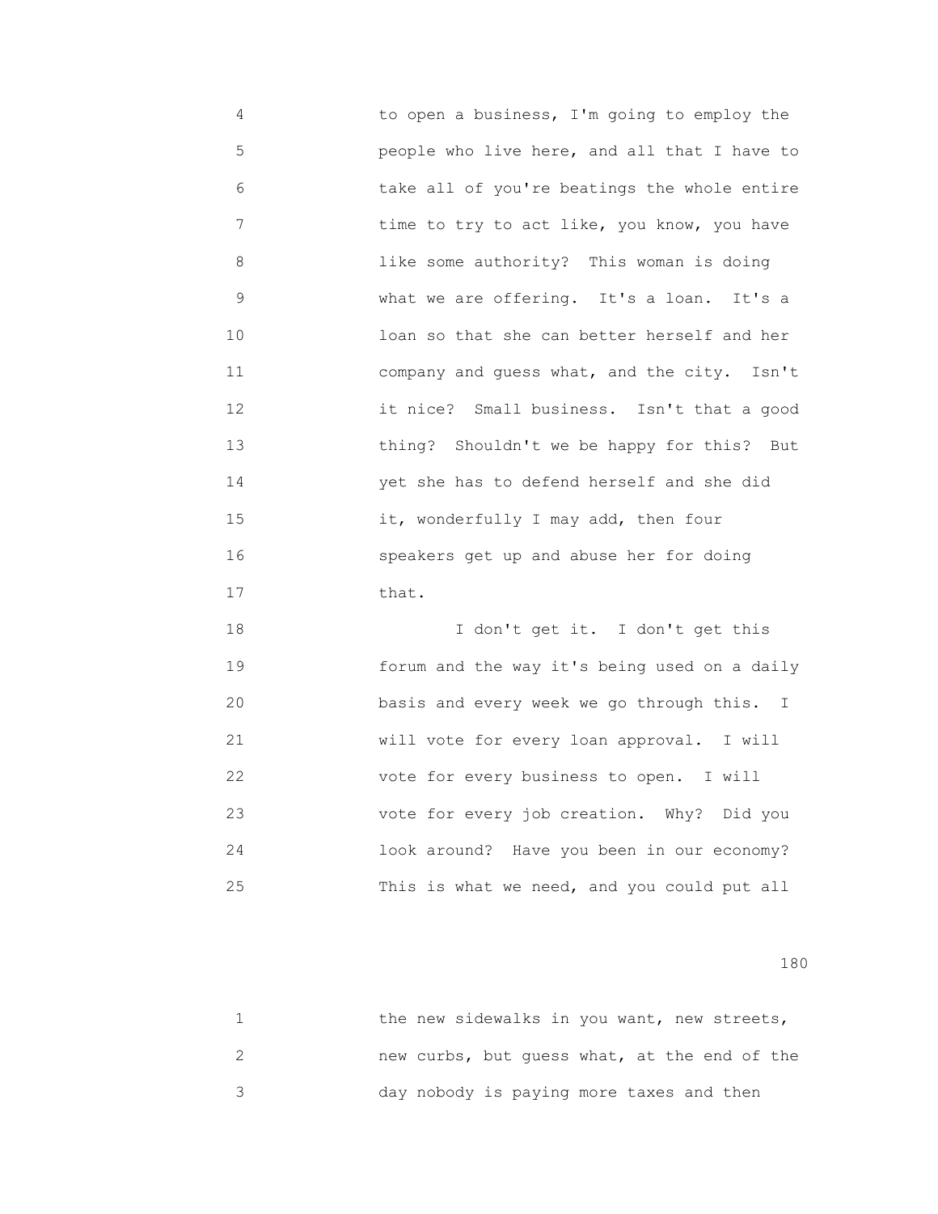to open a business, I'm going to employ the people who live here, and all that I have to take all of you're beatings the whole entire time to try to act like, you know, you have like some authority? This woman is doing what we are offering. It's a loan. It's a loan so that she can better herself and her company and guess what, and the city. Isn't it nice? Small business. Isn't that a good thing? Shouldn't we be happy for this? But yet she has to defend herself and she did it, wonderfully I may add, then four speakers get up and abuse her for doing that.

I don't get it. I don't get this forum and the way it's being used on a daily basis and every week we go through this. I will vote for every loan approval. I will vote for every business to open. I will vote for every job creation. Why? Did you look around? Have you been in our economy? This is what we need, and you could put all

the new sidewalks in you want, new streets, new curbs, but guess what, at the end of the day nobody is paying more taxes and then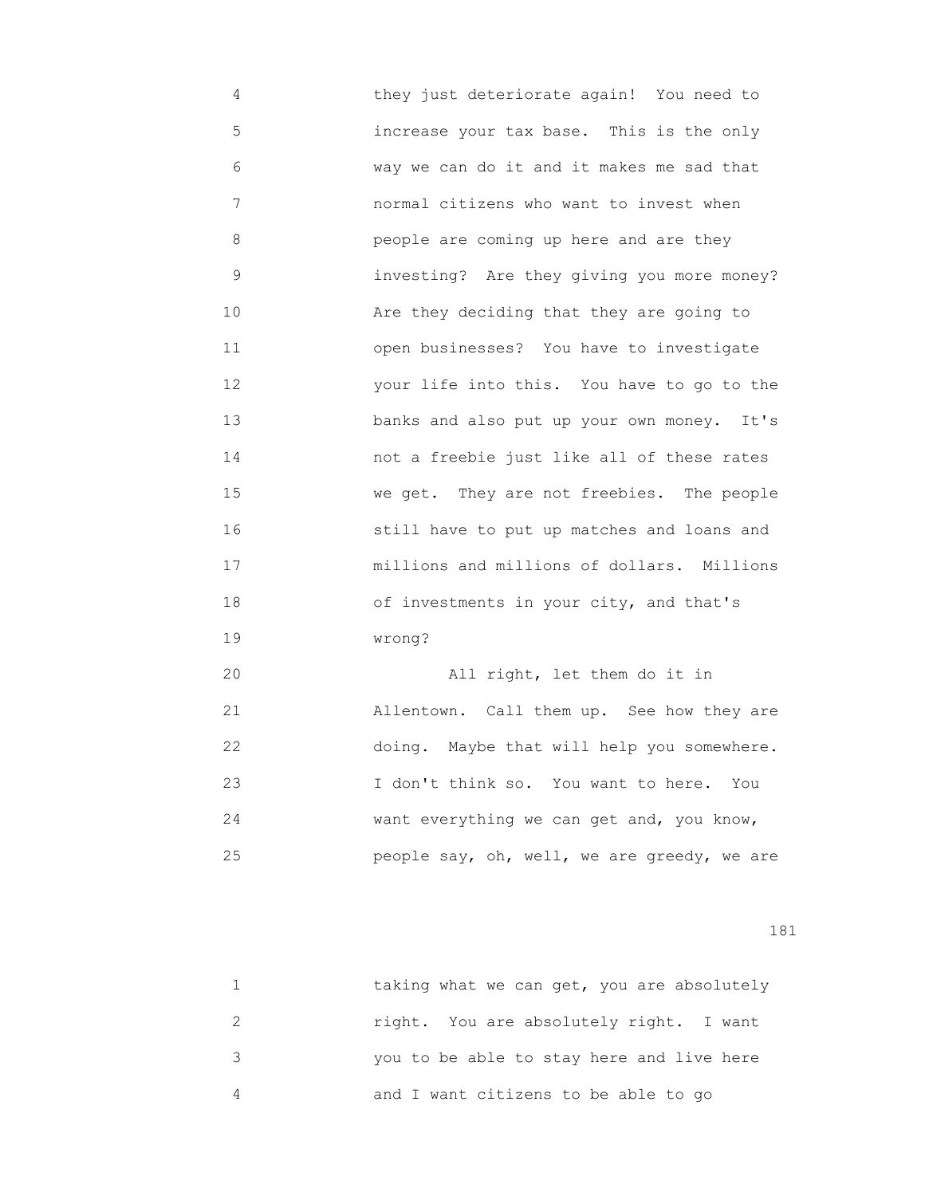they just deteriorate again! You need to increase your tax base. This is the only way we can do it and it makes me sad that normal citizens who want to invest when people are coming up here and are they investing? Are they giving you more money? Are they deciding that they are going to open businesses? You have to investigate your life into this. You have to go to the banks and also put up your own money. It's not a freebie just like all of these rates we get. They are not freebies. The people still have to put up matches and loans and millions and millions of dollars. Millions of investments in your city, and that's wrong?

All right, let them do it in Allentown. Call them up. See how they are doing. Maybe that will help you somewhere. I don't think so. You want to here. You want everything we can get and, you know, people say, oh, well, we are greedy, we are taking what we can get, you are absolutely right. You are absolutely right. I want you to be able to stay here and live here and I want citizens to be able to go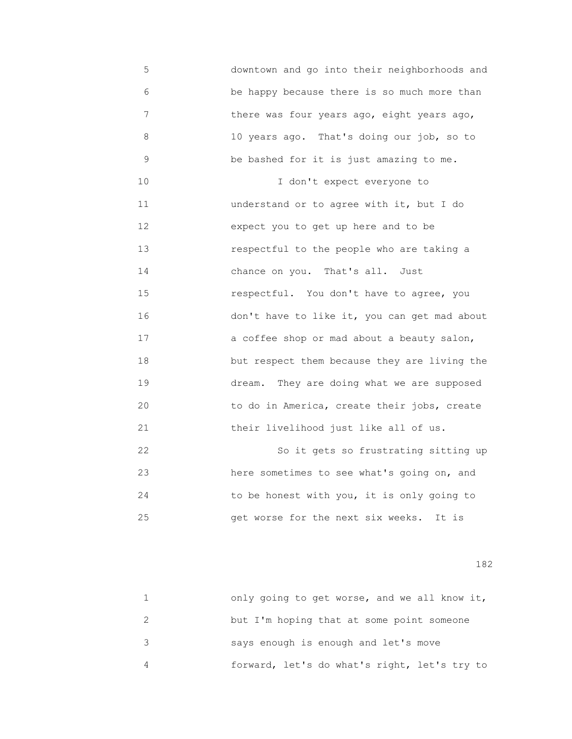downtown and go into their neighborhoods and be happy because there is so much more than there was four years ago, eight years ago, 10 years ago. That's doing our job, so to be bashed for it is just amazing to me.

I don't expect everyone to understand or to agree with it, but I do expect you to get up here and to be respectful to the people who are taking a chance on you. That's all. Just respectful. You don't have to agree, you don't have to like it, you can get mad about a coffee shop or mad about a beauty salon, but respect them because they are living the dream. They are doing what we are supposed to do in America, create their jobs, create their livelihood just like all of us.

So it gets so frustrating sitting up here sometimes to see what's going on, and to be honest with you, it is only going to get worse for the next six weeks. It is only going to get worse, and we all know it, but I'm hoping that at some point someone says enough is enough and let's move forward, let's do what's right, let's try to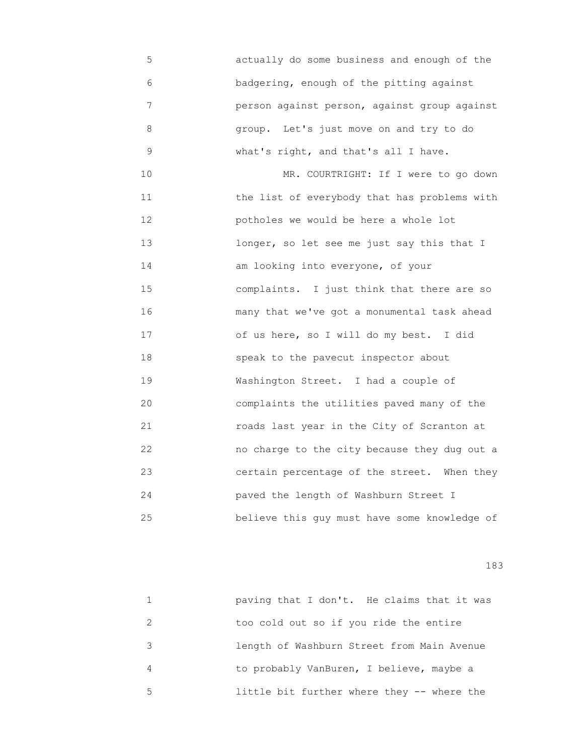actually do some business and enough of the badgering, enough of the pitting against person against person, against group against group. Let's just move on and try to do what's right, and that's all I have.

MR. COURTRIGHT: If I were to go down the list of everybody that has problems with potholes we would be here a whole lot longer, so let see me just say this that I am looking into everyone, of your complaints. I just think that there are so many that we've got a monumental task ahead of us here, so I will do my best. I did speak to the pavecut inspector about Washington Street. I had a couple of complaints the utilities paved many of the roads last year in the City of Scranton at no charge to the city because they dug out a certain percentage of the street. When they paved the length of Washburn Street I believe this guy must have some knowledge of paving that I don't. He claims that it was too cold out so if you ride the entire length of Washburn Street from Main Avenue to probably VanBuren, I believe, maybe a little bit further where they -- where the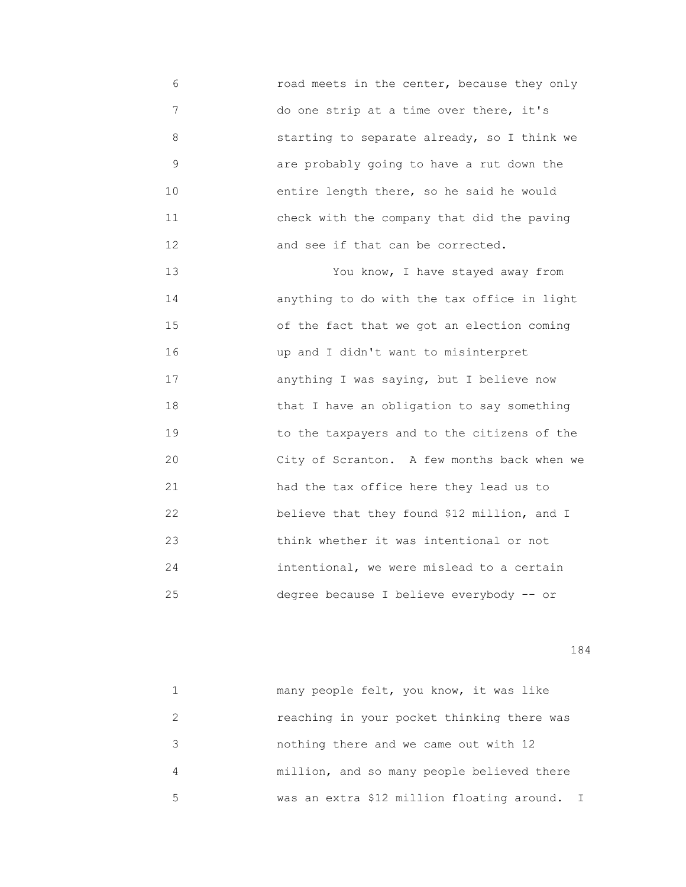6 road meets in the center, because they only
7 do one strip at a time over there, it's
8 starting to separate already, so I think we
9 are probably going to have a rut down the
10 entire length there, so he said he would
11 check with the company that did the paving
12 and see if that can be corrected.
13 You know, I have stayed away from
14 anything to do with the tax office in light
15 of the fact that we got an election coming
16 up and I didn't want to misinterpret
17 anything I was saying, but I believe now
18 that I have an obligation to say something
19 to the taxpayers and to the citizens of the
20 City of Scranton. A few months back when we
21 had the tax office here they lead us to
22 believe that they found $12 million, and I
23 think whether it was intentional or not
24 intentional, we were mislead to a certain
25 degree because I believe everybody -- or

1 many people felt, you know, it was like
2 reaching in your pocket thinking there was
3 nothing there and we came out with 12
4 million, and so many people believed there
5 was an extra $12 million floating around. I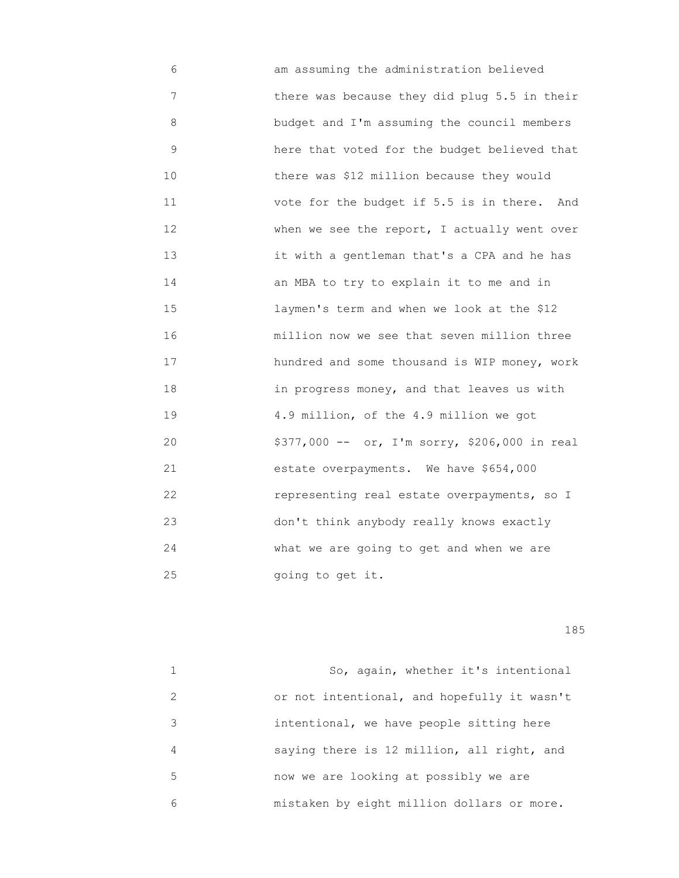am assuming the administration believed there was because they did plug 5.5 in their budget and I'm assuming the council members here that voted for the budget believed that there was $12 million because they would vote for the budget if 5.5 is in there. And when we see the report, I actually went over it with a gentleman that's a CPA and he has an MBA to try to explain it to me and in laymen's term and when we look at the $12 million now we see that seven million three hundred and some thousand is WIP money, work in progress money, and that leaves us with 4.9 million, of the 4.9 million we got $377,000 -- or, I'm sorry, $206,000 in real estate overpayments. We have $654,000 representing real estate overpayments, so I don't think anybody really knows exactly what we are going to get and when we are going to get it.

So, again, whether it's intentional or not intentional, and hopefully it wasn't intentional, we have people sitting here saying there is 12 million, all right, and now we are looking at possibly we are mistaken by eight million dollars or more.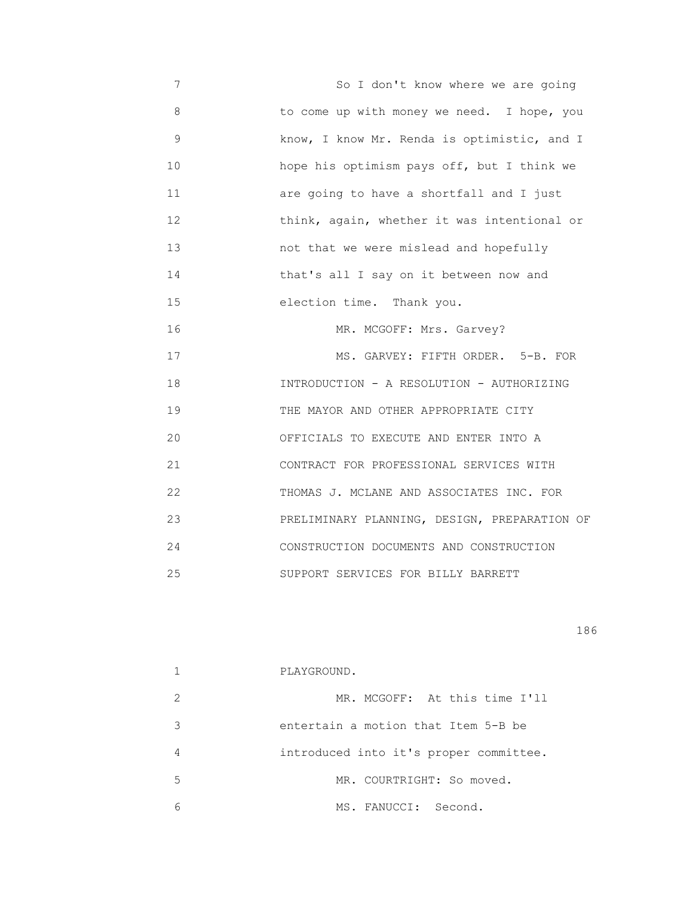So I don't know where we are going to come up with money we need. I hope, you know, I know Mr. Renda is optimistic, and I hope his optimism pays off, but I think we are going to have a shortfall and I just think, again, whether it was intentional or not that we were mislead and hopefully that's all I say on it between now and election time. Thank you.

MR. MCGOFF: Mrs. Garvey?

MS. GARVEY: FIFTH ORDER. 5-B. FOR INTRODUCTION - A RESOLUTION - AUTHORIZING THE MAYOR AND OTHER APPROPRIATE CITY OFFICIALS TO EXECUTE AND ENTER INTO A CONTRACT FOR PROFESSIONAL SERVICES WITH THOMAS J. MCLANE AND ASSOCIATES INC. FOR PRELIMINARY PLANNING, DESIGN, PREPARATION OF CONSTRUCTION DOCUMENTS AND CONSTRUCTION SUPPORT SERVICES FOR BILLY BARRETT PLAYGROUND.

MR. MCGOFF: At this time I'll entertain a motion that Item 5-B be introduced into it's proper committee.

MR. COURTRIGHT: So moved.

MS. FANUCCI: Second.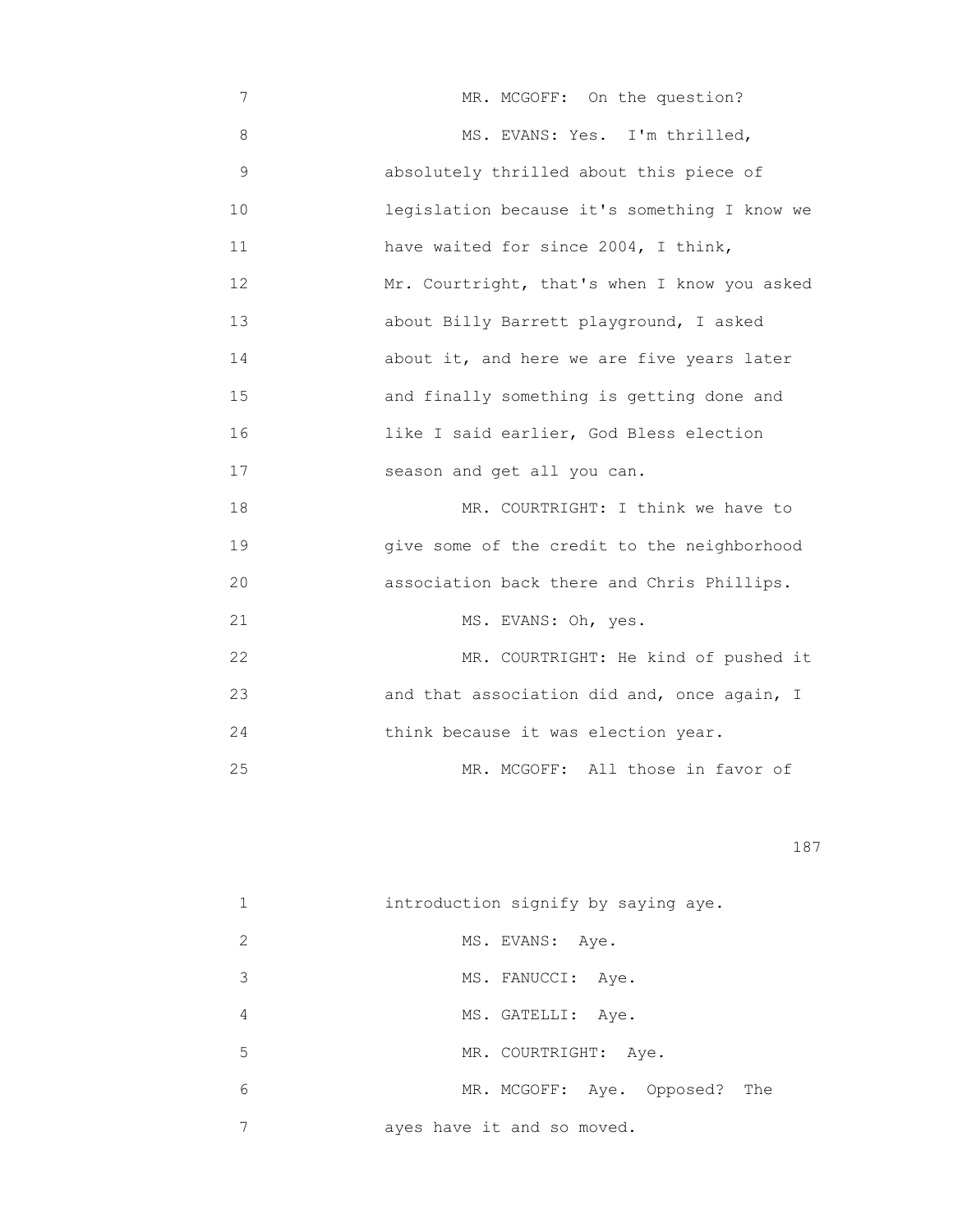MR. MCGOFF: On the question?

MS. EVANS: Yes. I'm thrilled, absolutely thrilled about this piece of legislation because it's something I know we have waited for since 2004, I think, Mr. Courtright, that's when I know you asked about Billy Barrett playground, I asked about it, and here we are five years later and finally something is getting done and like I said earlier, God Bless election season and get all you can.

MR. COURTRIGHT: I think we have to give some of the credit to the neighborhood association back there and Chris Phillips.

MS. EVANS: Oh, yes.

MR. COURTRIGHT: He kind of pushed it and that association did and, once again, I think because it was election year.

MR. MCGOFF: All those in favor of introduction signify by saying aye.

MS. EVANS: Aye.

MS. FANUCCI: Aye.

MS. GATELLI: Aye.

MR. COURTRIGHT: Aye.

MR. MCGOFF: Aye. Opposed? The ayes have it and so moved.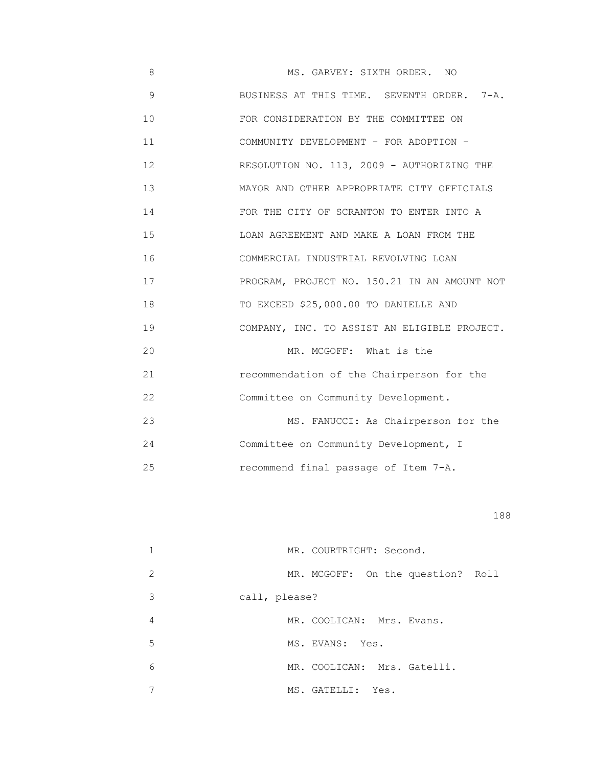MS. GARVEY: SIXTH ORDER. NO BUSINESS AT THIS TIME. SEVENTH ORDER. 7-A. FOR CONSIDERATION BY THE COMMITTEE ON COMMUNITY DEVELOPMENT - FOR ADOPTION - RESOLUTION NO. 113, 2009 - AUTHORIZING THE MAYOR AND OTHER APPROPRIATE CITY OFFICIALS FOR THE CITY OF SCRANTON TO ENTER INTO A LOAN AGREEMENT AND MAKE A LOAN FROM THE COMMERCIAL INDUSTRIAL REVOLVING LOAN PROGRAM, PROJECT NO. 150.21 IN AN AMOUNT NOT TO EXCEED $25,000.00 TO DANIELLE AND COMPANY, INC. TO ASSIST AN ELIGIBLE PROJECT.

MR. MCGOFF: What is the recommendation of the Chairperson for the Committee on Community Development.

MS. FANUCCI: As Chairperson for the Committee on Community Development, I recommend final passage of Item 7-A.

MR. COURTRIGHT: Second.

MR. MCGOFF: On the question? Roll call, please?

MR. COOLICAN: Mrs. Evans.

MS. EVANS: Yes.

MR. COOLICAN: Mrs. Gatelli.

MS. GATELLI: Yes.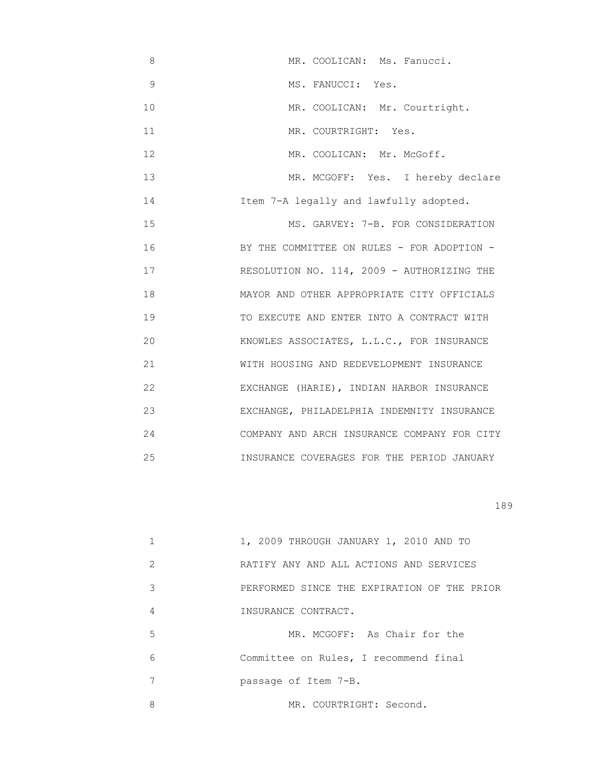MR. COOLICAN: Ms. Fanucci.

MS. FANUCCI: Yes.

MR. COOLICAN: Mr. Courtright.

MR. COURTRIGHT: Yes.

MR. COOLICAN: Mr. McGoff.

MR. MCGOFF: Yes. I hereby declare Item 7-A legally and lawfully adopted.

MS. GARVEY: 7-B. FOR CONSIDERATION BY THE COMMITTEE ON RULES - FOR ADOPTION - RESOLUTION NO. 114, 2009 - AUTHORIZING THE MAYOR AND OTHER APPROPRIATE CITY OFFICIALS TO EXECUTE AND ENTER INTO A CONTRACT WITH KNOWLES ASSOCIATES, L.L.C., FOR INSURANCE WITH HOUSING AND REDEVELOPMENT INSURANCE EXCHANGE (HARIE), INDIAN HARBOR INSURANCE EXCHANGE, PHILADELPHIA INDEMNITY INSURANCE COMPANY AND ARCH INSURANCE COMPANY FOR CITY INSURANCE COVERAGES FOR THE PERIOD JANUARY 1, 2009 THROUGH JANUARY 1, 2010 AND TO RATIFY ANY AND ALL ACTIONS AND SERVICES PERFORMED SINCE THE EXPIRATION OF THE PRIOR INSURANCE CONTRACT.

MR. MCGOFF: As Chair for the Committee on Rules, I recommend final passage of Item 7-B.

MR. COURTRIGHT: Second.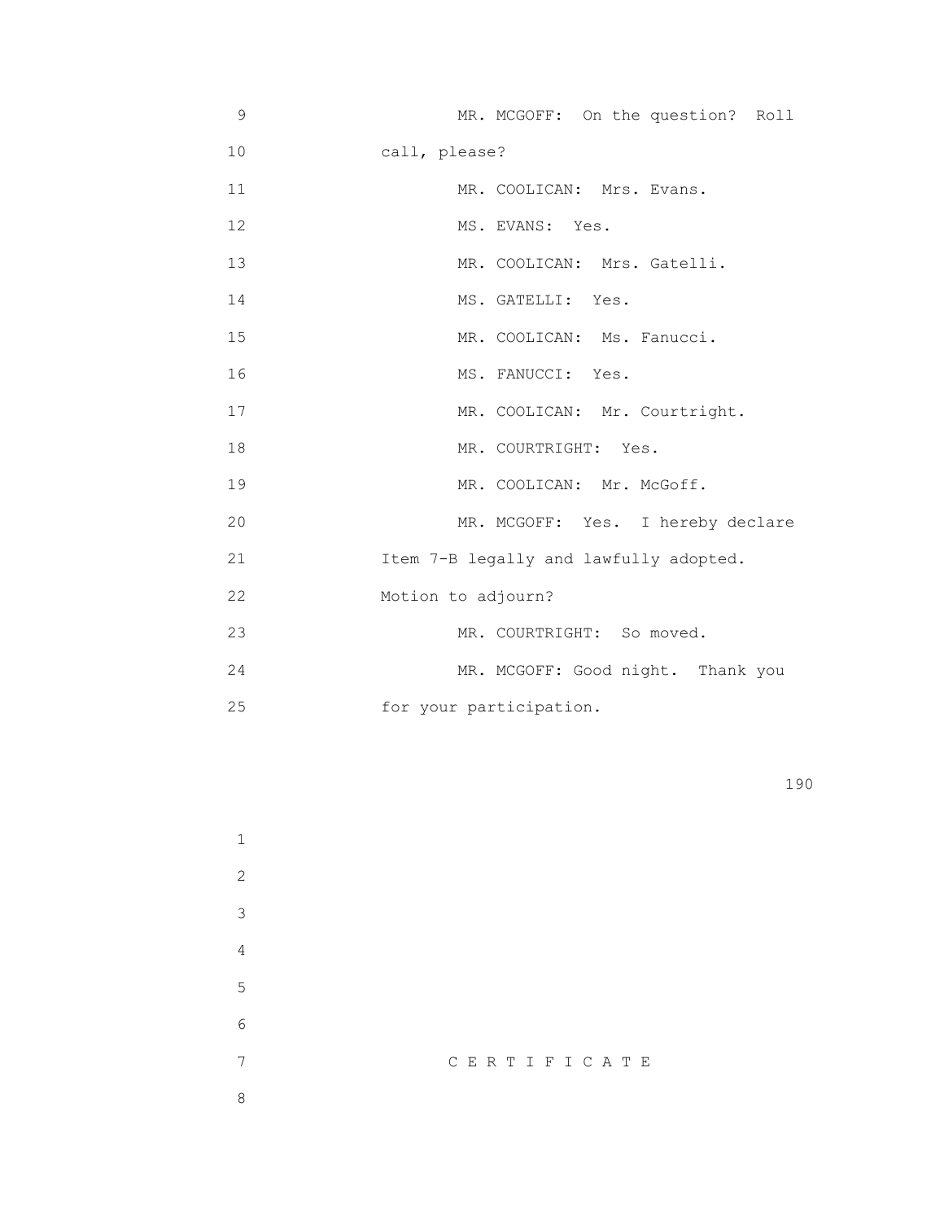MR. MCGOFF: On the question? Roll call, please?

MR. COOLICAN: Mrs. Evans.

MS. EVANS: Yes.

MR. COOLICAN: Mrs. Gatelli.

MS. GATELLI: Yes.

MR. COOLICAN: Ms. Fanucci.

MS. FANUCCI: Yes.

MR. COOLICAN: Mr. Courtright.

MR. COURTRIGHT: Yes.

MR. COOLICAN: Mr. McGoff.

MR. MCGOFF: Yes. I hereby declare Item 7-B legally and lawfully adopted. Motion to adjourn?

MR. COURTRIGHT: So moved.

MR. MCGOFF: Good night. Thank you for your participation.

C E R T I F I C A T E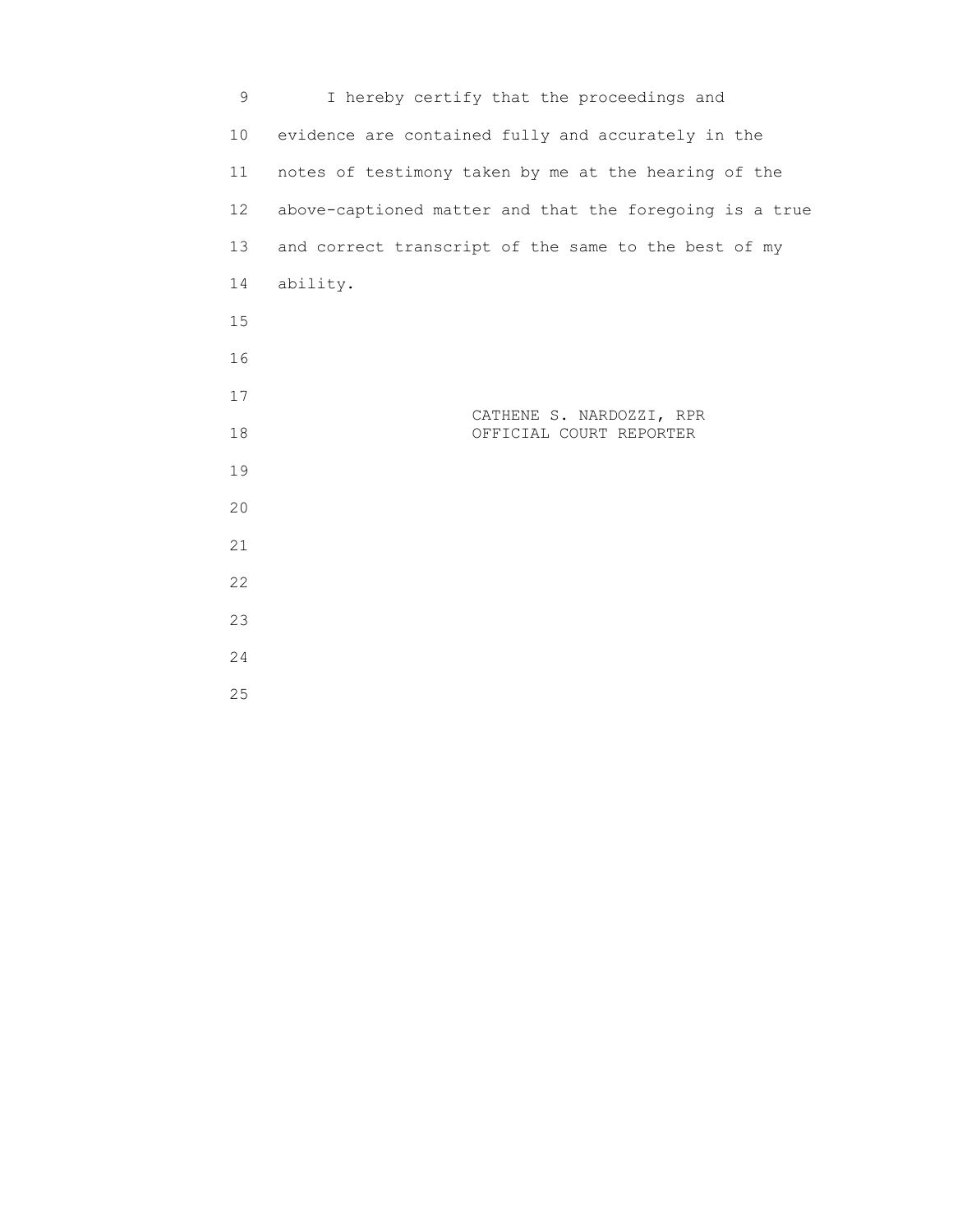I hereby certify that the proceedings and evidence are contained fully and accurately in the notes of testimony taken by me at the hearing of the above-captioned matter and that the foregoing is a true and correct transcript of the same to the best of my ability.

CATHENE S. NARDOZZI, RPR
OFFICIAL COURT REPORTER